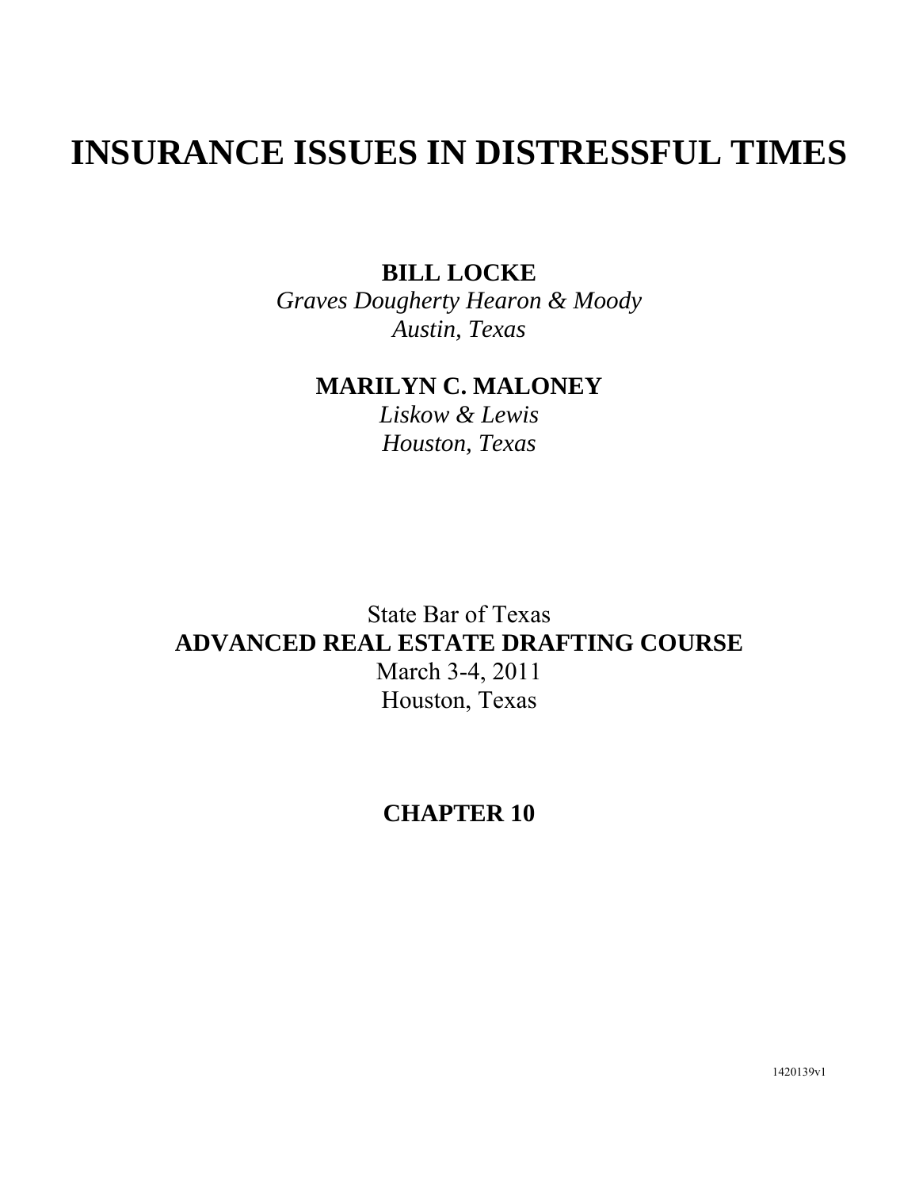# INSURANCE ISSUES IN DISTRESSFUL TIMES

**BILL LOCKE**
*Graves Dougherty Hearon & Moody*
*Austin, Texas*

**MARILYN C. MALONEY**
*Liskow & Lewis*
*Houston, Texas*

State Bar of Texas
**ADVANCED REAL ESTATE DRAFTING COURSE**
March 3-4, 2011
Houston, Texas

**CHAPTER 10**

1420139v1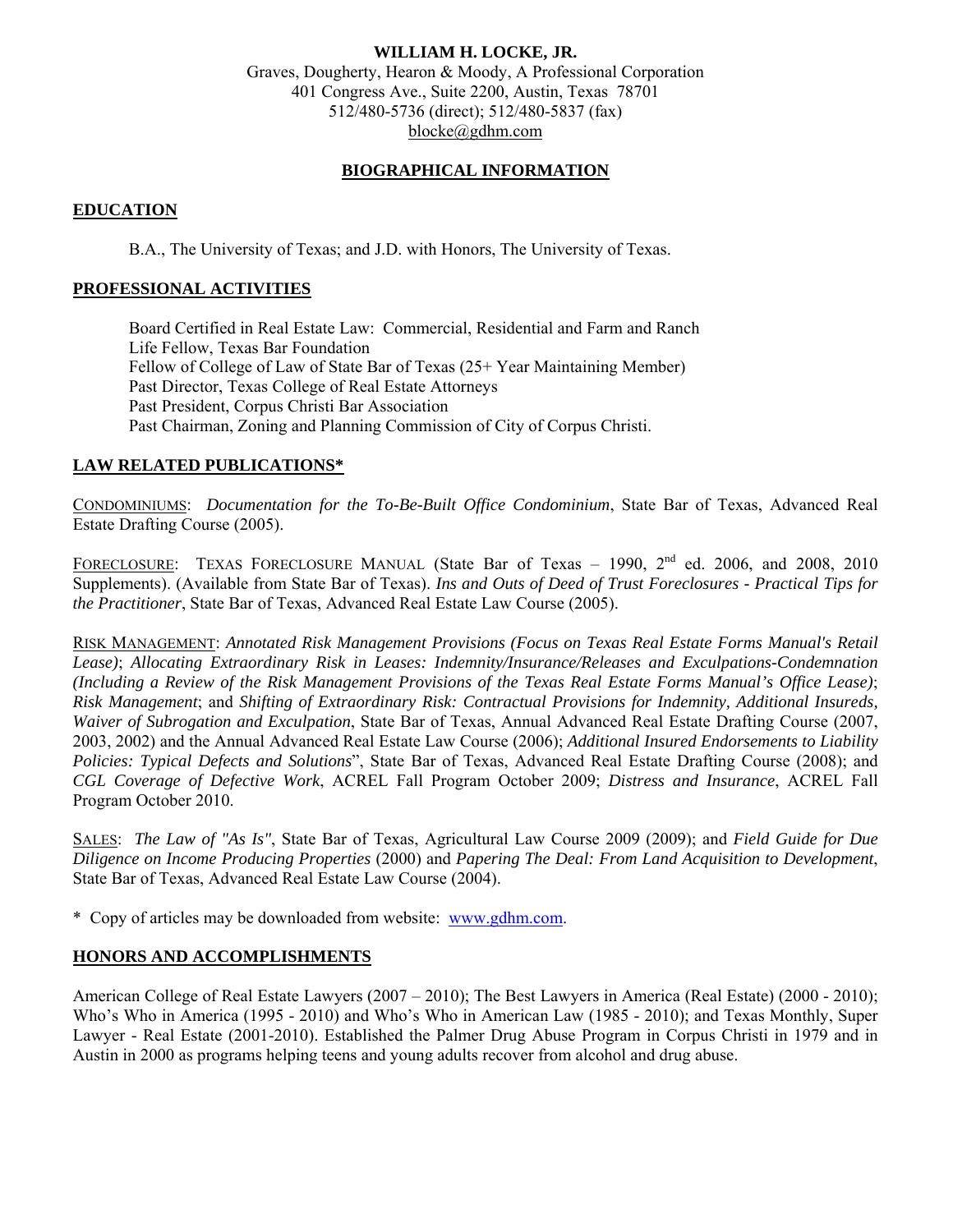**WILLIAM H. LOCKE, JR.**
Graves, Dougherty, Hearon & Moody, A Professional Corporation
401 Congress Ave., Suite 2200, Austin, Texas 78701
512/480-5736 (direct); 512/480-5837 (fax)
blocke@gdhm.com

## BIOGRAPHICAL INFORMATION

### EDUCATION

B.A., The University of Texas; and J.D. with Honors, The University of Texas.

### PROFESSIONAL ACTIVITIES

Board Certified in Real Estate Law: Commercial, Residential and Farm and Ranch
Life Fellow, Texas Bar Foundation
Fellow of College of Law of State Bar of Texas (25+ Year Maintaining Member)
Past Director, Texas College of Real Estate Attorneys
Past President, Corpus Christi Bar Association
Past Chairman, Zoning and Planning Commission of City of Corpus Christi.

### LAW RELATED PUBLICATIONS*

CONDOMINIUMS: *Documentation for the To-Be-Built Office Condominium*, State Bar of Texas, Advanced Real Estate Drafting Course (2005).

FORECLOSURE: TEXAS FORECLOSURE MANUAL (State Bar of Texas – 1990, 2nd ed. 2006, and 2008, 2010 Supplements). (Available from State Bar of Texas). *Ins and Outs of Deed of Trust Foreclosures - Practical Tips for the Practitioner*, State Bar of Texas, Advanced Real Estate Law Course (2005).

RISK MANAGEMENT: *Annotated Risk Management Provisions (Focus on Texas Real Estate Forms Manual's Retail Lease)*; *Allocating Extraordinary Risk in Leases: Indemnity/Insurance/Releases and Exculpations-Condemnation (Including a Review of the Risk Management Provisions of the Texas Real Estate Forms Manual's Office Lease)*; *Risk Management*; and *Shifting of Extraordinary Risk: Contractual Provisions for Indemnity, Additional Insureds, Waiver of Subrogation and Exculpation*, State Bar of Texas, Annual Advanced Real Estate Drafting Course (2007, 2003, 2002) and the Annual Advanced Real Estate Law Course (2006); *Additional Insured Endorsements to Liability Policies: Typical Defects and Solutions*", State Bar of Texas, Advanced Real Estate Drafting Course (2008); and *CGL Coverage of Defective Work*, ACREL Fall Program October 2009; *Distress and Insurance*, ACREL Fall Program October 2010.

SALES: *The Law of "As Is"*, State Bar of Texas, Agricultural Law Course 2009 (2009); and *Field Guide for Due Diligence on Income Producing Properties* (2000) and *Papering The Deal: From Land Acquisition to Development*, State Bar of Texas, Advanced Real Estate Law Course (2004).

\* Copy of articles may be downloaded from website: www.gdhm.com.

### HONORS AND ACCOMPLISHMENTS

American College of Real Estate Lawyers (2007 – 2010); The Best Lawyers in America (Real Estate) (2000 - 2010); Who's Who in America (1995 - 2010) and Who's Who in American Law (1985 - 2010); and Texas Monthly, Super Lawyer - Real Estate (2001-2010). Established the Palmer Drug Abuse Program in Corpus Christi in 1979 and in Austin in 2000 as programs helping teens and young adults recover from alcohol and drug abuse.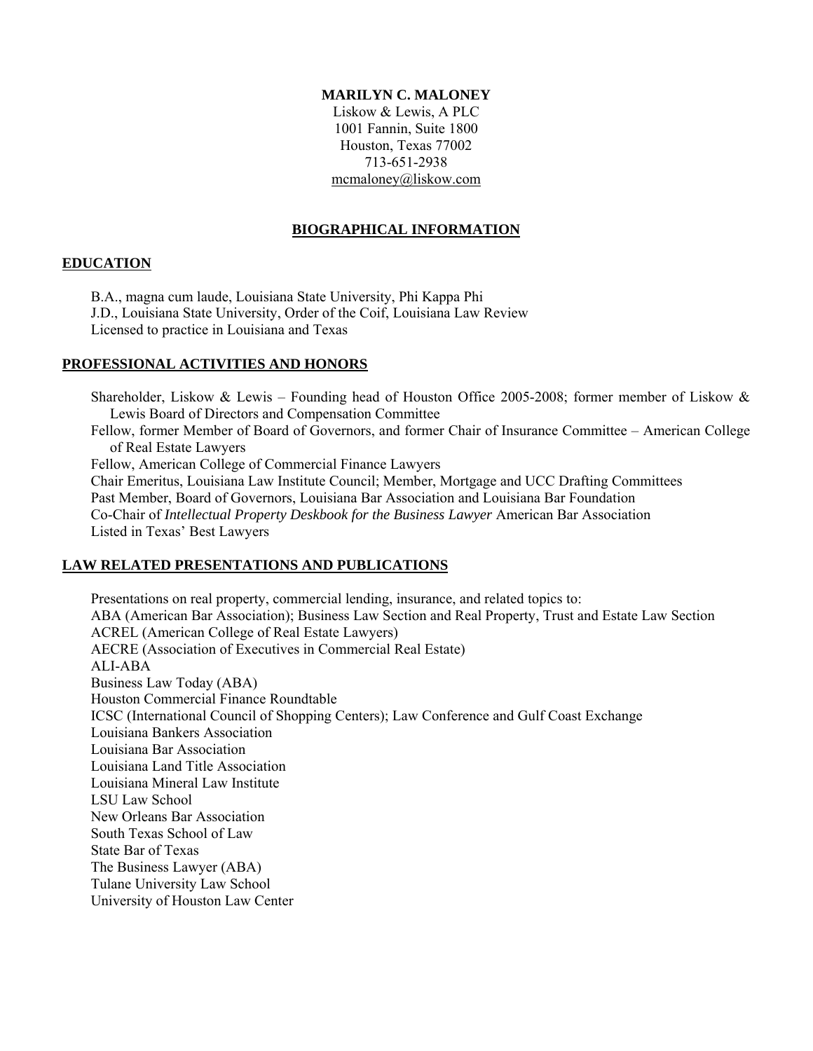**MARILYN C. MALONEY**

Liskow & Lewis, A PLC
1001 Fannin, Suite 1800
Houston, Texas 77002
713-651-2938
mcmaloney@liskow.com

## BIOGRAPHICAL INFORMATION

### EDUCATION

B.A., magna cum laude, Louisiana State University, Phi Kappa Phi
J.D., Louisiana State University, Order of the Coif, Louisiana Law Review
Licensed to practice in Louisiana and Texas

### PROFESSIONAL ACTIVITIES AND HONORS

Shareholder, Liskow & Lewis – Founding head of Houston Office 2005-2008; former member of Liskow & Lewis Board of Directors and Compensation Committee
Fellow, former Member of Board of Governors, and former Chair of Insurance Committee – American College of Real Estate Lawyers
Fellow, American College of Commercial Finance Lawyers
Chair Emeritus, Louisiana Law Institute Council; Member, Mortgage and UCC Drafting Committees
Past Member, Board of Governors, Louisiana Bar Association and Louisiana Bar Foundation
Co-Chair of *Intellectual Property Deskbook for the Business Lawyer* American Bar Association
Listed in Texas' Best Lawyers

### LAW RELATED PRESENTATIONS AND PUBLICATIONS

Presentations on real property, commercial lending, insurance, and related topics to:
ABA (American Bar Association); Business Law Section and Real Property, Trust and Estate Law Section
ACREL (American College of Real Estate Lawyers)
AECRE (Association of Executives in Commercial Real Estate)
ALI-ABA
Business Law Today (ABA)
Houston Commercial Finance Roundtable
ICSC (International Council of Shopping Centers); Law Conference and Gulf Coast Exchange
Louisiana Bankers Association
Louisiana Bar Association
Louisiana Land Title Association
Louisiana Mineral Law Institute
LSU Law School
New Orleans Bar Association
South Texas School of Law
State Bar of Texas
The Business Lawyer (ABA)
Tulane University Law School
University of Houston Law Center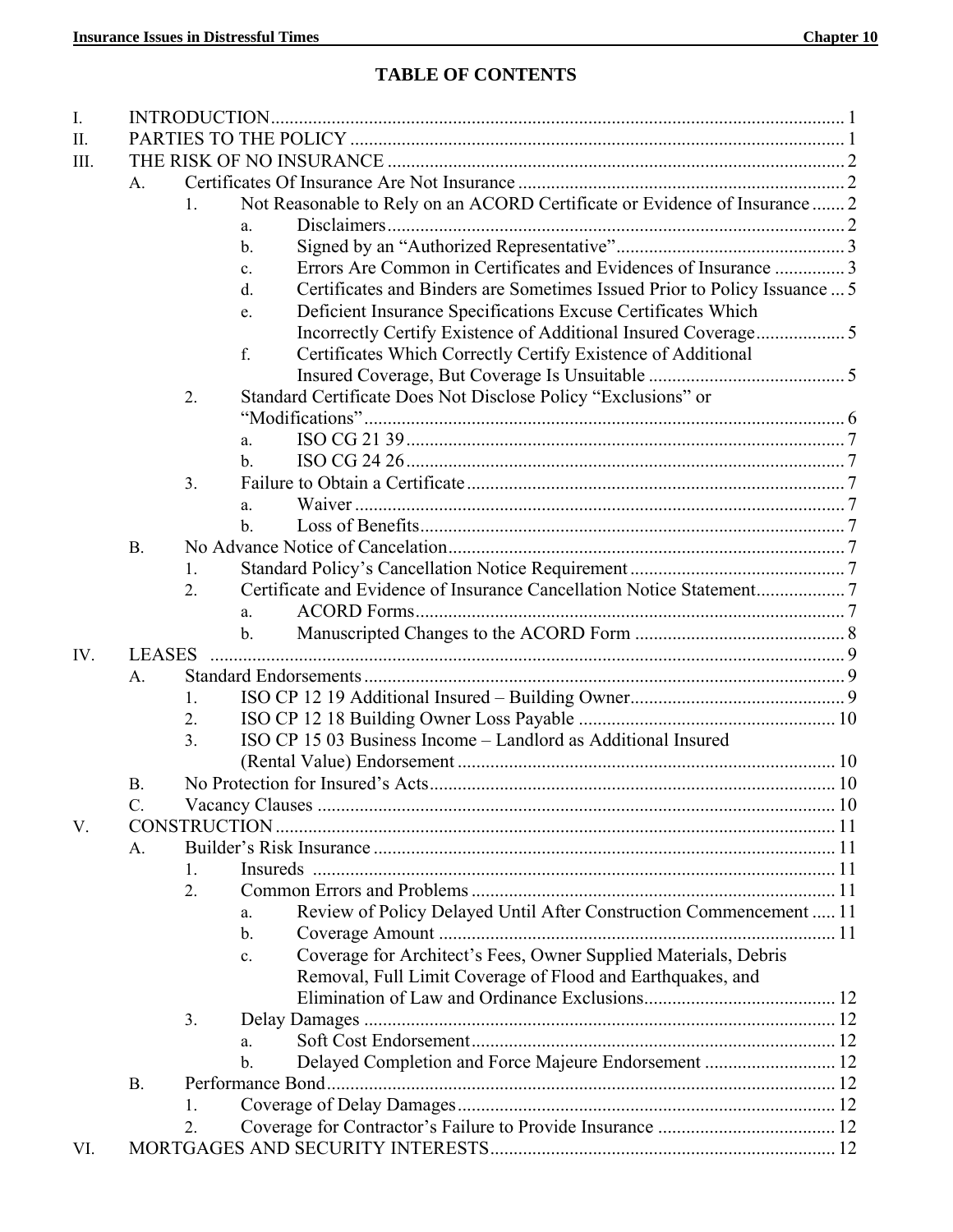# TABLE OF CONTENTS

I. INTRODUCTION .......... 1

II. PARTIES TO THE POLICY .......... 1

III. THE RISK OF NO INSURANCE .......... 2

- A. Certificates Of Insurance Are Not Insurance .......... 2
  - 1. Not Reasonable to Rely on an ACORD Certificate or Evidence of Insurance .......... 2
    - a. Disclaimers .......... 2
    - b. Signed by an "Authorized Representative" .......... 3
    - c. Errors Are Common in Certificates and Evidences of Insurance .......... 3
    - d. Certificates and Binders are Sometimes Issued Prior to Policy Issuance .......... 5
    - e. Deficient Insurance Specifications Excuse Certificates Which Incorrectly Certify Existence of Additional Insured Coverage .......... 5
    - f. Certificates Which Correctly Certify Existence of Additional Insured Coverage, But Coverage Is Unsuitable .......... 5
  - 2. Standard Certificate Does Not Disclose Policy "Exclusions" or "Modifications" .......... 6
    - a. ISO CG 21 39 .......... 7
    - b. ISO CG 24 26 .......... 7
  - 3. Failure to Obtain a Certificate .......... 7
    - a. Waiver .......... 7
    - b. Loss of Benefits .......... 7
- B. No Advance Notice of Cancelation .......... 7
  - 1. Standard Policy's Cancellation Notice Requirement .......... 7
  - 2. Certificate and Evidence of Insurance Cancellation Notice Statement .......... 7
    - a. ACORD Forms .......... 7
    - b. Manuscripted Changes to the ACORD Form .......... 8

IV. LEASES .......... 9

- A. Standard Endorsements .......... 9
  - 1. ISO CP 12 19 Additional Insured – Building Owner .......... 9
  - 2. ISO CP 12 18 Building Owner Loss Payable .......... 10
  - 3. ISO CP 15 03 Business Income – Landlord as Additional Insured (Rental Value) Endorsement .......... 10
- B. No Protection for Insured's Acts .......... 10
- C. Vacancy Clauses .......... 10

V. CONSTRUCTION .......... 11

- A. Builder's Risk Insurance .......... 11
  - 1. Insureds .......... 11
  - 2. Common Errors and Problems .......... 11
    - a. Review of Policy Delayed Until After Construction Commencement .......... 11
    - b. Coverage Amount .......... 11
    - c. Coverage for Architect's Fees, Owner Supplied Materials, Debris Removal, Full Limit Coverage of Flood and Earthquakes, and Elimination of Law and Ordinance Exclusions .......... 12
  - 3. Delay Damages .......... 12
    - a. Soft Cost Endorsement .......... 12
    - b. Delayed Completion and Force Majeure Endorsement .......... 12
- B. Performance Bond .......... 12
  - 1. Coverage of Delay Damages .......... 12
  - 2. Coverage for Contractor's Failure to Provide Insurance .......... 12

VI. MORTGAGES AND SECURITY INTERESTS .......... 12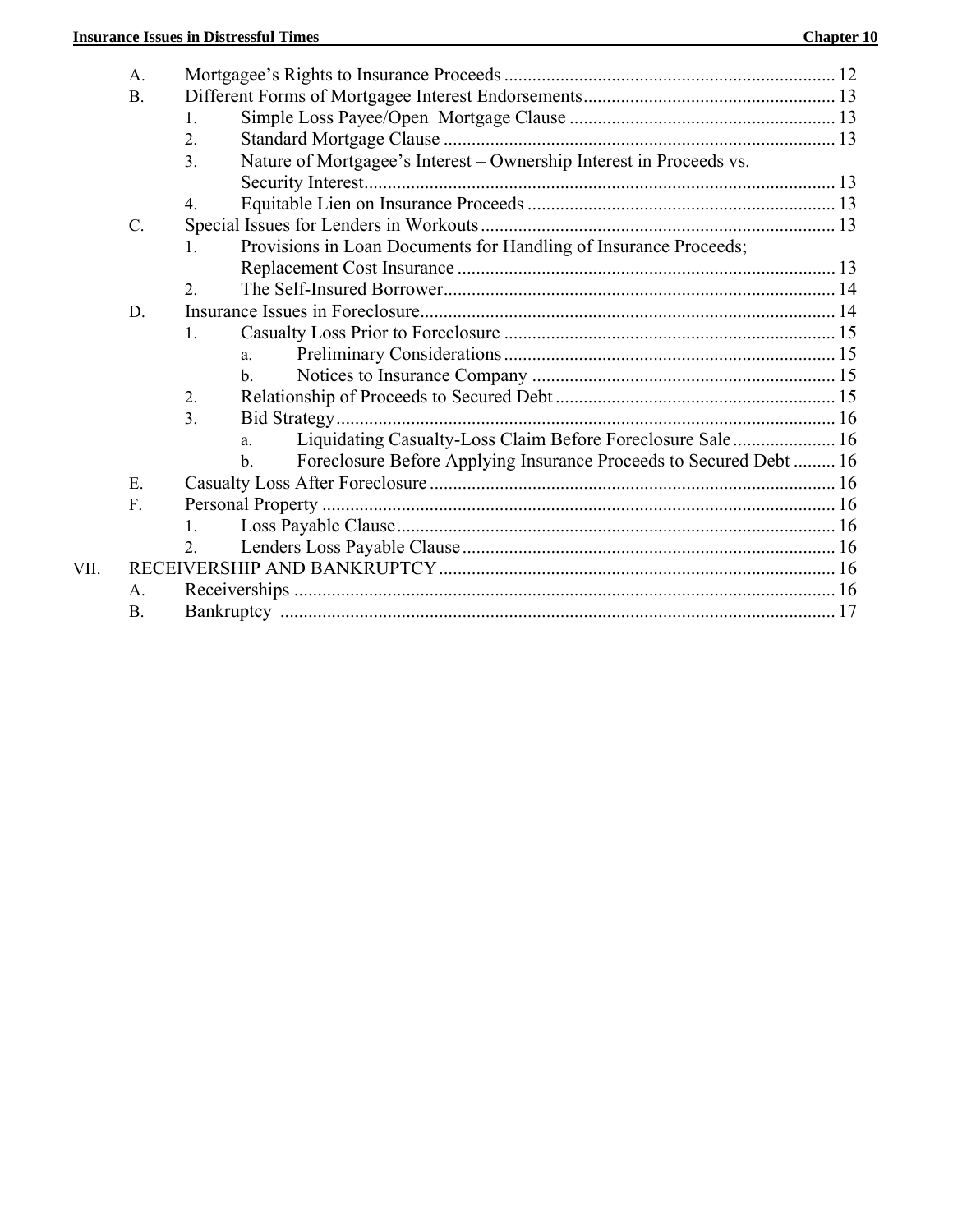- A. Mortgagee's Rights to Insurance Proceeds ........................................................................ 12
- B. Different Forms of Mortgagee Interest Endorsements ....................................................... 13
  - 1. Simple Loss Payee/Open Mortgage Clause ........................................................... 13
  - 2. Standard Mortgage Clause ..................................................................................... 13
  - 3. Nature of Mortgagee's Interest – Ownership Interest in Proceeds vs. Security Interest ..................................................................................................... 13
  - 4. Equitable Lien on Insurance Proceeds ................................................................... 13
- C. Special Issues for Lenders in Workouts ............................................................................. 13
  - 1. Provisions in Loan Documents for Handling of Insurance Proceeds; Replacement Cost Insurance ................................................................................. 13
  - 2. The Self-Insured Borrower .................................................................................... 14
- D. Insurance Issues in Foreclosure ......................................................................................... 14
  - 1. Casualty Loss Prior to Foreclosure ....................................................................... 15
    - a. Preliminary Considerations ....................................................................... 15
    - b. Notices to Insurance Company .................................................................. 15
  - 2. Relationship of Proceeds to Secured Debt ............................................................ 15
  - 3. Bid Strategy ........................................................................................................... 16
    - a. Liquidating Casualty-Loss Claim Before Foreclosure Sale ...................... 16
    - b. Foreclosure Before Applying Insurance Proceeds to Secured Debt ......... 16
- E. Casualty Loss After Foreclosure ....................................................................................... 16
- F. Personal Property .............................................................................................................. 16
  - 1. Loss Payable Clause .............................................................................................. 16
  - 2. Lenders Loss Payable Clause ................................................................................ 16

VII. RECEIVERSHIP AND BANKRUPTCY ..................................................................................... 16

- A. Receiverships .................................................................................................................... 16
- B. Bankruptcy ....................................................................................................................... 17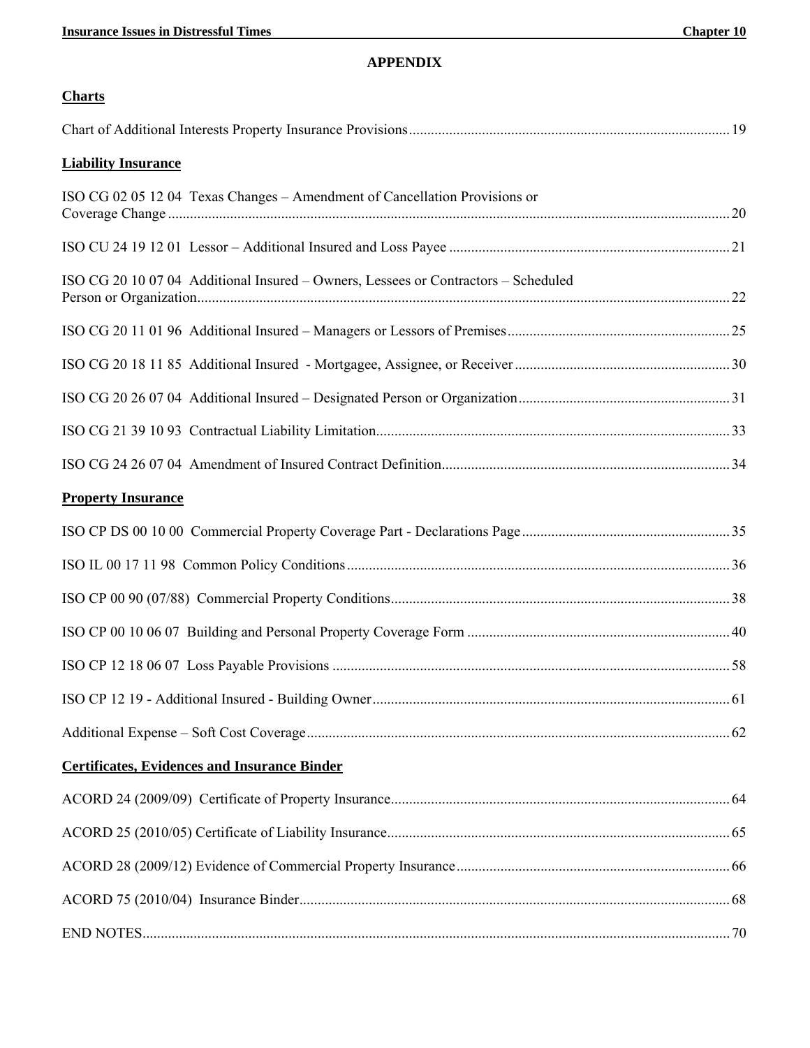# APPENDIX

## Charts

Chart of Additional Interests Property Insurance Provisions .......... 19

## Liability Insurance

ISO CG 02 05 12 04 Texas Changes – Amendment of Cancellation Provisions or Coverage Change .......... 20

ISO CU 24 19 12 01 Lessor – Additional Insured and Loss Payee .......... 21

ISO CG 20 10 07 04 Additional Insured – Owners, Lessees or Contractors – Scheduled Person or Organization .......... 22

ISO CG 20 11 01 96 Additional Insured – Managers or Lessors of Premises .......... 25

ISO CG 20 18 11 85 Additional Insured - Mortgagee, Assignee, or Receiver .......... 30

ISO CG 20 26 07 04 Additional Insured – Designated Person or Organization .......... 31

ISO CG 21 39 10 93 Contractual Liability Limitation .......... 33

ISO CG 24 26 07 04 Amendment of Insured Contract Definition .......... 34

## Property Insurance

ISO CP DS 00 10 00 Commercial Property Coverage Part - Declarations Page .......... 35

ISO IL 00 17 11 98 Common Policy Conditions .......... 36

ISO CP 00 90 (07/88) Commercial Property Conditions .......... 38

ISO CP 00 10 06 07 Building and Personal Property Coverage Form .......... 40

ISO CP 12 18 06 07 Loss Payable Provisions .......... 58

ISO CP 12 19 - Additional Insured - Building Owner .......... 61

Additional Expense – Soft Cost Coverage .......... 62

## Certificates, Evidences and Insurance Binder

ACORD 24 (2009/09) Certificate of Property Insurance .......... 64

ACORD 25 (2010/05) Certificate of Liability Insurance .......... 65

ACORD 28 (2009/12) Evidence of Commercial Property Insurance .......... 66

ACORD 75 (2010/04) Insurance Binder .......... 68

END NOTES .......... 70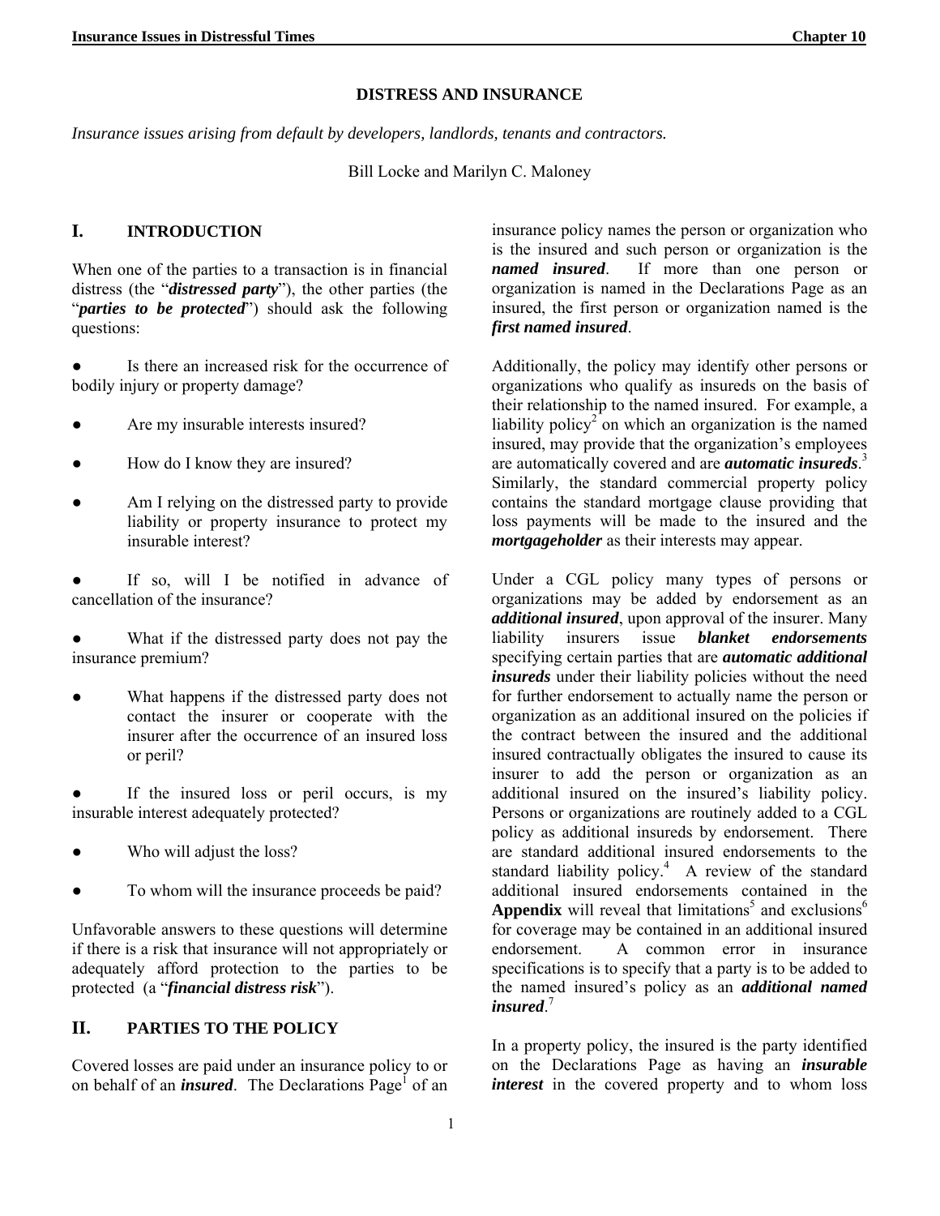## DISTRESS AND INSURANCE

*Insurance issues arising from default by developers, landlords, tenants and contractors.*

Bill Locke and Marilyn C. Maloney

## I. INTRODUCTION

When one of the parties to a transaction is in financial distress (the "***distressed party***"), the other parties (the "***parties to be protected***") should ask the following questions:

- Is there an increased risk for the occurrence of bodily injury or property damage?
- Are my insurable interests insured?
- How do I know they are insured?
- Am I relying on the distressed party to provide liability or property insurance to protect my insurable interest?
- If so, will I be notified in advance of cancellation of the insurance?
- What if the distressed party does not pay the insurance premium?
- What happens if the distressed party does not contact the insurer or cooperate with the insurer after the occurrence of an insured loss or peril?
- If the insured loss or peril occurs, is my insurable interest adequately protected?
- Who will adjust the loss?
- To whom will the insurance proceeds be paid?

Unfavorable answers to these questions will determine if there is a risk that insurance will not appropriately or adequately afford protection to the parties to be protected (a "***financial distress risk***").

## II. PARTIES TO THE POLICY

Covered losses are paid under an insurance policy to or on behalf of an ***insured***. The Declarations Page[1] of an insurance policy names the person or organization who is the insured and such person or organization is the ***named insured***. If more than one person or organization is named in the Declarations Page as an insured, the first person or organization named is the ***first named insured***.

Additionally, the policy may identify other persons or organizations who qualify as insureds on the basis of their relationship to the named insured. For example, a liability policy[2] on which an organization is the named insured, may provide that the organization's employees are automatically covered and are ***automatic insureds***.[3] Similarly, the standard commercial property policy contains the standard mortgage clause providing that loss payments will be made to the insured and the ***mortgageholder*** as their interests may appear.

Under a CGL policy many types of persons or organizations may be added by endorsement as an ***additional insured***, upon approval of the insurer. Many liability insurers issue ***blanket endorsements*** specifying certain parties that are ***automatic additional insureds*** under their liability policies without the need for further endorsement to actually name the person or organization as an additional insured on the policies if the contract between the insured and the additional insured contractually obligates the insured to cause its insurer to add the person or organization as an additional insured on the insured's liability policy. Persons or organizations are routinely added to a CGL policy as additional insureds by endorsement. There are standard additional insured endorsements to the standard liability policy.[4] A review of the standard additional insured endorsements contained in the **Appendix** will reveal that limitations[5] and exclusions[6] for coverage may be contained in an additional insured endorsement. A common error in insurance specifications is to specify that a party is to be added to the named insured's policy as an ***additional named insured***.[7]

In a property policy, the insured is the party identified on the Declarations Page as having an ***insurable interest*** in the covered property and to whom loss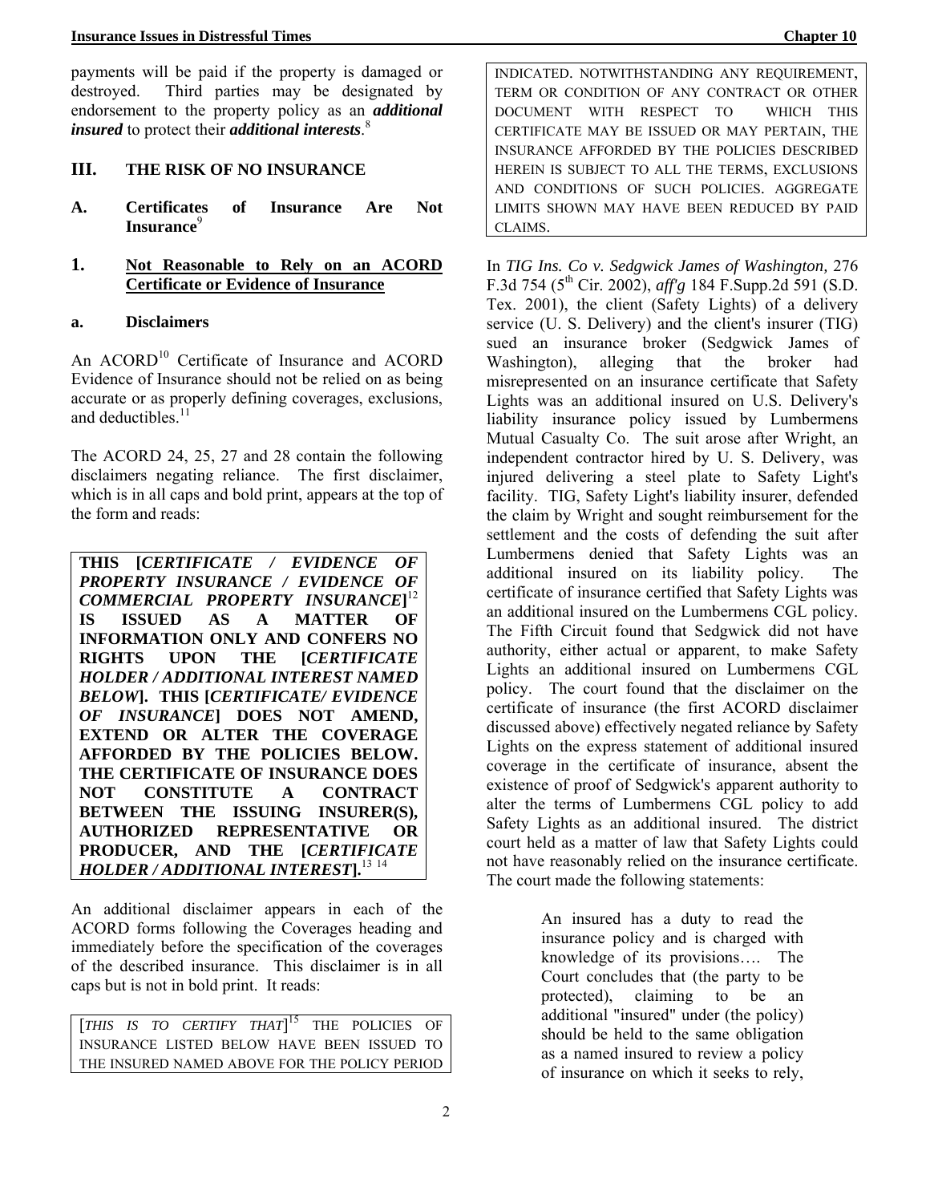payments will be paid if the property is damaged or destroyed. Third parties may be designated by endorsement to the property policy as an ***additional insured*** to protect their ***additional interests***.[8]

## III. THE RISK OF NO INSURANCE

### A. Certificates of Insurance Are Not Insurance[9]

### 1. Not Reasonable to Rely on an ACORD Certificate or Evidence of Insurance

#### a. Disclaimers

An ACORD[10] Certificate of Insurance and ACORD Evidence of Insurance should not be relied on as being accurate or as properly defining coverages, exclusions, and deductibles.[11]

The ACORD 24, 25, 27 and 28 contain the following disclaimers negating reliance. The first disclaimer, which is in all caps and bold print, appears at the top of the form and reads:

> **THIS [*CERTIFICATE / EVIDENCE OF PROPERTY INSURANCE / EVIDENCE OF COMMERCIAL PROPERTY INSURANCE*][12] IS ISSUED AS A MATTER OF INFORMATION ONLY AND CONFERS NO RIGHTS UPON THE [*CERTIFICATE HOLDER / ADDITIONAL INTEREST NAMED BELOW*]. THIS [*CERTIFICATE/ EVIDENCE OF INSURANCE*] DOES NOT AMEND, EXTEND OR ALTER THE COVERAGE AFFORDED BY THE POLICIES BELOW. THE CERTIFICATE OF INSURANCE DOES NOT CONSTITUTE A CONTRACT BETWEEN THE ISSUING INSURER(S), AUTHORIZED REPRESENTATIVE OR PRODUCER, AND THE [*CERTIFICATE HOLDER / ADDITIONAL INTEREST*].**[13] [14]

An additional disclaimer appears in each of the ACORD forms following the Coverages heading and immediately before the specification of the coverages of the described insurance. This disclaimer is in all caps but is not in bold print. It reads:

> [*THIS IS TO CERTIFY THAT*][15] THE POLICIES OF INSURANCE LISTED BELOW HAVE BEEN ISSUED TO THE INSURED NAMED ABOVE FOR THE POLICY PERIOD INDICATED. NOTWITHSTANDING ANY REQUIREMENT, TERM OR CONDITION OF ANY CONTRACT OR OTHER DOCUMENT WITH RESPECT TO WHICH THIS CERTIFICATE MAY BE ISSUED OR MAY PERTAIN, THE INSURANCE AFFORDED BY THE POLICIES DESCRIBED HEREIN IS SUBJECT TO ALL THE TERMS, EXCLUSIONS AND CONDITIONS OF SUCH POLICIES. AGGREGATE LIMITS SHOWN MAY HAVE BEEN REDUCED BY PAID CLAIMS.

In *TIG Ins. Co v. Sedgwick James of Washington,* 276 F.3d 754 (5th Cir. 2002), *aff'g* 184 F.Supp.2d 591 (S.D. Tex. 2001), the client (Safety Lights) of a delivery service (U. S. Delivery) and the client's insurer (TIG) sued an insurance broker (Sedgwick James of Washington), alleging that the broker had misrepresented on an insurance certificate that Safety Lights was an additional insured on U.S. Delivery's liability insurance policy issued by Lumbermens Mutual Casualty Co. The suit arose after Wright, an independent contractor hired by U. S. Delivery, was injured delivering a steel plate to Safety Light's facility. TIG, Safety Light's liability insurer, defended the claim by Wright and sought reimbursement for the settlement and the costs of defending the suit after Lumbermens denied that Safety Lights was an additional insured on its liability policy. The certificate of insurance certified that Safety Lights was an additional insured on the Lumbermens CGL policy. The Fifth Circuit found that Sedgwick did not have authority, either actual or apparent, to make Safety Lights an additional insured on Lumbermens CGL policy. The court found that the disclaimer on the certificate of insurance (the first ACORD disclaimer discussed above) effectively negated reliance by Safety Lights on the express statement of additional insured coverage in the certificate of insurance, absent the existence of proof of Sedgwick's apparent authority to alter the terms of Lumbermens CGL policy to add Safety Lights as an additional insured. The district court held as a matter of law that Safety Lights could not have reasonably relied on the insurance certificate. The court made the following statements:

> An insured has a duty to read the insurance policy and is charged with knowledge of its provisions…. The Court concludes that (the party to be protected), claiming to be an additional "insured" under (the policy) should be held to the same obligation as a named insured to review a policy of insurance on which it seeks to rely,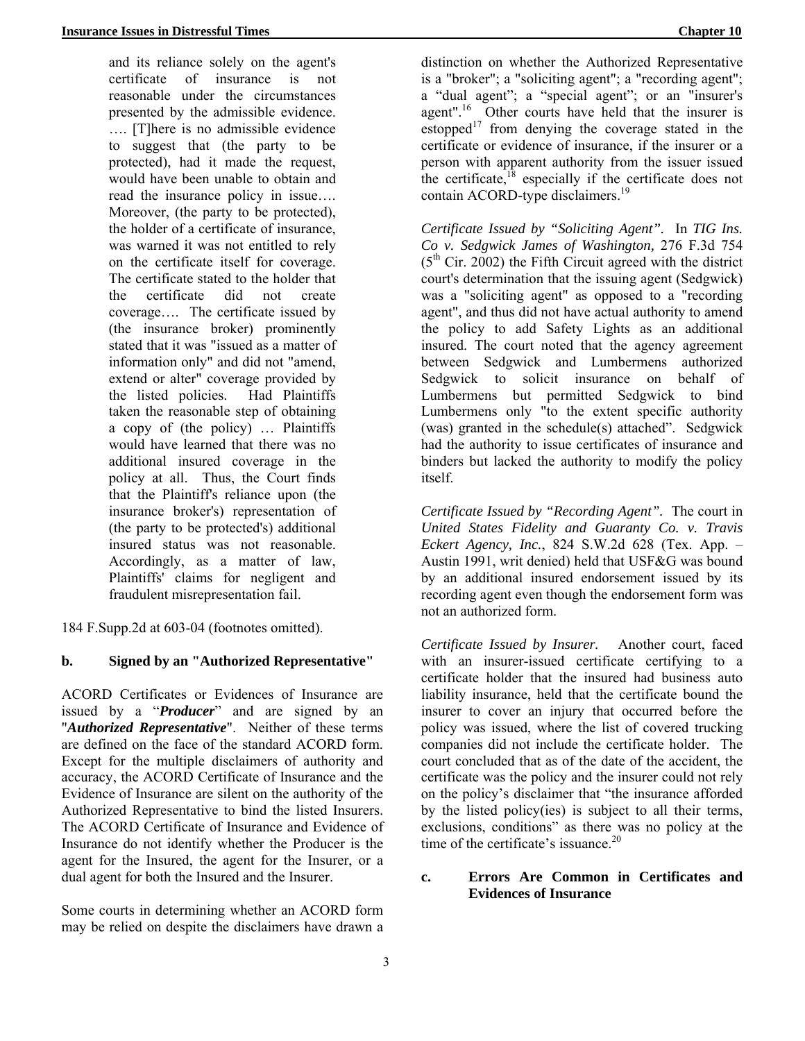> and its reliance solely on the agent's certificate of insurance is not reasonable under the circumstances presented by the admissible evidence. …. [T]here is no admissible evidence to suggest that (the party to be protected), had it made the request, would have been unable to obtain and read the insurance policy in issue…. Moreover, (the party to be protected), the holder of a certificate of insurance, was warned it was not entitled to rely on the certificate itself for coverage. The certificate stated to the holder that the certificate did not create coverage…. The certificate issued by (the insurance broker) prominently stated that it was "issued as a matter of information only" and did not "amend, extend or alter" coverage provided by the listed policies. Had Plaintiffs taken the reasonable step of obtaining a copy of (the policy) … Plaintiffs would have learned that there was no additional insured coverage in the policy at all. Thus, the Court finds that the Plaintiff's reliance upon (the insurance broker's) representation of (the party to be protected's) additional insured status was not reasonable. Accordingly, as a matter of law, Plaintiffs' claims for negligent and fraudulent misrepresentation fail.

184 F.Supp.2d at 603-04 (footnotes omitted).

### b. Signed by an "Authorized Representative"

ACORD Certificates or Evidences of Insurance are issued by a "***Producer***" and are signed by an "***Authorized Representative***". Neither of these terms are defined on the face of the standard ACORD form. Except for the multiple disclaimers of authority and accuracy, the ACORD Certificate of Insurance and the Evidence of Insurance are silent on the authority of the Authorized Representative to bind the listed Insurers. The ACORD Certificate of Insurance and Evidence of Insurance do not identify whether the Producer is the agent for the Insured, the agent for the Insurer, or a dual agent for both the Insured and the Insurer.

Some courts in determining whether an ACORD form may be relied on despite the disclaimers have drawn a distinction on whether the Authorized Representative is a "broker"; a "soliciting agent"; a "recording agent"; a "dual agent"; a "special agent"; or an "insurer's agent".[16] Other courts have held that the insurer is estopped[17] from denying the coverage stated in the certificate or evidence of insurance, if the insurer or a person with apparent authority from the issuer issued the certificate,[18] especially if the certificate does not contain ACORD-type disclaimers.[19]

*Certificate Issued by "Soliciting Agent".* In *TIG Ins. Co v. Sedgwick James of Washington*, 276 F.3d 754 (5th Cir. 2002) the Fifth Circuit agreed with the district court's determination that the issuing agent (Sedgwick) was a "soliciting agent" as opposed to a "recording agent", and thus did not have actual authority to amend the policy to add Safety Lights as an additional insured. The court noted that the agency agreement between Sedgwick and Lumbermens authorized Sedgwick to solicit insurance on behalf of Lumbermens but permitted Sedgwick to bind Lumbermens only "to the extent specific authority (was) granted in the schedule(s) attached". Sedgwick had the authority to issue certificates of insurance and binders but lacked the authority to modify the policy itself.

*Certificate Issued by "Recording Agent".* The court in *United States Fidelity and Guaranty Co. v. Travis Eckert Agency, Inc.*, 824 S.W.2d 628 (Tex. App. – Austin 1991, writ denied) held that USF&G was bound by an additional insured endorsement issued by its recording agent even though the endorsement form was not an authorized form.

*Certificate Issued by Insurer.* Another court, faced with an insurer-issued certificate certifying to a certificate holder that the insured had business auto liability insurance, held that the certificate bound the insurer to cover an injury that occurred before the policy was issued, where the list of covered trucking companies did not include the certificate holder. The court concluded that as of the date of the accident, the certificate was the policy and the insurer could not rely on the policy's disclaimer that "the insurance afforded by the listed policy(ies) is subject to all their terms, exclusions, conditions" as there was no policy at the time of the certificate's issuance.[20]

### c. Errors Are Common in Certificates and Evidences of Insurance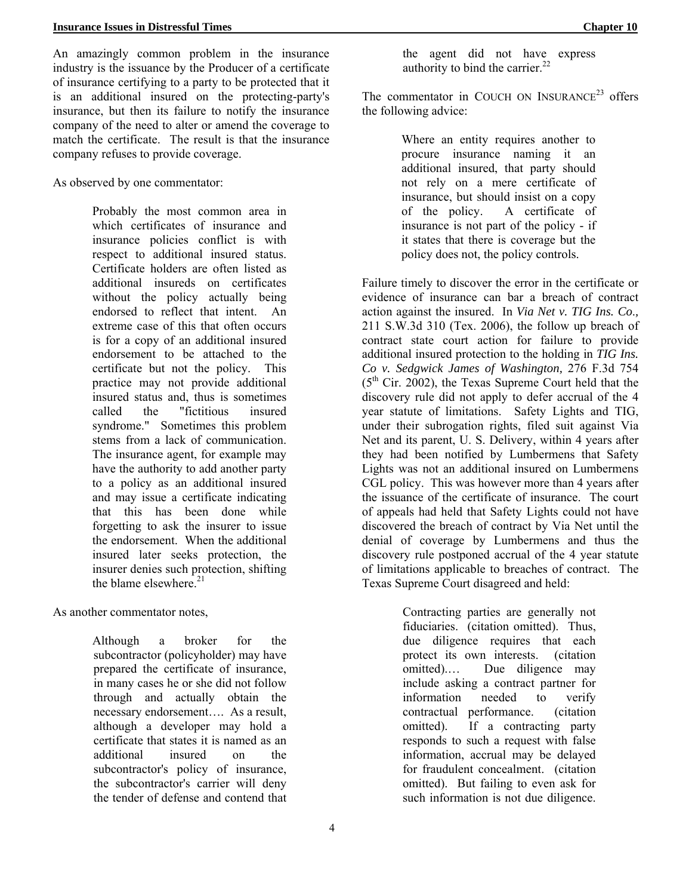An amazingly common problem in the insurance industry is the issuance by the Producer of a certificate of insurance certifying to a party to be protected that it is an additional insured on the protecting-party's insurance, but then its failure to notify the insurance company of the need to alter or amend the coverage to match the certificate. The result is that the insurance company refuses to provide coverage.

As observed by one commentator:

> Probably the most common area in which certificates of insurance and insurance policies conflict is with respect to additional insured status. Certificate holders are often listed as additional insureds on certificates without the policy actually being endorsed to reflect that intent. An extreme case of this that often occurs is for a copy of an additional insured endorsement to be attached to the certificate but not the policy. This practice may not provide additional insured status and, thus is sometimes called the "fictitious insured syndrome." Sometimes this problem stems from a lack of communication. The insurance agent, for example may have the authority to add another party to a policy as an additional insured and may issue a certificate indicating that this has been done while forgetting to ask the insurer to issue the endorsement. When the additional insured later seeks protection, the insurer denies such protection, shifting the blame elsewhere.[21]

As another commentator notes,

> Although a broker for the subcontractor (policyholder) may have prepared the certificate of insurance, in many cases he or she did not follow through and actually obtain the necessary endorsement…. As a result, although a developer may hold a certificate that states it is named as an additional insured on the subcontractor's policy of insurance, the subcontractor's carrier will deny the tender of defense and contend that the agent did not have express authority to bind the carrier.[22]

The commentator in COUCH ON INSURANCE[23] offers the following advice:

> Where an entity requires another to procure insurance naming it an additional insured, that party should not rely on a mere certificate of insurance, but should insist on a copy of the policy. A certificate of insurance is not part of the policy - if it states that there is coverage but the policy does not, the policy controls.

Failure timely to discover the error in the certificate or evidence of insurance can bar a breach of contract action against the insured. In *Via Net v. TIG Ins. Co.,* 211 S.W.3d 310 (Tex. 2006), the follow up breach of contract state court action for failure to provide additional insured protection to the holding in *TIG Ins. Co v. Sedgwick James of Washington,* 276 F.3d 754 (5th Cir. 2002), the Texas Supreme Court held that the discovery rule did not apply to defer accrual of the 4 year statute of limitations. Safety Lights and TIG, under their subrogation rights, filed suit against Via Net and its parent, U. S. Delivery, within 4 years after they had been notified by Lumbermens that Safety Lights was not an additional insured on Lumbermens CGL policy. This was however more than 4 years after the issuance of the certificate of insurance. The court of appeals had held that Safety Lights could not have discovered the breach of contract by Via Net until the denial of coverage by Lumbermens and thus the discovery rule postponed accrual of the 4 year statute of limitations applicable to breaches of contract. The Texas Supreme Court disagreed and held:

> Contracting parties are generally not fiduciaries. (citation omitted). Thus, due diligence requires that each protect its own interests. (citation omitted).… Due diligence may include asking a contract partner for information needed to verify contractual performance. (citation omitted). If a contracting party responds to such a request with false information, accrual may be delayed for fraudulent concealment. (citation omitted). But failing to even ask for such information is not due diligence.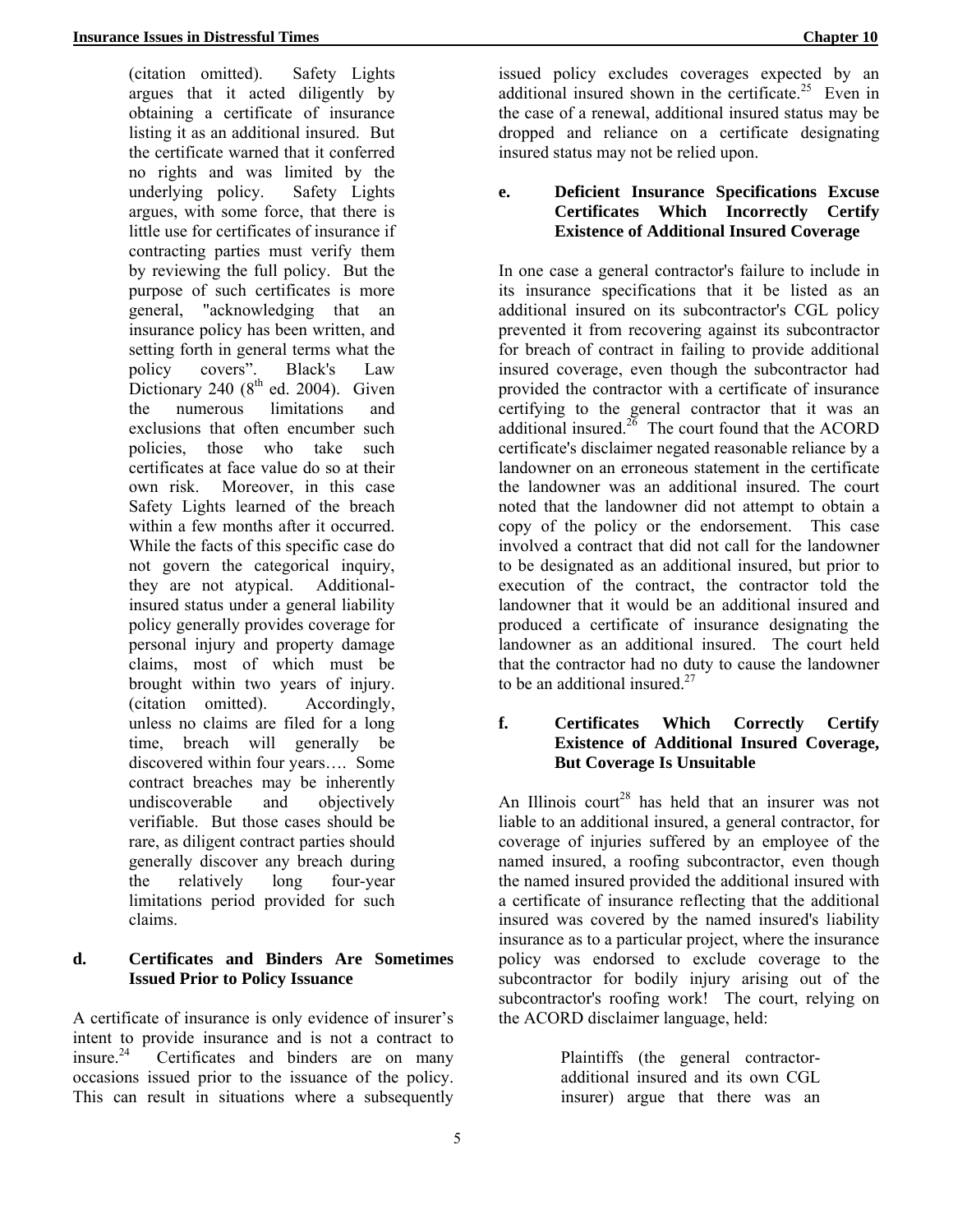(citation omitted). Safety Lights argues that it acted diligently by obtaining a certificate of insurance listing it as an additional insured. But the certificate warned that it conferred no rights and was limited by the underlying policy. Safety Lights argues, with some force, that there is little use for certificates of insurance if contracting parties must verify them by reviewing the full policy. But the purpose of such certificates is more general, "acknowledging that an insurance policy has been written, and setting forth in general terms what the policy covers". Black's Law Dictionary 240 (8th ed. 2004). Given the numerous limitations and exclusions that often encumber such policies, those who take such certificates at face value do so at their own risk. Moreover, in this case Safety Lights learned of the breach within a few months after it occurred. While the facts of this specific case do not govern the categorical inquiry, they are not atypical. Additional-insured status under a general liability policy generally provides coverage for personal injury and property damage claims, most of which must be brought within two years of injury. (citation omitted). Accordingly, unless no claims are filed for a long time, breach will generally be discovered within four years…. Some contract breaches may be inherently undiscoverable and objectively verifiable. But those cases should be rare, as diligent contract parties should generally discover any breach during the relatively long four-year limitations period provided for such claims.

#### d. Certificates and Binders Are Sometimes Issued Prior to Policy Issuance

A certificate of insurance is only evidence of insurer's intent to provide insurance and is not a contract to insure.[24] Certificates and binders are on many occasions issued prior to the issuance of the policy. This can result in situations where a subsequently issued policy excludes coverages expected by an additional insured shown in the certificate.[25] Even in the case of a renewal, additional insured status may be dropped and reliance on a certificate designating insured status may not be relied upon.

#### e. Deficient Insurance Specifications Excuse Certificates Which Incorrectly Certify Existence of Additional Insured Coverage

In one case a general contractor's failure to include in its insurance specifications that it be listed as an additional insured on its subcontractor's CGL policy prevented it from recovering against its subcontractor for breach of contract in failing to provide additional insured coverage, even though the subcontractor had provided the contractor with a certificate of insurance certifying to the general contractor that it was an additional insured.[26] The court found that the ACORD certificate's disclaimer negated reasonable reliance by a landowner on an erroneous statement in the certificate the landowner was an additional insured. The court noted that the landowner did not attempt to obtain a copy of the policy or the endorsement. This case involved a contract that did not call for the landowner to be designated as an additional insured, but prior to execution of the contract, the contractor told the landowner that it would be an additional insured and produced a certificate of insurance designating the landowner as an additional insured. The court held that the contractor had no duty to cause the landowner to be an additional insured.[27]

#### f. Certificates Which Correctly Certify Existence of Additional Insured Coverage, But Coverage Is Unsuitable

An Illinois court[28] has held that an insurer was not liable to an additional insured, a general contractor, for coverage of injuries suffered by an employee of the named insured, a roofing subcontractor, even though the named insured provided the additional insured with a certificate of insurance reflecting that the additional insured was covered by the named insured's liability insurance as to a particular project, where the insurance policy was endorsed to exclude coverage to the subcontractor for bodily injury arising out of the subcontractor's roofing work! The court, relying on the ACORD disclaimer language, held:

> Plaintiffs (the general contractor-additional insured and its own CGL insurer) argue that there was an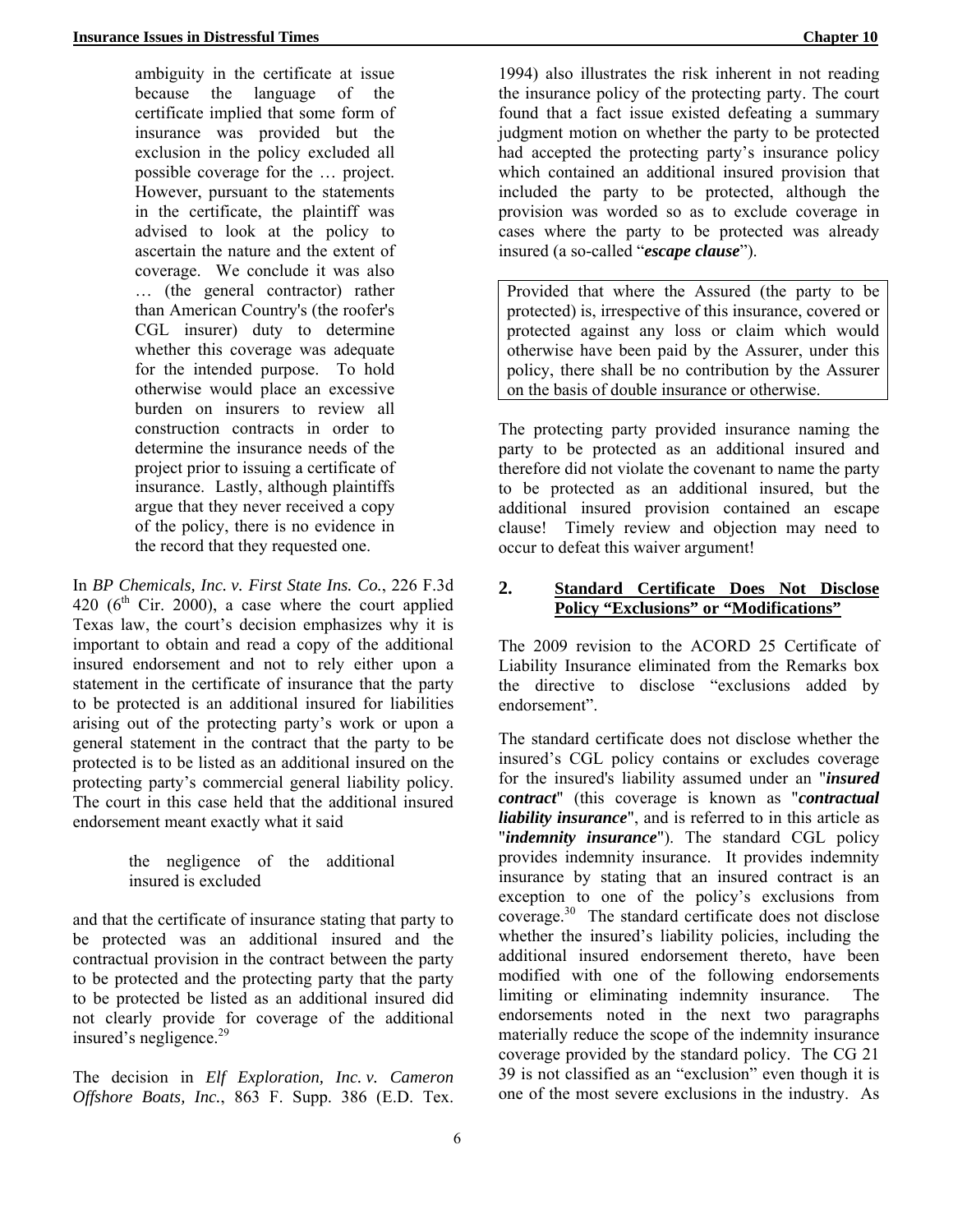> ambiguity in the certificate at issue because the language of the certificate implied that some form of insurance was provided but the exclusion in the policy excluded all possible coverage for the … project. However, pursuant to the statements in the certificate, the plaintiff was advised to look at the policy to ascertain the nature and the extent of coverage. We conclude it was also … (the general contractor) rather than American Country's (the roofer's CGL insurer) duty to determine whether this coverage was adequate for the intended purpose. To hold otherwise would place an excessive burden on insurers to review all construction contracts in order to determine the insurance needs of the project prior to issuing a certificate of insurance. Lastly, although plaintiffs argue that they never received a copy of the policy, there is no evidence in the record that they requested one.

In *BP Chemicals, Inc. v. First State Ins. Co.*, 226 F.3d 420 (6th Cir. 2000), a case where the court applied Texas law, the court's decision emphasizes why it is important to obtain and read a copy of the additional insured endorsement and not to rely either upon a statement in the certificate of insurance that the party to be protected is an additional insured for liabilities arising out of the protecting party's work or upon a general statement in the contract that the party to be protected is to be listed as an additional insured on the protecting party's commercial general liability policy. The court in this case held that the additional insured endorsement meant exactly what it said

> the negligence of the additional insured is excluded

and that the certificate of insurance stating that party to be protected was an additional insured and the contractual provision in the contract between the party to be protected and the protecting party that the party to be protected be listed as an additional insured did not clearly provide for coverage of the additional insured's negligence.[29]

The decision in *Elf Exploration, Inc. v. Cameron Offshore Boats, Inc.*, 863 F. Supp. 386 (E.D. Tex. 1994) also illustrates the risk inherent in not reading the insurance policy of the protecting party. The court found that a fact issue existed defeating a summary judgment motion on whether the party to be protected had accepted the protecting party's insurance policy which contained an additional insured provision that included the party to be protected, although the provision was worded so as to exclude coverage in cases where the party to be protected was already insured (a so-called "***escape clause***").

> Provided that where the Assured (the party to be protected) is, irrespective of this insurance, covered or protected against any loss or claim which would otherwise have been paid by the Assurer, under this policy, there shall be no contribution by the Assurer on the basis of double insurance or otherwise.

The protecting party provided insurance naming the party to be protected as an additional insured and therefore did not violate the covenant to name the party to be protected as an additional insured, but the additional insured provision contained an escape clause! Timely review and objection may need to occur to defeat this waiver argument!

## 2. Standard Certificate Does Not Disclose Policy "Exclusions" or "Modifications"

The 2009 revision to the ACORD 25 Certificate of Liability Insurance eliminated from the Remarks box the directive to disclose "exclusions added by endorsement".

The standard certificate does not disclose whether the insured's CGL policy contains or excludes coverage for the insured's liability assumed under an "***insured contract***" (this coverage is known as "***contractual liability insurance***", and is referred to in this article as "***indemnity insurance***"). The standard CGL policy provides indemnity insurance. It provides indemnity insurance by stating that an insured contract is an exception to one of the policy's exclusions from coverage.[30] The standard certificate does not disclose whether the insured's liability policies, including the additional insured endorsement thereto, have been modified with one of the following endorsements limiting or eliminating indemnity insurance. The endorsements noted in the next two paragraphs materially reduce the scope of the indemnity insurance coverage provided by the standard policy. The CG 21 39 is not classified as an "exclusion" even though it is one of the most severe exclusions in the industry. As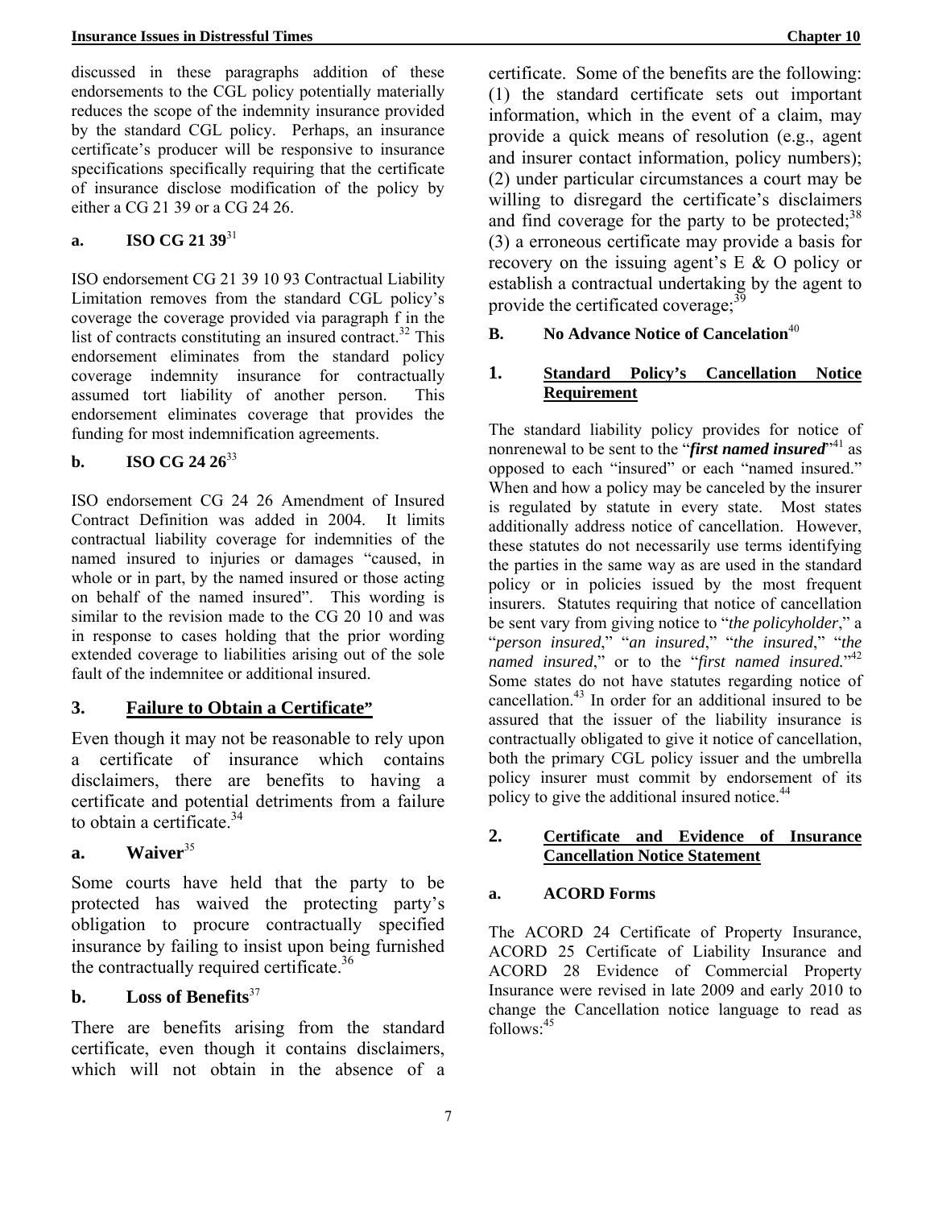discussed in these paragraphs addition of these endorsements to the CGL policy potentially materially reduces the scope of the indemnity insurance provided by the standard CGL policy. Perhaps, an insurance certificate's producer will be responsive to insurance specifications specifically requiring that the certificate of insurance disclose modification of the policy by either a CG 21 39 or a CG 24 26.

#### a. ISO CG 21 39[31]

ISO endorsement CG 21 39 10 93 Contractual Liability Limitation removes from the standard CGL policy's coverage the coverage provided via paragraph f in the list of contracts constituting an insured contract.[32] This endorsement eliminates from the standard policy coverage indemnity insurance for contractually assumed tort liability of another person. This endorsement eliminates coverage that provides the funding for most indemnification agreements.

#### b. ISO CG 24 26[33]

ISO endorsement CG 24 26 Amendment of Insured Contract Definition was added in 2004. It limits contractual liability coverage for indemnities of the named insured to injuries or damages "caused, in whole or in part, by the named insured or those acting on behalf of the named insured". This wording is similar to the revision made to the CG 20 10 and was in response to cases holding that the prior wording extended coverage to liabilities arising out of the sole fault of the indemnitee or additional insured.

### 3. Failure to Obtain a Certificate"

Even though it may not be reasonable to rely upon a certificate of insurance which contains disclaimers, there are benefits to having a certificate and potential detriments from a failure to obtain a certificate.[34]

#### a. Waiver[35]

Some courts have held that the party to be protected has waived the protecting party's obligation to procure contractually specified insurance by failing to insist upon being furnished the contractually required certificate.[36]

#### b. Loss of Benefits[37]

There are benefits arising from the standard certificate, even though it contains disclaimers, which will not obtain in the absence of a certificate. Some of the benefits are the following: (1) the standard certificate sets out important information, which in the event of a claim, may provide a quick means of resolution (e.g., agent and insurer contact information, policy numbers); (2) under particular circumstances a court may be willing to disregard the certificate's disclaimers and find coverage for the party to be protected;[38] (3) a erroneous certificate may provide a basis for recovery on the issuing agent's E & O policy or establish a contractual undertaking by the agent to provide the certificated coverage;[39]

## B. No Advance Notice of Cancelation[40]

### 1. Standard Policy's Cancellation Notice Requirement

The standard liability policy provides for notice of nonrenewal to be sent to the "***first named insured***"[41] as opposed to each "insured" or each "named insured." When and how a policy may be canceled by the insurer is regulated by statute in every state. Most states additionally address notice of cancellation. However, these statutes do not necessarily use terms identifying the parties in the same way as are used in the standard policy or in policies issued by the most frequent insurers. Statutes requiring that notice of cancellation be sent vary from giving notice to "*the policyholder*," a "*person insured*," "*an insured*," "*the insured*," "*the named insured*," or to the "*first named insured.*"[42] Some states do not have statutes regarding notice of cancellation.[43] In order for an additional insured to be assured that the issuer of the liability insurance is contractually obligated to give it notice of cancellation, both the primary CGL policy issuer and the umbrella policy insurer must commit by endorsement of its policy to give the additional insured notice.[44]

### 2. Certificate and Evidence of Insurance Cancellation Notice Statement

#### a. ACORD Forms

The ACORD 24 Certificate of Property Insurance, ACORD 25 Certificate of Liability Insurance and ACORD 28 Evidence of Commercial Property Insurance were revised in late 2009 and early 2010 to change the Cancellation notice language to read as follows:[45]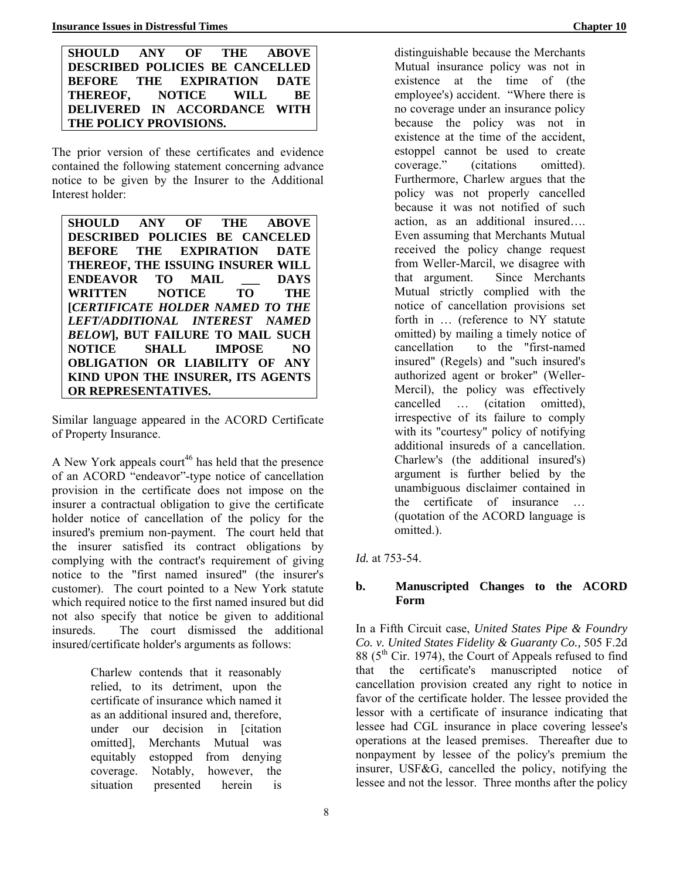**SHOULD ANY OF THE ABOVE DESCRIBED POLICIES BE CANCELLED BEFORE THE EXPIRATION DATE THEREOF, NOTICE WILL BE DELIVERED IN ACCORDANCE WITH THE POLICY PROVISIONS.**

The prior version of these certificates and evidence contained the following statement concerning advance notice to be given by the Insurer to the Additional Interest holder:

**SHOULD ANY OF THE ABOVE DESCRIBED POLICIES BE CANCELED BEFORE THE EXPIRATION DATE THEREOF, THE ISSUING INSURER WILL ENDEAVOR TO MAIL ___ DAYS WRITTEN NOTICE TO THE [*CERTIFICATE HOLDER NAMED TO THE LEFT/ADDITIONAL INTEREST NAMED BELOW*], BUT FAILURE TO MAIL SUCH NOTICE SHALL IMPOSE NO OBLIGATION OR LIABILITY OF ANY KIND UPON THE INSURER, ITS AGENTS OR REPRESENTATIVES.**

Similar language appeared in the ACORD Certificate of Property Insurance.

A New York appeals court[46] has held that the presence of an ACORD "endeavor"-type notice of cancellation provision in the certificate does not impose on the insurer a contractual obligation to give the certificate holder notice of cancellation of the policy for the insured's premium non-payment. The court held that the insurer satisfied its contract obligations by complying with the contract's requirement of giving notice to the "first named insured" (the insurer's customer). The court pointed to a New York statute which required notice to the first named insured but did not also specify that notice be given to additional insureds. The court dismissed the additional insured/certificate holder's arguments as follows:

> Charlew contends that it reasonably relied, to its detriment, upon the certificate of insurance which named it as an additional insured and, therefore, under our decision in [citation omitted], Merchants Mutual was equitably estopped from denying coverage. Notably, however, the situation presented herein is distinguishable because the Merchants Mutual insurance policy was not in existence at the time of (the employee's) accident. "Where there is no coverage under an insurance policy because the policy was not in existence at the time of the accident, estoppel cannot be used to create coverage." (citations omitted). Furthermore, Charlew argues that the policy was not properly cancelled because it was not notified of such action, as an additional insured…. Even assuming that Merchants Mutual received the policy change request from Weller-Marcil, we disagree with that argument. Since Merchants Mutual strictly complied with the notice of cancellation provisions set forth in … (reference to NY statute omitted) by mailing a timely notice of cancellation to the "first-named insured" (Regels) and "such insured's authorized agent or broker" (Weller-Mercil), the policy was effectively cancelled … (citation omitted), irrespective of its failure to comply with its "courtesy" policy of notifying additional insureds of a cancellation. Charlew's (the additional insured's) argument is further belied by the unambiguous disclaimer contained in the certificate of insurance … (quotation of the ACORD language is omitted.).

*Id.* at 753-54.

#### b. Manuscripted Changes to the ACORD Form

In a Fifth Circuit case, *United States Pipe & Foundry Co. v. United States Fidelity & Guaranty Co.*, 505 F.2d 88 (5th Cir. 1974), the Court of Appeals refused to find that the certificate's manuscripted notice of cancellation provision created any right to notice in favor of the certificate holder. The lessee provided the lessor with a certificate of insurance indicating that lessee had CGL insurance in place covering lessee's operations at the leased premises. Thereafter due to nonpayment by lessee of the policy's premium the insurer, USF&G, cancelled the policy, notifying the lessee and not the lessor. Three months after the policy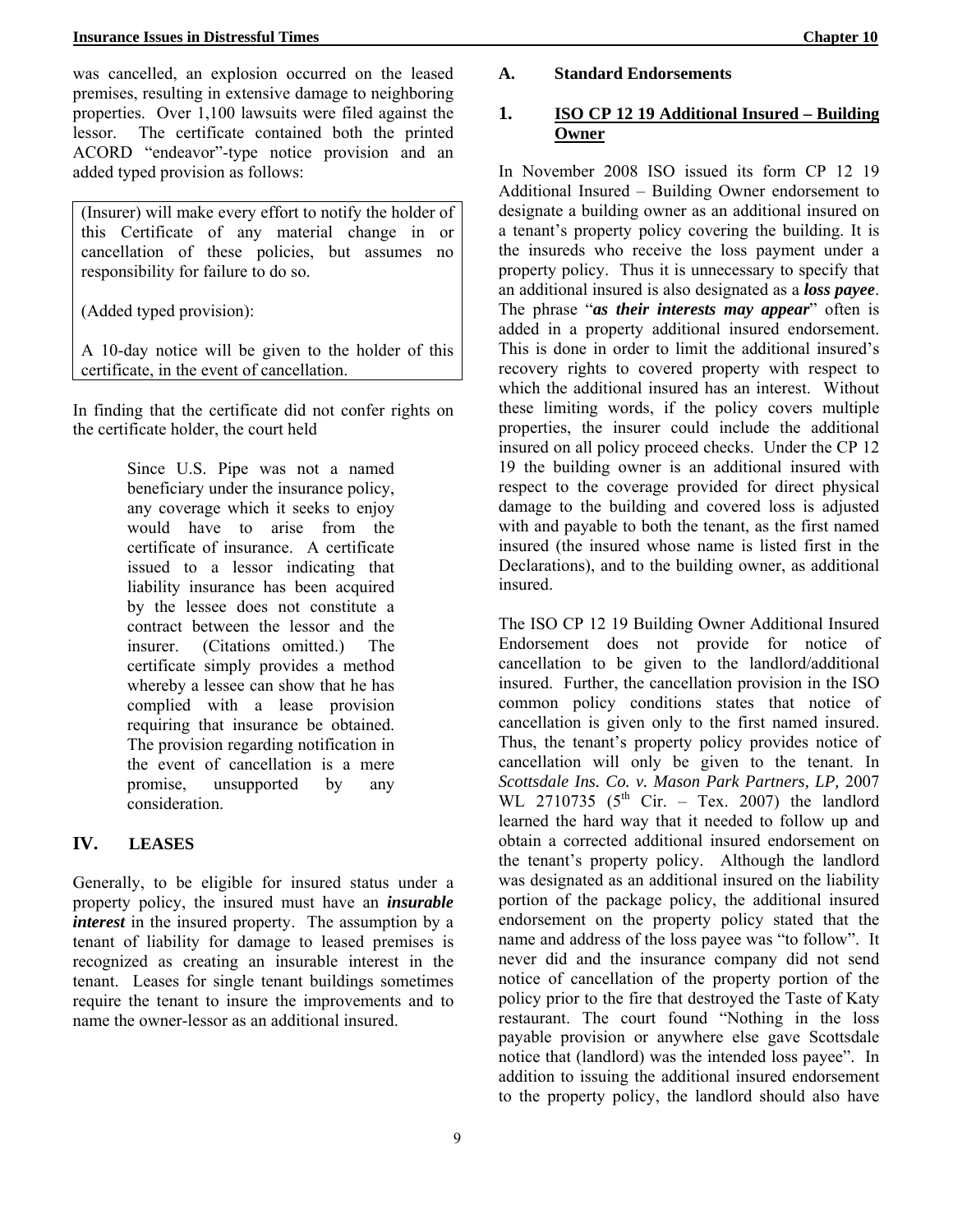was cancelled, an explosion occurred on the leased premises, resulting in extensive damage to neighboring properties. Over 1,100 lawsuits were filed against the lessor. The certificate contained both the printed ACORD "endeavor"-type notice provision and an added typed provision as follows:

> (Insurer) will make every effort to notify the holder of this Certificate of any material change in or cancellation of these policies, but assumes no responsibility for failure to do so.
>
> (Added typed provision):
>
> A 10-day notice will be given to the holder of this certificate, in the event of cancellation.

In finding that the certificate did not confer rights on the certificate holder, the court held

> Since U.S. Pipe was not a named beneficiary under the insurance policy, any coverage which it seeks to enjoy would have to arise from the certificate of insurance. A certificate issued to a lessor indicating that liability insurance has been acquired by the lessee does not constitute a contract between the lessor and the insurer. (Citations omitted.) The certificate simply provides a method whereby a lessee can show that he has complied with a lease provision requiring that insurance be obtained. The provision regarding notification in the event of cancellation is a mere promise, unsupported by any consideration.

## IV. LEASES

Generally, to be eligible for insured status under a property policy, the insured must have an ***insurable interest*** in the insured property. The assumption by a tenant of liability for damage to leased premises is recognized as creating an insurable interest in the tenant. Leases for single tenant buildings sometimes require the tenant to insure the improvements and to name the owner-lessor as an additional insured.

### A. Standard Endorsements

#### 1. ISO CP 12 19 Additional Insured – Building Owner

In November 2008 ISO issued its form CP 12 19 Additional Insured – Building Owner endorsement to designate a building owner as an additional insured on a tenant's property policy covering the building. It is the insureds who receive the loss payment under a property policy. Thus it is unnecessary to specify that an additional insured is also designated as a ***loss payee***. The phrase "***as their interests may appear***" often is added in a property additional insured endorsement. This is done in order to limit the additional insured's recovery rights to covered property with respect to which the additional insured has an interest. Without these limiting words, if the policy covers multiple properties, the insurer could include the additional insured on all policy proceed checks. Under the CP 12 19 the building owner is an additional insured with respect to the coverage provided for direct physical damage to the building and covered loss is adjusted with and payable to both the tenant, as the first named insured (the insured whose name is listed first in the Declarations), and to the building owner, as additional insured.

The ISO CP 12 19 Building Owner Additional Insured Endorsement does not provide for notice of cancellation to be given to the landlord/additional insured. Further, the cancellation provision in the ISO common policy conditions states that notice of cancellation is given only to the first named insured. Thus, the tenant's property policy provides notice of cancellation will only be given to the tenant. In *Scottsdale Ins. Co. v. Mason Park Partners, LP,* 2007 WL 2710735 (5th Cir. – Tex. 2007) the landlord learned the hard way that it needed to follow up and obtain a corrected additional insured endorsement on the tenant's property policy. Although the landlord was designated as an additional insured on the liability portion of the package policy, the additional insured endorsement on the property policy stated that the name and address of the loss payee was "to follow". It never did and the insurance company did not send notice of cancellation of the property portion of the policy prior to the fire that destroyed the Taste of Katy restaurant. The court found "Nothing in the loss payable provision or anywhere else gave Scottsdale notice that (landlord) was the intended loss payee". In addition to issuing the additional insured endorsement to the property policy, the landlord should also have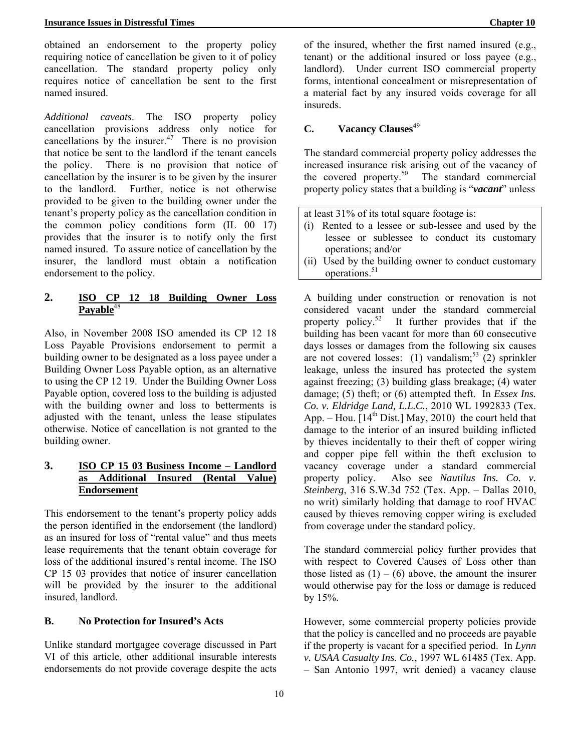obtained an endorsement to the property policy requiring notice of cancellation be given to it of policy cancellation. The standard property policy only requires notice of cancellation be sent to the first named insured.

*Additional caveats*. The ISO property policy cancellation provisions address only notice for cancellations by the insurer.[47] There is no provision that notice be sent to the landlord if the tenant cancels the policy. There is no provision that notice of cancellation by the insurer is to be given by the insurer to the landlord. Further, notice is not otherwise provided to be given to the building owner under the tenant's property policy as the cancellation condition in the common policy conditions form (IL 00 17) provides that the insurer is to notify only the first named insured. To assure notice of cancellation by the insurer, the landlord must obtain a notification endorsement to the policy.

### 2. ISO CP 12 18 Building Owner Loss Payable[48]

Also, in November 2008 ISO amended its CP 12 18 Loss Payable Provisions endorsement to permit a building owner to be designated as a loss payee under a Building Owner Loss Payable option, as an alternative to using the CP 12 19. Under the Building Owner Loss Payable option, covered loss to the building is adjusted with the building owner and loss to betterments is adjusted with the tenant, unless the lease stipulates otherwise. Notice of cancellation is not granted to the building owner.

### 3. ISO CP 15 03 Business Income – Landlord as Additional Insured (Rental Value) Endorsement

This endorsement to the tenant's property policy adds the person identified in the endorsement (the landlord) as an insured for loss of "rental value" and thus meets lease requirements that the tenant obtain coverage for loss of the additional insured's rental income. The ISO CP 15 03 provides that notice of insurer cancellation will be provided by the insurer to the additional insured, landlord.

## B. No Protection for Insured's Acts

Unlike standard mortgagee coverage discussed in Part VI of this article, other additional insurable interests endorsements do not provide coverage despite the acts of the insured, whether the first named insured (e.g., tenant) or the additional insured or loss payee (e.g., landlord). Under current ISO commercial property forms, intentional concealment or misrepresentation of a material fact by any insured voids coverage for all insureds.

## C. Vacancy Clauses[49]

The standard commercial property policy addresses the increased insurance risk arising out of the vacancy of the covered property.[50] The standard commercial property policy states that a building is "***vacant***" unless

> at least 31% of its total square footage is:
> (i) Rented to a lessee or sub-lessee and used by the lessee or sublessee to conduct its customary operations; and/or
> (ii) Used by the building owner to conduct customary operations.[51]

A building under construction or renovation is not considered vacant under the standard commercial property policy.[52] It further provides that if the building has been vacant for more than 60 consecutive days losses or damages from the following six causes are not covered losses: (1) vandalism;[53] (2) sprinkler leakage, unless the insured has protected the system against freezing; (3) building glass breakage; (4) water damage; (5) theft; or (6) attempted theft. In *Essex Ins. Co. v. Eldridge Land, L.L.C.*, 2010 WL 1992833 (Tex. App. – Hou. [14th Dist.] May, 2010) the court held that damage to the interior of an insured building inflicted by thieves incidentally to their theft of copper wiring and copper pipe fell within the theft exclusion to vacancy coverage under a standard commercial property policy. Also see *Nautilus Ins. Co. v. Steinberg*, 316 S.W.3d 752 (Tex. App. – Dallas 2010, no writ) similarly holding that damage to roof HVAC caused by thieves removing copper wiring is excluded from coverage under the standard policy.

The standard commercial policy further provides that with respect to Covered Causes of Loss other than those listed as (1) – (6) above, the amount the insurer would otherwise pay for the loss or damage is reduced by 15%.

However, some commercial property policies provide that the policy is cancelled and no proceeds are payable if the property is vacant for a specified period. In *Lynn v. USAA Casualty Ins. Co.*, 1997 WL 61485 (Tex. App. – San Antonio 1997, writ denied) a vacancy clause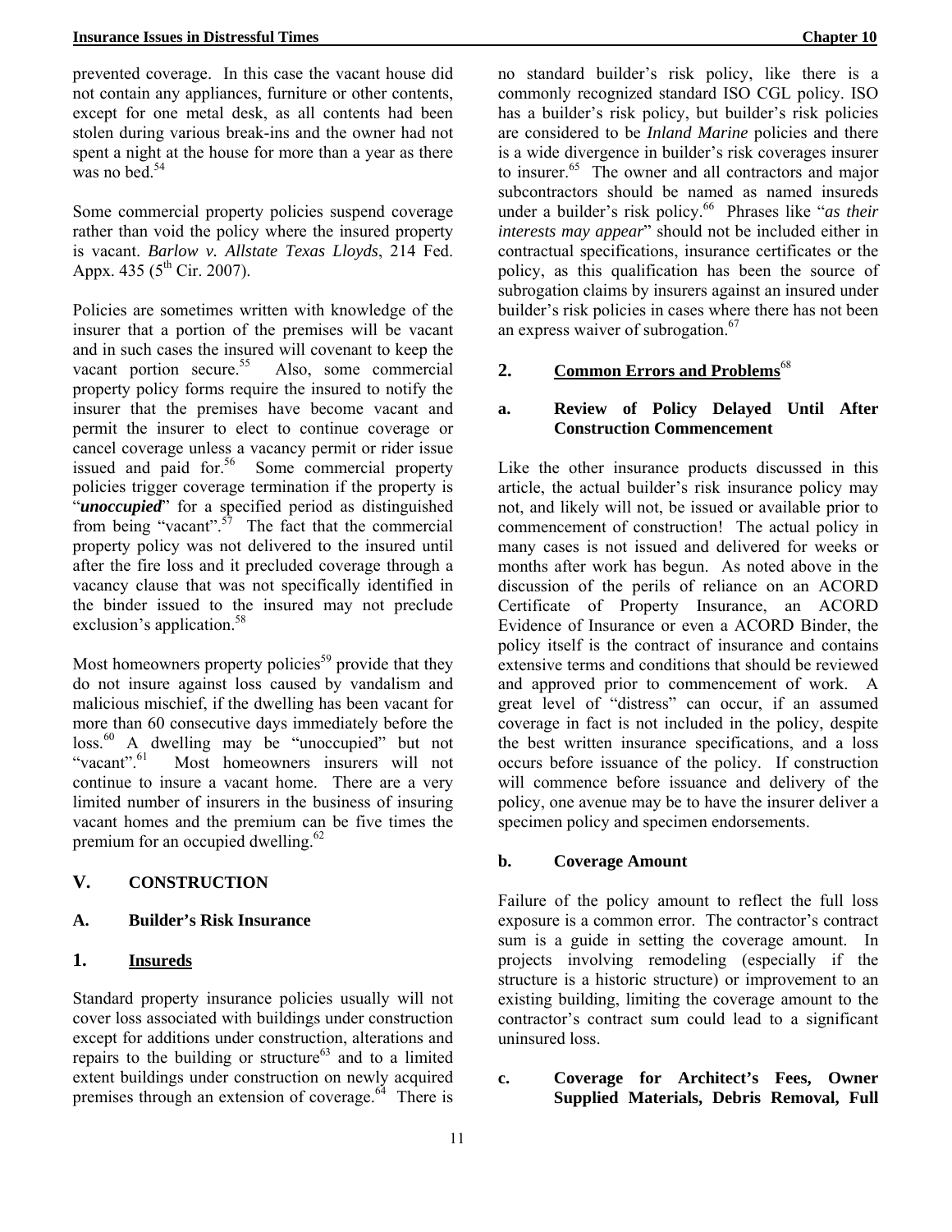prevented coverage. In this case the vacant house did not contain any appliances, furniture or other contents, except for one metal desk, as all contents had been stolen during various break-ins and the owner had not spent a night at the house for more than a year as there was no bed.[54]

Some commercial property policies suspend coverage rather than void the policy where the insured property is vacant. *Barlow v. Allstate Texas Lloyds*, 214 Fed. Appx. 435 (5[th] Cir. 2007).

Policies are sometimes written with knowledge of the insurer that a portion of the premises will be vacant and in such cases the insured will covenant to keep the vacant portion secure.[55] Also, some commercial property policy forms require the insured to notify the insurer that the premises have become vacant and permit the insurer to elect to continue coverage or cancel coverage unless a vacancy permit or rider issue issued and paid for.[56] Some commercial property policies trigger coverage termination if the property is "***unoccupied***" for a specified period as distinguished from being "vacant".[57] The fact that the commercial property policy was not delivered to the insured until after the fire loss and it precluded coverage through a vacancy clause that was not specifically identified in the binder issued to the insured may not preclude exclusion's application.[58]

Most homeowners property policies[59] provide that they do not insure against loss caused by vandalism and malicious mischief, if the dwelling has been vacant for more than 60 consecutive days immediately before the loss.[60] A dwelling may be "unoccupied" but not "vacant".[61] Most homeowners insurers will not continue to insure a vacant home. There are a very limited number of insurers in the business of insuring vacant homes and the premium can be five times the premium for an occupied dwelling.[62]

## V. CONSTRUCTION

### A. Builder's Risk Insurance

#### 1. Insureds

Standard property insurance policies usually will not cover loss associated with buildings under construction except for additions under construction, alterations and repairs to the building or structure[63] and to a limited extent buildings under construction on newly acquired premises through an extension of coverage.[64] There is no standard builder's risk policy, like there is a commonly recognized standard ISO CGL policy. ISO has a builder's risk policy, but builder's risk policies are considered to be *Inland Marine* policies and there is a wide divergence in builder's risk coverages insurer to insurer.[65] The owner and all contractors and major subcontractors should be named as named insureds under a builder's risk policy.[66] Phrases like "*as their interests may appear*" should not be included either in contractual specifications, insurance certificates or the policy, as this qualification has been the source of subrogation claims by insurers against an insured under builder's risk policies in cases where there has not been an express waiver of subrogation.[67]

#### 2. Common Errors and Problems[68]

##### a. Review of Policy Delayed Until After Construction Commencement

Like the other insurance products discussed in this article, the actual builder's risk insurance policy may not, and likely will not, be issued or available prior to commencement of construction! The actual policy in many cases is not issued and delivered for weeks or months after work has begun. As noted above in the discussion of the perils of reliance on an ACORD Certificate of Property Insurance, an ACORD Evidence of Insurance or even a ACORD Binder, the policy itself is the contract of insurance and contains extensive terms and conditions that should be reviewed and approved prior to commencement of work. A great level of "distress" can occur, if an assumed coverage in fact is not included in the policy, despite the best written insurance specifications, and a loss occurs before issuance of the policy. If construction will commence before issuance and delivery of the policy, one avenue may be to have the insurer deliver a specimen policy and specimen endorsements.

##### b. Coverage Amount

Failure of the policy amount to reflect the full loss exposure is a common error. The contractor's contract sum is a guide in setting the coverage amount. In projects involving remodeling (especially if the structure is a historic structure) or improvement to an existing building, limiting the coverage amount to the contractor's contract sum could lead to a significant uninsured loss.

##### c. Coverage for Architect's Fees, Owner Supplied Materials, Debris Removal, Full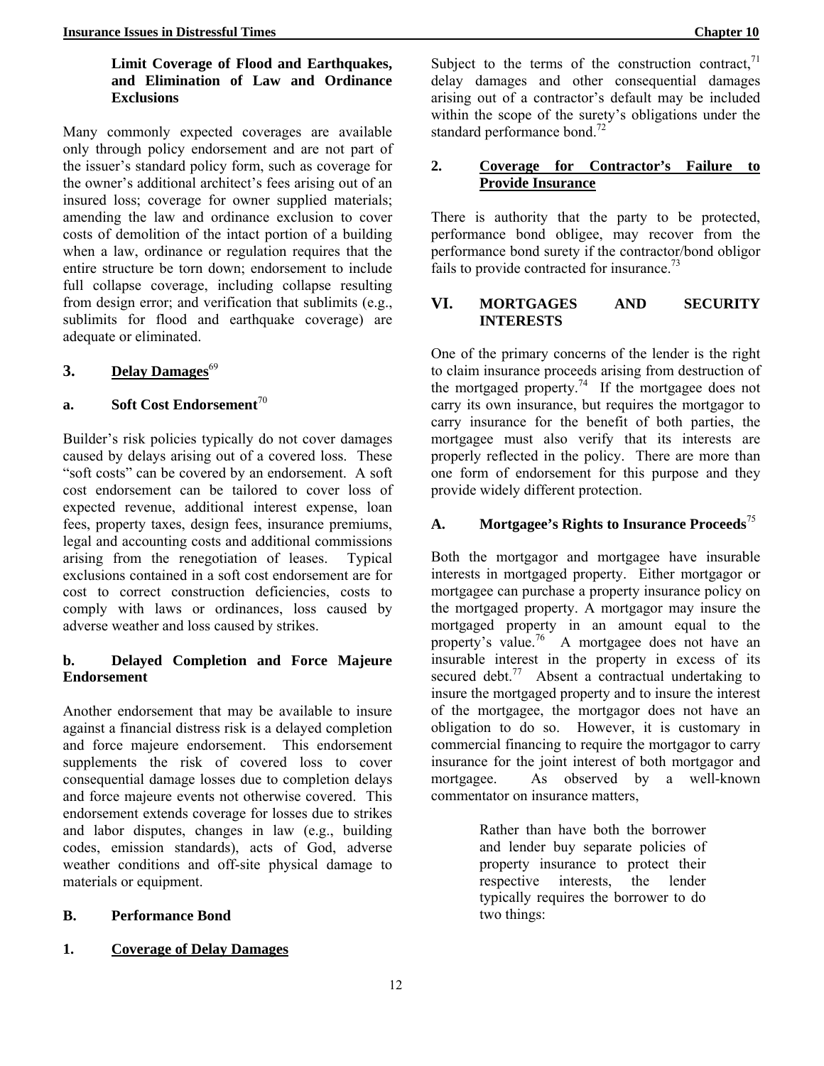**Limit Coverage of Flood and Earthquakes, and Elimination of Law and Ordinance Exclusions**

Many commonly expected coverages are available only through policy endorsement and are not part of the issuer's standard policy form, such as coverage for the owner's additional architect's fees arising out of an insured loss; coverage for owner supplied materials; amending the law and ordinance exclusion to cover costs of demolition of the intact portion of a building when a law, ordinance or regulation requires that the entire structure be torn down; endorsement to include full collapse coverage, including collapse resulting from design error; and verification that sublimits (e.g., sublimits for flood and earthquake coverage) are adequate or eliminated.

### 3. Delay Damages[69]

#### a. Soft Cost Endorsement[70]

Builder's risk policies typically do not cover damages caused by delays arising out of a covered loss. These "soft costs" can be covered by an endorsement. A soft cost endorsement can be tailored to cover loss of expected revenue, additional interest expense, loan fees, property taxes, design fees, insurance premiums, legal and accounting costs and additional commissions arising from the renegotiation of leases. Typical exclusions contained in a soft cost endorsement are for cost to correct construction deficiencies, costs to comply with laws or ordinances, loss caused by adverse weather and loss caused by strikes.

#### b. Delayed Completion and Force Majeure Endorsement

Another endorsement that may be available to insure against a financial distress risk is a delayed completion and force majeure endorsement. This endorsement supplements the risk of covered loss to cover consequential damage losses due to completion delays and force majeure events not otherwise covered. This endorsement extends coverage for losses due to strikes and labor disputes, changes in law (e.g., building codes, emission standards), acts of God, adverse weather conditions and off-site physical damage to materials or equipment.

## B. Performance Bond

### 1. Coverage of Delay Damages

Subject to the terms of the construction contract,[71] delay damages and other consequential damages arising out of a contractor's default may be included within the scope of the surety's obligations under the standard performance bond.[72]

### 2. Coverage for Contractor's Failure to Provide Insurance

There is authority that the party to be protected, performance bond obligee, may recover from the performance bond surety if the contractor/bond obligor fails to provide contracted for insurance.[73]

# VI. MORTGAGES AND SECURITY INTERESTS

One of the primary concerns of the lender is the right to claim insurance proceeds arising from destruction of the mortgaged property.[74] If the mortgagee does not carry its own insurance, but requires the mortgagor to carry insurance for the benefit of both parties, the mortgagee must also verify that its interests are properly reflected in the policy. There are more than one form of endorsement for this purpose and they provide widely different protection.

## A. Mortgagee's Rights to Insurance Proceeds[75]

Both the mortgagor and mortgagee have insurable interests in mortgaged property. Either mortgagor or mortgagee can purchase a property insurance policy on the mortgaged property. A mortgagor may insure the mortgaged property in an amount equal to the property's value.[76] A mortgagee does not have an insurable interest in the property in excess of its secured debt.[77] Absent a contractual undertaking to insure the mortgaged property and to insure the interest of the mortgagee, the mortgagor does not have an obligation to do so. However, it is customary in commercial financing to require the mortgagor to carry insurance for the joint interest of both mortgagor and mortgagee. As observed by a well-known commentator on insurance matters,

> Rather than have both the borrower and lender buy separate policies of property insurance to protect their respective interests, the lender typically requires the borrower to do two things: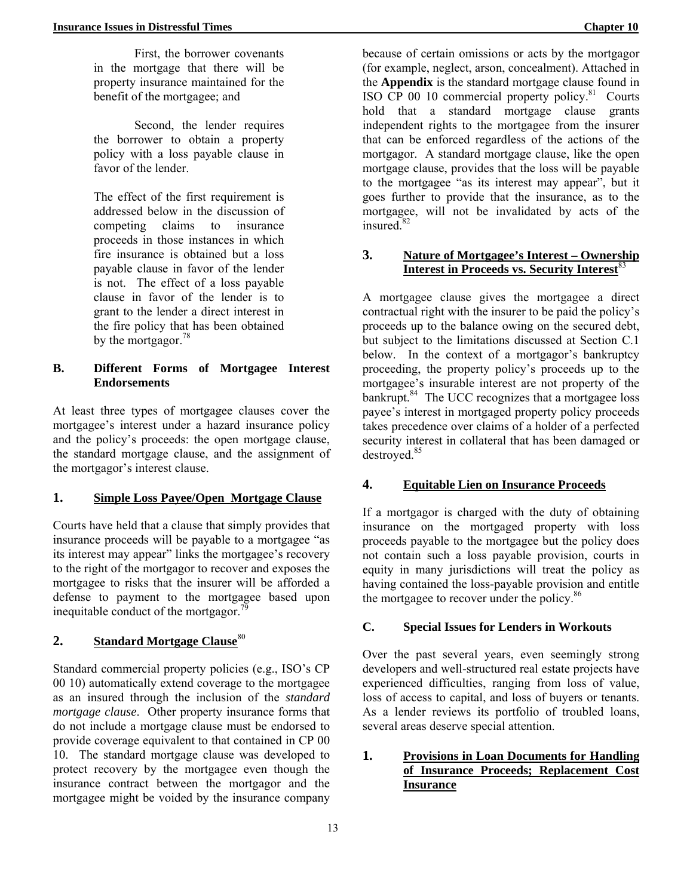First, the borrower covenants in the mortgage that there will be property insurance maintained for the benefit of the mortgagee; and

Second, the lender requires the borrower to obtain a property policy with a loss payable clause in favor of the lender.

The effect of the first requirement is addressed below in the discussion of competing claims to insurance proceeds in those instances in which fire insurance is obtained but a loss payable clause in favor of the lender is not. The effect of a loss payable clause in favor of the lender is to grant to the lender a direct interest in the fire policy that has been obtained by the mortgagor.[78]

## B. Different Forms of Mortgagee Interest Endorsements

At least three types of mortgagee clauses cover the mortgagee's interest under a hazard insurance policy and the policy's proceeds: the open mortgage clause, the standard mortgage clause, and the assignment of the mortgagor's interest clause.

### 1. Simple Loss Payee/Open Mortgage Clause

Courts have held that a clause that simply provides that insurance proceeds will be payable to a mortgagee "as its interest may appear" links the mortgagee's recovery to the right of the mortgagor to recover and exposes the mortgagee to risks that the insurer will be afforded a defense to payment to the mortgagee based upon inequitable conduct of the mortgagor.[79]

### 2. Standard Mortgage Clause[80]

Standard commercial property policies (e.g., ISO's CP 00 10) automatically extend coverage to the mortgagee as an insured through the inclusion of the *standard mortgage clause*. Other property insurance forms that do not include a mortgage clause must be endorsed to provide coverage equivalent to that contained in CP 00 10. The standard mortgage clause was developed to protect recovery by the mortgagee even though the insurance contract between the mortgagor and the mortgagee might be voided by the insurance company because of certain omissions or acts by the mortgagor (for example, neglect, arson, concealment). Attached in the **Appendix** is the standard mortgage clause found in ISO CP 00 10 commercial property policy.[81] Courts hold that a standard mortgage clause grants independent rights to the mortgagee from the insurer that can be enforced regardless of the actions of the mortgagor. A standard mortgage clause, like the open mortgage clause, provides that the loss will be payable to the mortgagee "as its interest may appear", but it goes further to provide that the insurance, as to the mortgagee, will not be invalidated by acts of the insured.[82]

### 3. Nature of Mortgagee's Interest – Ownership Interest in Proceeds vs. Security Interest[83]

A mortgagee clause gives the mortgagee a direct contractual right with the insurer to be paid the policy's proceeds up to the balance owing on the secured debt, but subject to the limitations discussed at Section C.1 below. In the context of a mortgagor's bankruptcy proceeding, the property policy's proceeds up to the mortgagee's insurable interest are not property of the bankrupt.[84] The UCC recognizes that a mortgagee loss payee's interest in mortgaged property policy proceeds takes precedence over claims of a holder of a perfected security interest in collateral that has been damaged or destroyed.[85]

### 4. Equitable Lien on Insurance Proceeds

If a mortgagor is charged with the duty of obtaining insurance on the mortgaged property with loss proceeds payable to the mortgagee but the policy does not contain such a loss payable provision, courts in equity in many jurisdictions will treat the policy as having contained the loss-payable provision and entitle the mortgagee to recover under the policy.[86]

## C. Special Issues for Lenders in Workouts

Over the past several years, even seemingly strong developers and well-structured real estate projects have experienced difficulties, ranging from loss of value, loss of access to capital, and loss of buyers or tenants. As a lender reviews its portfolio of troubled loans, several areas deserve special attention.

### 1. Provisions in Loan Documents for Handling of Insurance Proceeds; Replacement Cost Insurance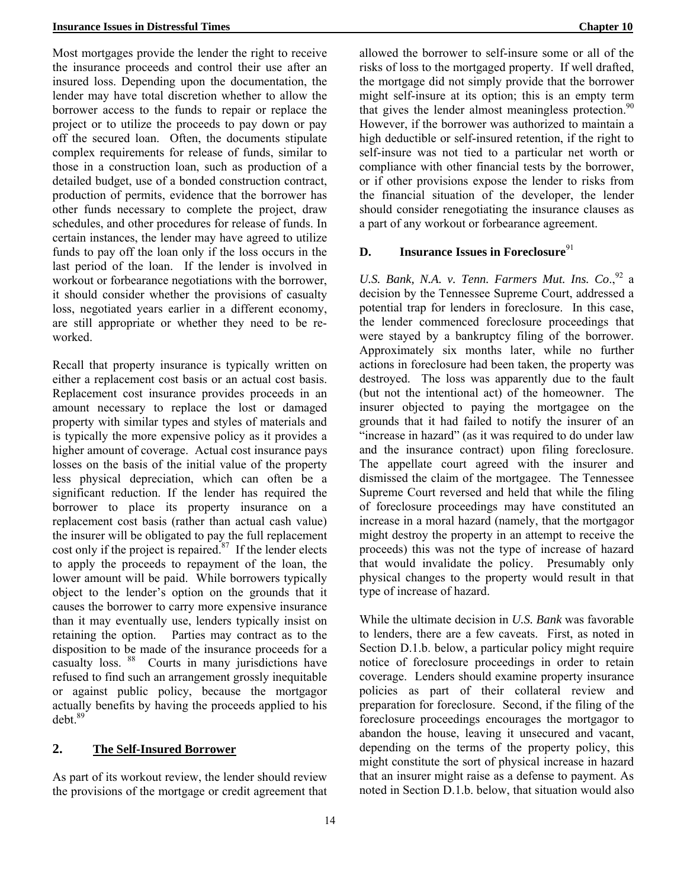Most mortgages provide the lender the right to receive the insurance proceeds and control their use after an insured loss. Depending upon the documentation, the lender may have total discretion whether to allow the borrower access to the funds to repair or replace the project or to utilize the proceeds to pay down or pay off the secured loan. Often, the documents stipulate complex requirements for release of funds, similar to those in a construction loan, such as production of a detailed budget, use of a bonded construction contract, production of permits, evidence that the borrower has other funds necessary to complete the project, draw schedules, and other procedures for release of funds. In certain instances, the lender may have agreed to utilize funds to pay off the loan only if the loss occurs in the last period of the loan. If the lender is involved in workout or forbearance negotiations with the borrower, it should consider whether the provisions of casualty loss, negotiated years earlier in a different economy, are still appropriate or whether they need to be re-worked.

Recall that property insurance is typically written on either a replacement cost basis or an actual cost basis. Replacement cost insurance provides proceeds in an amount necessary to replace the lost or damaged property with similar types and styles of materials and is typically the more expensive policy as it provides a higher amount of coverage. Actual cost insurance pays losses on the basis of the initial value of the property less physical depreciation, which can often be a significant reduction. If the lender has required the borrower to place its property insurance on a replacement cost basis (rather than actual cash value) the insurer will be obligated to pay the full replacement cost only if the project is repaired.[87] If the lender elects to apply the proceeds to repayment of the loan, the lower amount will be paid. While borrowers typically object to the lender's option on the grounds that it causes the borrower to carry more expensive insurance than it may eventually use, lenders typically insist on retaining the option. Parties may contract as to the disposition to be made of the insurance proceeds for a casualty loss.[88] Courts in many jurisdictions have refused to find such an arrangement grossly inequitable or against public policy, because the mortgagor actually benefits by having the proceeds applied to his debt.[89]

## 2. The Self-Insured Borrower

As part of its workout review, the lender should review the provisions of the mortgage or credit agreement that allowed the borrower to self-insure some or all of the risks of loss to the mortgaged property. If well drafted, the mortgage did not simply provide that the borrower might self-insure at its option; this is an empty term that gives the lender almost meaningless protection.[90] However, if the borrower was authorized to maintain a high deductible or self-insured retention, if the right to self-insure was not tied to a particular net worth or compliance with other financial tests by the borrower, or if other provisions expose the lender to risks from the financial situation of the developer, the lender should consider renegotiating the insurance clauses as a part of any workout or forbearance agreement.

## D. Insurance Issues in Foreclosure[91]

*U.S. Bank, N.A. v. Tenn. Farmers Mut. Ins. Co.*,[92] a decision by the Tennessee Supreme Court, addressed a potential trap for lenders in foreclosure. In this case, the lender commenced foreclosure proceedings that were stayed by a bankruptcy filing of the borrower. Approximately six months later, while no further actions in foreclosure had been taken, the property was destroyed. The loss was apparently due to the fault (but not the intentional act) of the homeowner. The insurer objected to paying the mortgagee on the grounds that it had failed to notify the insurer of an "increase in hazard" (as it was required to do under law and the insurance contract) upon filing foreclosure. The appellate court agreed with the insurer and dismissed the claim of the mortgagee. The Tennessee Supreme Court reversed and held that while the filing of foreclosure proceedings may have constituted an increase in a moral hazard (namely, that the mortgagor might destroy the property in an attempt to receive the proceeds) this was not the type of increase of hazard that would invalidate the policy. Presumably only physical changes to the property would result in that type of increase of hazard.

While the ultimate decision in *U.S. Bank* was favorable to lenders, there are a few caveats. First, as noted in Section D.1.b. below, a particular policy might require notice of foreclosure proceedings in order to retain coverage. Lenders should examine property insurance policies as part of their collateral review and preparation for foreclosure. Second, if the filing of the foreclosure proceedings encourages the mortgagor to abandon the house, leaving it unsecured and vacant, depending on the terms of the property policy, this might constitute the sort of physical increase in hazard that an insurer might raise as a defense to payment. As noted in Section D.1.b. below, that situation would also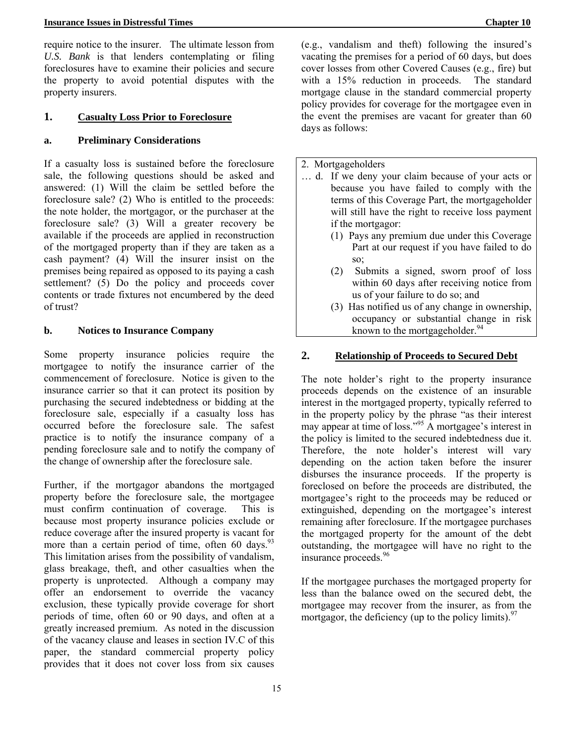require notice to the insurer. The ultimate lesson from *U.S. Bank* is that lenders contemplating or filing foreclosures have to examine their policies and secure the property to avoid potential disputes with the property insurers.

## 1. Casualty Loss Prior to Foreclosure

### a. Preliminary Considerations

If a casualty loss is sustained before the foreclosure sale, the following questions should be asked and answered: (1) Will the claim be settled before the foreclosure sale? (2) Who is entitled to the proceeds: the note holder, the mortgagor, or the purchaser at the foreclosure sale? (3) Will a greater recovery be available if the proceeds are applied in reconstruction of the mortgaged property than if they are taken as a cash payment? (4) Will the insurer insist on the premises being repaired as opposed to its paying a cash settlement? (5) Do the policy and proceeds cover contents or trade fixtures not encumbered by the deed of trust?

### b. Notices to Insurance Company

Some property insurance policies require the mortgagee to notify the insurance carrier of the commencement of foreclosure. Notice is given to the insurance carrier so that it can protect its position by purchasing the secured indebtedness or bidding at the foreclosure sale, especially if a casualty loss has occurred before the foreclosure sale. The safest practice is to notify the insurance company of a pending foreclosure sale and to notify the company of the change of ownership after the foreclosure sale.

Further, if the mortgagor abandons the mortgaged property before the foreclosure sale, the mortgagee must confirm continuation of coverage. This is because most property insurance policies exclude or reduce coverage after the insured property is vacant for more than a certain period of time, often 60 days.[93] This limitation arises from the possibility of vandalism, glass breakage, theft, and other casualties when the property is unprotected. Although a company may offer an endorsement to override the vacancy exclusion, these typically provide coverage for short periods of time, often 60 or 90 days, and often at a greatly increased premium. As noted in the discussion of the vacancy clause and leases in section IV.C of this paper, the standard commercial property policy provides that it does not cover loss from six causes (e.g., vandalism and theft) following the insured's vacating the premises for a period of 60 days, but does cover losses from other Covered Causes (e.g., fire) but with a 15% reduction in proceeds. The standard mortgage clause in the standard commercial property policy provides for coverage for the mortgagee even in the event the premises are vacant for greater than 60 days as follows:

> 2. Mortgageholders
>
> … d. If we deny your claim because of your acts or because you have failed to comply with the terms of this Coverage Part, the mortgageholder will still have the right to receive loss payment if the mortgagor:
>
> (1) Pays any premium due under this Coverage Part at our request if you have failed to do so;
>
> (2) Submits a signed, sworn proof of loss within 60 days after receiving notice from us of your failure to do so; and
>
> (3) Has notified us of any change in ownership, occupancy or substantial change in risk known to the mortgageholder.[94]

## 2. Relationship of Proceeds to Secured Debt

The note holder's right to the property insurance proceeds depends on the existence of an insurable interest in the mortgaged property, typically referred to in the property policy by the phrase "as their interest may appear at time of loss."[95] A mortgagee's interest in the policy is limited to the secured indebtedness due it. Therefore, the note holder's interest will vary depending on the action taken before the insurer disburses the insurance proceeds. If the property is foreclosed on before the proceeds are distributed, the mortgagee's right to the proceeds may be reduced or extinguished, depending on the mortgagee's interest remaining after foreclosure. If the mortgagee purchases the mortgaged property for the amount of the debt outstanding, the mortgagee will have no right to the insurance proceeds.[96]

If the mortgagee purchases the mortgaged property for less than the balance owed on the secured debt, the mortgagee may recover from the insurer, as from the mortgagor, the deficiency (up to the policy limits).[97]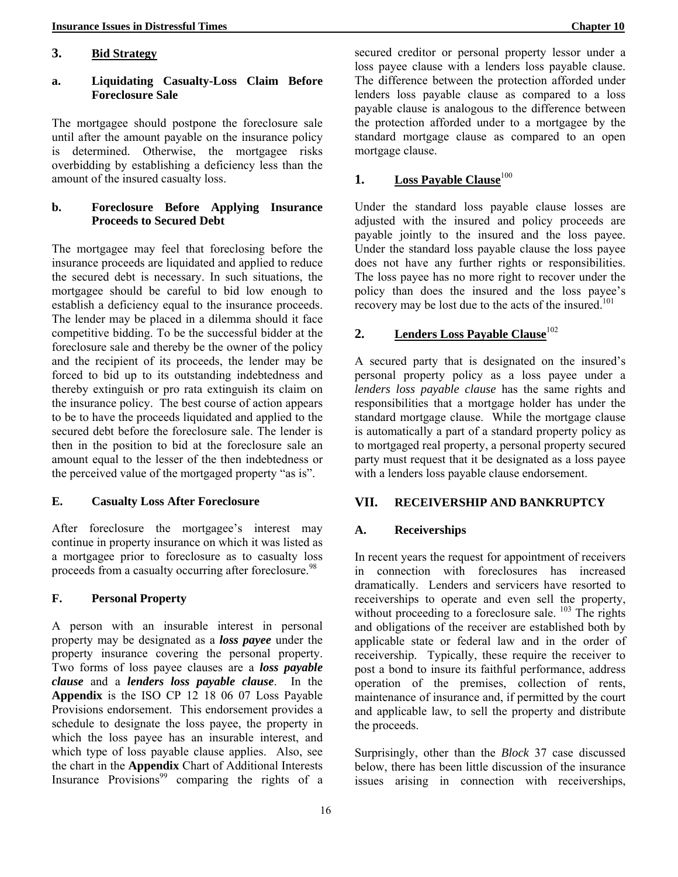### 3. Bid Strategy

#### a. Liquidating Casualty-Loss Claim Before Foreclosure Sale

The mortgagee should postpone the foreclosure sale until after the amount payable on the insurance policy is determined. Otherwise, the mortgagee risks overbidding by establishing a deficiency less than the amount of the insured casualty loss.

#### b. Foreclosure Before Applying Insurance Proceeds to Secured Debt

The mortgagee may feel that foreclosing before the insurance proceeds are liquidated and applied to reduce the secured debt is necessary. In such situations, the mortgagee should be careful to bid low enough to establish a deficiency equal to the insurance proceeds. The lender may be placed in a dilemma should it face competitive bidding. To be the successful bidder at the foreclosure sale and thereby be the owner of the policy and the recipient of its proceeds, the lender may be forced to bid up to its outstanding indebtedness and thereby extinguish or pro rata extinguish its claim on the insurance policy. The best course of action appears to be to have the proceeds liquidated and applied to the secured debt before the foreclosure sale. The lender is then in the position to bid at the foreclosure sale an amount equal to the lesser of the then indebtedness or the perceived value of the mortgaged property "as is".

## E. Casualty Loss After Foreclosure

After foreclosure the mortgagee's interest may continue in property insurance on which it was listed as a mortgagee prior to foreclosure as to casualty loss proceeds from a casualty occurring after foreclosure.[98]

## F. Personal Property

A person with an insurable interest in personal property may be designated as a ***loss payee*** under the property insurance covering the personal property. Two forms of loss payee clauses are a ***loss payable clause*** and a ***lenders loss payable clause***. In the **Appendix** is the ISO CP 12 18 06 07 Loss Payable Provisions endorsement. This endorsement provides a schedule to designate the loss payee, the property in which the loss payee has an insurable interest, and which type of loss payable clause applies. Also, see the chart in the **Appendix** Chart of Additional Interests Insurance Provisions[99] comparing the rights of a secured creditor or personal property lessor under a loss payee clause with a lenders loss payable clause. The difference between the protection afforded under lenders loss payable clause as compared to a loss payable clause is analogous to the difference between the protection afforded under to a mortgagee by the standard mortgage clause as compared to an open mortgage clause.

### 1. Loss Payable Clause[100]

Under the standard loss payable clause losses are adjusted with the insured and policy proceeds are payable jointly to the insured and the loss payee. Under the standard loss payable clause the loss payee does not have any further rights or responsibilities. The loss payee has no more right to recover under the policy than does the insured and the loss payee's recovery may be lost due to the acts of the insured.[101]

### 2. Lenders Loss Payable Clause[102]

A secured party that is designated on the insured's personal property policy as a loss payee under a *lenders loss payable clause* has the same rights and responsibilities that a mortgage holder has under the standard mortgage clause. While the mortgage clause is automatically a part of a standard property policy as to mortgaged real property, a personal property secured party must request that it be designated as a loss payee with a lenders loss payable clause endorsement.

# VII. RECEIVERSHIP AND BANKRUPTCY

## A. Receiverships

In recent years the request for appointment of receivers in connection with foreclosures has increased dramatically. Lenders and servicers have resorted to receiverships to operate and even sell the property, without proceeding to a foreclosure sale. [103] The rights and obligations of the receiver are established both by applicable state or federal law and in the order of receivership. Typically, these require the receiver to post a bond to insure its faithful performance, address operation of the premises, collection of rents, maintenance of insurance and, if permitted by the court and applicable law, to sell the property and distribute the proceeds.

Surprisingly, other than the *Block* 37 case discussed below, there has been little discussion of the insurance issues arising in connection with receiverships,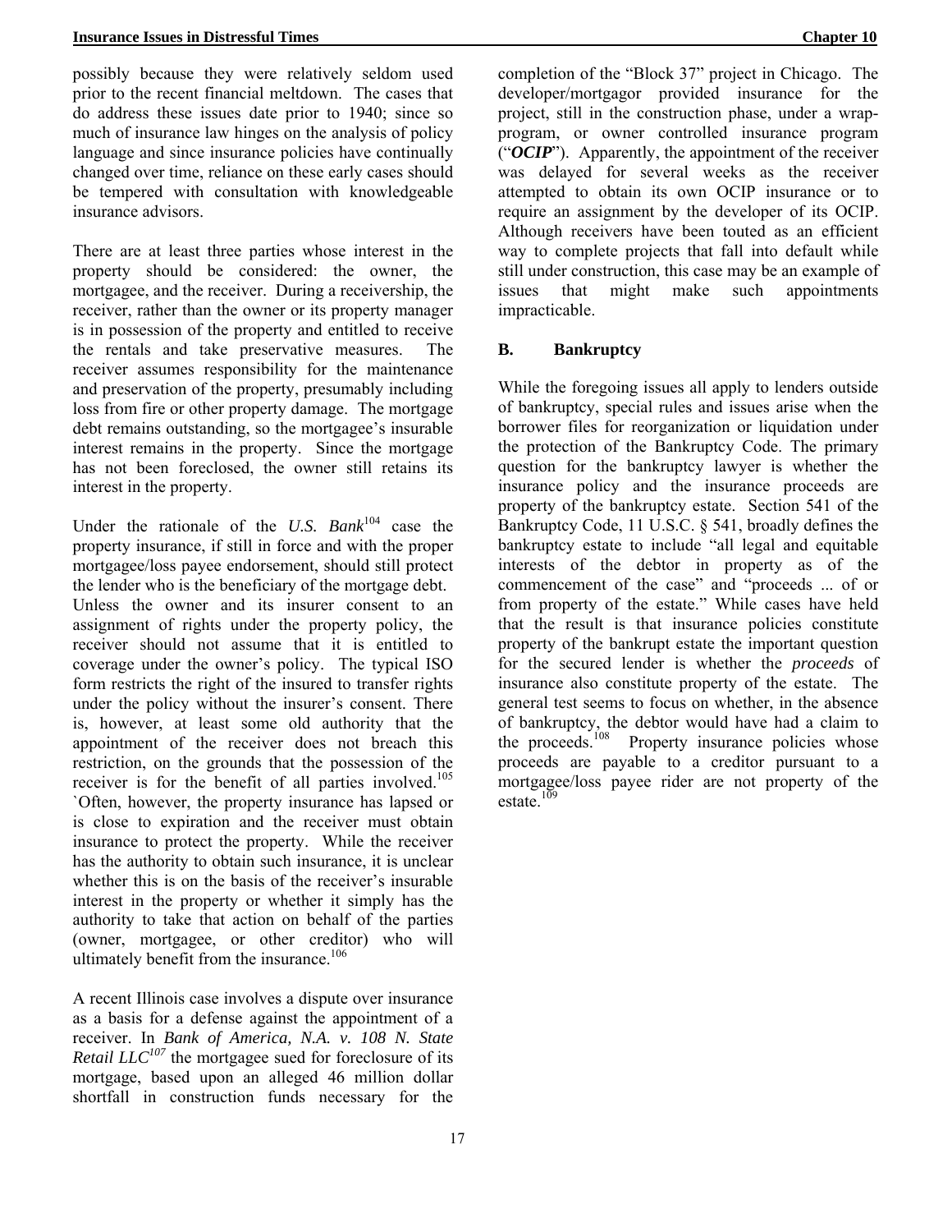possibly because they were relatively seldom used prior to the recent financial meltdown. The cases that do address these issues date prior to 1940; since so much of insurance law hinges on the analysis of policy language and since insurance policies have continually changed over time, reliance on these early cases should be tempered with consultation with knowledgeable insurance advisors.

There are at least three parties whose interest in the property should be considered: the owner, the mortgagee, and the receiver. During a receivership, the receiver, rather than the owner or its property manager is in possession of the property and entitled to receive the rentals and take preservative measures. The receiver assumes responsibility for the maintenance and preservation of the property, presumably including loss from fire or other property damage. The mortgage debt remains outstanding, so the mortgagee's insurable interest remains in the property. Since the mortgage has not been foreclosed, the owner still retains its interest in the property.

Under the rationale of the *U.S. Bank*[104] case the property insurance, if still in force and with the proper mortgagee/loss payee endorsement, should still protect the lender who is the beneficiary of the mortgage debt. Unless the owner and its insurer consent to an assignment of rights under the property policy, the receiver should not assume that it is entitled to coverage under the owner's policy. The typical ISO form restricts the right of the insured to transfer rights under the policy without the insurer's consent. There is, however, at least some old authority that the appointment of the receiver does not breach this restriction, on the grounds that the possession of the receiver is for the benefit of all parties involved.[105] `Often, however, the property insurance has lapsed or is close to expiration and the receiver must obtain insurance to protect the property. While the receiver has the authority to obtain such insurance, it is unclear whether this is on the basis of the receiver's insurable interest in the property or whether it simply has the authority to take that action on behalf of the parties (owner, mortgagee, or other creditor) who will ultimately benefit from the insurance.[106]

A recent Illinois case involves a dispute over insurance as a basis for a defense against the appointment of a receiver. In *Bank of America, N.A. v. 108 N. State Retail LLC*[107] the mortgagee sued for foreclosure of its mortgage, based upon an alleged 46 million dollar shortfall in construction funds necessary for the completion of the "Block 37" project in Chicago. The developer/mortgagor provided insurance for the project, still in the construction phase, under a wrap-program, or owner controlled insurance program ("***OCIP***"). Apparently, the appointment of the receiver was delayed for several weeks as the receiver attempted to obtain its own OCIP insurance or to require an assignment by the developer of its OCIP. Although receivers have been touted as an efficient way to complete projects that fall into default while still under construction, this case may be an example of issues that might make such appointments impracticable.

## B. Bankruptcy

While the foregoing issues all apply to lenders outside of bankruptcy, special rules and issues arise when the borrower files for reorganization or liquidation under the protection of the Bankruptcy Code. The primary question for the bankruptcy lawyer is whether the insurance policy and the insurance proceeds are property of the bankruptcy estate. Section 541 of the Bankruptcy Code, 11 U.S.C. § 541, broadly defines the bankruptcy estate to include "all legal and equitable interests of the debtor in property as of the commencement of the case" and "proceeds ... of or from property of the estate." While cases have held that the result is that insurance policies constitute property of the bankrupt estate the important question for the secured lender is whether the *proceeds* of insurance also constitute property of the estate. The general test seems to focus on whether, in the absence of bankruptcy, the debtor would have had a claim to the proceeds.[108] Property insurance policies whose proceeds are payable to a creditor pursuant to a mortgagee/loss payee rider are not property of the estate.[109]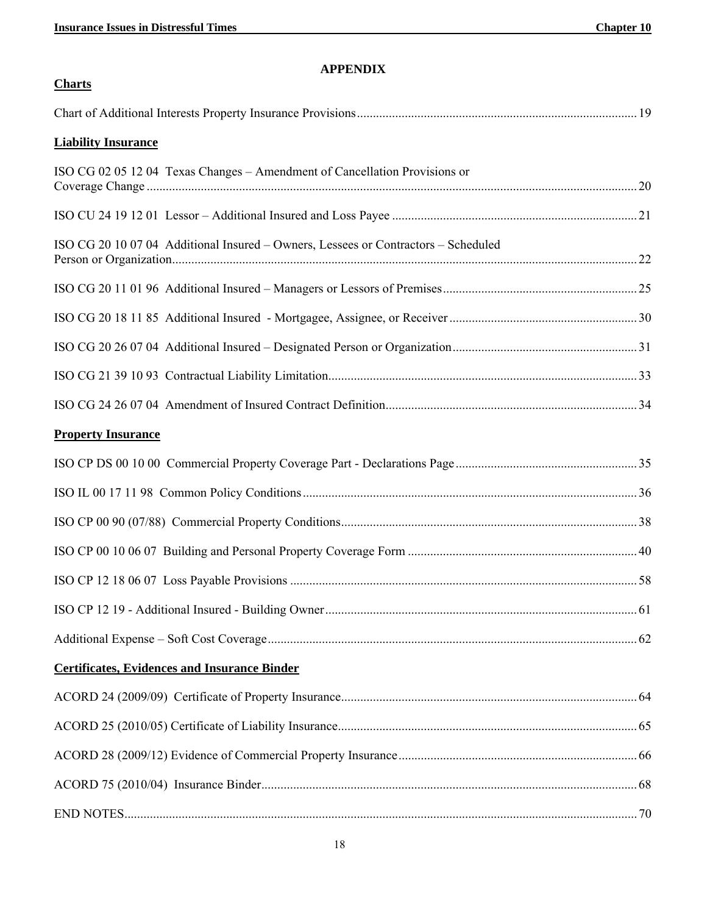# APPENDIX

## Charts

Chart of Additional Interests Property Insurance Provisions .......... 19

## Liability Insurance

ISO CG 02 05 12 04 Texas Changes – Amendment of Cancellation Provisions or Coverage Change .......... 20

ISO CU 24 19 12 01 Lessor – Additional Insured and Loss Payee .......... 21

ISO CG 20 10 07 04 Additional Insured – Owners, Lessees or Contractors – Scheduled Person or Organization .......... 22

ISO CG 20 11 01 96 Additional Insured – Managers or Lessors of Premises .......... 25

ISO CG 20 18 11 85 Additional Insured - Mortgagee, Assignee, or Receiver .......... 30

ISO CG 20 26 07 04 Additional Insured – Designated Person or Organization .......... 31

ISO CG 21 39 10 93 Contractual Liability Limitation .......... 33

ISO CG 24 26 07 04 Amendment of Insured Contract Definition .......... 34

## Property Insurance

ISO CP DS 00 10 00 Commercial Property Coverage Part - Declarations Page .......... 35

ISO IL 00 17 11 98 Common Policy Conditions .......... 36

ISO CP 00 90 (07/88) Commercial Property Conditions .......... 38

ISO CP 00 10 06 07 Building and Personal Property Coverage Form .......... 40

ISO CP 12 18 06 07 Loss Payable Provisions .......... 58

ISO CP 12 19 - Additional Insured - Building Owner .......... 61

Additional Expense – Soft Cost Coverage .......... 62

## Certificates, Evidences and Insurance Binder

ACORD 24 (2009/09) Certificate of Property Insurance .......... 64

ACORD 25 (2010/05) Certificate of Liability Insurance .......... 65

ACORD 28 (2009/12) Evidence of Commercial Property Insurance .......... 66

ACORD 75 (2010/04) Insurance Binder .......... 68

END NOTES .......... 70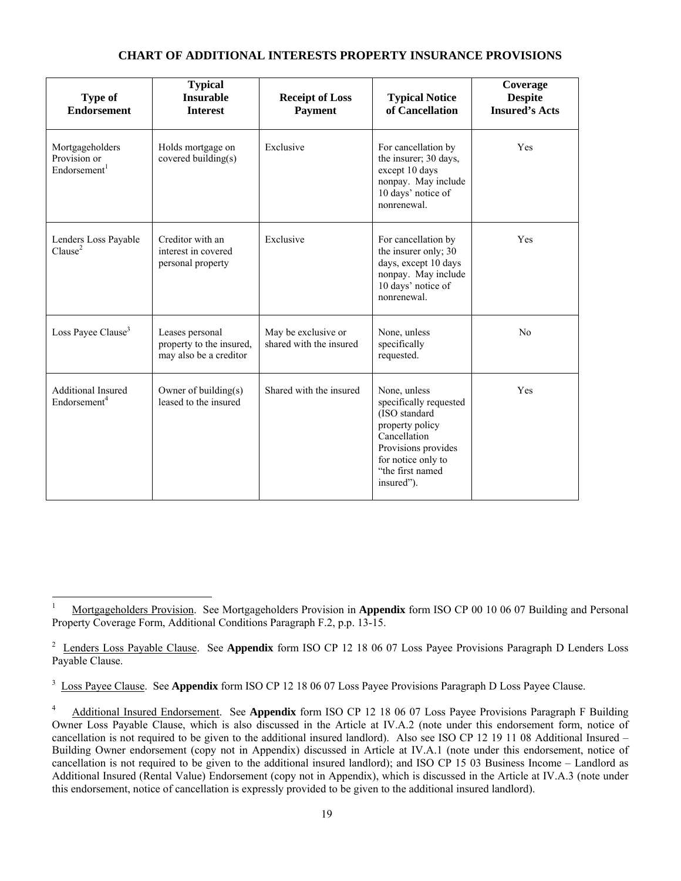## CHART OF ADDITIONAL INTERESTS PROPERTY INSURANCE PROVISIONS

| Type of Endorsement | Typical Insurable Interest | Receipt of Loss Payment | Typical Notice of Cancellation | Coverage Despite Insured's Acts |
|---|---|---|---|---|
| Mortgageholders Provision or Endorsement[1] | Holds mortgage on covered building(s) | Exclusive | For cancellation by the insurer; 30 days, except 10 days nonpay. May include 10 days' notice of nonrenewal. | Yes |
| Lenders Loss Payable Clause[2] | Creditor with an interest in covered personal property | Exclusive | For cancellation by the insurer only; 30 days, except 10 days nonpay. May include 10 days' notice of nonrenewal. | Yes |
| Loss Payee Clause[3] | Leases personal property to the insured, may also be a creditor | May be exclusive or shared with the insured | None, unless specifically requested. | No |
| Additional Insured Endorsement[4] | Owner of building(s) leased to the insured | Shared with the insured | None, unless specifically requested (ISO standard property policy Cancellation Provisions provides for notice only to "the first named insured"). | Yes |

[1] Mortgageholders Provision. See Mortgageholders Provision in **Appendix** form ISO CP 00 10 06 07 Building and Personal Property Coverage Form, Additional Conditions Paragraph F.2, p.p. 13-15.

[2] Lenders Loss Payable Clause. See **Appendix** form ISO CP 12 18 06 07 Loss Payee Provisions Paragraph D Lenders Loss Payable Clause.

[3] Loss Payee Clause. See **Appendix** form ISO CP 12 18 06 07 Loss Payee Provisions Paragraph D Loss Payee Clause.

[4] Additional Insured Endorsement. See **Appendix** form ISO CP 12 18 06 07 Loss Payee Provisions Paragraph F Building Owner Loss Payable Clause, which is also discussed in the Article at IV.A.2 (note under this endorsement form, notice of cancellation is not required to be given to the additional insured landlord). Also see ISO CP 12 19 11 08 Additional Insured – Building Owner endorsement (copy not in Appendix) discussed in Article at IV.A.1 (note under this endorsement, notice of cancellation is not required to be given to the additional insured landlord); and ISO CP 15 03 Business Income – Landlord as Additional Insured (Rental Value) Endorsement (copy not in Appendix), which is discussed in the Article at IV.A.3 (note under this endorsement, notice of cancellation is expressly provided to be given to the additional insured landlord).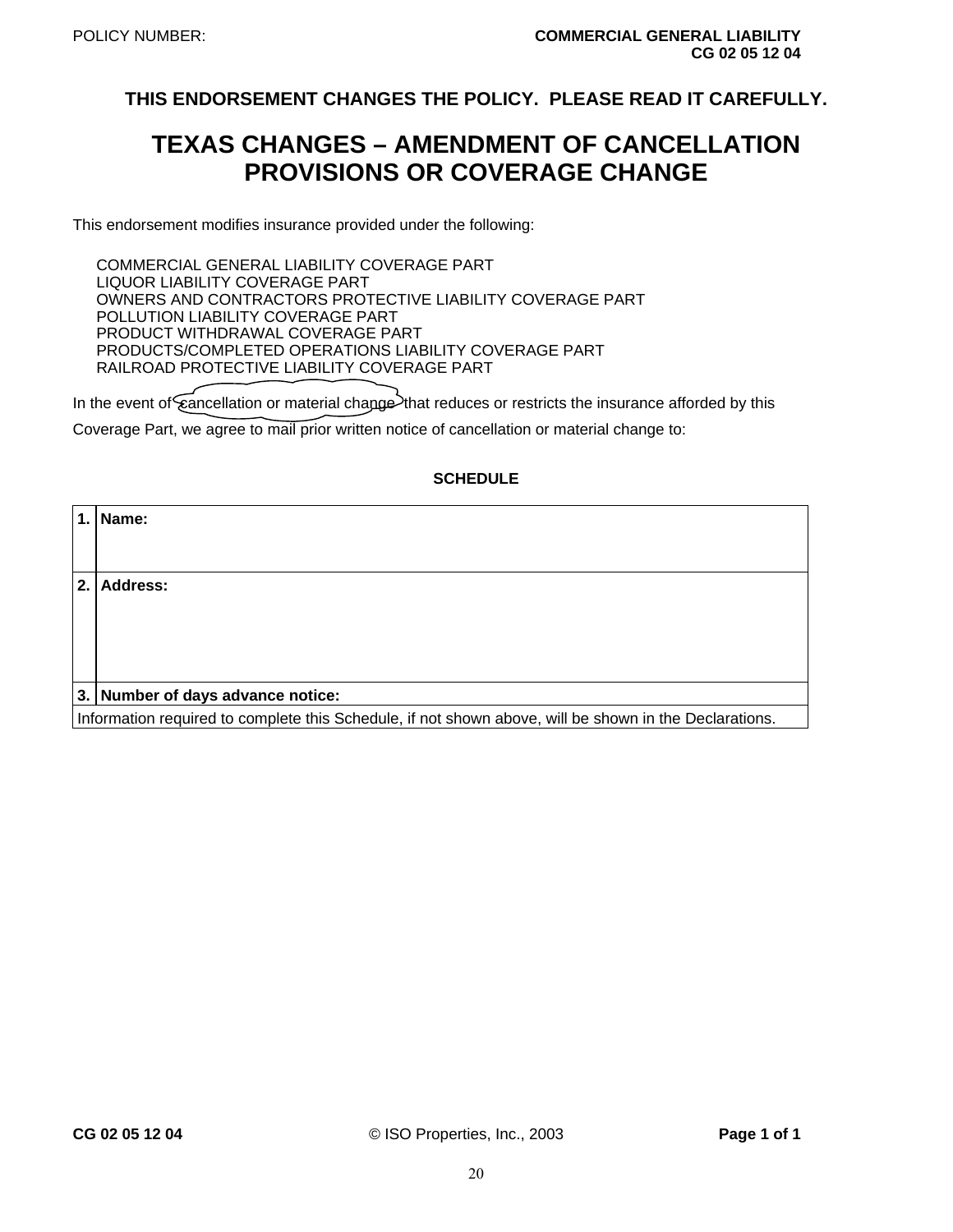POLICY NUMBER: **COMMERCIAL GENERAL LIABILITY**
**CG 02 05 12 04**

**THIS ENDORSEMENT CHANGES THE POLICY. PLEASE READ IT CAREFULLY.**

# TEXAS CHANGES – AMENDMENT OF CANCELLATION PROVISIONS OR COVERAGE CHANGE

This endorsement modifies insurance provided under the following:

COMMERCIAL GENERAL LIABILITY COVERAGE PART
LIQUOR LIABILITY COVERAGE PART
OWNERS AND CONTRACTORS PROTECTIVE LIABILITY COVERAGE PART
POLLUTION LIABILITY COVERAGE PART
PRODUCT WITHDRAWAL COVERAGE PART
PRODUCTS/COMPLETED OPERATIONS LIABILITY COVERAGE PART
RAILROAD PROTECTIVE LIABILITY COVERAGE PART

In the event of cancellation or material change that reduces or restricts the insurance afforded by this Coverage Part, we agree to mail prior written notice of cancellation or material change to:

**SCHEDULE**

| | |
|---|---|
| **1.** | **Name:** |
| **2.** | **Address:** |
| **3.** | **Number of days advance notice:** |
| Information required to complete this Schedule, if not shown above, will be shown in the Declarations. | |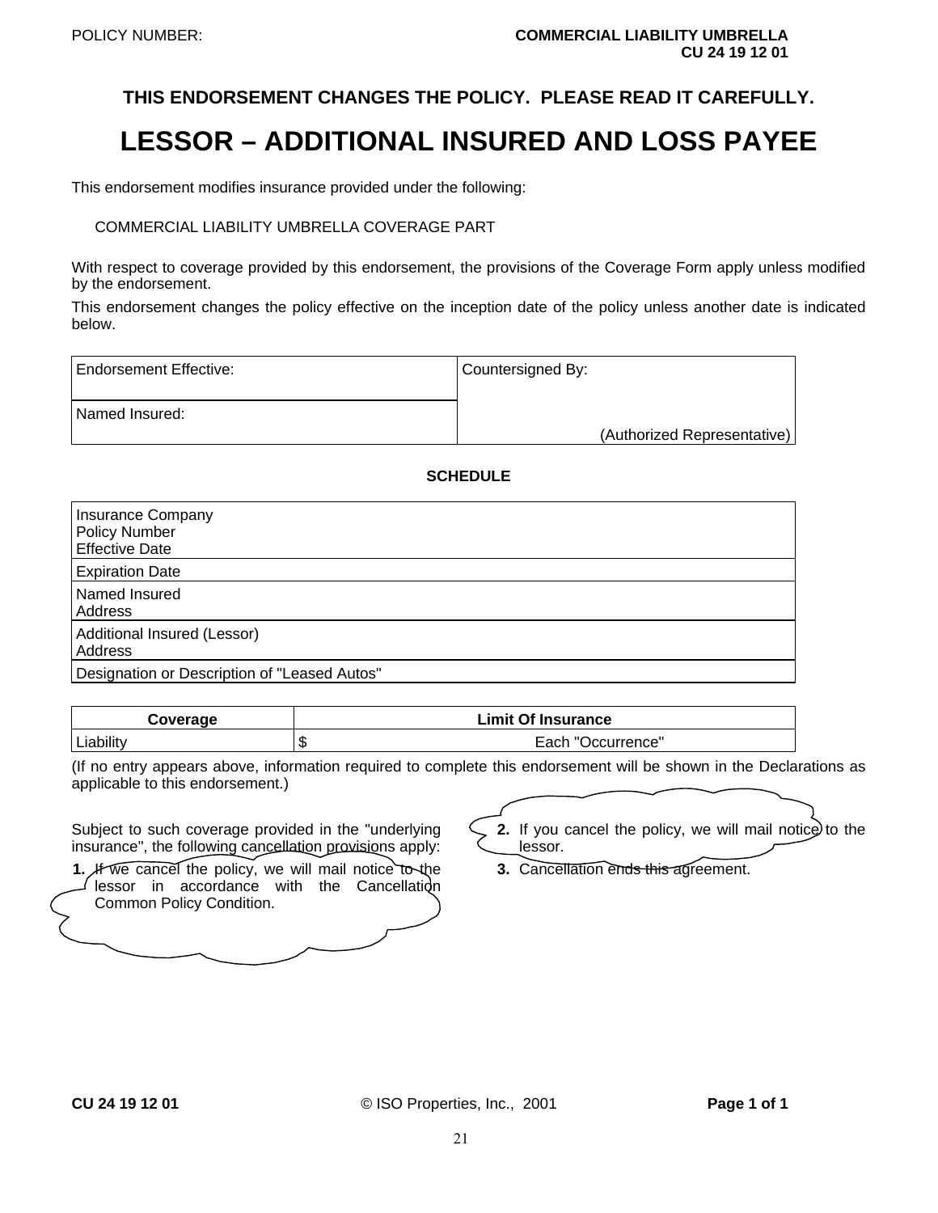POLICY NUMBER: **COMMERCIAL LIABILITY UMBRELLA**
**CU 24 19 12 01**

**THIS ENDORSEMENT CHANGES THE POLICY. PLEASE READ IT CAREFULLY.**

# LESSOR – ADDITIONAL INSURED AND LOSS PAYEE

This endorsement modifies insurance provided under the following:

COMMERCIAL LIABILITY UMBRELLA COVERAGE PART

With respect to coverage provided by this endorsement, the provisions of the Coverage Form apply unless modified by the endorsement.

This endorsement changes the policy effective on the inception date of the policy unless another date is indicated below.

| Endorsement Effective: | Countersigned By: |
|---|---|
| Named Insured: | (Authorized Representative) |

**SCHEDULE**

| |
|---|
| Insurance Company<br>Policy Number<br>Effective Date |
| Expiration Date |
| Named Insured<br>Address |
| Additional Insured (Lessor)<br>Address |
| Designation or Description of "Leased Autos" |

| Coverage | Limit Of Insurance |
|---|---|
| Liability | $ Each "Occurrence" |

(If no entry appears above, information required to complete this endorsement will be shown in the Declarations as applicable to this endorsement.)

Subject to such coverage provided in the "underlying insurance", the following cancellation provisions apply:

1. If we cancel the policy, we will mail notice to the lessor in accordance with the Cancellation Common Policy Condition.
2. If you cancel the policy, we will mail notice to the lessor.
3. Cancellation ends this agreement.

CU 24 19 12 01 © ISO Properties, Inc., 2001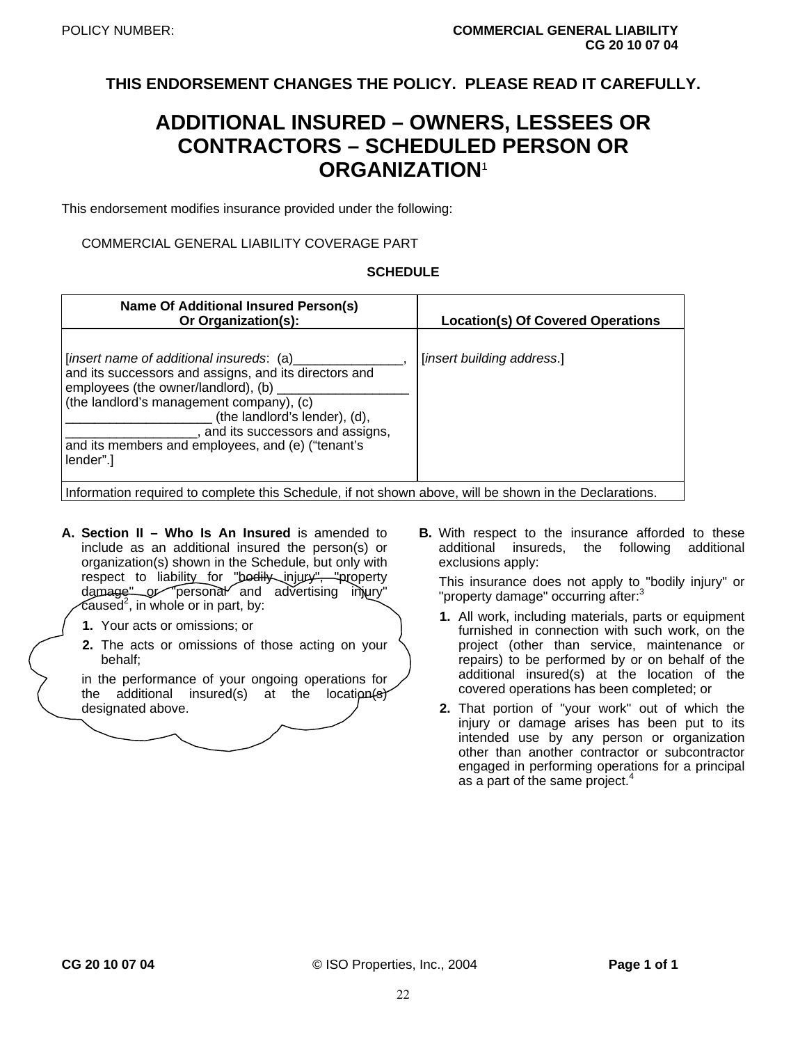POLICY NUMBER: **COMMERCIAL GENERAL LIABILITY**
**CG 20 10 07 04**

**THIS ENDORSEMENT CHANGES THE POLICY. PLEASE READ IT CAREFULLY.**

# ADDITIONAL INSURED – OWNERS, LESSEES OR CONTRACTORS – SCHEDULED PERSON OR ORGANIZATION[1]

This endorsement modifies insurance provided under the following:

COMMERCIAL GENERAL LIABILITY COVERAGE PART

**SCHEDULE**

| Name Of Additional Insured Person(s) Or Organization(s): | Location(s) Of Covered Operations |
|---|---|
| [*insert name of additional insureds*: (a)_______________, and its successors and assigns, and its directors and employees (the owner/landlord), (b) __________________ (the landlord's management company), (c) ____________________ (the landlord's lender), (d), __________________, and its successors and assigns, and its members and employees, and (e) ("tenant's lender".] | [*insert building address*.] |
| Information required to complete this Schedule, if not shown above, will be shown in the Declarations. | |

**A. Section II – Who Is An Insured** is amended to include as an additional insured the person(s) or organization(s) shown in the Schedule, but only with respect to liability for "bodily injury", "property damage" or "personal and advertising injury" caused[2], in whole or in part, by:

1. Your acts or omissions; or
2. The acts or omissions of those acting on your behalf;

in the performance of your ongoing operations for the additional insured(s) at the location(s) designated above.

**B.** With respect to the insurance afforded to these additional insureds, the following additional exclusions apply:

This insurance does not apply to "bodily injury" or "property damage" occurring after:[3]

1. All work, including materials, parts or equipment furnished in connection with such work, on the project (other than service, maintenance or repairs) to be performed by or on behalf of the additional insured(s) at the location of the covered operations has been completed; or
2. That portion of "your work" out of which the injury or damage arises has been put to its intended use by any person or organization other than another contractor or subcontractor engaged in performing operations for a principal as a part of the same project.[4]

CG 20 10 07 04 © ISO Properties, Inc., 2004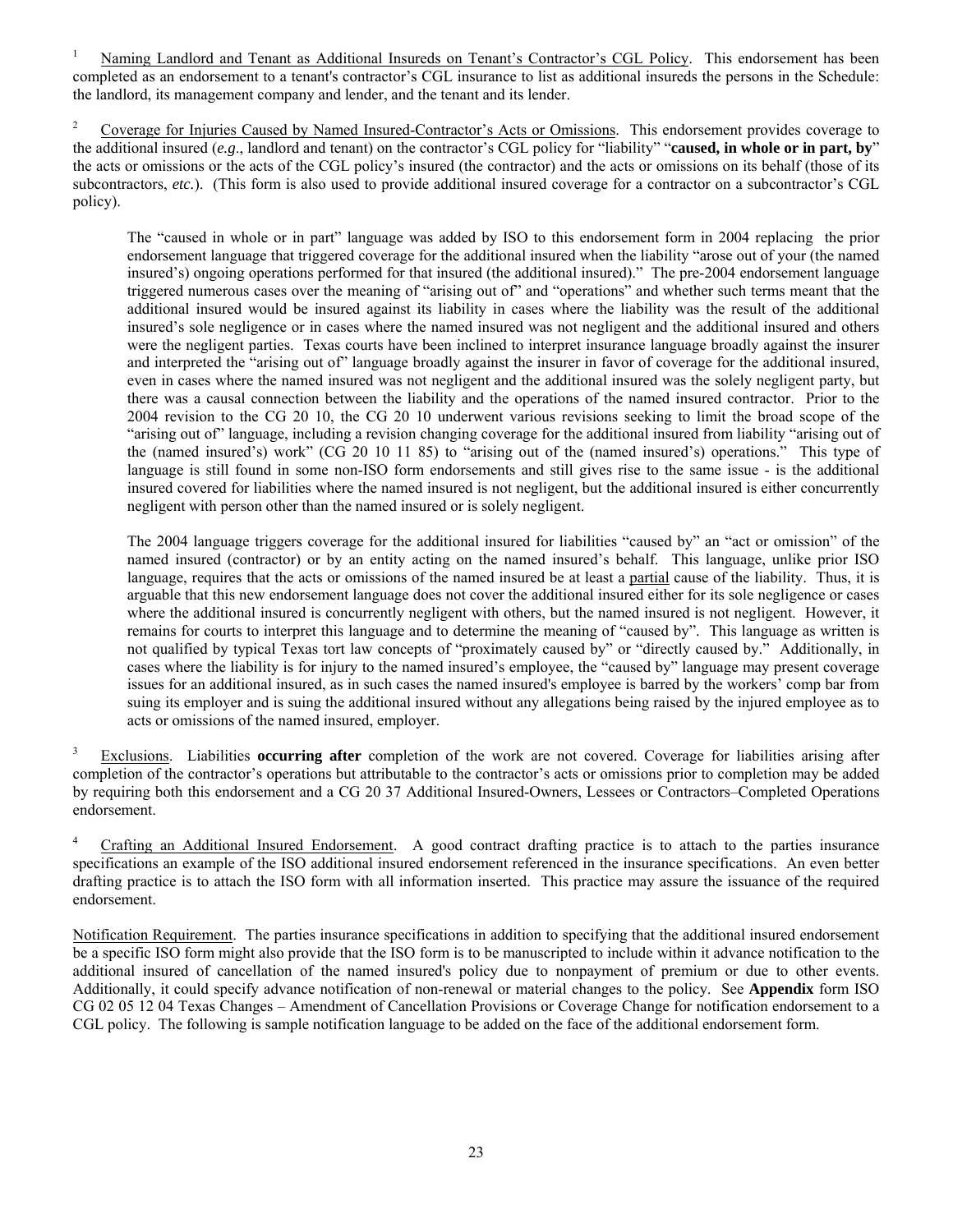[1] Naming Landlord and Tenant as Additional Insureds on Tenant's Contractor's CGL Policy. This endorsement has been completed as an endorsement to a tenant's contractor's CGL insurance to list as additional insureds the persons in the Schedule: the landlord, its management company and lender, and the tenant and its lender.

[2] Coverage for Injuries Caused by Named Insured-Contractor's Acts or Omissions. This endorsement provides coverage to the additional insured (*e.g*., landlord and tenant) on the contractor's CGL policy for "liability" "**caused, in whole or in part, by**" the acts or omissions or the acts of the CGL policy's insured (the contractor) and the acts or omissions on its behalf (those of its subcontractors, *etc.*). (This form is also used to provide additional insured coverage for a contractor on a subcontractor's CGL policy).

> The "caused in whole or in part" language was added by ISO to this endorsement form in 2004 replacing the prior endorsement language that triggered coverage for the additional insured when the liability "arose out of your (the named insured's) ongoing operations performed for that insured (the additional insured)." The pre-2004 endorsement language triggered numerous cases over the meaning of "arising out of" and "operations" and whether such terms meant that the additional insured would be insured against its liability in cases where the liability was the result of the additional insured's sole negligence or in cases where the named insured was not negligent and the additional insured and others were the negligent parties. Texas courts have been inclined to interpret insurance language broadly against the insurer and interpreted the "arising out of" language broadly against the insurer in favor of coverage for the additional insured, even in cases where the named insured was not negligent and the additional insured was the solely negligent party, but there was a causal connection between the liability and the operations of the named insured contractor. Prior to the 2004 revision to the CG 20 10, the CG 20 10 underwent various revisions seeking to limit the broad scope of the "arising out of" language, including a revision changing coverage for the additional insured from liability "arising out of the (named insured's) work" (CG 20 10 11 85) to "arising out of the (named insured's) operations." This type of language is still found in some non-ISO form endorsements and still gives rise to the same issue - is the additional insured covered for liabilities where the named insured is not negligent, but the additional insured is either concurrently negligent with person other than the named insured or is solely negligent.
>
> The 2004 language triggers coverage for the additional insured for liabilities "caused by" an "act or omission" of the named insured (contractor) or by an entity acting on the named insured's behalf. This language, unlike prior ISO language, requires that the acts or omissions of the named insured be at least a partial cause of the liability. Thus, it is arguable that this new endorsement language does not cover the additional insured either for its sole negligence or cases where the additional insured is concurrently negligent with others, but the named insured is not negligent. However, it remains for courts to interpret this language and to determine the meaning of "caused by". This language as written is not qualified by typical Texas tort law concepts of "proximately caused by" or "directly caused by." Additionally, in cases where the liability is for injury to the named insured's employee, the "caused by" language may present coverage issues for an additional insured, as in such cases the named insured's employee is barred by the workers' comp bar from suing its employer and is suing the additional insured without any allegations being raised by the injured employee as to acts or omissions of the named insured, employer.

[3] Exclusions. Liabilities **occurring after** completion of the work are not covered. Coverage for liabilities arising after completion of the contractor's operations but attributable to the contractor's acts or omissions prior to completion may be added by requiring both this endorsement and a CG 20 37 Additional Insured-Owners, Lessees or Contractors–Completed Operations endorsement.

[4] Crafting an Additional Insured Endorsement. A good contract drafting practice is to attach to the parties insurance specifications an example of the ISO additional insured endorsement referenced in the insurance specifications. An even better drafting practice is to attach the ISO form with all information inserted. This practice may assure the issuance of the required endorsement.

Notification Requirement. The parties insurance specifications in addition to specifying that the additional insured endorsement be a specific ISO form might also provide that the ISO form is to be manuscripted to include within it advance notification to the additional insured of cancellation of the named insured's policy due to nonpayment of premium or due to other events. Additionally, it could specify advance notification of non-renewal or material changes to the policy. See **Appendix** form ISO CG 02 05 12 04 Texas Changes – Amendment of Cancellation Provisions or Coverage Change for notification endorsement to a CGL policy. The following is sample notification language to be added on the face of the additional endorsement form.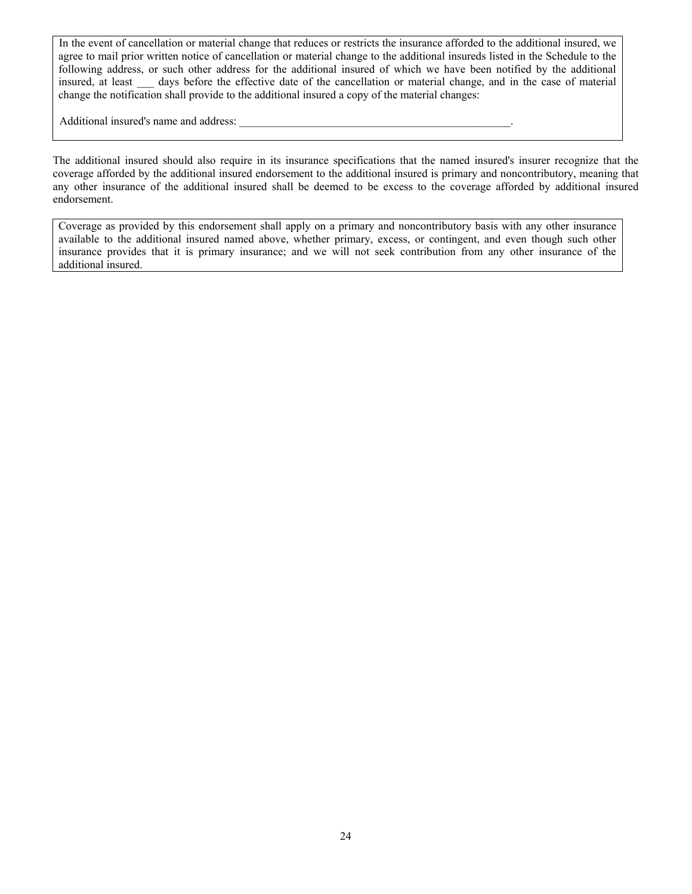> In the event of cancellation or material change that reduces or restricts the insurance afforded to the additional insured, we agree to mail prior written notice of cancellation or material change to the additional insureds listed in the Schedule to the following address, or such other address for the additional insured of which we have been notified by the additional insured, at least ___ days before the effective date of the cancellation or material change, and in the case of material change the notification shall provide to the additional insured a copy of the material changes:
>
> Additional insured's name and address: __________________________________________________.

The additional insured should also require in its insurance specifications that the named insured's insurer recognize that the coverage afforded by the additional insured endorsement to the additional insured is primary and noncontributory, meaning that any other insurance of the additional insured shall be deemed to be excess to the coverage afforded by additional insured endorsement.

> Coverage as provided by this endorsement shall apply on a primary and noncontributory basis with any other insurance available to the additional insured named above, whether primary, excess, or contingent, and even though such other insurance provides that it is primary insurance; and we will not seek contribution from any other insurance of the additional insured.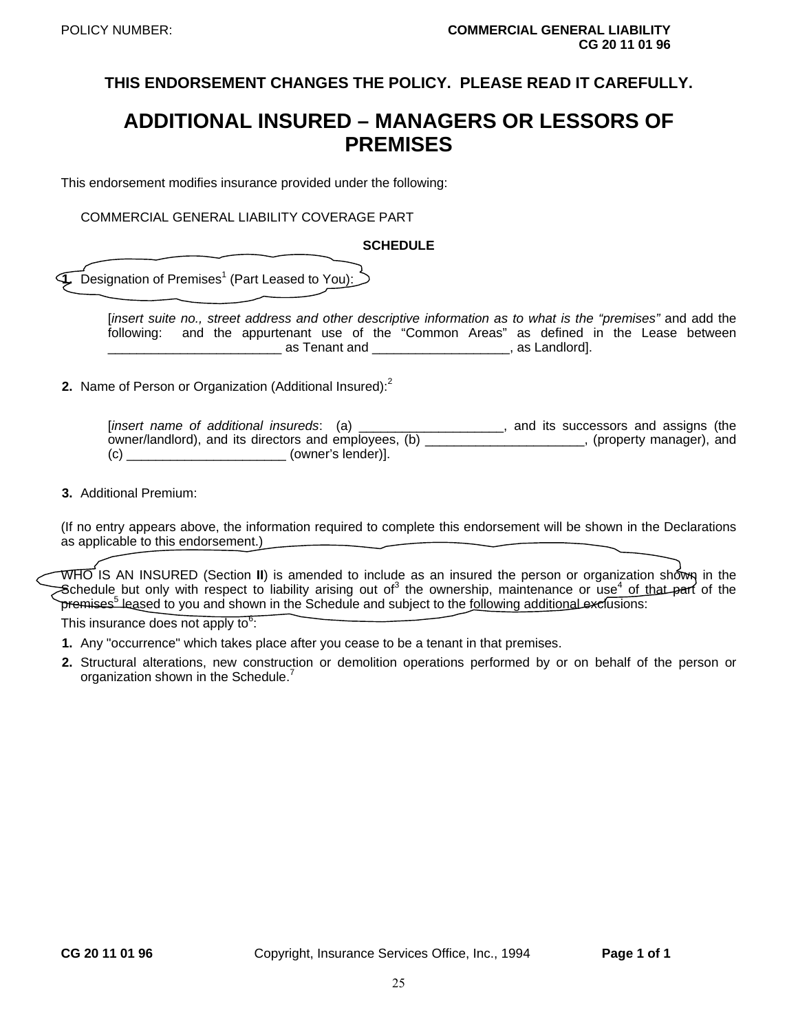POLICY NUMBER: **COMMERCIAL GENERAL LIABILITY CG 20 11 01 96**

**THIS ENDORSEMENT CHANGES THE POLICY. PLEASE READ IT CAREFULLY.**

# ADDITIONAL INSURED – MANAGERS OR LESSORS OF PREMISES

This endorsement modifies insurance provided under the following:

COMMERCIAL GENERAL LIABILITY COVERAGE PART

**SCHEDULE**

1. Designation of Premises[1] (Part Leased to You):

   [*insert suite no., street address and other descriptive information as to what is the "premises"* and add the following: and the appurtenant use of the "Common Areas" as defined in the Lease between ________________________ as Tenant and ___________________, as Landlord].

2. Name of Person or Organization (Additional Insured):[2]

   [*insert name of additional insureds*: (a) ____________________, and its successors and assigns (the owner/landlord), and its directors and employees, (b) ______________________, (property manager), and (c) ______________________ (owner's lender)].

3. Additional Premium:

(If no entry appears above, the information required to complete this endorsement will be shown in the Declarations as applicable to this endorsement.)

WHO IS AN INSURED (Section **II**) is amended to include as an insured the person or organization shown in the Schedule but only with respect to liability arising out of[3] the ownership, maintenance or use[4] of that part of the premises[5] leased to you and shown in the Schedule and subject to the following additional exclusions:

This insurance does not apply to[6]:

1. Any "occurrence" which takes place after you cease to be a tenant in that premises.
2. Structural alterations, new construction or demolition operations performed by or on behalf of the person or organization shown in the Schedule.[7]

CG 20 11 01 96 Copyright, Insurance Services Office, Inc., 1994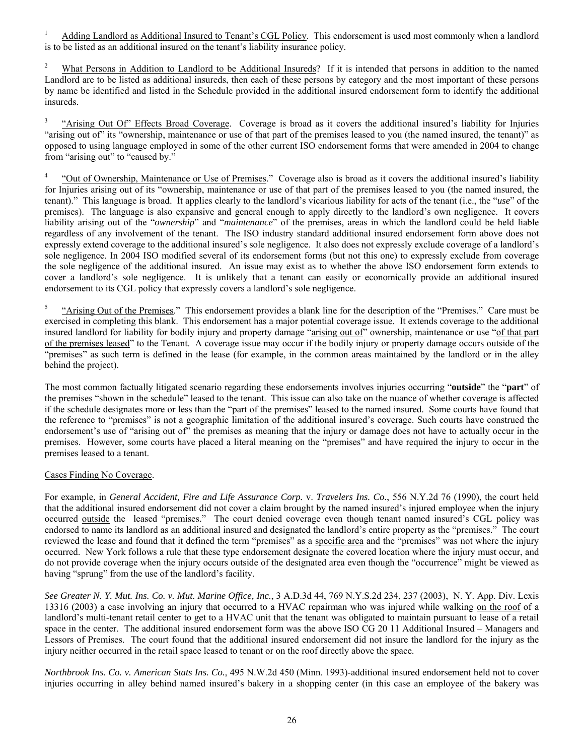[1] Adding Landlord as Additional Insured to Tenant's CGL Policy. This endorsement is used most commonly when a landlord is to be listed as an additional insured on the tenant's liability insurance policy.

[2] What Persons in Addition to Landlord to be Additional Insureds? If it is intended that persons in addition to the named Landlord are to be listed as additional insureds, then each of these persons by category and the most important of these persons by name be identified and listed in the Schedule provided in the additional insured endorsement form to identify the additional insureds.

[3] "Arising Out Of" Effects Broad Coverage. Coverage is broad as it covers the additional insured's liability for Injuries "arising out of" its "ownership, maintenance or use of that part of the premises leased to you (the named insured, the tenant)" as opposed to using language employed in some of the other current ISO endorsement forms that were amended in 2004 to change from "arising out" to "caused by."

[4] "Out of Ownership, Maintenance or Use of Premises." Coverage also is broad as it covers the additional insured's liability for Injuries arising out of its "ownership, maintenance or use of that part of the premises leased to you (the named insured, the tenant)." This language is broad. It applies clearly to the landlord's vicarious liability for acts of the tenant (i.e., the "*use*" of the premises). The language is also expansive and general enough to apply directly to the landlord's own negligence. It covers liability arising out of the "*ownership*" and "*maintenance*" of the premises, areas in which the landlord could be held liable regardless of any involvement of the tenant. The ISO industry standard additional insured endorsement form above does not expressly extend coverage to the additional insured's sole negligence. It also does not expressly exclude coverage of a landlord's sole negligence. In 2004 ISO modified several of its endorsement forms (but not this one) to expressly exclude from coverage the sole negligence of the additional insured. An issue may exist as to whether the above ISO endorsement form extends to cover a landlord's sole negligence. It is unlikely that a tenant can easily or economically provide an additional insured endorsement to its CGL policy that expressly covers a landlord's sole negligence.

[5] "Arising Out of the Premises." This endorsement provides a blank line for the description of the "Premises." Care must be exercised in completing this blank. This endorsement has a major potential coverage issue. It extends coverage to the additional insured landlord for liability for bodily injury and property damage "arising out of" ownership, maintenance or use "of that part of the premises leased" to the Tenant. A coverage issue may occur if the bodily injury or property damage occurs outside of the "premises" as such term is defined in the lease (for example, in the common areas maintained by the landlord or in the alley behind the project).

The most common factually litigated scenario regarding these endorsements involves injuries occurring "**outside**" the "**part**" of the premises "shown in the schedule" leased to the tenant. This issue can also take on the nuance of whether coverage is affected if the schedule designates more or less than the "part of the premises" leased to the named insured. Some courts have found that the reference to "premises" is not a geographic limitation of the additional insured's coverage. Such courts have construed the endorsement's use of "arising out of" the premises as meaning that the injury or damage does not have to actually occur in the premises. However, some courts have placed a literal meaning on the "premises" and have required the injury to occur in the premises leased to a tenant.

Cases Finding No Coverage.

For example, in *General Accident, Fire and Life Assurance Corp.* v. *Travelers Ins. Co*., 556 N.Y.2d 76 (1990), the court held that the additional insured endorsement did not cover a claim brought by the named insured's injured employee when the injury occurred outside the leased "premises." The court denied coverage even though tenant named insured's CGL policy was endorsed to name its landlord as an additional insured and designated the landlord's entire property as the "premises." The court reviewed the lease and found that it defined the term "premises" as a specific area and the "premises" was not where the injury occurred. New York follows a rule that these type endorsement designate the covered location where the injury must occur, and do not provide coverage when the injury occurs outside of the designated area even though the "occurrence" might be viewed as having "sprung" from the use of the landlord's facility.

*See Greater N. Y. Mut. Ins. Co. v. Mut. Marine Office, Inc.*, 3 A.D.3d 44, 769 N.Y.S.2d 234, 237 (2003), N. Y. App. Div. Lexis 13316 (2003) a case involving an injury that occurred to a HVAC repairman who was injured while walking on the roof of a landlord's multi-tenant retail center to get to a HVAC unit that the tenant was obligated to maintain pursuant to lease of a retail space in the center. The additional insured endorsement form was the above ISO CG 20 11 Additional Insured – Managers and Lessors of Premises. The court found that the additional insured endorsement did not insure the landlord for the injury as the injury neither occurred in the retail space leased to tenant or on the roof directly above the space.

*Northbrook Ins. Co. v. American Stats Ins. Co.*, 495 N.W.2d 450 (Minn. 1993)-additional insured endorsement held not to cover injuries occurring in alley behind named insured's bakery in a shopping center (in this case an employee of the bakery was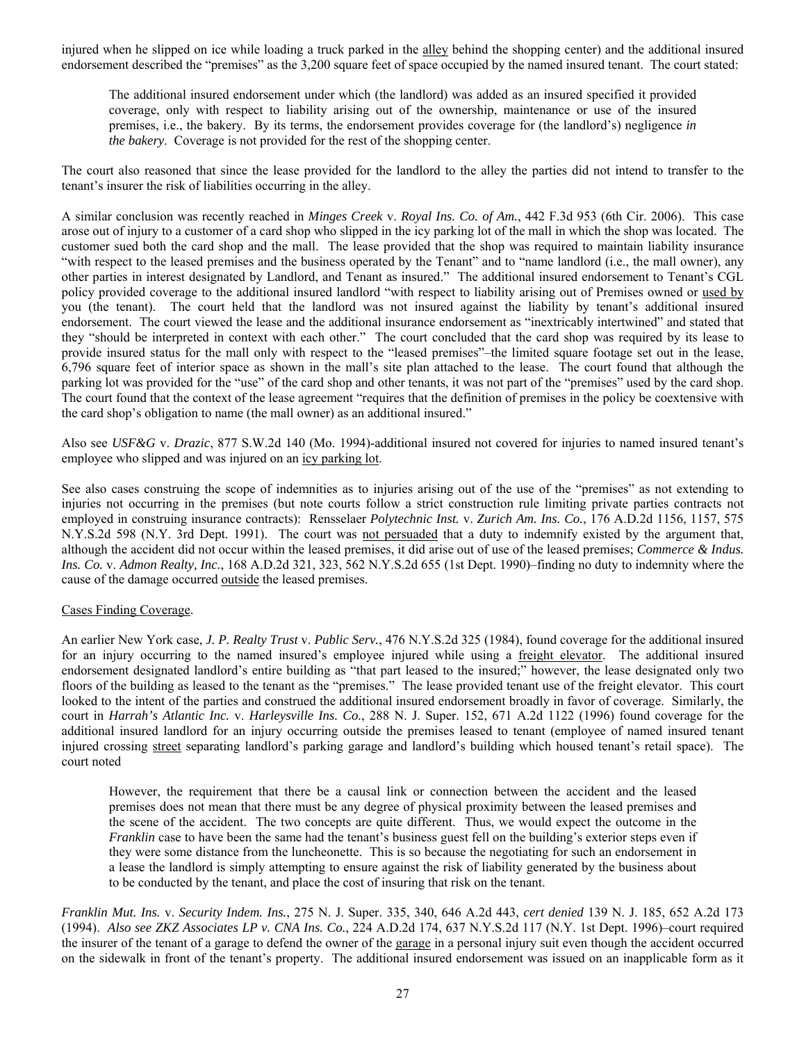injured when he slipped on ice while loading a truck parked in the alley behind the shopping center) and the additional insured endorsement described the "premises" as the 3,200 square feet of space occupied by the named insured tenant. The court stated:

> The additional insured endorsement under which (the landlord) was added as an insured specified it provided coverage, only with respect to liability arising out of the ownership, maintenance or use of the insured premises, i.e., the bakery. By its terms, the endorsement provides coverage for (the landlord's) negligence *in the bakery*. Coverage is not provided for the rest of the shopping center.

The court also reasoned that since the lease provided for the landlord to the alley the parties did not intend to transfer to the tenant's insurer the risk of liabilities occurring in the alley.

A similar conclusion was recently reached in *Minges Creek* v. *Royal Ins. Co. of Am.*, 442 F.3d 953 (6th Cir. 2006). This case arose out of injury to a customer of a card shop who slipped in the icy parking lot of the mall in which the shop was located. The customer sued both the card shop and the mall. The lease provided that the shop was required to maintain liability insurance "with respect to the leased premises and the business operated by the Tenant" and to "name landlord (i.e., the mall owner), any other parties in interest designated by Landlord, and Tenant as insured." The additional insured endorsement to Tenant's CGL policy provided coverage to the additional insured landlord "with respect to liability arising out of Premises owned or used by you (the tenant). The court held that the landlord was not insured against the liability by tenant's additional insured endorsement. The court viewed the lease and the additional insurance endorsement as "inextricably intertwined" and stated that they "should be interpreted in context with each other." The court concluded that the card shop was required by its lease to provide insured status for the mall only with respect to the "leased premises"–the limited square footage set out in the lease, 6,796 square feet of interior space as shown in the mall's site plan attached to the lease. The court found that although the parking lot was provided for the "use" of the card shop and other tenants, it was not part of the "premises" used by the card shop. The court found that the context of the lease agreement "requires that the definition of premises in the policy be coextensive with the card shop's obligation to name (the mall owner) as an additional insured."

Also see *USF&G* v. *Drazic*, 877 S.W.2d 140 (Mo. 1994)-additional insured not covered for injuries to named insured tenant's employee who slipped and was injured on an icy parking lot.

See also cases construing the scope of indemnities as to injuries arising out of the use of the "premises" as not extending to injuries not occurring in the premises (but note courts follow a strict construction rule limiting private parties contracts not employed in construing insurance contracts): Rensselaer *Polytechnic Inst.* v. *Zurich Am. Ins. Co.*, 176 A.D.2d 1156, 1157, 575 N.Y.S.2d 598 (N.Y. 3rd Dept. 1991). The court was not persuaded that a duty to indemnify existed by the argument that, although the accident did not occur within the leased premises, it did arise out of use of the leased premises; *Commerce & Indus. Ins. Co.* v. *Admon Realty, Inc.*, 168 A.D.2d 321, 323, 562 N.Y.S.2d 655 (1st Dept. 1990)–finding no duty to indemnity where the cause of the damage occurred outside the leased premises.

Cases Finding Coverage.

An earlier New York case, *J. P. Realty Trust* v. *Public Serv.*, 476 N.Y.S.2d 325 (1984), found coverage for the additional insured for an injury occurring to the named insured's employee injured while using a freight elevator. The additional insured endorsement designated landlord's entire building as "that part leased to the insured;" however, the lease designated only two floors of the building as leased to the tenant as the "premises." The lease provided tenant use of the freight elevator. This court looked to the intent of the parties and construed the additional insured endorsement broadly in favor of coverage. Similarly, the court in *Harrah's Atlantic Inc.* v. *Harleysville Ins. Co.*, 288 N. J. Super. 152, 671 A.2d 1122 (1996) found coverage for the additional insured landlord for an injury occurring outside the premises leased to tenant (employee of named insured tenant injured crossing street separating landlord's parking garage and landlord's building which housed tenant's retail space). The court noted

> However, the requirement that there be a causal link or connection between the accident and the leased premises does not mean that there must be any degree of physical proximity between the leased premises and the scene of the accident. The two concepts are quite different. Thus, we would expect the outcome in the *Franklin* case to have been the same had the tenant's business guest fell on the building's exterior steps even if they were some distance from the luncheonette. This is so because the negotiating for such an endorsement in a lease the landlord is simply attempting to ensure against the risk of liability generated by the business about to be conducted by the tenant, and place the cost of insuring that risk on the tenant.

*Franklin Mut. Ins.* v. *Security Indem. Ins.*, 275 N. J. Super. 335, 340, 646 A.2d 443, *cert denied* 139 N. J. 185, 652 A.2d 173 (1994). *Also see ZKZ Associates LP v. CNA Ins. Co.*, 224 A.D.2d 174, 637 N.Y.S.2d 117 (N.Y. 1st Dept. 1996)–court required the insurer of the tenant of a garage to defend the owner of the garage in a personal injury suit even though the accident occurred on the sidewalk in front of the tenant's property. The additional insured endorsement was issued on an inapplicable form as it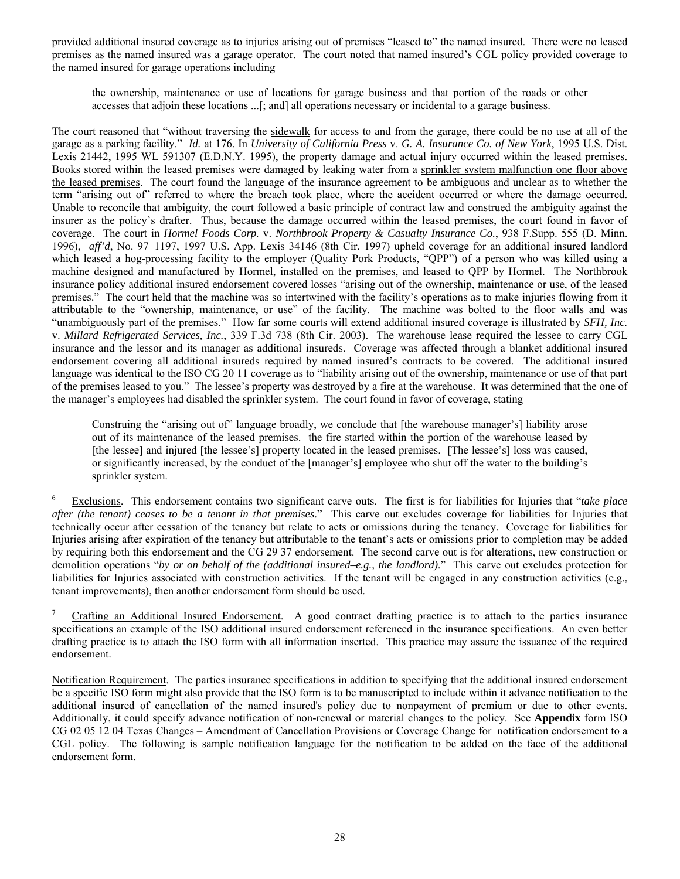provided additional insured coverage as to injuries arising out of premises "leased to" the named insured. There were no leased premises as the named insured was a garage operator. The court noted that named insured's CGL policy provided coverage to the named insured for garage operations including

> the ownership, maintenance or use of locations for garage business and that portion of the roads or other accesses that adjoin these locations ...[; and] all operations necessary or incidental to a garage business.

The court reasoned that "without traversing the sidewalk for access to and from the garage, there could be no use at all of the garage as a parking facility." *Id.* at 176. In *University of California Press* v. *G. A. Insurance Co. of New York*, 1995 U.S. Dist. Lexis 21442, 1995 WL 591307 (E.D.N.Y. 1995), the property damage and actual injury occurred within the leased premises. Books stored within the leased premises were damaged by leaking water from a sprinkler system malfunction one floor above the leased premises. The court found the language of the insurance agreement to be ambiguous and unclear as to whether the term "arising out of" referred to where the breach took place, where the accident occurred or where the damage occurred. Unable to reconcile that ambiguity, the court followed a basic principle of contract law and construed the ambiguity against the insurer as the policy's drafter. Thus, because the damage occurred within the leased premises, the court found in favor of coverage. The court in *Hormel Foods Corp.* v. *Northbrook Property & Casualty Insurance Co.*, 938 F.Supp. 555 (D. Minn. 1996), *aff'd*, No. 97–1197, 1997 U.S. App. Lexis 34146 (8th Cir. 1997) upheld coverage for an additional insured landlord which leased a hog-processing facility to the employer (Quality Pork Products, "QPP") of a person who was killed using a machine designed and manufactured by Hormel, installed on the premises, and leased to QPP by Hormel. The Northbrook insurance policy additional insured endorsement covered losses "arising out of the ownership, maintenance or use, of the leased premises." The court held that the machine was so intertwined with the facility's operations as to make injuries flowing from it attributable to the "ownership, maintenance, or use" of the facility. The machine was bolted to the floor walls and was "unambiguously part of the premises." How far some courts will extend additional insured coverage is illustrated by *SFH, Inc.* v. *Millard Refrigerated Services, Inc.*, 339 F.3d 738 (8th Cir. 2003). The warehouse lease required the lessee to carry CGL insurance and the lessor and its manager as additional insureds. Coverage was affected through a blanket additional insured endorsement covering all additional insureds required by named insured's contracts to be covered. The additional insured language was identical to the ISO CG 20 11 coverage as to "liability arising out of the ownership, maintenance or use of that part of the premises leased to you." The lessee's property was destroyed by a fire at the warehouse. It was determined that the one of the manager's employees had disabled the sprinkler system. The court found in favor of coverage, stating

> Construing the "arising out of" language broadly, we conclude that [the warehouse manager's] liability arose out of its maintenance of the leased premises. the fire started within the portion of the warehouse leased by [the lessee] and injured [the lessee's] property located in the leased premises. [The lessee's] loss was caused, or significantly increased, by the conduct of the [manager's] employee who shut off the water to the building's sprinkler system.

[6] Exclusions. This endorsement contains two significant carve outs. The first is for liabilities for Injuries that "*take place after (the tenant) ceases to be a tenant in that premises*." This carve out excludes coverage for liabilities for Injuries that technically occur after cessation of the tenancy but relate to acts or omissions during the tenancy. Coverage for liabilities for Injuries arising after expiration of the tenancy but attributable to the tenant's acts or omissions prior to completion may be added by requiring both this endorsement and the CG 29 37 endorsement. The second carve out is for alterations, new construction or demolition operations "*by or on behalf of the (additional insured–e.g., the landlord)*." This carve out excludes protection for liabilities for Injuries associated with construction activities. If the tenant will be engaged in any construction activities (e.g., tenant improvements), then another endorsement form should be used.

[7] Crafting an Additional Insured Endorsement. A good contract drafting practice is to attach to the parties insurance specifications an example of the ISO additional insured endorsement referenced in the insurance specifications. An even better drafting practice is to attach the ISO form with all information inserted. This practice may assure the issuance of the required endorsement.

Notification Requirement. The parties insurance specifications in addition to specifying that the additional insured endorsement be a specific ISO form might also provide that the ISO form is to be manuscripted to include within it advance notification to the additional insured of cancellation of the named insured's policy due to nonpayment of premium or due to other events. Additionally, it could specify advance notification of non-renewal or material changes to the policy. See **Appendix** form ISO CG 02 05 12 04 Texas Changes – Amendment of Cancellation Provisions or Coverage Change for notification endorsement to a CGL policy. The following is sample notification language for the notification to be added on the face of the additional endorsement form.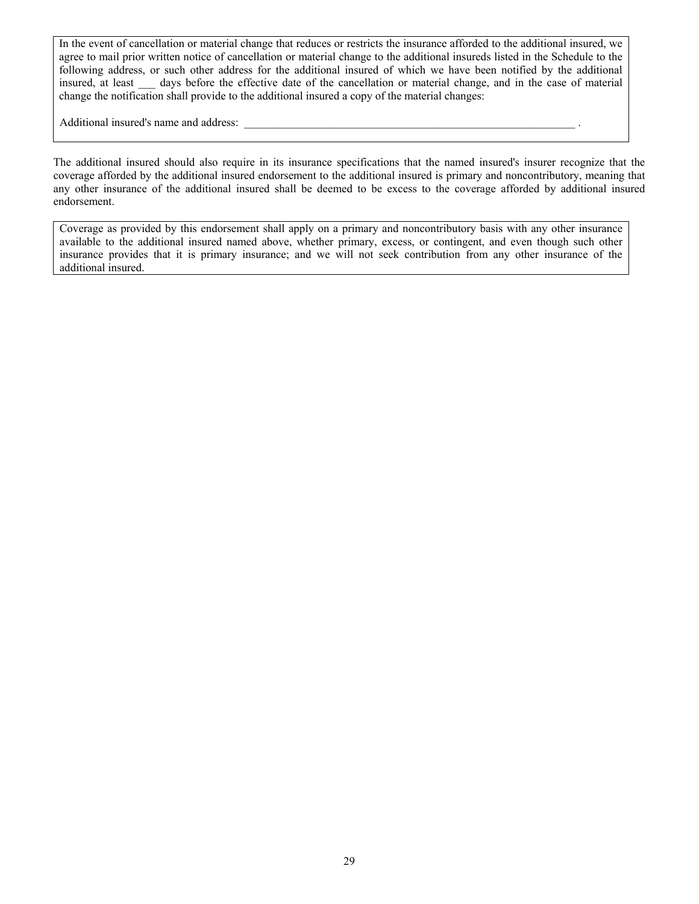> In the event of cancellation or material change that reduces or restricts the insurance afforded to the additional insured, we agree to mail prior written notice of cancellation or material change to the additional insureds listed in the Schedule to the following address, or such other address for the additional insured of which we have been notified by the additional insured, at least ___ days before the effective date of the cancellation or material change, and in the case of material change the notification shall provide to the additional insured a copy of the material changes:
>
> Additional insured's name and address: ______________________________________________________________ .

The additional insured should also require in its insurance specifications that the named insured's insurer recognize that the coverage afforded by the additional insured endorsement to the additional insured is primary and noncontributory, meaning that any other insurance of the additional insured shall be deemed to be excess to the coverage afforded by additional insured endorsement.

> Coverage as provided by this endorsement shall apply on a primary and noncontributory basis with any other insurance available to the additional insured named above, whether primary, excess, or contingent, and even though such other insurance provides that it is primary insurance; and we will not seek contribution from any other insurance of the additional insured.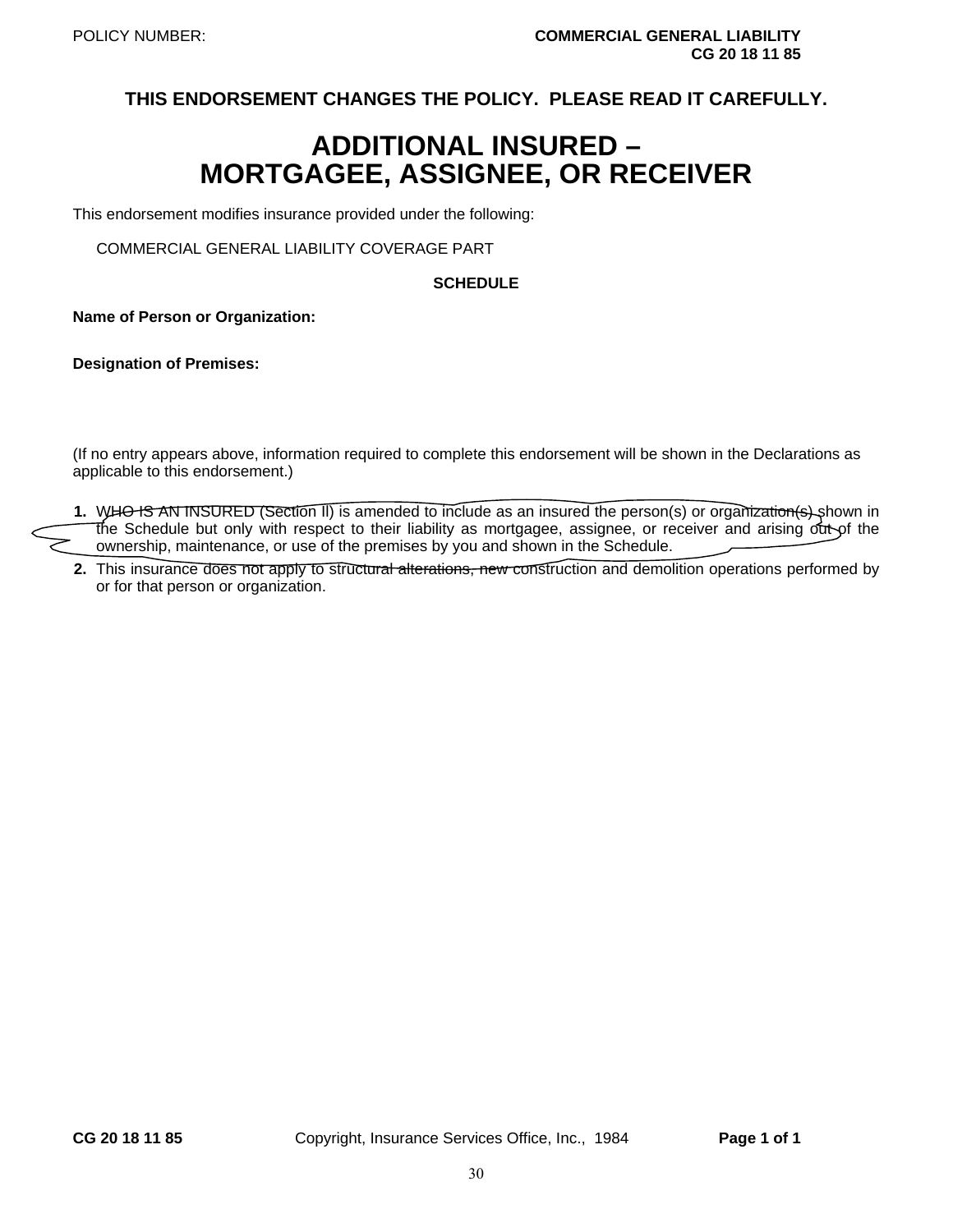POLICY NUMBER: **COMMERCIAL GENERAL LIABILITY CG 20 18 11 85**

**THIS ENDORSEMENT CHANGES THE POLICY. PLEASE READ IT CAREFULLY.**

# ADDITIONAL INSURED – MORTGAGEE, ASSIGNEE, OR RECEIVER

This endorsement modifies insurance provided under the following:

COMMERCIAL GENERAL LIABILITY COVERAGE PART

**SCHEDULE**

**Name of Person or Organization:**

**Designation of Premises:**

(If no entry appears above, information required to complete this endorsement will be shown in the Declarations as applicable to this endorsement.)

**1.** WHO IS AN INSURED (Section II) is amended to include as an insured the person(s) or organization(s) shown in the Schedule but only with respect to their liability as mortgagee, assignee, or receiver and arising out of the ownership, maintenance, or use of the premises by you and shown in the Schedule.

**2.** This insurance does not apply to structural alterations, new construction and demolition operations performed by or for that person or organization.

**CG 20 18 11 85** Copyright, Insurance Services Office, Inc., 1984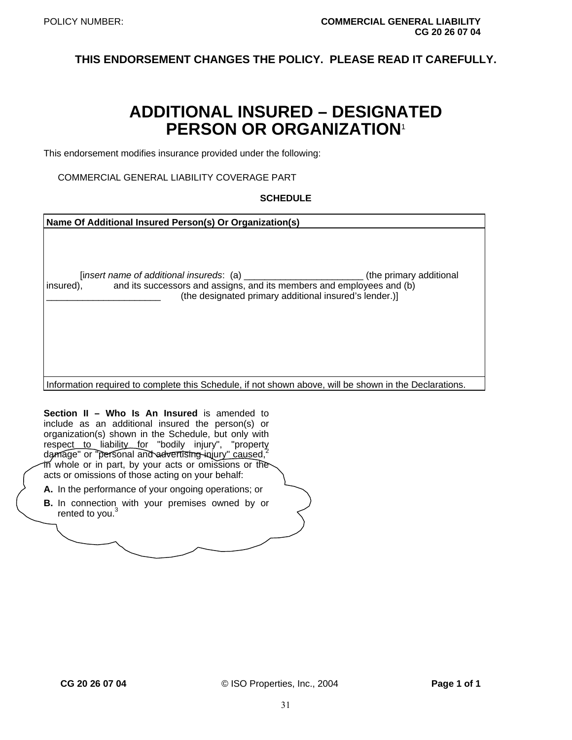POLICY NUMBER: **COMMERCIAL GENERAL LIABILITY CG 20 26 07 04**

**THIS ENDORSEMENT CHANGES THE POLICY. PLEASE READ IT CAREFULLY.**

# ADDITIONAL INSURED – DESIGNATED PERSON OR ORGANIZATION[1]

This endorsement modifies insurance provided under the following:

COMMERCIAL GENERAL LIABILITY COVERAGE PART

**SCHEDULE**

| **Name Of Additional Insured Person(s) Or Organization(s)** |
|---|
| [*insert name of additional insureds*: (a) _______________________ (the primary additional insured), and its successors and assigns, and its members and employees and (b) _______________________ (the designated primary additional insured's lender.)] |
| Information required to complete this Schedule, if not shown above, will be shown in the Declarations. |

**Section II – Who Is An Insured** is amended to include as an additional insured the person(s) or organization(s) shown in the Schedule, but only with respect to liability for "bodily injury", "property damage" or "personal and advertising injury" caused,[2] in whole or in part, by your acts or omissions or the acts or omissions of those acting on your behalf:

**A.** In the performance of your ongoing operations; or

**B.** In connection with your premises owned by or rented to you.[3]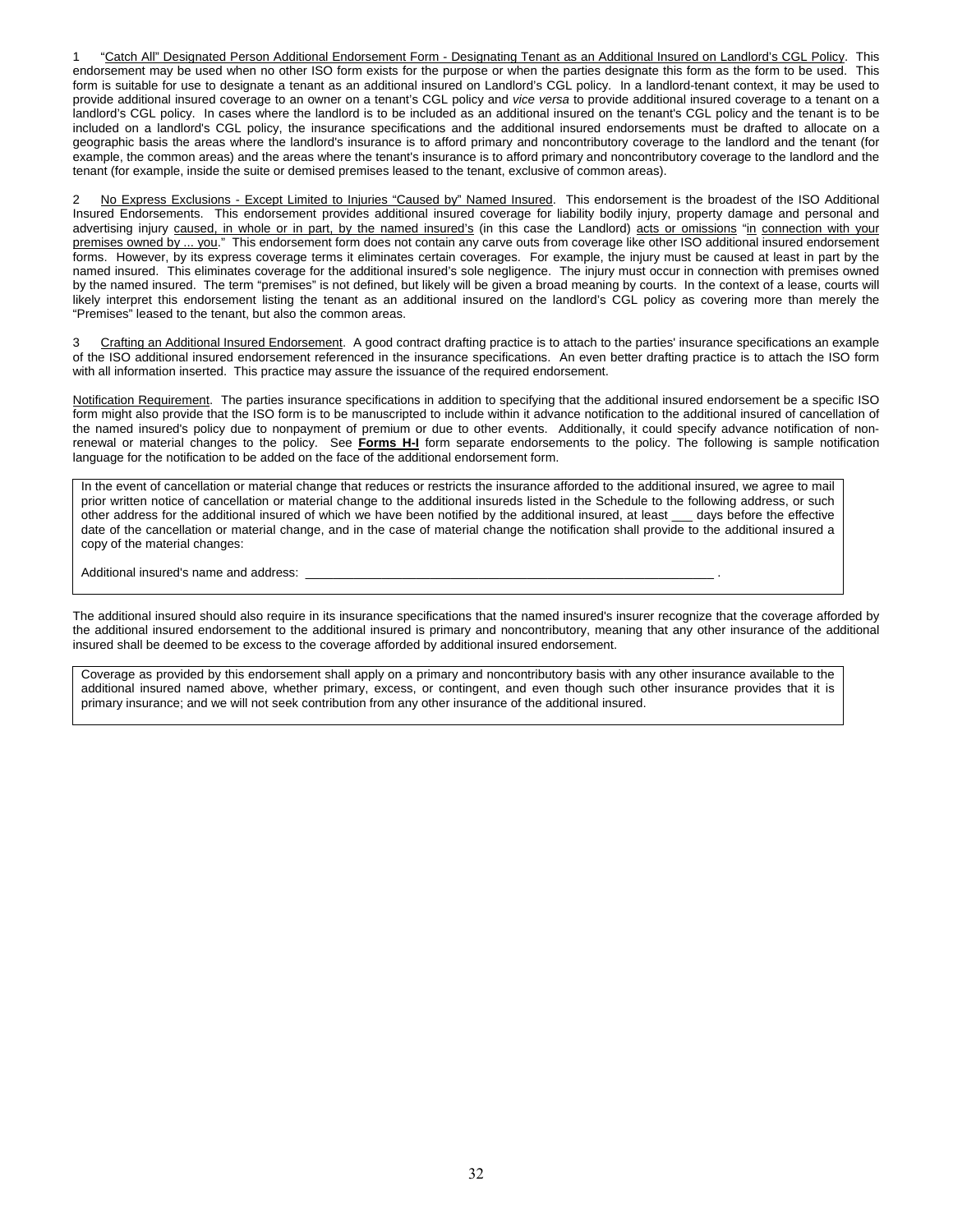1 "Catch All" Designated Person Additional Endorsement Form - Designating Tenant as an Additional Insured on Landlord's CGL Policy. This endorsement may be used when no other ISO form exists for the purpose or when the parties designate this form as the form to be used. This form is suitable for use to designate a tenant as an additional insured on Landlord's CGL policy. In a landlord-tenant context, it may be used to provide additional insured coverage to an owner on a tenant's CGL policy and *vice versa* to provide additional insured coverage to a tenant on a landlord's CGL policy. In cases where the landlord is to be included as an additional insured on the tenant's CGL policy and the tenant is to be included on a landlord's CGL policy, the insurance specifications and the additional insured endorsements must be drafted to allocate on a geographic basis the areas where the landlord's insurance is to afford primary and noncontributory coverage to the landlord and the tenant (for example, the common areas) and the areas where the tenant's insurance is to afford primary and noncontributory coverage to the landlord and the tenant (for example, inside the suite or demised premises leased to the tenant, exclusive of common areas).

2 No Express Exclusions - Except Limited to Injuries "Caused by" Named Insured. This endorsement is the broadest of the ISO Additional Insured Endorsements. This endorsement provides additional insured coverage for liability bodily injury, property damage and personal and advertising injury caused, in whole or in part, by the named insured's (in this case the Landlord) acts or omissions "in connection with your premises owned by ... you." This endorsement form does not contain any carve outs from coverage like other ISO additional insured endorsement forms. However, by its express coverage terms it eliminates certain coverages. For example, the injury must be caused at least in part by the named insured. This eliminates coverage for the additional insured's sole negligence. The injury must occur in connection with premises owned by the named insured. The term "premises" is not defined, but likely will be given a broad meaning by courts. In the context of a lease, courts will likely interpret this endorsement listing the tenant as an additional insured on the landlord's CGL policy as covering more than merely the "Premises" leased to the tenant, but also the common areas.

3 Crafting an Additional Insured Endorsement. A good contract drafting practice is to attach to the parties' insurance specifications an example of the ISO additional insured endorsement referenced in the insurance specifications. An even better drafting practice is to attach the ISO form with all information inserted. This practice may assure the issuance of the required endorsement.

Notification Requirement. The parties insurance specifications in addition to specifying that the additional insured endorsement be a specific ISO form might also provide that the ISO form is to be manuscripted to include within it advance notification to the additional insured of cancellation of the named insured's policy due to nonpayment of premium or due to other events. Additionally, it could specify advance notification of non-renewal or material changes to the policy. See **Forms H-I** form separate endorsements to the policy. The following is sample notification language for the notification to be added on the face of the additional endorsement form.

> In the event of cancellation or material change that reduces or restricts the insurance afforded to the additional insured, we agree to mail prior written notice of cancellation or material change to the additional insureds listed in the Schedule to the following address, or such other address for the additional insured of which we have been notified by the additional insured, at least ___ days before the effective date of the cancellation or material change, and in the case of material change the notification shall provide to the additional insured a copy of the material changes:
>
> Additional insured's name and address: ____________________________________________ .

The additional insured should also require in its insurance specifications that the named insured's insurer recognize that the coverage afforded by the additional insured endorsement to the additional insured is primary and noncontributory, meaning that any other insurance of the additional insured shall be deemed to be excess to the coverage afforded by additional insured endorsement.

> Coverage as provided by this endorsement shall apply on a primary and noncontributory basis with any other insurance available to the additional insured named above, whether primary, excess, or contingent, and even though such other insurance provides that it is primary insurance; and we will not seek contribution from any other insurance of the additional insured.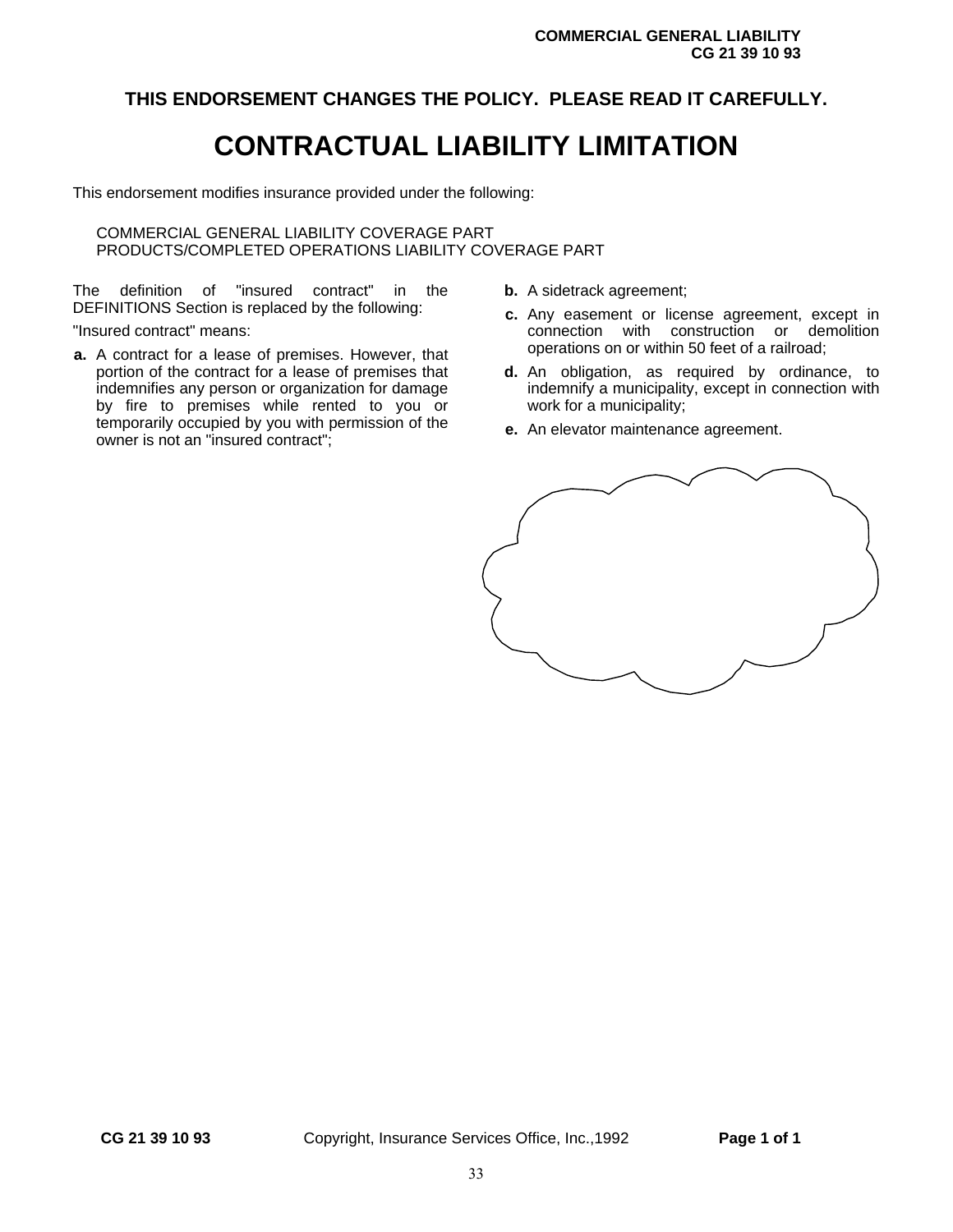THIS ENDORSEMENT CHANGES THE POLICY. PLEASE READ IT CAREFULLY.

# CONTRACTUAL LIABILITY LIMITATION

This endorsement modifies insurance provided under the following:

COMMERCIAL GENERAL LIABILITY COVERAGE PART
PRODUCTS/COMPLETED OPERATIONS LIABILITY COVERAGE PART

The definition of "insured contract" in the DEFINITIONS Section is replaced by the following:

"Insured contract" means:

**a.** A contract for a lease of premises. However, that portion of the contract for a lease of premises that indemnifies any person or organization for damage by fire to premises while rented to you or temporarily occupied by you with permission of the owner is not an "insured contract";

**b.** A sidetrack agreement;

**c.** Any easement or license agreement, except in connection with construction or demolition operations on or within 50 feet of a railroad;

**d.** An obligation, as required by ordinance, to indemnify a municipality, except in connection with work for a municipality;

**e.** An elevator maintenance agreement.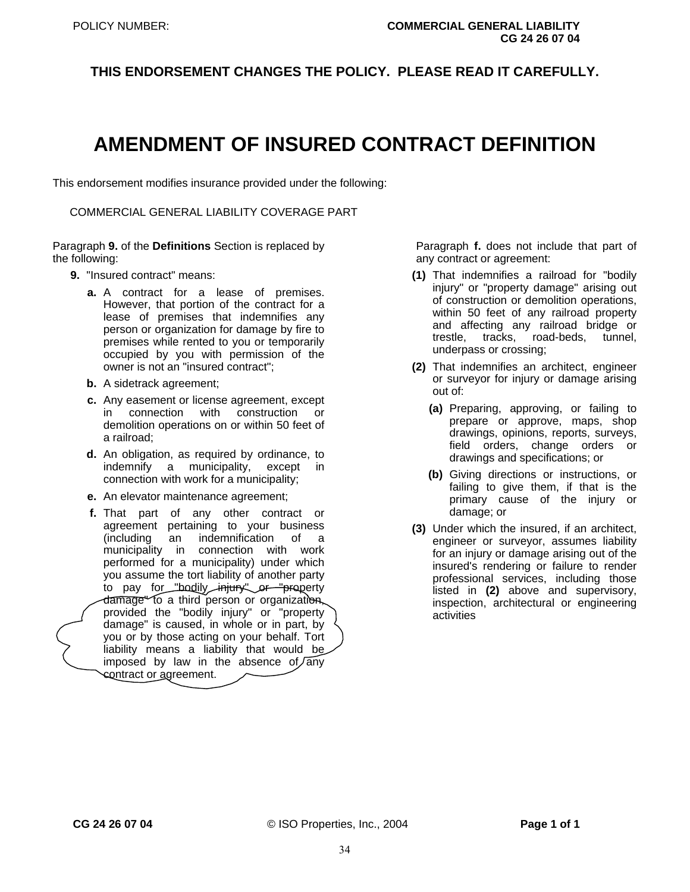POLICY NUMBER: 

**COMMERCIAL GENERAL LIABILITY**
**CG 24 26 07 04**

**THIS ENDORSEMENT CHANGES THE POLICY. PLEASE READ IT CAREFULLY.**

# AMENDMENT OF INSURED CONTRACT DEFINITION

This endorsement modifies insurance provided under the following:

COMMERCIAL GENERAL LIABILITY COVERAGE PART

Paragraph **9.** of the **Definitions** Section is replaced by the following:

**9.** "Insured contract" means:

**a.** A contract for a lease of premises. However, that portion of the contract for a lease of premises that indemnifies any person or organization for damage by fire to premises while rented to you or temporarily occupied by you with permission of the owner is not an "insured contract";

**b.** A sidetrack agreement;

**c.** Any easement or license agreement, except in connection with construction or demolition operations on or within 50 feet of a railroad;

**d.** An obligation, as required by ordinance, to indemnify a municipality, except in connection with work for a municipality;

**e.** An elevator maintenance agreement;

**f.** That part of any other contract or agreement pertaining to your business (including an indemnification of a municipality in connection with work performed for a municipality) under which you assume the tort liability of another party to pay for "bodily injury" or "property damage" to a third person or organization, provided the "bodily injury" or "property damage" is caused, in whole or in part, by you or by those acting on your behalf. Tort liability means a liability that would be imposed by law in the absence of any contract or agreement.

Paragraph **f.** does not include that part of any contract or agreement:

**(1)** That indemnifies a railroad for "bodily injury" or "property damage" arising out of construction or demolition operations, within 50 feet of any railroad property and affecting any railroad bridge or trestle, tracks, road-beds, tunnel, underpass or crossing;

**(2)** That indemnifies an architect, engineer or surveyor for injury or damage arising out of:

**(a)** Preparing, approving, or failing to prepare or approve, maps, shop drawings, opinions, reports, surveys, field orders, change orders or drawings and specifications; or

**(b)** Giving directions or instructions, or failing to give them, if that is the primary cause of the injury or damage; or

**(3)** Under which the insured, if an architect, engineer or surveyor, assumes liability for an injury or damage arising out of the insured's rendering or failure to render professional services, including those listed in **(2)** above and supervisory, inspection, architectural or engineering activities

CG 24 26 07 04 © ISO Properties, Inc., 2004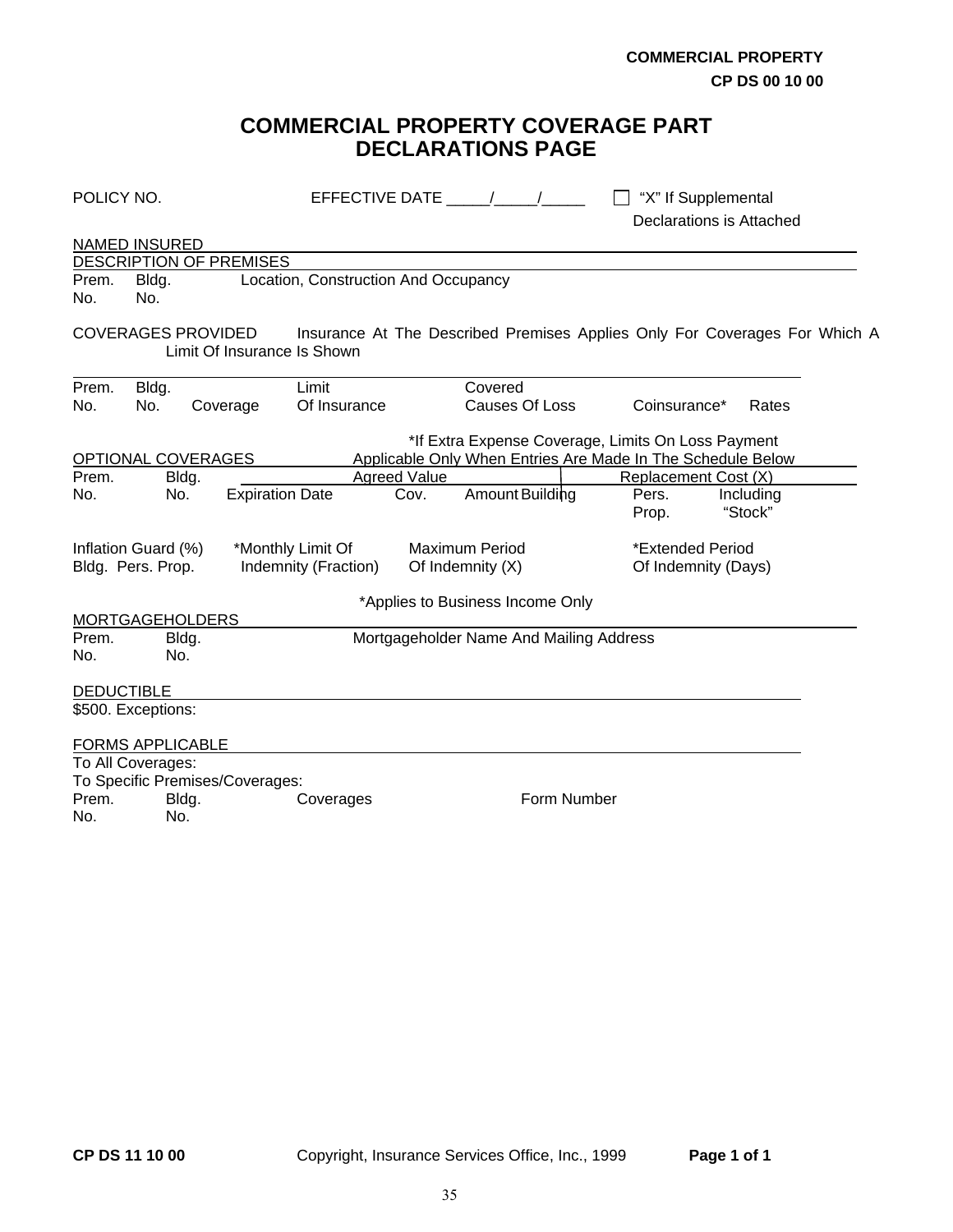**COMMERCIAL PROPERTY**
**CP DS 00 10 00**

# COMMERCIAL PROPERTY COVERAGE PART DECLARATIONS PAGE

POLICY NO. EFFECTIVE DATE _____/_____/_____ ☐ "X" If Supplemental Declarations is Attached

NAMED INSURED

DESCRIPTION OF PREMISES

| Prem. No. | Bldg. No. | Location, Construction And Occupancy |
|---|---|---|

COVERAGES PROVIDED Insurance At The Described Premises Applies Only For Coverages For Which A Limit Of Insurance Is Shown

| Prem. No. | Bldg. No. | Coverage | Limit Of Insurance | Covered Causes Of Loss | Coinsurance* | Rates |
|---|---|---|---|---|---|---|

*If Extra Expense Coverage, Limits On Loss Payment

OPTIONAL COVERAGES Applicable Only When Entries Are Made In The Schedule Below

| Prem. No. | Bldg. No. | Agreed Value | | | Replacement Cost (X) | | |
|---|---|---|---|---|---|---|---|
| | | Expiration Date | Cov. | Amount | Building | Pers. Prop. | Including "Stock" |

| Inflation Guard (%) Bldg. Pers. Prop. | *Monthly Limit Of Indemnity (Fraction) | Maximum Period Of Indemnity (X) | *Extended Period Of Indemnity (Days) |
|---|---|---|---|

*Applies to Business Income Only

MORTGAGEHOLDERS

| Prem. No. | Bldg. No. | Mortgageholder Name And Mailing Address |
|---|---|---|

DEDUCTIBLE

$500. Exceptions:

FORMS APPLICABLE

To All Coverages:

To Specific Premises/Coverages:

| Prem. No. | Bldg. No. | Coverages | Form Number |
|---|---|---|---|

CP DS 11 10 00 Copyright, Insurance Services Office, Inc., 1999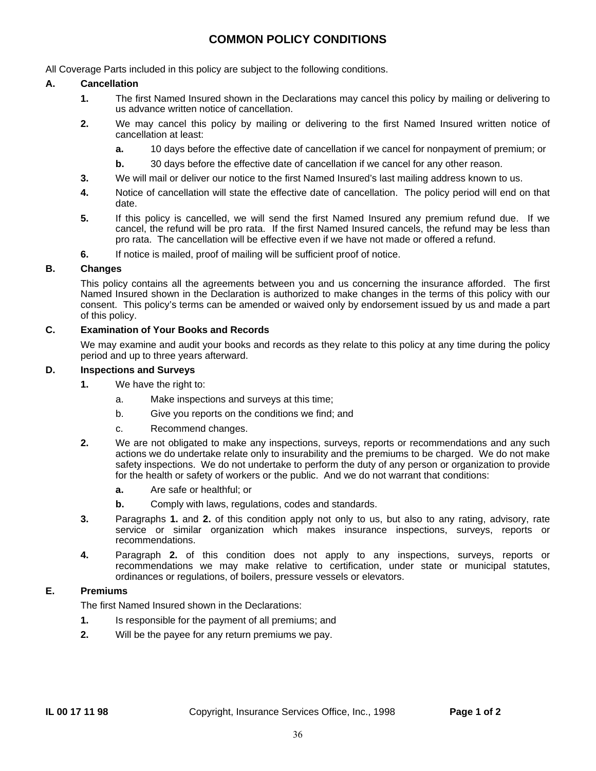# COMMON POLICY CONDITIONS

All Coverage Parts included in this policy are subject to the following conditions.

**A. Cancellation**

1. The first Named Insured shown in the Declarations may cancel this policy by mailing or delivering to us advance written notice of cancellation.
2. We may cancel this policy by mailing or delivering to the first Named Insured written notice of cancellation at least:
   a. 10 days before the effective date of cancellation if we cancel for nonpayment of premium; or
   b. 30 days before the effective date of cancellation if we cancel for any other reason.
3. We will mail or deliver our notice to the first Named Insured's last mailing address known to us.
4. Notice of cancellation will state the effective date of cancellation. The policy period will end on that date.
5. If this policy is cancelled, we will send the first Named Insured any premium refund due. If we cancel, the refund will be pro rata. If the first Named Insured cancels, the refund may be less than pro rata. The cancellation will be effective even if we have not made or offered a refund.
6. If notice is mailed, proof of mailing will be sufficient proof of notice.

**B. Changes**

This policy contains all the agreements between you and us concerning the insurance afforded. The first Named Insured shown in the Declaration is authorized to make changes in the terms of this policy with our consent. This policy's terms can be amended or waived only by endorsement issued by us and made a part of this policy.

**C. Examination of Your Books and Records**

We may examine and audit your books and records as they relate to this policy at any time during the policy period and up to three years afterward.

**D. Inspections and Surveys**

1. We have the right to:
   a. Make inspections and surveys at this time;
   b. Give you reports on the conditions we find; and
   c. Recommend changes.
2. We are not obligated to make any inspections, surveys, reports or recommendations and any such actions we do undertake relate only to insurability and the premiums to be charged. We do not make safety inspections. We do not undertake to perform the duty of any person or organization to provide for the health or safety of workers or the public. And we do not warrant that conditions:
   a. Are safe or healthful; or
   b. Comply with laws, regulations, codes and standards.
3. Paragraphs **1.** and **2.** of this condition apply not only to us, but also to any rating, advisory, rate service or similar organization which makes insurance inspections, surveys, reports or recommendations.
4. Paragraph **2.** of this condition does not apply to any inspections, surveys, reports or recommendations we may make relative to certification, under state or municipal statutes, ordinances or regulations, of boilers, pressure vessels or elevators.

**E. Premiums**

The first Named Insured shown in the Declarations:

1. Is responsible for the payment of all premiums; and
2. Will be the payee for any return premiums we pay.

**IL 00 17 11 98** Copyright, Insurance Services Office, Inc., 1998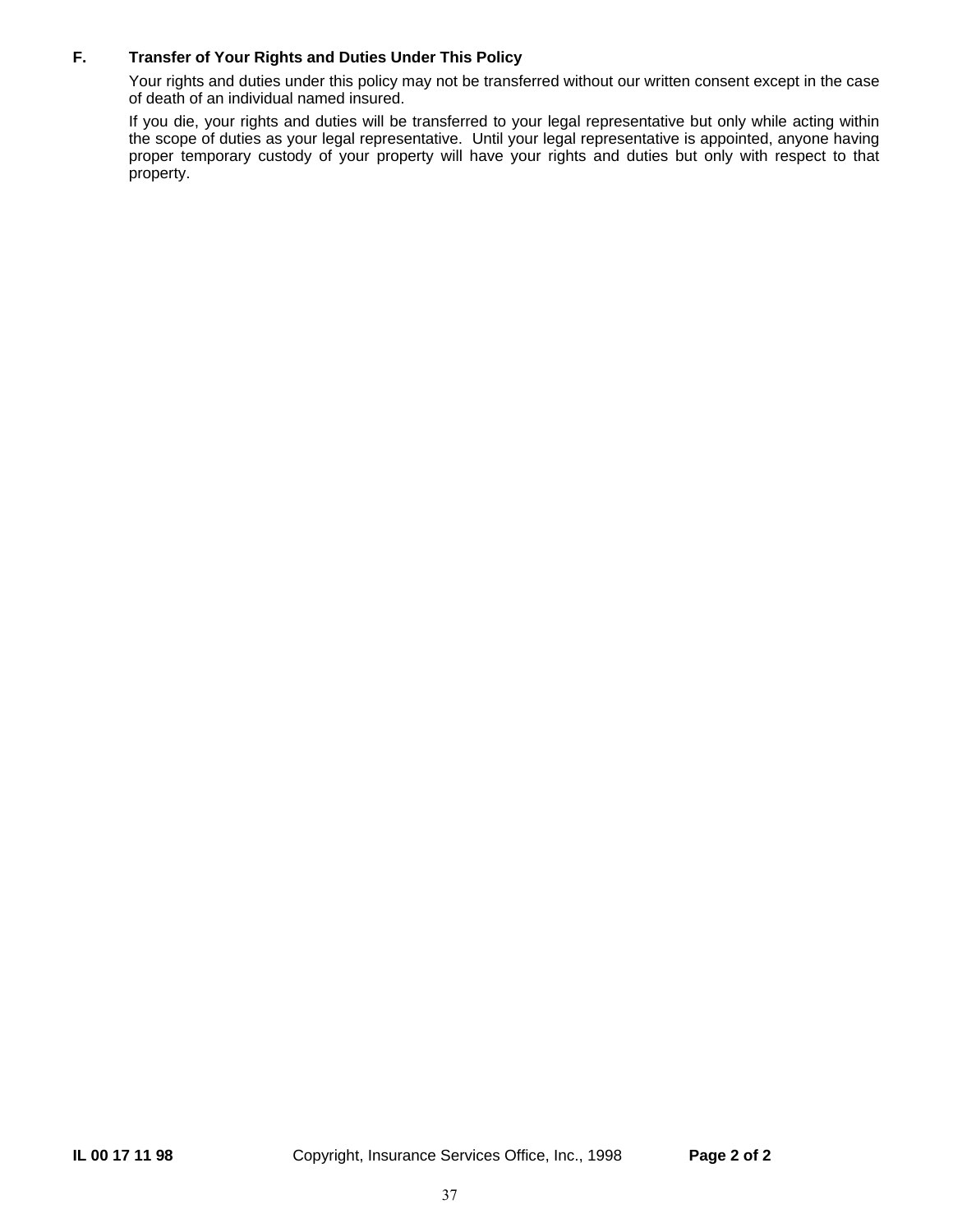**F. Transfer of Your Rights and Duties Under This Policy**

Your rights and duties under this policy may not be transferred without our written consent except in the case of death of an individual named insured.

If you die, your rights and duties will be transferred to your legal representative but only while acting within the scope of duties as your legal representative. Until your legal representative is appointed, anyone having proper temporary custody of your property will have your rights and duties but only with respect to that property.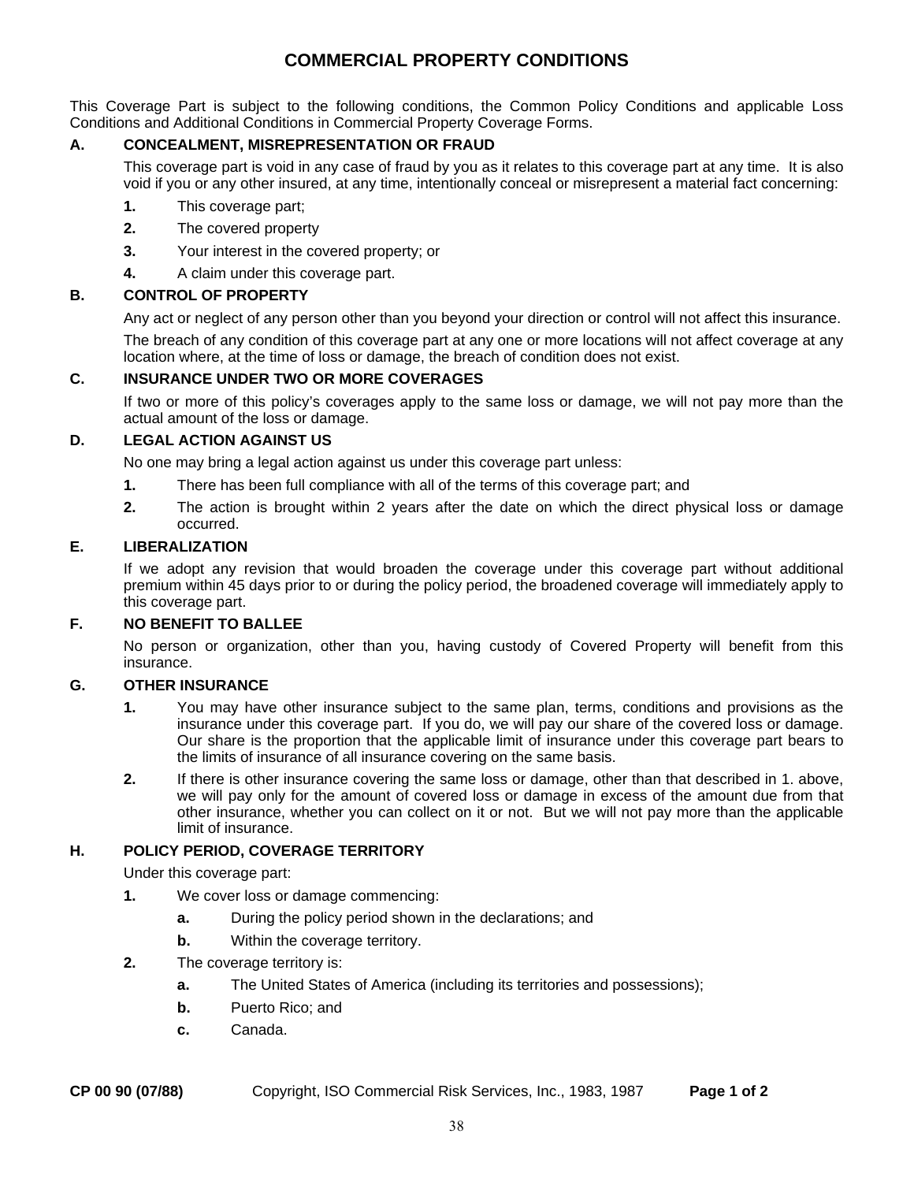# COMMERCIAL PROPERTY CONDITIONS

This Coverage Part is subject to the following conditions, the Common Policy Conditions and applicable Loss Conditions and Additional Conditions in Commercial Property Coverage Forms.

## A. CONCEALMENT, MISREPRESENTATION OR FRAUD

This coverage part is void in any case of fraud by you as it relates to this coverage part at any time. It is also void if you or any other insured, at any time, intentionally conceal or misrepresent a material fact concerning:

1. This coverage part;
2. The covered property
3. Your interest in the covered property; or
4. A claim under this coverage part.

## B. CONTROL OF PROPERTY

Any act or neglect of any person other than you beyond your direction or control will not affect this insurance.

The breach of any condition of this coverage part at any one or more locations will not affect coverage at any location where, at the time of loss or damage, the breach of condition does not exist.

## C. INSURANCE UNDER TWO OR MORE COVERAGES

If two or more of this policy's coverages apply to the same loss or damage, we will not pay more than the actual amount of the loss or damage.

## D. LEGAL ACTION AGAINST US

No one may bring a legal action against us under this coverage part unless:

1. There has been full compliance with all of the terms of this coverage part; and
2. The action is brought within 2 years after the date on which the direct physical loss or damage occurred.

## E. LIBERALIZATION

If we adopt any revision that would broaden the coverage under this coverage part without additional premium within 45 days prior to or during the policy period, the broadened coverage will immediately apply to this coverage part.

## F. NO BENEFIT TO BALLEE

No person or organization, other than you, having custody of Covered Property will benefit from this insurance.

## G. OTHER INSURANCE

1. You may have other insurance subject to the same plan, terms, conditions and provisions as the insurance under this coverage part. If you do, we will pay our share of the covered loss or damage. Our share is the proportion that the applicable limit of insurance under this coverage part bears to the limits of insurance of all insurance covering on the same basis.
2. If there is other insurance covering the same loss or damage, other than that described in 1. above, we will pay only for the amount of covered loss or damage in excess of the amount due from that other insurance, whether you can collect on it or not. But we will not pay more than the applicable limit of insurance.

## H. POLICY PERIOD, COVERAGE TERRITORY

Under this coverage part:

1. We cover loss or damage commencing:
   - **a.** During the policy period shown in the declarations; and
   - **b.** Within the coverage territory.
2. The coverage territory is:
   - **a.** The United States of America (including its territories and possessions);
   - **b.** Puerto Rico; and
   - **c.** Canada.

**CP 00 90 (07/88)** Copyright, ISO Commercial Risk Services, Inc., 1983, 1987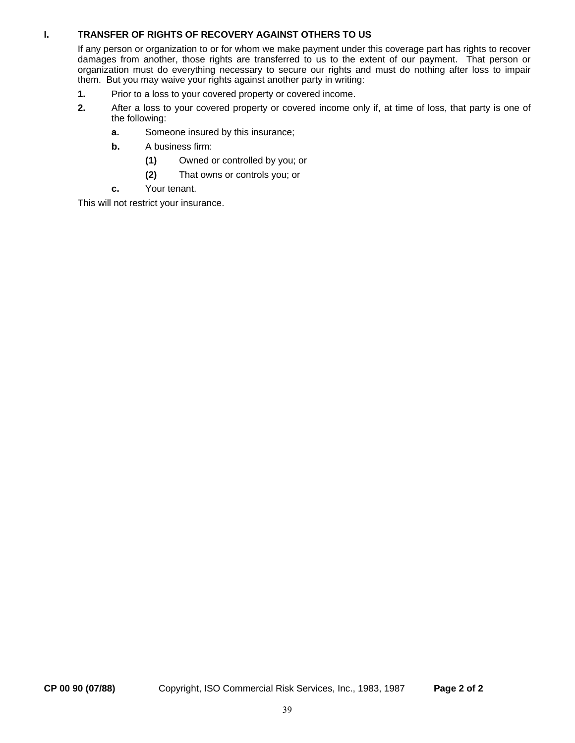## I. TRANSFER OF RIGHTS OF RECOVERY AGAINST OTHERS TO US

If any person or organization to or for whom we make payment under this coverage part has rights to recover damages from another, those rights are transferred to us to the extent of our payment. That person or organization must do everything necessary to secure our rights and must do nothing after loss to impair them. But you may waive your rights against another party in writing:

**1.** Prior to a loss to your covered property or covered income.

**2.** After a loss to your covered property or covered income only if, at time of loss, that party is one of the following:

- **a.** Someone insured by this insurance;
- **b.** A business firm:
  - **(1)** Owned or controlled by you; or
  - **(2)** That owns or controls you; or
- **c.** Your tenant.

This will not restrict your insurance.

**CP 00 90 (07/88)** Copyright, ISO Commercial Risk Services, Inc., 1983, 1987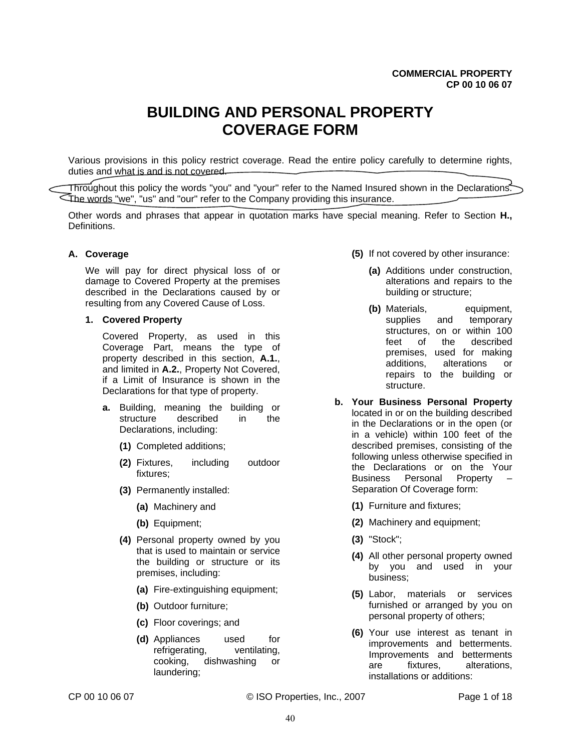# BUILDING AND PERSONAL PROPERTY COVERAGE FORM

Various provisions in this policy restrict coverage. Read the entire policy carefully to determine rights, duties and what is and is not covered.

Throughout this policy the words "you" and "your" refer to the Named Insured shown in the Declarations. The words "we", "us" and "our" refer to the Company providing this insurance.

Other words and phrases that appear in quotation marks have special meaning. Refer to Section **H.,** Definitions.

**A. Coverage**

We will pay for direct physical loss of or damage to Covered Property at the premises described in the Declarations caused by or resulting from any Covered Cause of Loss.

**1. Covered Property**

Covered Property, as used in this Coverage Part, means the type of property described in this section, **A.1.**, and limited in **A.2.**, Property Not Covered, if a Limit of Insurance is shown in the Declarations for that type of property.

**a.** Building, meaning the building or structure described in the Declarations, including:

**(1)** Completed additions;

**(2)** Fixtures, including outdoor fixtures;

**(3)** Permanently installed:

**(a)** Machinery and

**(b)** Equipment;

**(4)** Personal property owned by you that is used to maintain or service the building or structure or its premises, including:

**(a)** Fire-extinguishing equipment;

**(b)** Outdoor furniture;

**(c)** Floor coverings; and

**(d)** Appliances used for refrigerating, ventilating, cooking, dishwashing or laundering;

**(5)** If not covered by other insurance:

**(a)** Additions under construction, alterations and repairs to the building or structure;

**(b)** Materials, equipment, supplies and temporary structures, on or within 100 feet of the described premises, used for making additions, alterations or repairs to the building or structure.

**b. Your Business Personal Property** located in or on the building described in the Declarations or in the open (or in a vehicle) within 100 feet of the described premises, consisting of the following unless otherwise specified in the Declarations or on the Your Business Personal Property – Separation Of Coverage form:

**(1)** Furniture and fixtures;

**(2)** Machinery and equipment;

**(3)** "Stock";

**(4)** All other personal property owned by you and used in your business;

**(5)** Labor, materials or services furnished or arranged by you on personal property of others;

**(6)** Your use interest as tenant in improvements and betterments. Improvements and betterments are fixtures, alterations, installations or additions: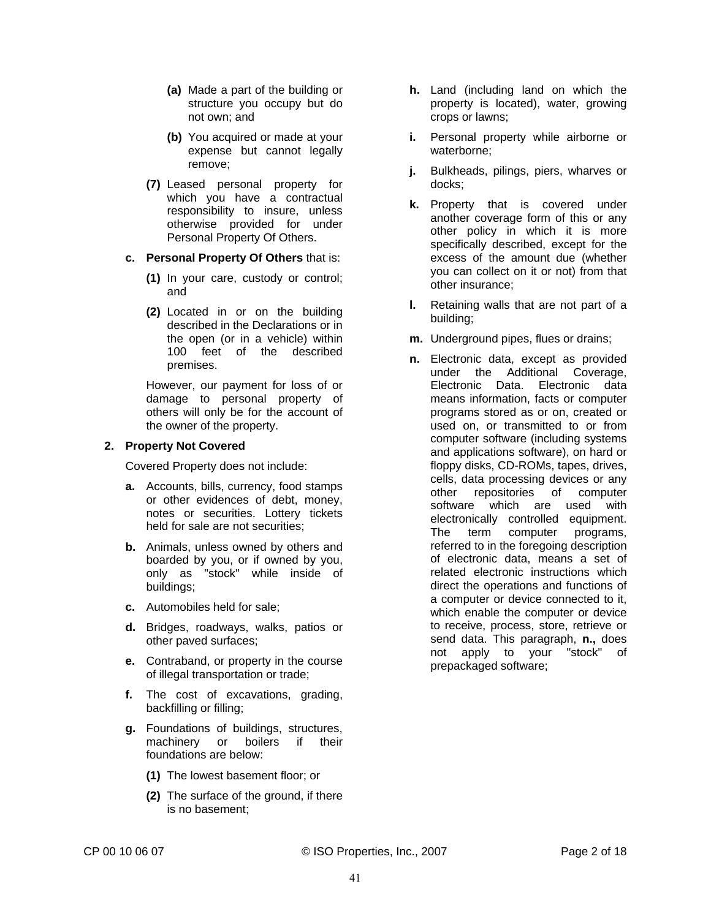- **(a)** Made a part of the building or structure you occupy but do not own; and
- **(b)** You acquired or made at your expense but cannot legally remove;

**(7)** Leased personal property for which you have a contractual responsibility to insure, unless otherwise provided for under Personal Property Of Others.

**c.** **Personal Property Of Others** that is:

**(1)** In your care, custody or control; and

**(2)** Located in or on the building described in the Declarations or in the open (or in a vehicle) within 100 feet of the described premises.

However, our payment for loss of or damage to personal property of others will only be for the account of the owner of the property.

**2. Property Not Covered**

Covered Property does not include:

**a.** Accounts, bills, currency, food stamps or other evidences of debt, money, notes or securities. Lottery tickets held for sale are not securities;

**b.** Animals, unless owned by others and boarded by you, or if owned by you, only as "stock" while inside of buildings;

**c.** Automobiles held for sale;

**d.** Bridges, roadways, walks, patios or other paved surfaces;

**e.** Contraband, or property in the course of illegal transportation or trade;

**f.** The cost of excavations, grading, backfilling or filling;

**g.** Foundations of buildings, structures, machinery or boilers if their foundations are below:

**(1)** The lowest basement floor; or

**(2)** The surface of the ground, if there is no basement;

**h.** Land (including land on which the property is located), water, growing crops or lawns;

**i.** Personal property while airborne or waterborne;

**j.** Bulkheads, pilings, piers, wharves or docks;

**k.** Property that is covered under another coverage form of this or any other policy in which it is more specifically described, except for the excess of the amount due (whether you can collect on it or not) from that other insurance;

**l.** Retaining walls that are not part of a building;

**m.** Underground pipes, flues or drains;

**n.** Electronic data, except as provided under the Additional Coverage, Electronic Data. Electronic data means information, facts or computer programs stored as or on, created or used on, or transmitted to or from computer software (including systems and applications software), on hard or floppy disks, CD-ROMs, tapes, drives, cells, data processing devices or any other repositories of computer software which are used with electronically controlled equipment. The term computer programs, referred to in the foregoing description of electronic data, means a set of related electronic instructions which direct the operations and functions of a computer or device connected to it, which enable the computer or device to receive, process, store, retrieve or send data. This paragraph, **n.,** does not apply to your "stock" of prepackaged software;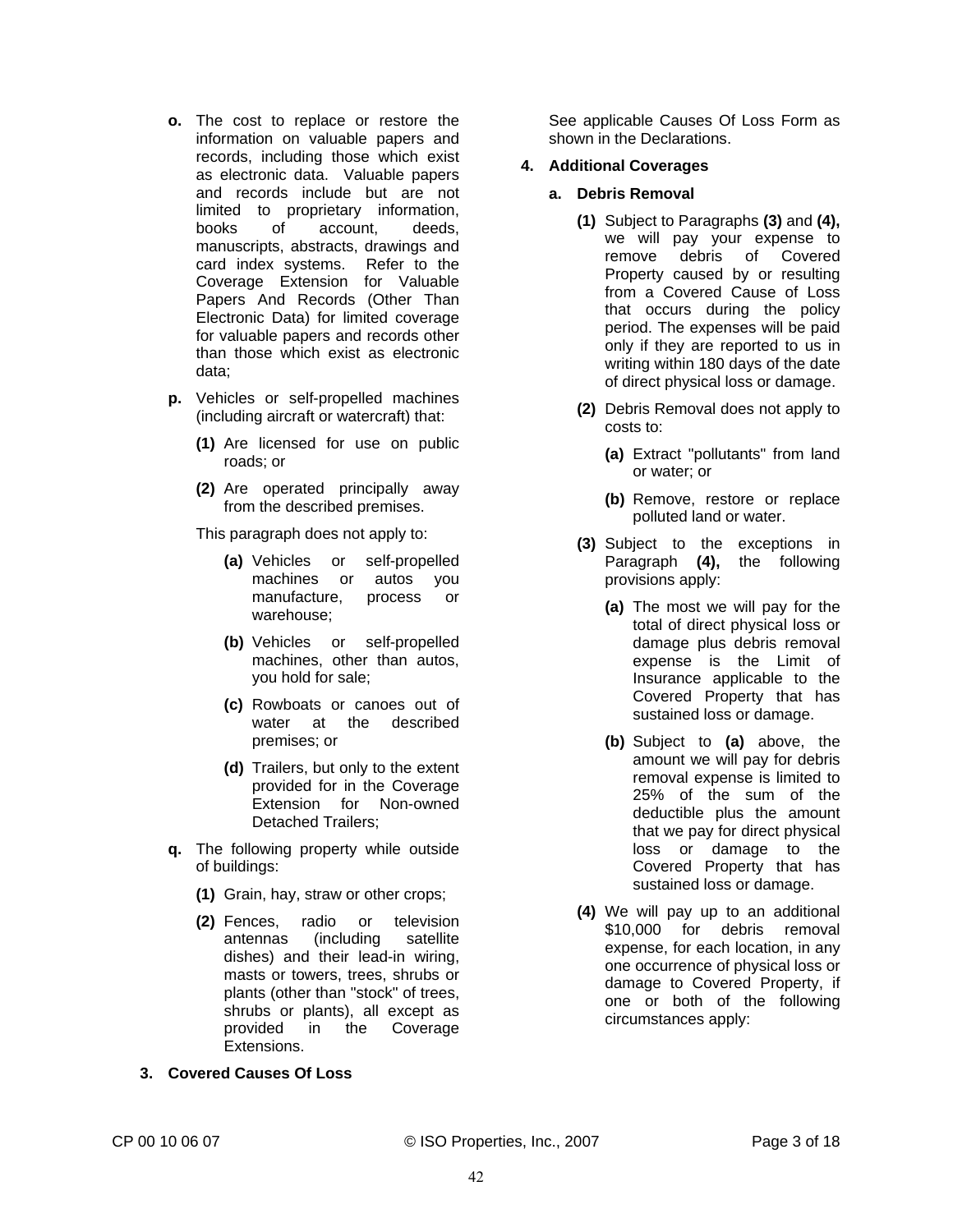**o.** The cost to replace or restore the information on valuable papers and records, including those which exist as electronic data. Valuable papers and records include but are not limited to proprietary information, books of account, deeds, manuscripts, abstracts, drawings and card index systems. Refer to the Coverage Extension for Valuable Papers And Records (Other Than Electronic Data) for limited coverage for valuable papers and records other than those which exist as electronic data;

**p.** Vehicles or self-propelled machines (including aircraft or watercraft) that:

**(1)** Are licensed for use on public roads; or

**(2)** Are operated principally away from the described premises.

This paragraph does not apply to:

**(a)** Vehicles or self-propelled machines or autos you manufacture, process or warehouse;

**(b)** Vehicles or self-propelled machines, other than autos, you hold for sale;

**(c)** Rowboats or canoes out of water at the described premises; or

**(d)** Trailers, but only to the extent provided for in the Coverage Extension for Non-owned Detached Trailers;

**q.** The following property while outside of buildings:

**(1)** Grain, hay, straw or other crops;

**(2)** Fences, radio or television antennas (including satellite dishes) and their lead-in wiring, masts or towers, trees, shrubs or plants (other than "stock" of trees, shrubs or plants), all except as provided in the Coverage Extensions.

**3. Covered Causes Of Loss**

See applicable Causes Of Loss Form as shown in the Declarations.

**4. Additional Coverages**

**a. Debris Removal**

**(1)** Subject to Paragraphs **(3)** and **(4),** we will pay your expense to remove debris of Covered Property caused by or resulting from a Covered Cause of Loss that occurs during the policy period. The expenses will be paid only if they are reported to us in writing within 180 days of the date of direct physical loss or damage.

**(2)** Debris Removal does not apply to costs to:

**(a)** Extract "pollutants" from land or water; or

**(b)** Remove, restore or replace polluted land or water.

**(3)** Subject to the exceptions in Paragraph **(4),** the following provisions apply:

**(a)** The most we will pay for the total of direct physical loss or damage plus debris removal expense is the Limit of Insurance applicable to the Covered Property that has sustained loss or damage.

**(b)** Subject to **(a)** above, the amount we will pay for debris removal expense is limited to 25% of the sum of the deductible plus the amount that we pay for direct physical loss or damage to the Covered Property that has sustained loss or damage.

**(4)** We will pay up to an additional $10,000 for debris removal expense, for each location, in any one occurrence of physical loss or damage to Covered Property, if one or both of the following circumstances apply: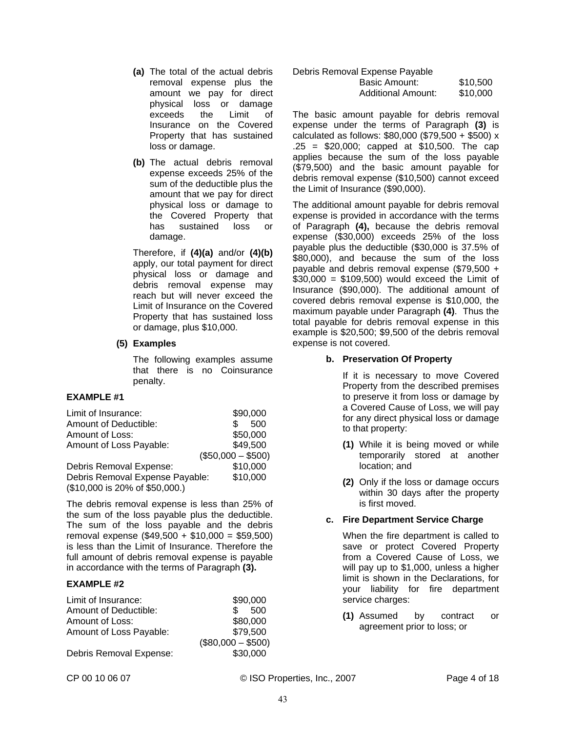**(a)** The total of the actual debris removal expense plus the amount we pay for direct physical loss or damage exceeds the Limit of Insurance on the Covered Property that has sustained loss or damage.

**(b)** The actual debris removal expense exceeds 25% of the sum of the deductible plus the amount that we pay for direct physical loss or damage to the Covered Property that has sustained loss or damage.

Therefore, if **(4)(a)** and/or **(4)(b)** apply, our total payment for direct physical loss or damage and debris removal expense may reach but will never exceed the Limit of Insurance on the Covered Property that has sustained loss or damage, plus $10,000.

**(5) Examples**

The following examples assume that there is no Coinsurance penalty.

**EXAMPLE #1**

| | |
|---|---|
| Limit of Insurance: | $90,000 |
| Amount of Deductible: | $ 500 |
| Amount of Loss: | $50,000 |
| Amount of Loss Payable: | $49,500 |
| | ($50,000 – $500) |
| Debris Removal Expense: | $10,000 |
| Debris Removal Expense Payable: | $10,000 |
| ($10,000 is 20% of $50,000.) | |

The debris removal expense is less than 25% of the sum of the loss payable plus the deductible. The sum of the loss payable and the debris removal expense ($49,500 + $10,000 = $59,500) is less than the Limit of Insurance. Therefore the full amount of debris removal expense is payable in accordance with the terms of Paragraph **(3).**

**EXAMPLE #2**

| | |
|---|---|
| Limit of Insurance: | $90,000 |
| Amount of Deductible: | $ 500 |
| Amount of Loss: | $80,000 |
| Amount of Loss Payable: | $79,500 |
| | ($80,000 – $500) |
| Debris Removal Expense: | $30,000 |
| Debris Removal Expense Payable | |
| Basic Amount: | $10,500 |
| Additional Amount: | $10,000 |

The basic amount payable for debris removal expense under the terms of Paragraph **(3)** is calculated as follows: $80,000 ($79,500 + $500) x .25 = $20,000; capped at $10,500. The cap applies because the sum of the loss payable ($79,500) and the basic amount payable for debris removal expense ($10,500) cannot exceed the Limit of Insurance ($90,000).

The additional amount payable for debris removal expense is provided in accordance with the terms of Paragraph **(4),** because the debris removal expense ($30,000) exceeds 25% of the loss payable plus the deductible ($30,000 is 37.5% of $80,000), and because the sum of the loss payable and debris removal expense ($79,500 + $30,000 = $109,500) would exceed the Limit of Insurance ($90,000). The additional amount of covered debris removal expense is $10,000, the maximum payable under Paragraph **(4)**. Thus the total payable for debris removal expense in this example is $20,500; $9,500 of the debris removal expense is not covered.

**b. Preservation Of Property**

If it is necessary to move Covered Property from the described premises to preserve it from loss or damage by a Covered Cause of Loss, we will pay for any direct physical loss or damage to that property:

**(1)** While it is being moved or while temporarily stored at another location; and

**(2)** Only if the loss or damage occurs within 30 days after the property is first moved.

**c. Fire Department Service Charge**

When the fire department is called to save or protect Covered Property from a Covered Cause of Loss, we will pay up to $1,000, unless a higher limit is shown in the Declarations, for your liability for fire department service charges:

**(1)** Assumed by contract or agreement prior to loss; or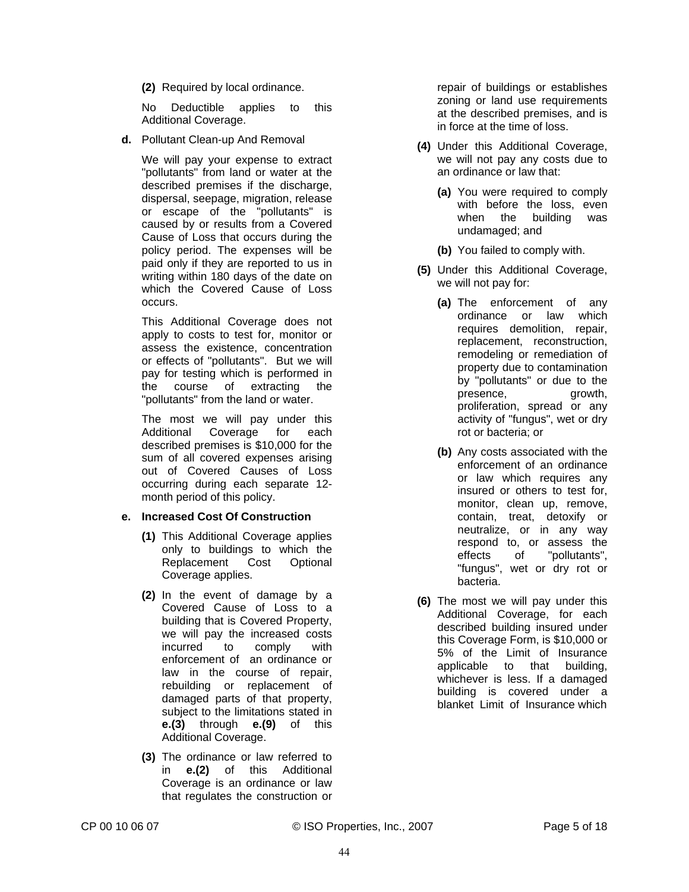**(2)** Required by local ordinance.

No Deductible applies to this Additional Coverage.

**d.** Pollutant Clean-up And Removal

We will pay your expense to extract "pollutants" from land or water at the described premises if the discharge, dispersal, seepage, migration, release or escape of the "pollutants" is caused by or results from a Covered Cause of Loss that occurs during the policy period. The expenses will be paid only if they are reported to us in writing within 180 days of the date on which the Covered Cause of Loss occurs.

This Additional Coverage does not apply to costs to test for, monitor or assess the existence, concentration or effects of "pollutants". But we will pay for testing which is performed in the course of extracting the "pollutants" from the land or water.

The most we will pay under this Additional Coverage for each described premises is $10,000 for the sum of all covered expenses arising out of Covered Causes of Loss occurring during each separate 12-month period of this policy.

**e. Increased Cost Of Construction**

**(1)** This Additional Coverage applies only to buildings to which the Replacement Cost Optional Coverage applies.

**(2)** In the event of damage by a Covered Cause of Loss to a building that is Covered Property, we will pay the increased costs incurred to comply with enforcement of an ordinance or law in the course of repair, rebuilding or replacement of damaged parts of that property, subject to the limitations stated in **e.(3)** through **e.(9)** of this Additional Coverage.

**(3)** The ordinance or law referred to in **e.(2)** of this Additional Coverage is an ordinance or law that regulates the construction or repair of buildings or establishes zoning or land use requirements at the described premises, and is in force at the time of loss.

**(4)** Under this Additional Coverage, we will not pay any costs due to an ordinance or law that:

**(a)** You were required to comply with before the loss, even when the building was undamaged; and

**(b)** You failed to comply with.

**(5)** Under this Additional Coverage, we will not pay for:

**(a)** The enforcement of any ordinance or law which requires demolition, repair, replacement, reconstruction, remodeling or remediation of property due to contamination by "pollutants" or due to the presence, growth, proliferation, spread or any activity of "fungus", wet or dry rot or bacteria; or

**(b)** Any costs associated with the enforcement of an ordinance or law which requires any insured or others to test for, monitor, clean up, remove, contain, treat, detoxify or neutralize, or in any way respond to, or assess the effects of "pollutants", "fungus", wet or dry rot or bacteria.

**(6)** The most we will pay under this Additional Coverage, for each described building insured under this Coverage Form, is $10,000 or 5% of the Limit of Insurance applicable to that building, whichever is less. If a damaged building is covered under a blanket Limit of Insurance which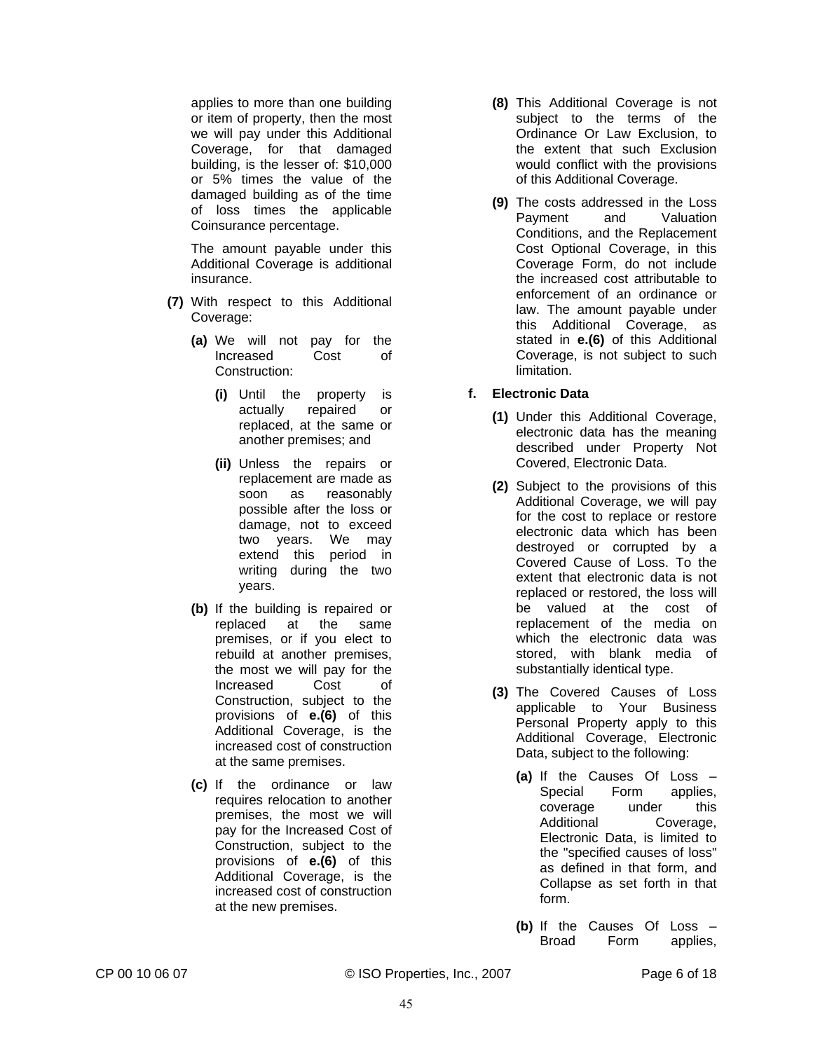applies to more than one building or item of property, then the most we will pay under this Additional Coverage, for that damaged building, is the lesser of: $10,000 or 5% times the value of the damaged building as of the time of loss times the applicable Coinsurance percentage.

The amount payable under this Additional Coverage is additional insurance.

**(7)** With respect to this Additional Coverage:

**(a)** We will not pay for the Increased Cost of Construction:

**(i)** Until the property is actually repaired or replaced, at the same or another premises; and

**(ii)** Unless the repairs or replacement are made as soon as reasonably possible after the loss or damage, not to exceed two years. We may extend this period in writing during the two years.

**(b)** If the building is repaired or replaced at the same premises, or if you elect to rebuild at another premises, the most we will pay for the Increased Cost of Construction, subject to the provisions of **e.(6)** of this Additional Coverage, is the increased cost of construction at the same premises.

**(c)** If the ordinance or law requires relocation to another premises, the most we will pay for the Increased Cost of Construction, subject to the provisions of **e.(6)** of this Additional Coverage, is the increased cost of construction at the new premises.

**(8)** This Additional Coverage is not subject to the terms of the Ordinance Or Law Exclusion, to the extent that such Exclusion would conflict with the provisions of this Additional Coverage.

**(9)** The costs addressed in the Loss Payment and Valuation Conditions, and the Replacement Cost Optional Coverage, in this Coverage Form, do not include the increased cost attributable to enforcement of an ordinance or law. The amount payable under this Additional Coverage, as stated in **e.(6)** of this Additional Coverage, is not subject to such limitation.

**f. Electronic Data**

**(1)** Under this Additional Coverage, electronic data has the meaning described under Property Not Covered, Electronic Data.

**(2)** Subject to the provisions of this Additional Coverage, we will pay for the cost to replace or restore electronic data which has been destroyed or corrupted by a Covered Cause of Loss. To the extent that electronic data is not replaced or restored, the loss will be valued at the cost of replacement of the media on which the electronic data was stored, with blank media of substantially identical type.

**(3)** The Covered Causes of Loss applicable to Your Business Personal Property apply to this Additional Coverage, Electronic Data, subject to the following:

**(a)** If the Causes Of Loss – Special Form applies, coverage under this Additional Coverage, Electronic Data, is limited to the "specified causes of loss" as defined in that form, and Collapse as set forth in that form.

**(b)** If the Causes Of Loss – Broad Form applies,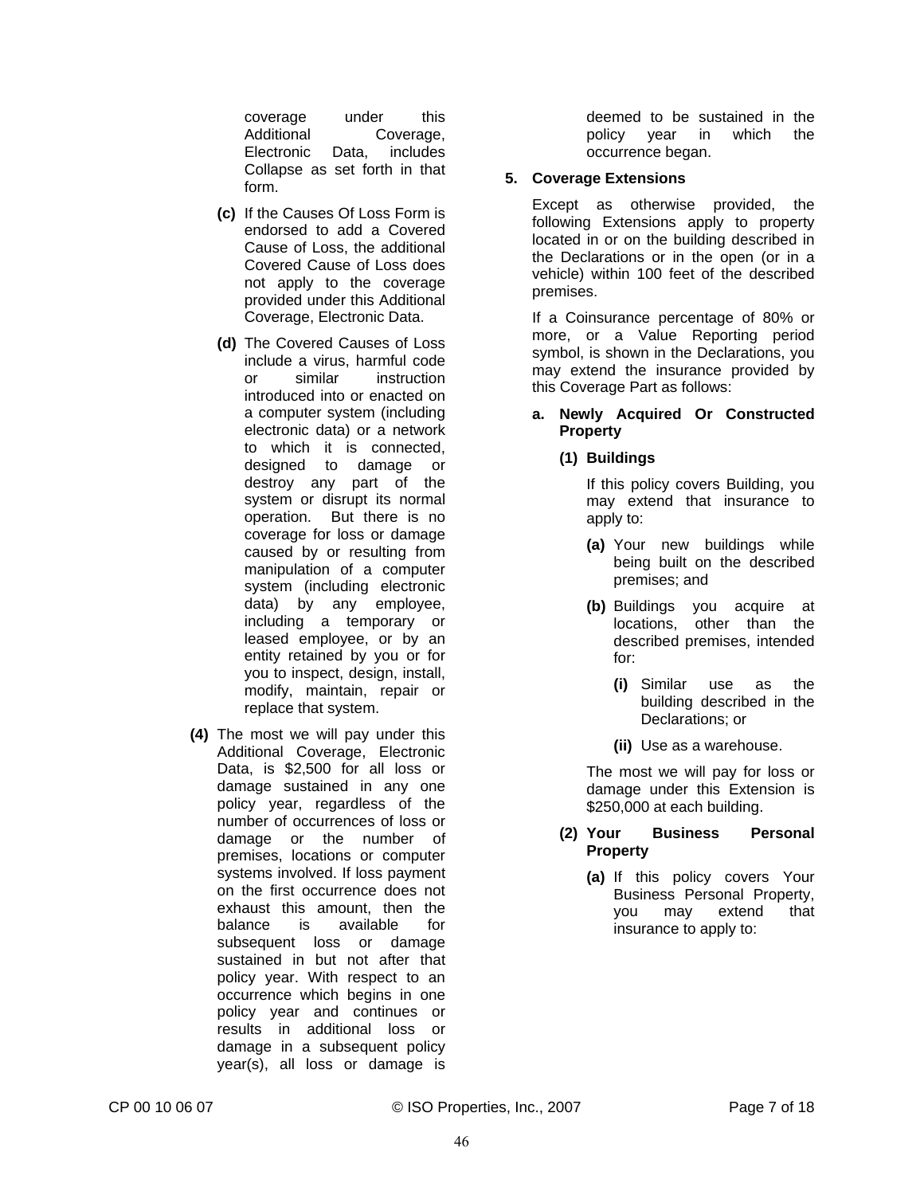coverage under this Additional Coverage, Electronic Data, includes Collapse as set forth in that form.

**(c)** If the Causes Of Loss Form is endorsed to add a Covered Cause of Loss, the additional Covered Cause of Loss does not apply to the coverage provided under this Additional Coverage, Electronic Data.

**(d)** The Covered Causes of Loss include a virus, harmful code or similar instruction introduced into or enacted on a computer system (including electronic data) or a network to which it is connected, designed to damage or destroy any part of the system or disrupt its normal operation. But there is no coverage for loss or damage caused by or resulting from manipulation of a computer system (including electronic data) by any employee, including a temporary or leased employee, or by an entity retained by you or for you to inspect, design, install, modify, maintain, repair or replace that system.

**(4)** The most we will pay under this Additional Coverage, Electronic Data, is $2,500 for all loss or damage sustained in any one policy year, regardless of the number of occurrences of loss or damage or the number of premises, locations or computer systems involved. If loss payment on the first occurrence does not exhaust this amount, then the balance is available for subsequent loss or damage sustained in but not after that policy year. With respect to an occurrence which begins in one policy year and continues or results in additional loss or damage in a subsequent policy year(s), all loss or damage is deemed to be sustained in the policy year in which the occurrence began.

**5. Coverage Extensions**

Except as otherwise provided, the following Extensions apply to property located in or on the building described in the Declarations or in the open (or in a vehicle) within 100 feet of the described premises.

If a Coinsurance percentage of 80% or more, or a Value Reporting period symbol, is shown in the Declarations, you may extend the insurance provided by this Coverage Part as follows:

**a. Newly Acquired Or Constructed Property**

**(1) Buildings**

If this policy covers Building, you may extend that insurance to apply to:

**(a)** Your new buildings while being built on the described premises; and

**(b)** Buildings you acquire at locations, other than the described premises, intended for:

**(i)** Similar use as the building described in the Declarations; or

**(ii)** Use as a warehouse.

The most we will pay for loss or damage under this Extension is $250,000 at each building.

**(2) Your Business Personal Property**

**(a)** If this policy covers Your Business Personal Property, you may extend that insurance to apply to: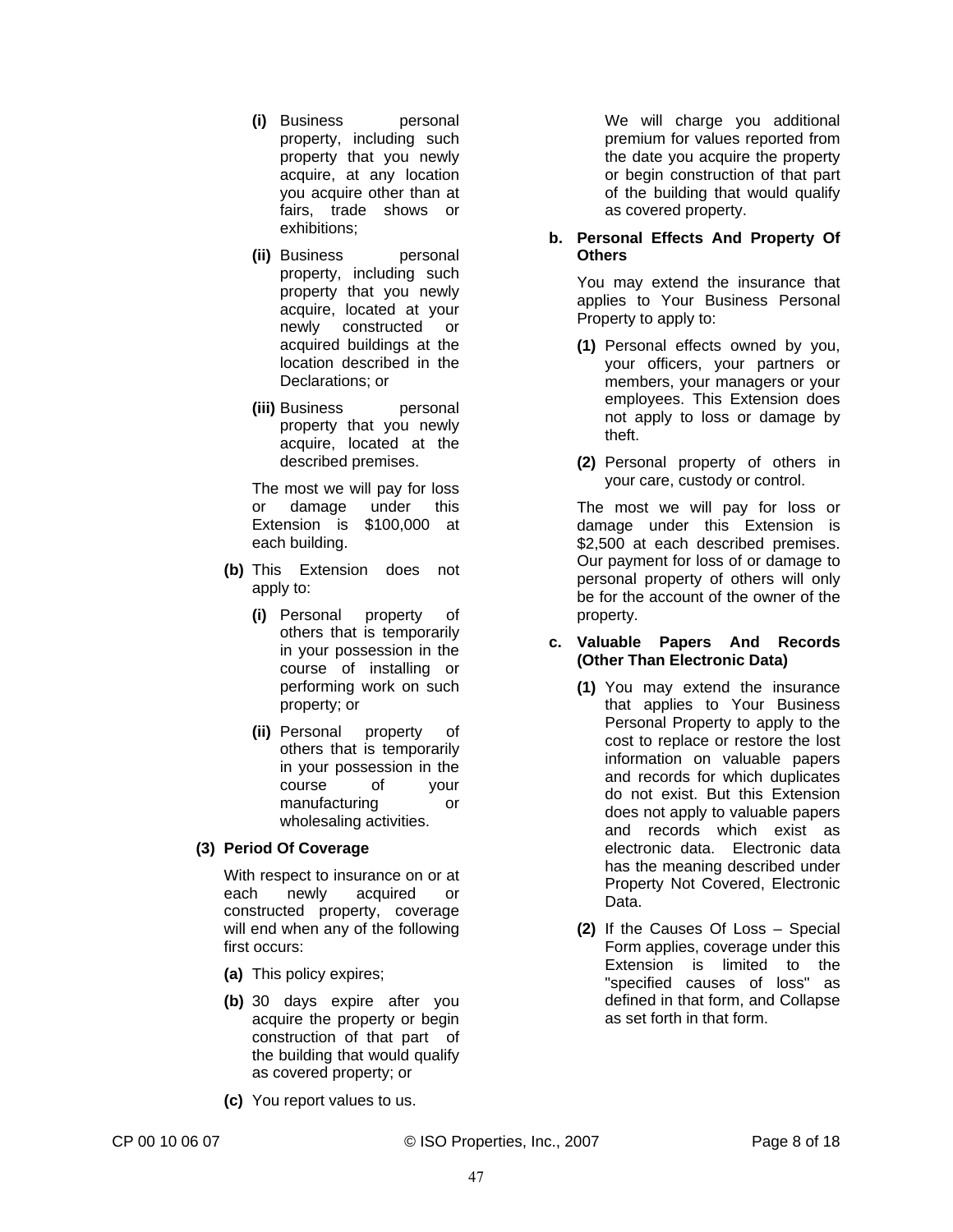(i) Business personal property, including such property that you newly acquire, at any location you acquire other than at fairs, trade shows or exhibitions;

(ii) Business personal property, including such property that you newly acquire, located at your newly constructed or acquired buildings at the location described in the Declarations; or

(iii) Business personal property that you newly acquire, located at the described premises.

The most we will pay for loss or damage under this Extension is $100,000 at each building.

**(b)** This Extension does not apply to:

**(i)** Personal property of others that is temporarily in your possession in the course of installing or performing work on such property; or

**(ii)** Personal property of others that is temporarily in your possession in the course of your manufacturing or wholesaling activities.

**(3) Period Of Coverage**

With respect to insurance on or at each newly acquired or constructed property, coverage will end when any of the following first occurs:

**(a)** This policy expires;

**(b)** 30 days expire after you acquire the property or begin construction of that part of the building that would qualify as covered property; or

**(c)** You report values to us.

We will charge you additional premium for values reported from the date you acquire the property or begin construction of that part of the building that would qualify as covered property.

**b. Personal Effects And Property Of Others**

You may extend the insurance that applies to Your Business Personal Property to apply to:

**(1)** Personal effects owned by you, your officers, your partners or members, your managers or your employees. This Extension does not apply to loss or damage by theft.

**(2)** Personal property of others in your care, custody or control.

The most we will pay for loss or damage under this Extension is $2,500 at each described premises. Our payment for loss of or damage to personal property of others will only be for the account of the owner of the property.

**c. Valuable Papers And Records (Other Than Electronic Data)**

**(1)** You may extend the insurance that applies to Your Business Personal Property to apply to the cost to replace or restore the lost information on valuable papers and records for which duplicates do not exist. But this Extension does not apply to valuable papers and records which exist as electronic data. Electronic data has the meaning described under Property Not Covered, Electronic Data.

**(2)** If the Causes Of Loss – Special Form applies, coverage under this Extension is limited to the "specified causes of loss" as defined in that form, and Collapse as set forth in that form.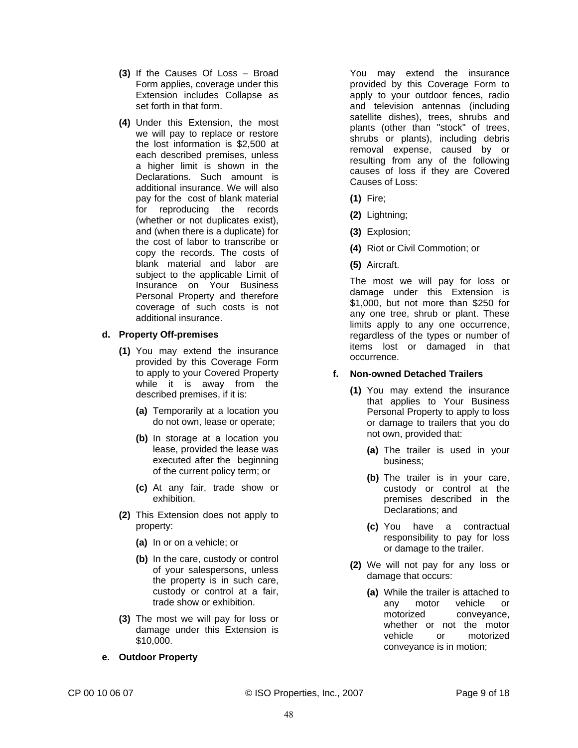**(3)** If the Causes Of Loss – Broad Form applies, coverage under this Extension includes Collapse as set forth in that form.

**(4)** Under this Extension, the most we will pay to replace or restore the lost information is $2,500 at each described premises, unless a higher limit is shown in the Declarations. Such amount is additional insurance. We will also pay for the cost of blank material for reproducing the records (whether or not duplicates exist), and (when there is a duplicate) for the cost of labor to transcribe or copy the records. The costs of blank material and labor are subject to the applicable Limit of Insurance on Your Business Personal Property and therefore coverage of such costs is not additional insurance.

**d. Property Off-premises**

**(1)** You may extend the insurance provided by this Coverage Form to apply to your Covered Property while it is away from the described premises, if it is:

**(a)** Temporarily at a location you do not own, lease or operate;

**(b)** In storage at a location you lease, provided the lease was executed after the beginning of the current policy term; or

**(c)** At any fair, trade show or exhibition.

**(2)** This Extension does not apply to property:

**(a)** In or on a vehicle; or

**(b)** In the care, custody or control of your salespersons, unless the property is in such care, custody or control at a fair, trade show or exhibition.

**(3)** The most we will pay for loss or damage under this Extension is $10,000.

**e. Outdoor Property**

You may extend the insurance provided by this Coverage Form to apply to your outdoor fences, radio and television antennas (including satellite dishes), trees, shrubs and plants (other than "stock" of trees, shrubs or plants), including debris removal expense, caused by or resulting from any of the following causes of loss if they are Covered Causes of Loss:

**(1)** Fire;

**(2)** Lightning;

**(3)** Explosion;

**(4)** Riot or Civil Commotion; or

**(5)** Aircraft.

The most we will pay for loss or damage under this Extension is $1,000, but not more than $250 for any one tree, shrub or plant. These limits apply to any one occurrence, regardless of the types or number of items lost or damaged in that occurrence.

**f. Non-owned Detached Trailers**

**(1)** You may extend the insurance that applies to Your Business Personal Property to apply to loss or damage to trailers that you do not own, provided that:

**(a)** The trailer is used in your business;

**(b)** The trailer is in your care, custody or control at the premises described in the Declarations; and

**(c)** You have a contractual responsibility to pay for loss or damage to the trailer.

**(2)** We will not pay for any loss or damage that occurs:

**(a)** While the trailer is attached to any motor vehicle or motorized conveyance, whether or not the motor vehicle or motorized conveyance is in motion;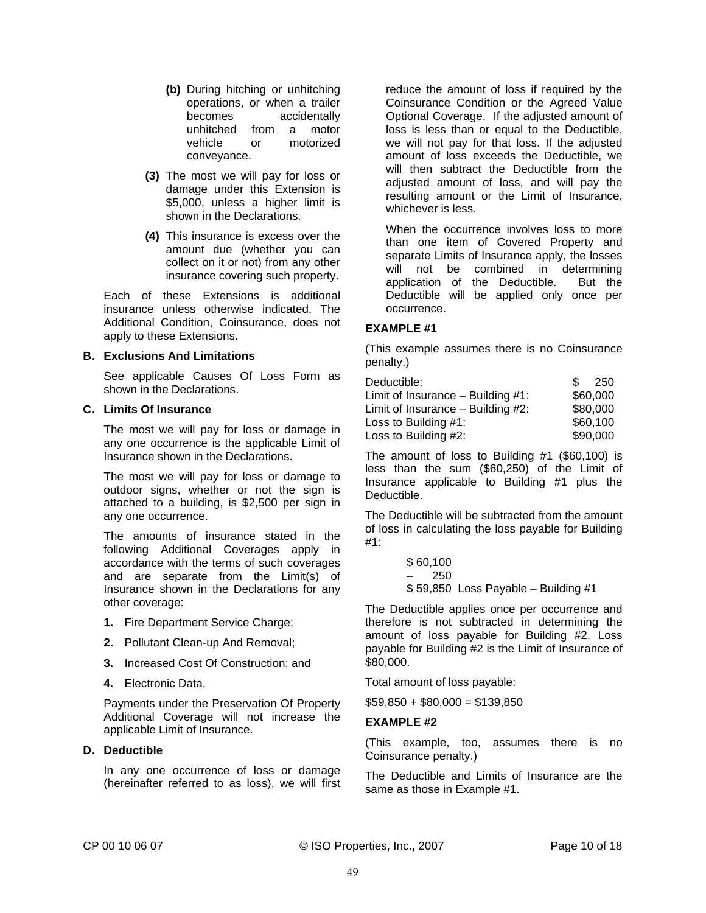(b) During hitching or unhitching operations, or when a trailer becomes accidentally unhitched from a motor vehicle or motorized conveyance.

**(3)** The most we will pay for loss or damage under this Extension is $5,000, unless a higher limit is shown in the Declarations.

**(4)** This insurance is excess over the amount due (whether you can collect on it or not) from any other insurance covering such property.

Each of these Extensions is additional insurance unless otherwise indicated. The Additional Condition, Coinsurance, does not apply to these Extensions.

**B. Exclusions And Limitations**

See applicable Causes Of Loss Form as shown in the Declarations.

**C. Limits Of Insurance**

The most we will pay for loss or damage in any one occurrence is the applicable Limit of Insurance shown in the Declarations.

The most we will pay for loss or damage to outdoor signs, whether or not the sign is attached to a building, is $2,500 per sign in any one occurrence.

The amounts of insurance stated in the following Additional Coverages apply in accordance with the terms of such coverages and are separate from the Limit(s) of Insurance shown in the Declarations for any other coverage:

1. Fire Department Service Charge;
2. Pollutant Clean-up And Removal;
3. Increased Cost Of Construction; and
4. Electronic Data.

Payments under the Preservation Of Property Additional Coverage will not increase the applicable Limit of Insurance.

**D. Deductible**

In any one occurrence of loss or damage (hereinafter referred to as loss), we will first reduce the amount of loss if required by the Coinsurance Condition or the Agreed Value Optional Coverage. If the adjusted amount of loss is less than or equal to the Deductible, we will not pay for that loss. If the adjusted amount of loss exceeds the Deductible, we will then subtract the Deductible from the adjusted amount of loss, and will pay the resulting amount or the Limit of Insurance, whichever is less.

When the occurrence involves loss to more than one item of Covered Property and separate Limits of Insurance apply, the losses will not be combined in determining application of the Deductible. But the Deductible will be applied only once per occurrence.

**EXAMPLE #1**

(This example assumes there is no Coinsurance penalty.)

| | |
|---|---|
| Deductible: | $ 250 |
| Limit of Insurance – Building #1: | $60,000 |
| Limit of Insurance – Building #2: | $80,000 |
| Loss to Building #1: | $60,100 |
| Loss to Building #2: | $90,000 |

The amount of loss to Building #1 ($60,100) is less than the sum ($60,250) of the Limit of Insurance applicable to Building #1 plus the Deductible.

The Deductible will be subtracted from the amount of loss in calculating the loss payable for Building #1:

$ 60,100
– 250
$ 59,850 Loss Payable – Building #1

The Deductible applies once per occurrence and therefore is not subtracted in determining the amount of loss payable for Building #2. Loss payable for Building #2 is the Limit of Insurance of $80,000.

Total amount of loss payable:

$59,850 + $80,000 = $139,850

**EXAMPLE #2**

(This example, too, assumes there is no Coinsurance penalty.)

The Deductible and Limits of Insurance are the same as those in Example #1.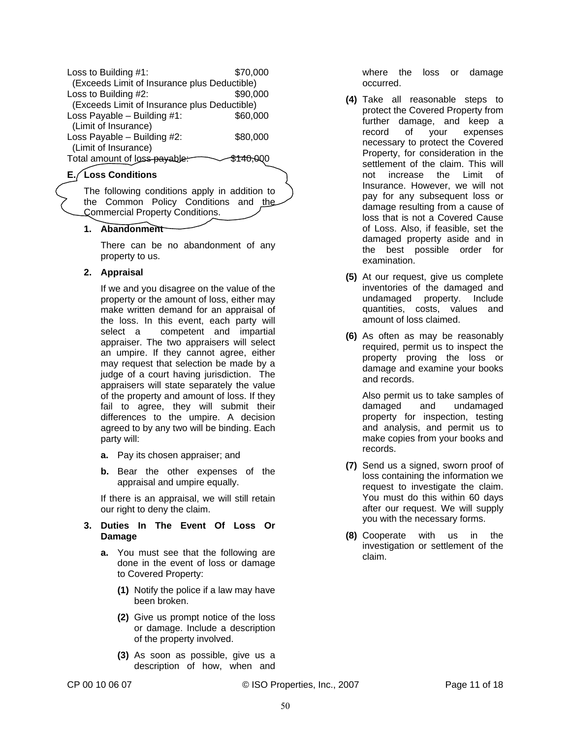| | |
|---|---|
| Loss to Building #1: | $70,000 |
| (Exceeds Limit of Insurance plus Deductible) | |
| Loss to Building #2: | $90,000 |
| (Exceeds Limit of Insurance plus Deductible) | |
| Loss Payable – Building #1: | $60,000 |
| (Limit of Insurance) | |
| Loss Payable – Building #2: | $80,000 |
| (Limit of Insurance) | |
| Total amount of loss payable: | $140,000 |

## E. Loss Conditions

The following conditions apply in addition to the Common Policy Conditions and the Commercial Property Conditions.

**1. Abandonment**

There can be no abandonment of any property to us.

**2. Appraisal**

If we and you disagree on the value of the property or the amount of loss, either may make written demand for an appraisal of the loss. In this event, each party will select a competent and impartial appraiser. The two appraisers will select an umpire. If they cannot agree, either may request that selection be made by a judge of a court having jurisdiction. The appraisers will state separately the value of the property and amount of loss. If they fail to agree, they will submit their differences to the umpire. A decision agreed to by any two will be binding. Each party will:

**a.** Pay its chosen appraiser; and

**b.** Bear the other expenses of the appraisal and umpire equally.

If there is an appraisal, we will still retain our right to deny the claim.

**3. Duties In The Event Of Loss Or Damage**

**a.** You must see that the following are done in the event of loss or damage to Covered Property:

**(1)** Notify the police if a law may have been broken.

**(2)** Give us prompt notice of the loss or damage. Include a description of the property involved.

**(3)** As soon as possible, give us a description of how, when and where the loss or damage occurred.

**(4)** Take all reasonable steps to protect the Covered Property from further damage, and keep a record of your expenses necessary to protect the Covered Property, for consideration in the settlement of the claim. This will not increase the Limit of Insurance. However, we will not pay for any subsequent loss or damage resulting from a cause of loss that is not a Covered Cause of Loss. Also, if feasible, set the damaged property aside and in the best possible order for examination.

**(5)** At our request, give us complete inventories of the damaged and undamaged property. Include quantities, costs, values and amount of loss claimed.

**(6)** As often as may be reasonably required, permit us to inspect the property proving the loss or damage and examine your books and records.

Also permit us to take samples of damaged and undamaged property for inspection, testing and analysis, and permit us to make copies from your books and records.

**(7)** Send us a signed, sworn proof of loss containing the information we request to investigate the claim. You must do this within 60 days after our request. We will supply you with the necessary forms.

**(8)** Cooperate with us in the investigation or settlement of the claim.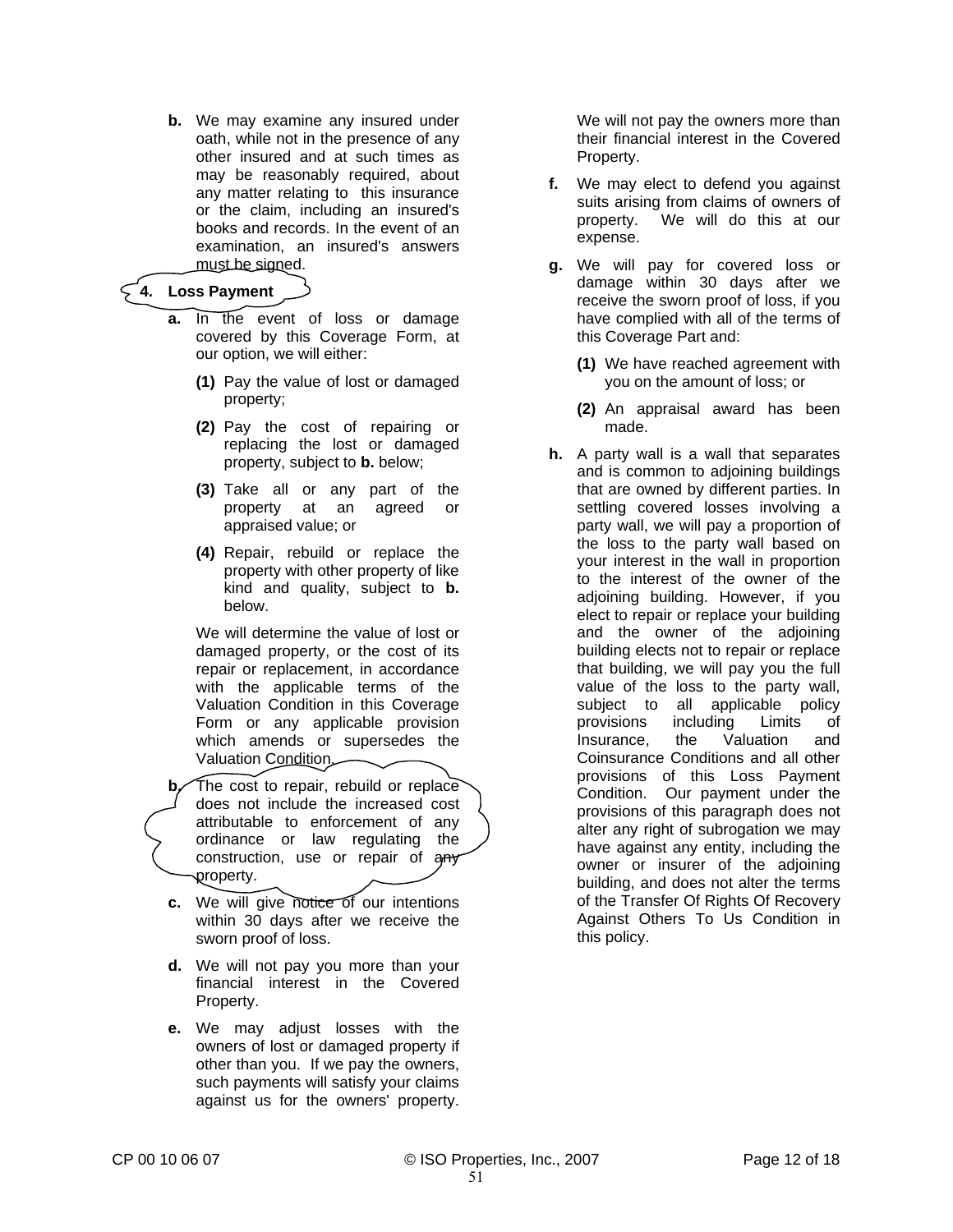**b.** We may examine any insured under oath, while not in the presence of any other insured and at such times as may be reasonably required, about any matter relating to this insurance or the claim, including an insured's books and records. In the event of an examination, an insured's answers must be signed.

**4. Loss Payment**

**a.** In the event of loss or damage covered by this Coverage Form, at our option, we will either:

**(1)** Pay the value of lost or damaged property;

**(2)** Pay the cost of repairing or replacing the lost or damaged property, subject to **b.** below;

**(3)** Take all or any part of the property at an agreed or appraised value; or

**(4)** Repair, rebuild or replace the property with other property of like kind and quality, subject to **b.** below.

We will determine the value of lost or damaged property, or the cost of its repair or replacement, in accordance with the applicable terms of the Valuation Condition in this Coverage Form or any applicable provision which amends or supersedes the Valuation Condition.

**b.** The cost to repair, rebuild or replace does not include the increased cost attributable to enforcement of any ordinance or law regulating the construction, use or repair of any property.

**c.** We will give notice of our intentions within 30 days after we receive the sworn proof of loss.

**d.** We will not pay you more than your financial interest in the Covered Property.

**e.** We may adjust losses with the owners of lost or damaged property if other than you. If we pay the owners, such payments will satisfy your claims against us for the owners' property. We will not pay the owners more than their financial interest in the Covered Property.

**f.** We may elect to defend you against suits arising from claims of owners of property. We will do this at our expense.

**g.** We will pay for covered loss or damage within 30 days after we receive the sworn proof of loss, if you have complied with all of the terms of this Coverage Part and:

**(1)** We have reached agreement with you on the amount of loss; or

**(2)** An appraisal award has been made.

**h.** A party wall is a wall that separates and is common to adjoining buildings that are owned by different parties. In settling covered losses involving a party wall, we will pay a proportion of the loss to the party wall based on your interest in the wall in proportion to the interest of the owner of the adjoining building. However, if you elect to repair or replace your building and the owner of the adjoining building elects not to repair or replace that building, we will pay you the full value of the loss to the party wall, subject to all applicable policy provisions including Limits of Insurance, the Valuation and Coinsurance Conditions and all other provisions of this Loss Payment Condition. Our payment under the provisions of this paragraph does not alter any right of subrogation we may have against any entity, including the owner or insurer of the adjoining building, and does not alter the terms of the Transfer Of Rights Of Recovery Against Others To Us Condition in this policy.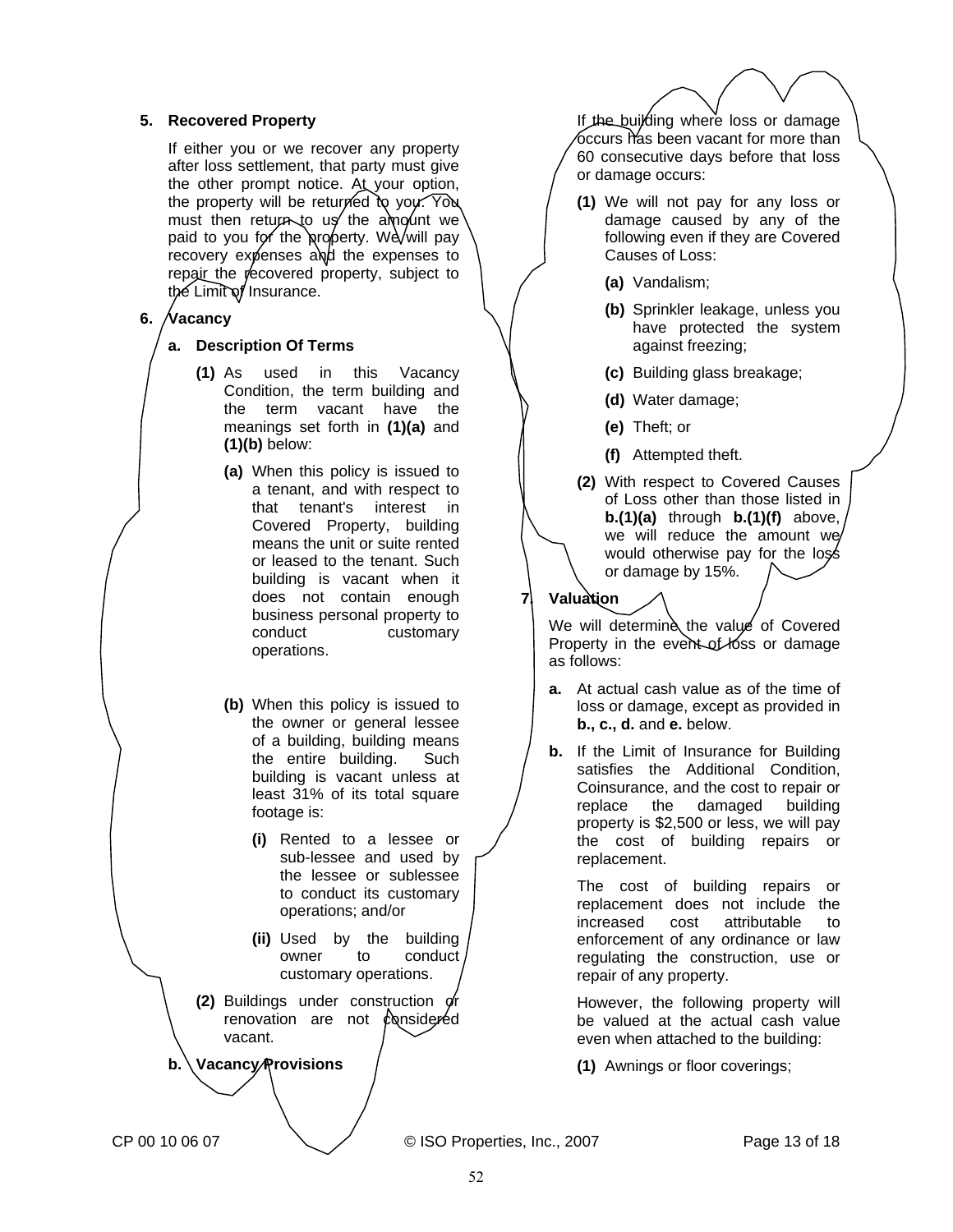**5. Recovered Property**

If either you or we recover any property after loss settlement, that party must give the other prompt notice. At your option, the property will be returned to you. You must then return to us the amount we paid to you for the property. We will pay recovery expenses and the expenses to repair the recovered property, subject to the Limit of Insurance.

**6. Vacancy**

**a. Description Of Terms**

**(1)** As used in this Vacancy Condition, the term building and the term vacant have the meanings set forth in **(1)(a)** and **(1)(b)** below:

**(a)** When this policy is issued to a tenant, and with respect to that tenant's interest in Covered Property, building means the unit or suite rented or leased to the tenant. Such building is vacant when it does not contain enough business personal property to conduct customary operations.

**(b)** When this policy is issued to the owner or general lessee of a building, building means the entire building. Such building is vacant unless at least 31% of its total square footage is:

**(i)** Rented to a lessee or sub-lessee and used by the lessee or sublessee to conduct its customary operations; and/or

**(ii)** Used by the building owner to conduct customary operations.

**(2)** Buildings under construction or renovation are not considered vacant.

**b. Vacancy Provisions**

If the building where loss or damage occurs has been vacant for more than 60 consecutive days before that loss or damage occurs:

**(1)** We will not pay for any loss or damage caused by any of the following even if they are Covered Causes of Loss:

**(a)** Vandalism;

**(b)** Sprinkler leakage, unless you have protected the system against freezing;

**(c)** Building glass breakage;

**(d)** Water damage;

**(e)** Theft; or

**(f)** Attempted theft.

**(2)** With respect to Covered Causes of Loss other than those listed in **b.(1)(a)** through **b.(1)(f)** above, we will reduce the amount we would otherwise pay for the loss or damage by 15%.

**7. Valuation**

We will determine the value of Covered Property in the event of loss or damage as follows:

**a.** At actual cash value as of the time of loss or damage, except as provided in **b., c., d.** and **e.** below.

**b.** If the Limit of Insurance for Building satisfies the Additional Condition, Coinsurance, and the cost to repair or replace the damaged building property is $2,500 or less, we will pay the cost of building repairs or replacement.

The cost of building repairs or replacement does not include the increased cost attributable to enforcement of any ordinance or law regulating the construction, use or repair of any property.

However, the following property will be valued at the actual cash value even when attached to the building:

**(1)** Awnings or floor coverings;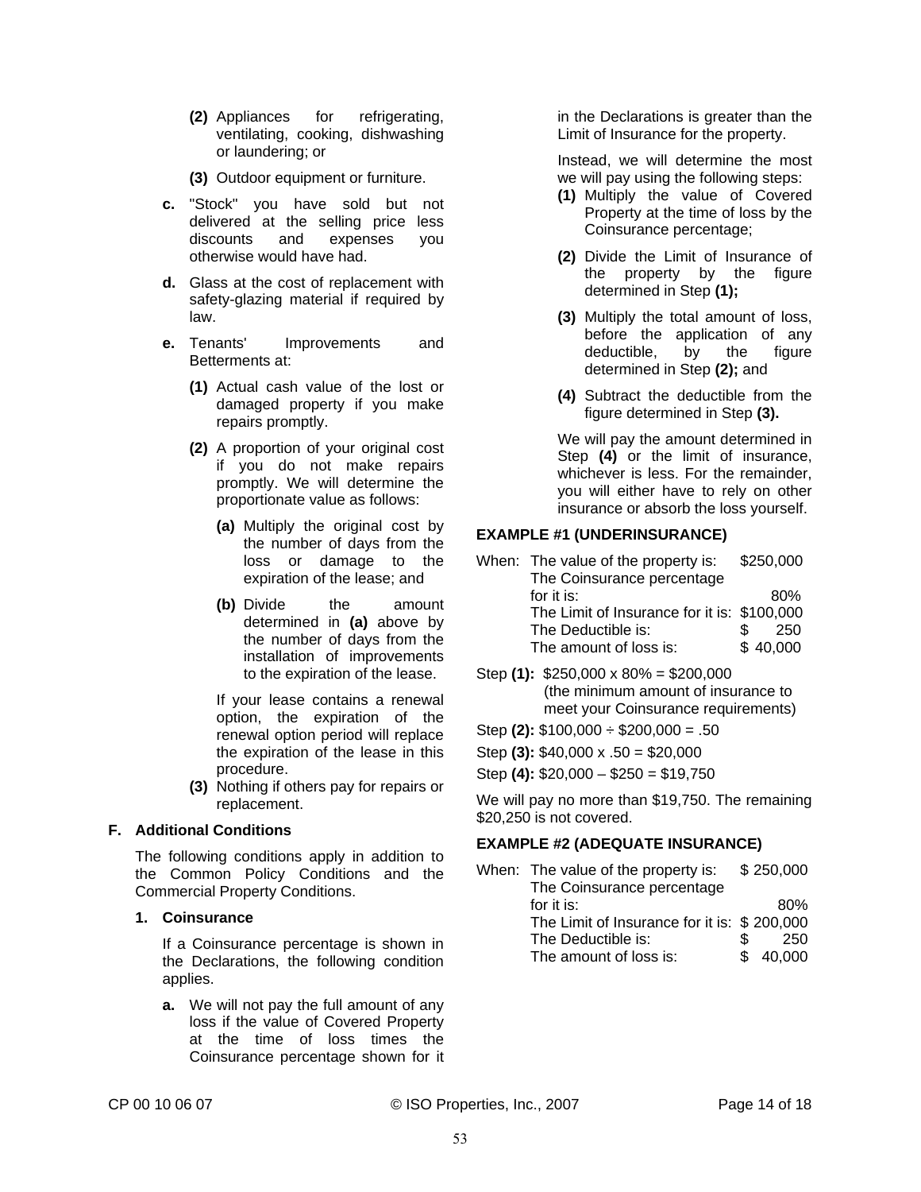**(2)** Appliances for refrigerating, ventilating, cooking, dishwashing or laundering; or

**(3)** Outdoor equipment or furniture.

**c.** "Stock" you have sold but not delivered at the selling price less discounts and expenses you otherwise would have had.

**d.** Glass at the cost of replacement with safety-glazing material if required by law.

**e.** Tenants' Improvements and Betterments at:

**(1)** Actual cash value of the lost or damaged property if you make repairs promptly.

**(2)** A proportion of your original cost if you do not make repairs promptly. We will determine the proportionate value as follows:

**(a)** Multiply the original cost by the number of days from the loss or damage to the expiration of the lease; and

**(b)** Divide the amount determined in **(a)** above by the number of days from the installation of improvements to the expiration of the lease.

If your lease contains a renewal option, the expiration of the renewal option period will replace the expiration of the lease in this procedure.

**(3)** Nothing if others pay for repairs or replacement.

## F. Additional Conditions

The following conditions apply in addition to the Common Policy Conditions and the Commercial Property Conditions.

### 1. Coinsurance

If a Coinsurance percentage is shown in the Declarations, the following condition applies.

**a.** We will not pay the full amount of any loss if the value of Covered Property at the time of loss times the Coinsurance percentage shown for it in the Declarations is greater than the Limit of Insurance for the property.

Instead, we will determine the most we will pay using the following steps:

**(1)** Multiply the value of Covered Property at the time of loss by the Coinsurance percentage;

**(2)** Divide the Limit of Insurance of the property by the figure determined in Step **(1);**

**(3)** Multiply the total amount of loss, before the application of any deductible, by the figure determined in Step **(2);** and

**(4)** Subtract the deductible from the figure determined in Step **(3).**

We will pay the amount determined in Step **(4)** or the limit of insurance, whichever is less. For the remainder, you will either have to rely on other insurance or absorb the loss yourself.

**EXAMPLE #1 (UNDERINSURANCE)**

| When: | | |
|---|---|---|
| | The value of the property is: | $250,000 |
| | The Coinsurance percentage for it is: | 80% |
| | The Limit of Insurance for it is: | $100,000 |
| | The Deductible is: | $ 250 |
| | The amount of loss is: | $ 40,000 |

Step **(1):** $250,000 x 80% = $200,000
(the minimum amount of insurance to meet your Coinsurance requirements)

Step **(2):** $100,000 ÷ $200,000 = .50

Step **(3):** $40,000 x .50 = $20,000

Step **(4):** $20,000 – $250 = $19,750

We will pay no more than $19,750. The remaining $20,250 is not covered.

**EXAMPLE #2 (ADEQUATE INSURANCE)**

| When: | | |
|---|---|---|
| | The value of the property is: | $ 250,000 |
| | The Coinsurance percentage for it is: | 80% |
| | The Limit of Insurance for it is: | $ 200,000 |
| | The Deductible is: | $ 250 |
| | The amount of loss is: | $ 40,000 |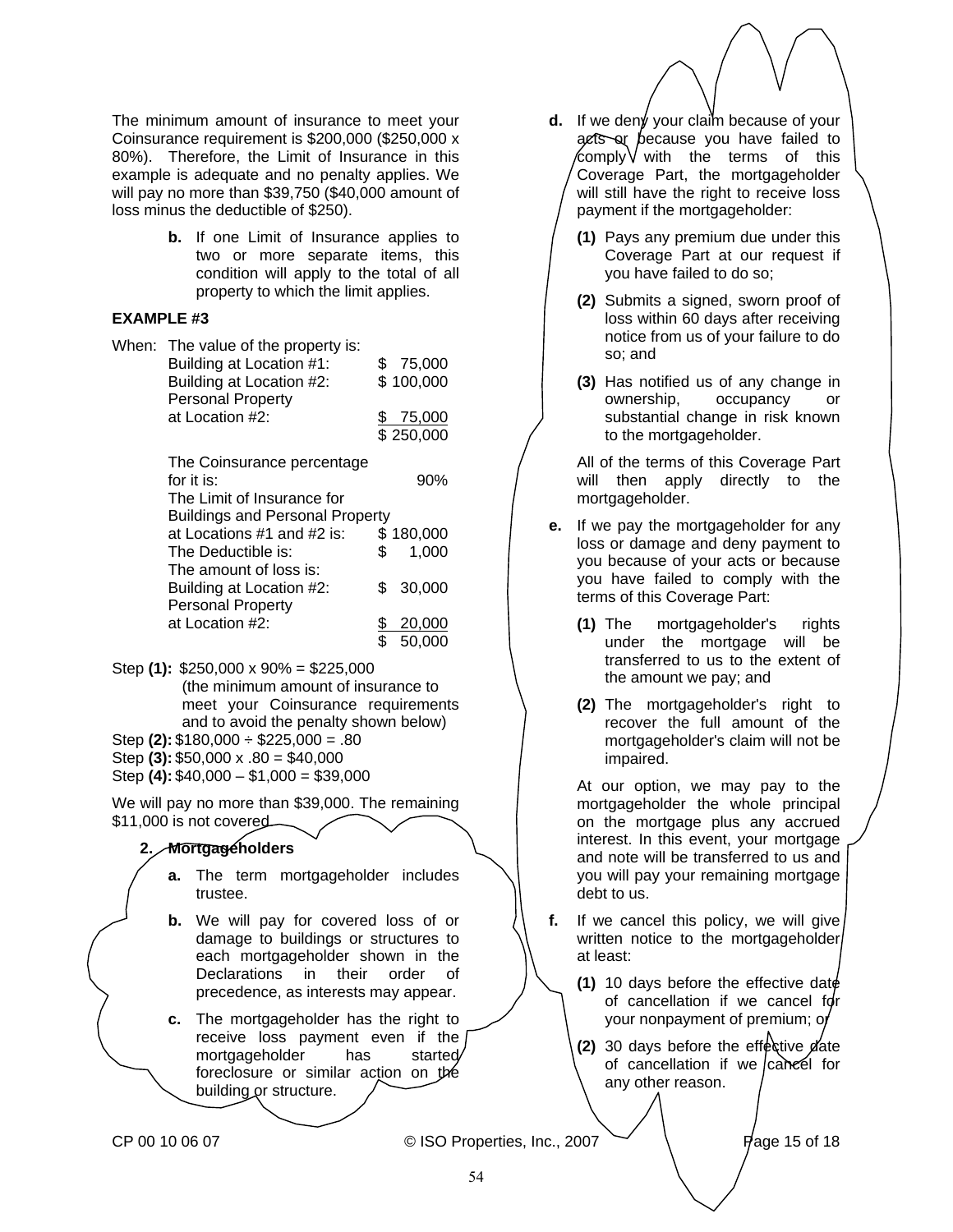The minimum amount of insurance to meet your Coinsurance requirement is $200,000 ($250,000 x 80%). Therefore, the Limit of Insurance in this example is adequate and no penalty applies. We will pay no more than $39,750 ($40,000 amount of loss minus the deductible of $250).

**b.** If one Limit of Insurance applies to two or more separate items, this condition will apply to the total of all property to which the limit applies.

**EXAMPLE #3**

When: The value of the property is:

| | |
|---|---|
| Building at Location #1: | $ 75,000 |
| Building at Location #2: | $ 100,000 |
| Personal Property at Location #2: | $ 75,000 |
| | $ 250,000 |
| The Coinsurance percentage for it is: | 90% |
| The Limit of Insurance for Buildings and Personal Property at Locations #1 and #2 is: | $ 180,000 |
| The Deductible is: | $ 1,000 |
| The amount of loss is: | |
| Building at Location #2: | $ 30,000 |
| Personal Property at Location #2: | $ 20,000 |
| | $ 50,000 |

Step **(1):** $250,000 x 90% = $225,000 (the minimum amount of insurance to meet your Coinsurance requirements and to avoid the penalty shown below)

Step **(2):** $180,000 ÷ $225,000 = .80

Step **(3):** $50,000 x .80 = $40,000

Step **(4):** $40,000 – $1,000 = $39,000

We will pay no more than $39,000. The remaining $11,000 is not covered.

**2. Mortgageholders**

**a.** The term mortgageholder includes trustee.

**b.** We will pay for covered loss of or damage to buildings or structures to each mortgageholder shown in the Declarations in their order of precedence, as interests may appear.

**c.** The mortgageholder has the right to receive loss payment even if the mortgageholder has started foreclosure or similar action on the building or structure.

**d.** If we deny your claim because of your acts or because you have failed to comply with the terms of this Coverage Part, the mortgageholder will still have the right to receive loss payment if the mortgageholder:

**(1)** Pays any premium due under this Coverage Part at our request if you have failed to do so;

**(2)** Submits a signed, sworn proof of loss within 60 days after receiving notice from us of your failure to do so; and

**(3)** Has notified us of any change in ownership, occupancy or substantial change in risk known to the mortgageholder.

All of the terms of this Coverage Part will then apply directly to the mortgageholder.

**e.** If we pay the mortgageholder for any loss or damage and deny payment to you because of your acts or because you have failed to comply with the terms of this Coverage Part:

**(1)** The mortgageholder's rights under the mortgage will be transferred to us to the extent of the amount we pay; and

**(2)** The mortgageholder's right to recover the full amount of the mortgageholder's claim will not be impaired.

At our option, we may pay to the mortgageholder the whole principal on the mortgage plus any accrued interest. In this event, your mortgage and note will be transferred to us and you will pay your remaining mortgage debt to us.

**f.** If we cancel this policy, we will give written notice to the mortgageholder at least:

**(1)** 10 days before the effective date of cancellation if we cancel for your nonpayment of premium; or

**(2)** 30 days before the effective date of cancellation if we cancel for any other reason.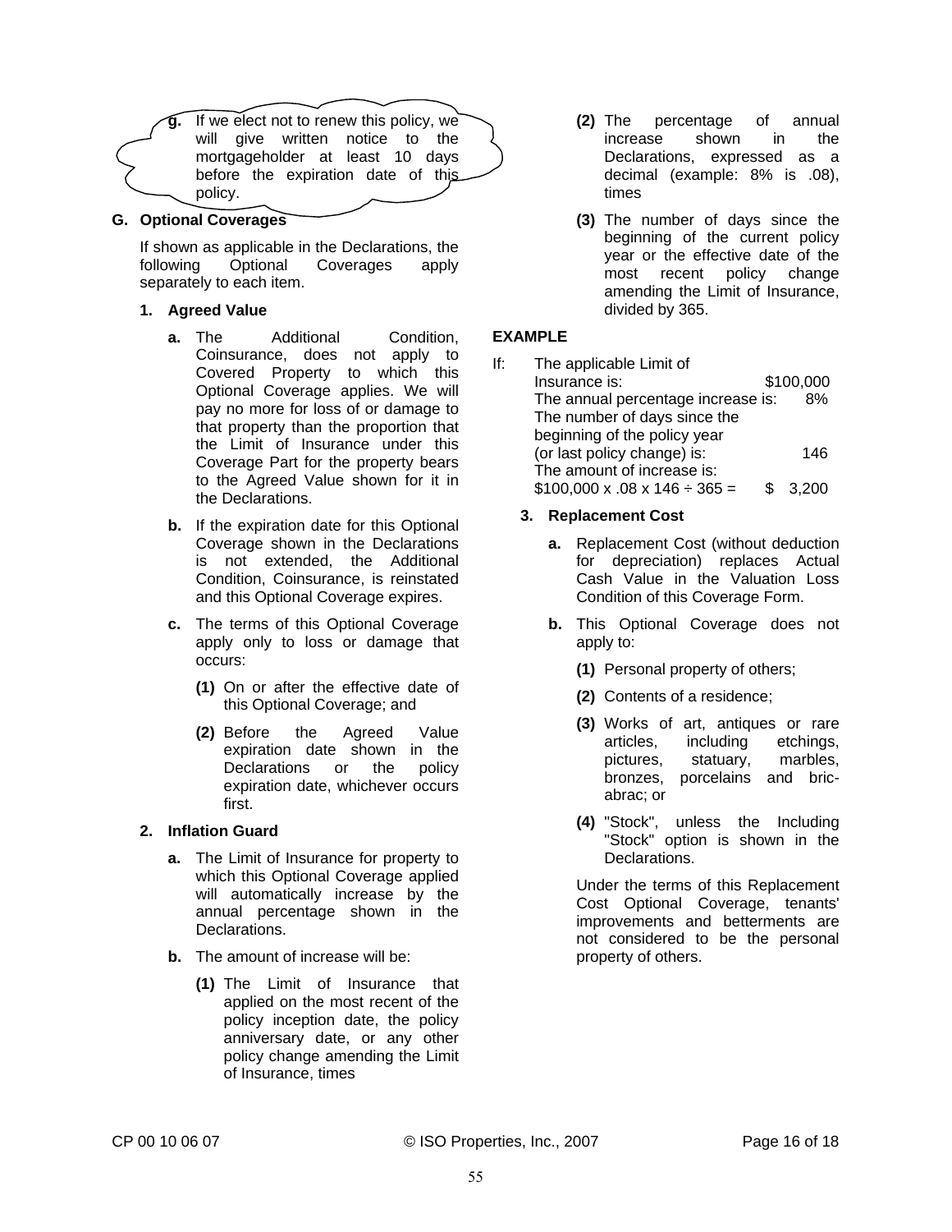**g.** If we elect not to renew this policy, we will give written notice to the mortgageholder at least 10 days before the expiration date of this policy.

**G. Optional Coverages**

If shown as applicable in the Declarations, the following Optional Coverages apply separately to each item.

**1. Agreed Value**

**a.** The Additional Condition, Coinsurance, does not apply to Covered Property to which this Optional Coverage applies. We will pay no more for loss of or damage to that property than the proportion that the Limit of Insurance under this Coverage Part for the property bears to the Agreed Value shown for it in the Declarations.

**b.** If the expiration date for this Optional Coverage shown in the Declarations is not extended, the Additional Condition, Coinsurance, is reinstated and this Optional Coverage expires.

**c.** The terms of this Optional Coverage apply only to loss or damage that occurs:

**(1)** On or after the effective date of this Optional Coverage; and

**(2)** Before the Agreed Value expiration date shown in the Declarations or the policy expiration date, whichever occurs first.

**2. Inflation Guard**

**a.** The Limit of Insurance for property to which this Optional Coverage applied will automatically increase by the annual percentage shown in the Declarations.

**b.** The amount of increase will be:

**(1)** The Limit of Insurance that applied on the most recent of the policy inception date, the policy anniversary date, or any other policy change amending the Limit of Insurance, times

**(2)** The percentage of annual increase shown in the Declarations, expressed as a decimal (example: 8% is .08), times

**(3)** The number of days since the beginning of the current policy year or the effective date of the most recent policy change amending the Limit of Insurance, divided by 365.

**EXAMPLE**

If: The applicable Limit of Insurance is: $100,000
The annual percentage increase is: 8%
The number of days since the beginning of the policy year (or last policy change) is: 146
The amount of increase is:
$100,000 x .08 x 146 ÷ 365 = $ 3,200

**3. Replacement Cost**

**a.** Replacement Cost (without deduction for depreciation) replaces Actual Cash Value in the Valuation Loss Condition of this Coverage Form.

**b.** This Optional Coverage does not apply to:

**(1)** Personal property of others;

**(2)** Contents of a residence;

**(3)** Works of art, antiques or rare articles, including etchings, pictures, statuary, marbles, bronzes, porcelains and bric-a-brac; or

**(4)** "Stock", unless the Including "Stock" option is shown in the Declarations.

Under the terms of this Replacement Cost Optional Coverage, tenants' improvements and betterments are not considered to be the personal property of others.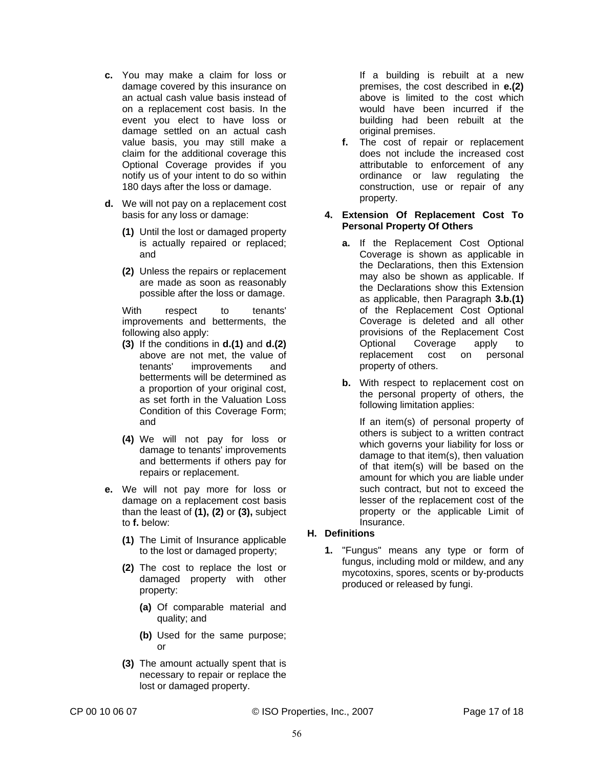**c.** You may make a claim for loss or damage covered by this insurance on an actual cash value basis instead of on a replacement cost basis. In the event you elect to have loss or damage settled on an actual cash value basis, you may still make a claim for the additional coverage this Optional Coverage provides if you notify us of your intent to do so within 180 days after the loss or damage.

**d.** We will not pay on a replacement cost basis for any loss or damage:

**(1)** Until the lost or damaged property is actually repaired or replaced; and

**(2)** Unless the repairs or replacement are made as soon as reasonably possible after the loss or damage.

With respect to tenants' improvements and betterments, the following also apply:

**(3)** If the conditions in **d.(1)** and **d.(2)** above are not met, the value of tenants' improvements and betterments will be determined as a proportion of your original cost, as set forth in the Valuation Loss Condition of this Coverage Form; and

**(4)** We will not pay for loss or damage to tenants' improvements and betterments if others pay for repairs or replacement.

**e.** We will not pay more for loss or damage on a replacement cost basis than the least of **(1), (2)** or **(3),** subject to **f.** below:

**(1)** The Limit of Insurance applicable to the lost or damaged property;

**(2)** The cost to replace the lost or damaged property with other property:

**(a)** Of comparable material and quality; and

**(b)** Used for the same purpose; or

**(3)** The amount actually spent that is necessary to repair or replace the lost or damaged property.

If a building is rebuilt at a new premises, the cost described in **e.(2)** above is limited to the cost which would have been incurred if the building had been rebuilt at the original premises.

**f.** The cost of repair or replacement does not include the increased cost attributable to enforcement of any ordinance or law regulating the construction, use or repair of any property.

**4. Extension Of Replacement Cost To Personal Property Of Others**

**a.** If the Replacement Cost Optional Coverage is shown as applicable in the Declarations, then this Extension may also be shown as applicable. If the Declarations show this Extension as applicable, then Paragraph **3.b.(1)** of the Replacement Cost Optional Coverage is deleted and all other provisions of the Replacement Cost Optional Coverage apply to replacement cost on personal property of others.

**b.** With respect to replacement cost on the personal property of others, the following limitation applies:

If an item(s) of personal property of others is subject to a written contract which governs your liability for loss or damage to that item(s), then valuation of that item(s) will be based on the amount for which you are liable under such contract, but not to exceed the lesser of the replacement cost of the property or the applicable Limit of Insurance.

**H. Definitions**

**1.** "Fungus" means any type or form of fungus, including mold or mildew, and any mycotoxins, spores, scents or by-products produced or released by fungi.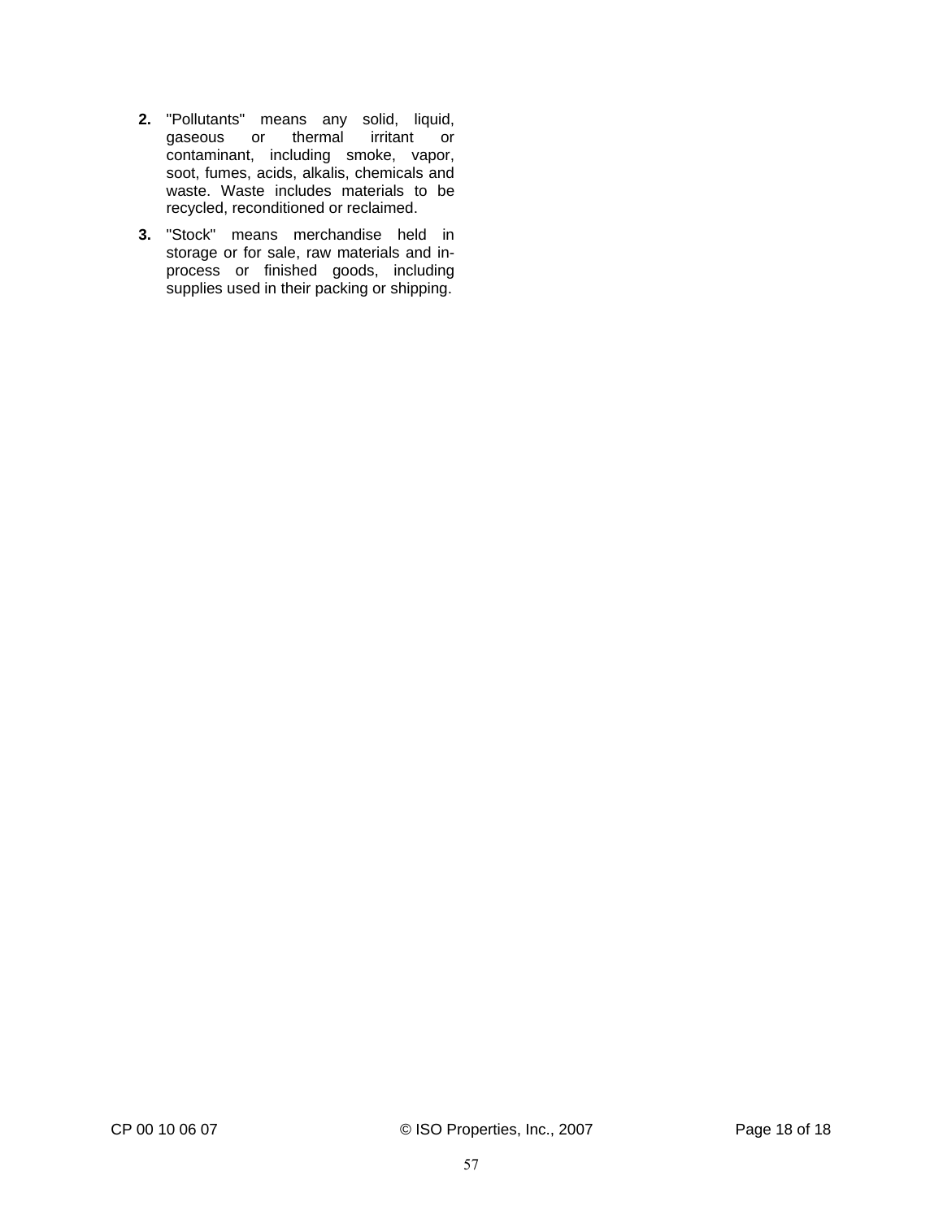**2.** "Pollutants" means any solid, liquid, gaseous or thermal irritant or contaminant, including smoke, vapor, soot, fumes, acids, alkalis, chemicals and waste. Waste includes materials to be recycled, reconditioned or reclaimed.

**3.** "Stock" means merchandise held in storage or for sale, raw materials and in-process or finished goods, including supplies used in their packing or shipping.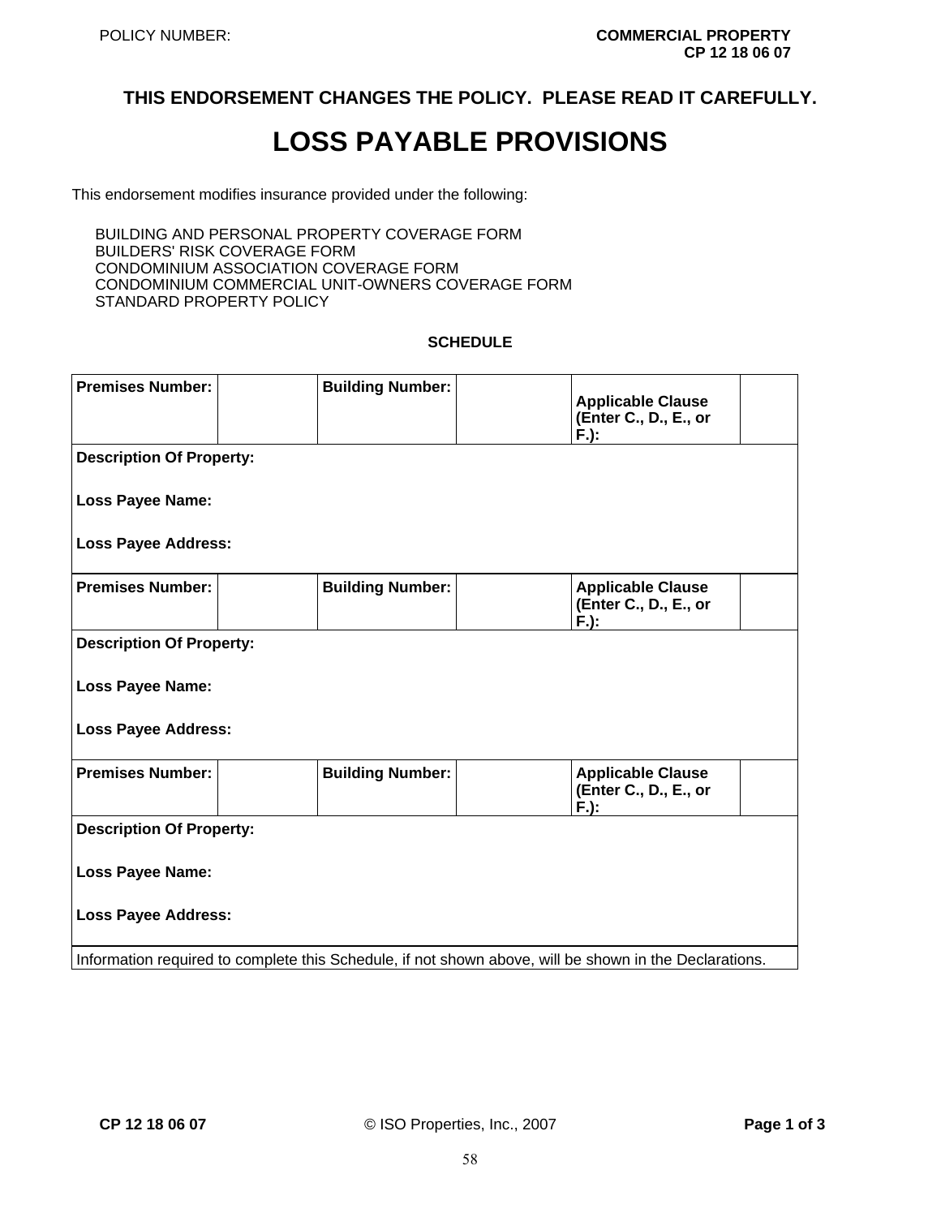POLICY NUMBER:

**COMMERCIAL PROPERTY**
**CP 12 18 06 07**

**THIS ENDORSEMENT CHANGES THE POLICY. PLEASE READ IT CAREFULLY.**

# LOSS PAYABLE PROVISIONS

This endorsement modifies insurance provided under the following:

BUILDING AND PERSONAL PROPERTY COVERAGE FORM
BUILDERS' RISK COVERAGE FORM
CONDOMINIUM ASSOCIATION COVERAGE FORM
CONDOMINIUM COMMERCIAL UNIT-OWNERS COVERAGE FORM
STANDARD PROPERTY POLICY

**SCHEDULE**

| **Premises Number:** | | **Building Number:** | | **Applicable Clause (Enter C., D., E., or F.):** | |
|---|---|---|---|---|---|
| **Description Of Property:**<br><br>**Loss Payee Name:**<br><br>**Loss Payee Address:** | | | | | |
| **Premises Number:** | | **Building Number:** | | **Applicable Clause (Enter C., D., E., or F.):** | |
| **Description Of Property:**<br><br>**Loss Payee Name:**<br><br>**Loss Payee Address:** | | | | | |
| **Premises Number:** | | **Building Number:** | | **Applicable Clause (Enter C., D., E., or F.):** | |
| **Description Of Property:**<br><br>**Loss Payee Name:**<br><br>**Loss Payee Address:** | | | | | |
| Information required to complete this Schedule, if not shown above, will be shown in the Declarations. | | | | | |

**CP 12 18 06 07** © ISO Properties, Inc., 2007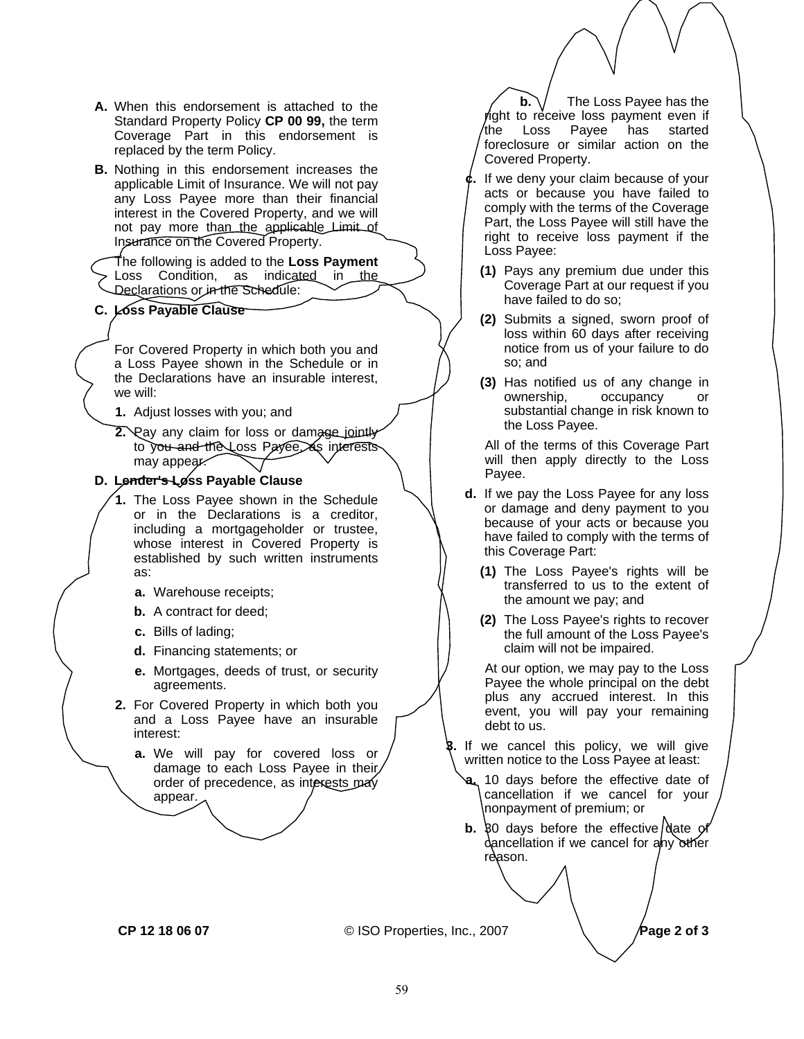**A.** When this endorsement is attached to the Standard Property Policy **CP 00 99,** the term Coverage Part in this endorsement is replaced by the term Policy.

**B.** Nothing in this endorsement increases the applicable Limit of Insurance. We will not pay any Loss Payee more than their financial interest in the Covered Property, and we will not pay more than the applicable Limit of Insurance on the Covered Property.

The following is added to the **Loss Payment** Loss Condition, as indicated in the Declarations or in the Schedule:

**C. Loss Payable Clause**

For Covered Property in which both you and a Loss Payee shown in the Schedule or in the Declarations have an insurable interest, we will:

1. Adjust losses with you; and
2. Pay any claim for loss or damage jointly to you and the Loss Payee, as interests may appear.

**D. Lender's Loss Payable Clause**

1. The Loss Payee shown in the Schedule or in the Declarations is a creditor, including a mortgageholder or trustee, whose interest in Covered Property is established by such written instruments as:
   a. Warehouse receipts;
   b. A contract for deed;
   c. Bills of lading;
   d. Financing statements; or
   e. Mortgages, deeds of trust, or security agreements.
2. For Covered Property in which both you and a Loss Payee have an insurable interest:
   a. We will pay for covered loss or damage to each Loss Payee in their order of precedence, as interests may appear.
   b. The Loss Payee has the right to receive loss payment even if the Loss Payee has started foreclosure or similar action on the Covered Property.
   c. If we deny your claim because of your acts or because you have failed to comply with the terms of the Coverage Part, the Loss Payee will still have the right to receive loss payment if the Loss Payee:
      (1) Pays any premium due under this Coverage Part at our request if you have failed to do so;
      (2) Submits a signed, sworn proof of loss within 60 days after receiving notice from us of your failure to do so; and
      (3) Has notified us of any change in ownership, occupancy or substantial change in risk known to the Loss Payee.

      All of the terms of this Coverage Part will then apply directly to the Loss Payee.
   d. If we pay the Loss Payee for any loss or damage and deny payment to you because of your acts or because you have failed to comply with the terms of this Coverage Part:
      (1) The Loss Payee's rights will be transferred to us to the extent of the amount we pay; and
      (2) The Loss Payee's rights to recover the full amount of the Loss Payee's claim will not be impaired.

      At our option, we may pay to the Loss Payee the whole principal on the debt plus any accrued interest. In this event, you will pay your remaining debt to us.
3. If we cancel this policy, we will give written notice to the Loss Payee at least:
   a. 10 days before the effective date of cancellation if we cancel for your nonpayment of premium; or
   b. 30 days before the effective date of cancellation if we cancel for any other reason.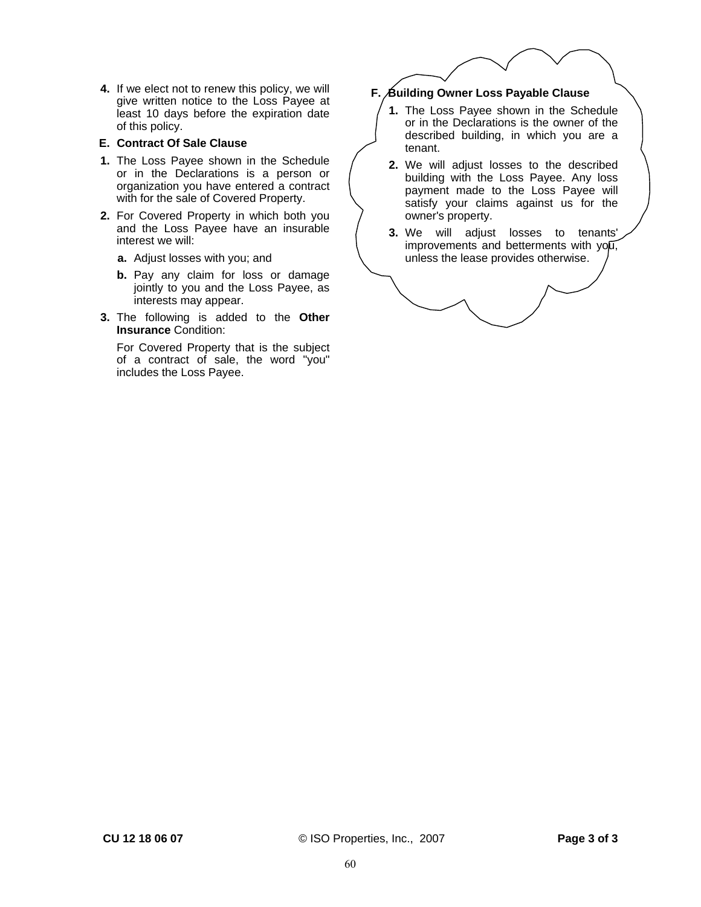4. If we elect not to renew this policy, we will give written notice to the Loss Payee at least 10 days before the expiration date of this policy.

**E. Contract Of Sale Clause**

1. The Loss Payee shown in the Schedule or in the Declarations is a person or organization you have entered a contract with for the sale of Covered Property.
2. For Covered Property in which both you and the Loss Payee have an insurable interest we will:
   - **a.** Adjust losses with you; and
   - **b.** Pay any claim for loss or damage jointly to you and the Loss Payee, as interests may appear.
3. The following is added to the **Other Insurance** Condition:

   For Covered Property that is the subject of a contract of sale, the word "you" includes the Loss Payee.

**F. Building Owner Loss Payable Clause**

1. The Loss Payee shown in the Schedule or in the Declarations is the owner of the described building, in which you are a tenant.
2. We will adjust losses to the described building with the Loss Payee. Any loss payment made to the Loss Payee will satisfy your claims against us for the owner's property.
3. We will adjust losses to tenants' improvements and betterments with you, unless the lease provides otherwise.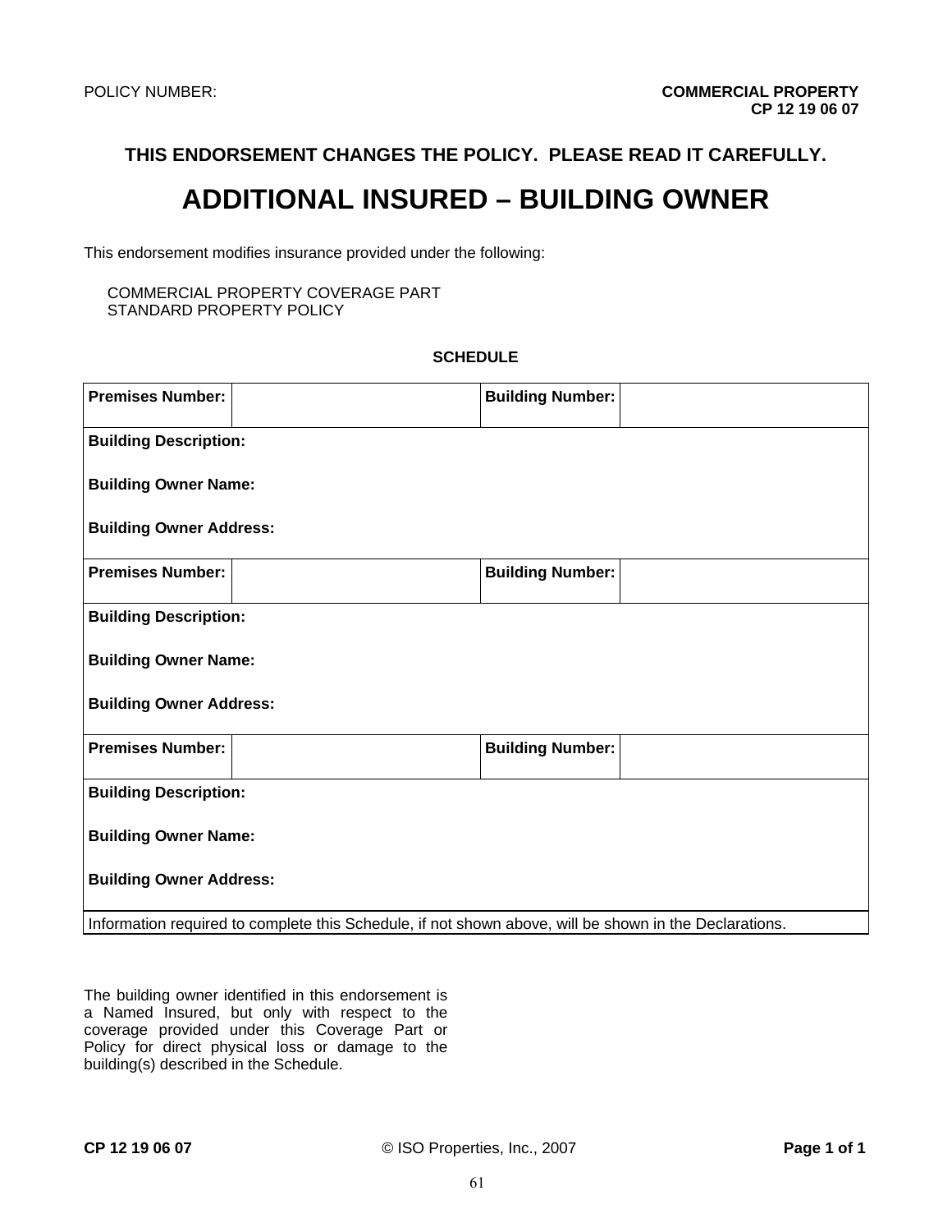POLICY NUMBER: **COMMERCIAL PROPERTY**
**CP 12 19 06 07**

**THIS ENDORSEMENT CHANGES THE POLICY. PLEASE READ IT CAREFULLY.**

# ADDITIONAL INSURED – BUILDING OWNER

This endorsement modifies insurance provided under the following:

COMMERCIAL PROPERTY COVERAGE PART
STANDARD PROPERTY POLICY

**SCHEDULE**

| **Premises Number:** | | **Building Number:** | |
|---|---|---|---|
| **Building Description:** | | | |
| **Building Owner Name:** | | | |
| **Building Owner Address:** | | | |
| **Premises Number:** | | **Building Number:** | |
| **Building Description:** | | | |
| **Building Owner Name:** | | | |
| **Building Owner Address:** | | | |
| **Premises Number:** | | **Building Number:** | |
| **Building Description:** | | | |
| **Building Owner Name:** | | | |
| **Building Owner Address:** | | | |
| Information required to complete this Schedule, if not shown above, will be shown in the Declarations. | | | |

The building owner identified in this endorsement is a Named Insured, but only with respect to the coverage provided under this Coverage Part or Policy for direct physical loss or damage to the building(s) described in the Schedule.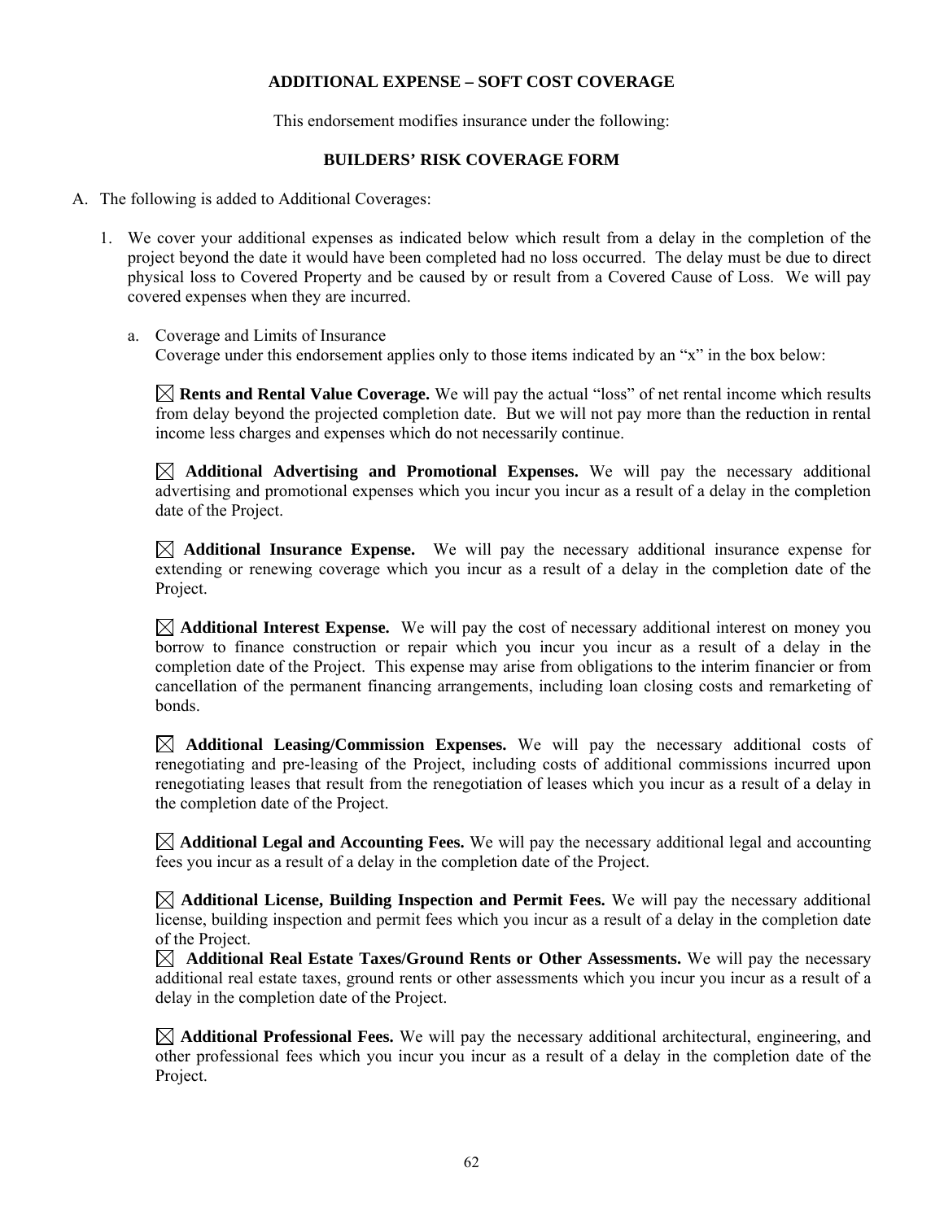**ADDITIONAL EXPENSE – SOFT COST COVERAGE**

This endorsement modifies insurance under the following:

**BUILDERS' RISK COVERAGE FORM**

A. The following is added to Additional Coverages:

1. We cover your additional expenses as indicated below which result from a delay in the completion of the project beyond the date it would have been completed had no loss occurred. The delay must be due to direct physical loss to Covered Property and be caused by or result from a Covered Cause of Loss. We will pay covered expenses when they are incurred.

   a. Coverage and Limits of Insurance
   Coverage under this endorsement applies only to those items indicated by an "x" in the box below:

   ☒ **Rents and Rental Value Coverage.** We will pay the actual "loss" of net rental income which results from delay beyond the projected completion date. But we will not pay more than the reduction in rental income less charges and expenses which do not necessarily continue.

   ☒ **Additional Advertising and Promotional Expenses.** We will pay the necessary additional advertising and promotional expenses which you incur you incur as a result of a delay in the completion date of the Project.

   ☒ **Additional Insurance Expense.** We will pay the necessary additional insurance expense for extending or renewing coverage which you incur as a result of a delay in the completion date of the Project.

   ☒ **Additional Interest Expense.** We will pay the cost of necessary additional interest on money you borrow to finance construction or repair which you incur you incur as a result of a delay in the completion date of the Project. This expense may arise from obligations to the interim financier or from cancellation of the permanent financing arrangements, including loan closing costs and remarketing of bonds.

   ☒ **Additional Leasing/Commission Expenses.** We will pay the necessary additional costs of renegotiating and pre-leasing of the Project, including costs of additional commissions incurred upon renegotiating leases that result from the renegotiation of leases which you incur as a result of a delay in the completion date of the Project.

   ☒ **Additional Legal and Accounting Fees.** We will pay the necessary additional legal and accounting fees you incur as a result of a delay in the completion date of the Project.

   ☒ **Additional License, Building Inspection and Permit Fees.** We will pay the necessary additional license, building inspection and permit fees which you incur as a result of a delay in the completion date of the Project.

   ☒ **Additional Real Estate Taxes/Ground Rents or Other Assessments.** We will pay the necessary additional real estate taxes, ground rents or other assessments which you incur you incur as a result of a delay in the completion date of the Project.

   ☒ **Additional Professional Fees.** We will pay the necessary additional architectural, engineering, and other professional fees which you incur you incur as a result of a delay in the completion date of the Project.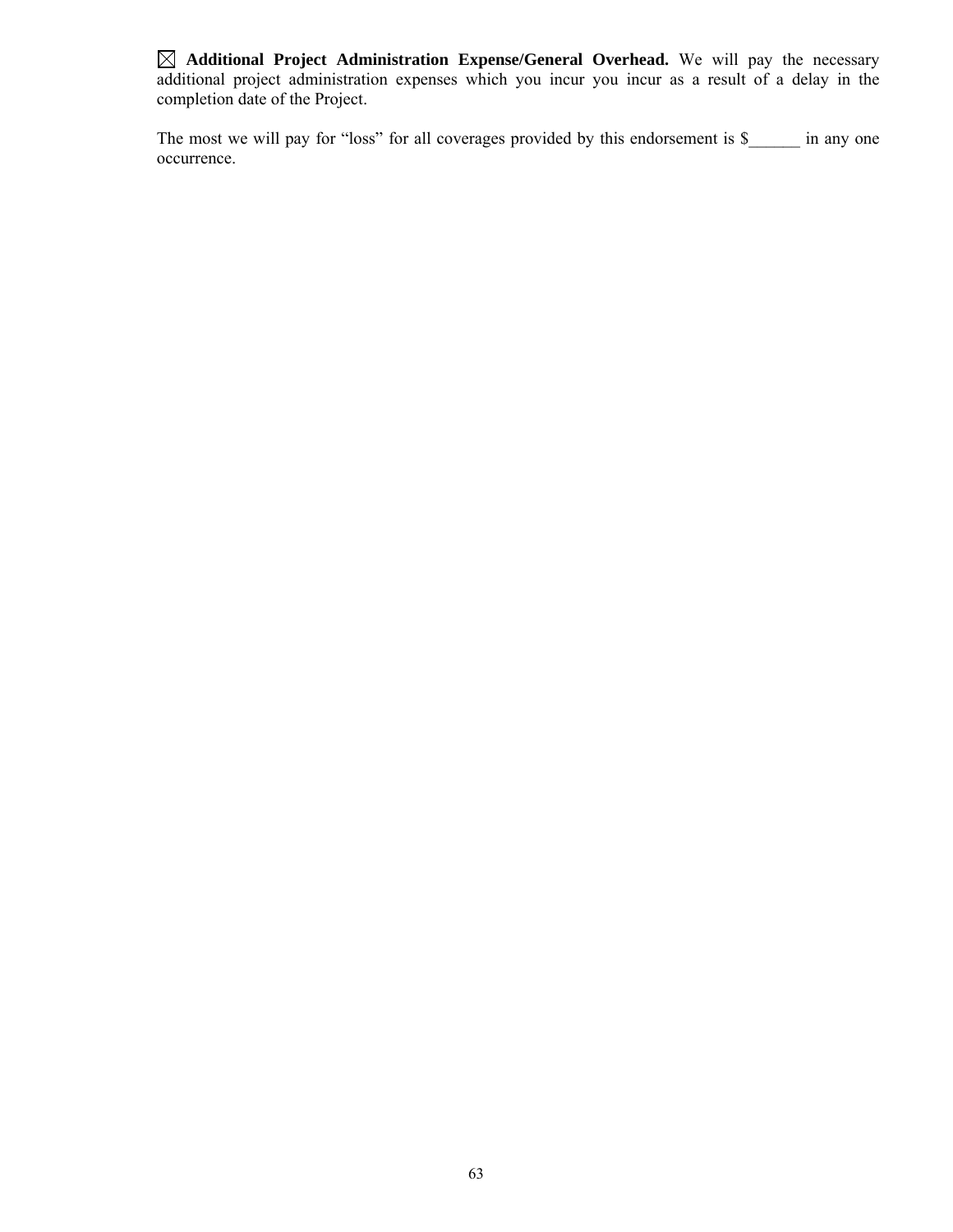☒ **Additional Project Administration Expense/General Overhead.** We will pay the necessary additional project administration expenses which you incur you incur as a result of a delay in the completion date of the Project.

The most we will pay for "loss" for all coverages provided by this endorsement is $______ in any one occurrence.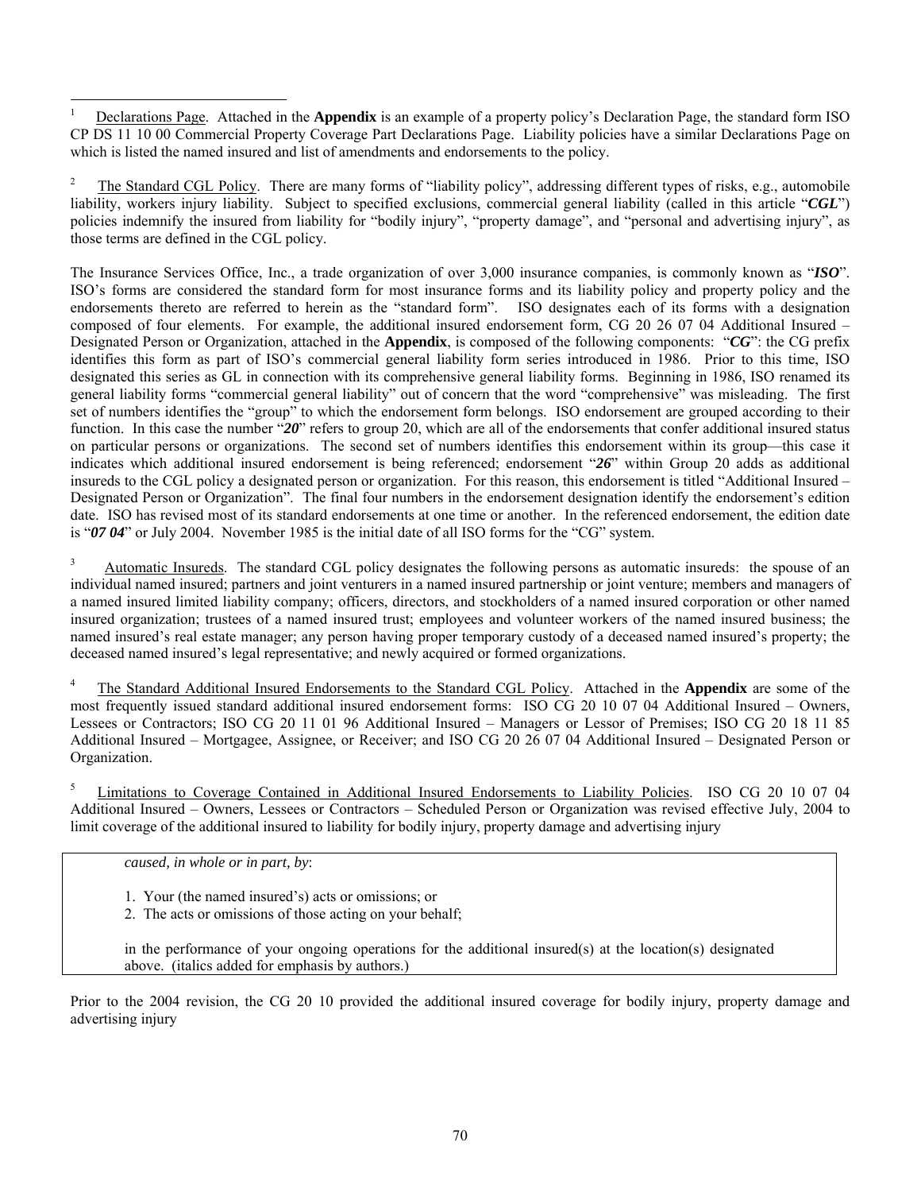[1] Declarations Page. Attached in the **Appendix** is an example of a property policy's Declaration Page, the standard form ISO CP DS 11 10 00 Commercial Property Coverage Part Declarations Page. Liability policies have a similar Declarations Page on which is listed the named insured and list of amendments and endorsements to the policy.

[2] The Standard CGL Policy. There are many forms of "liability policy", addressing different types of risks, e.g., automobile liability, workers injury liability. Subject to specified exclusions, commercial general liability (called in this article "***CGL***") policies indemnify the insured from liability for "bodily injury", "property damage", and "personal and advertising injury", as those terms are defined in the CGL policy.

The Insurance Services Office, Inc., a trade organization of over 3,000 insurance companies, is commonly known as "***ISO***". ISO's forms are considered the standard form for most insurance forms and its liability policy and property policy and the endorsements thereto are referred to herein as the "standard form". ISO designates each of its forms with a designation composed of four elements. For example, the additional insured endorsement form, CG 20 26 07 04 Additional Insured – Designated Person or Organization, attached in the **Appendix**, is composed of the following components: "***CG***": the CG prefix identifies this form as part of ISO's commercial general liability form series introduced in 1986. Prior to this time, ISO designated this series as GL in connection with its comprehensive general liability forms. Beginning in 1986, ISO renamed its general liability forms "commercial general liability" out of concern that the word "comprehensive" was misleading. The first set of numbers identifies the "group" to which the endorsement form belongs. ISO endorsement are grouped according to their function. In this case the number "***20***" refers to group 20, which are all of the endorsements that confer additional insured status on particular persons or organizations. The second set of numbers identifies this endorsement within its group—this case it indicates which additional insured endorsement is being referenced; endorsement "***26***" within Group 20 adds as additional insureds to the CGL policy a designated person or organization. For this reason, this endorsement is titled "Additional Insured – Designated Person or Organization". The final four numbers in the endorsement designation identify the endorsement's edition date. ISO has revised most of its standard endorsements at one time or another. In the referenced endorsement, the edition date is "***07 04***" or July 2004. November 1985 is the initial date of all ISO forms for the "CG" system.

[3] Automatic Insureds. The standard CGL policy designates the following persons as automatic insureds: the spouse of an individual named insured; partners and joint venturers in a named insured partnership or joint venture; members and managers of a named insured limited liability company; officers, directors, and stockholders of a named insured corporation or other named insured organization; trustees of a named insured trust; employees and volunteer workers of the named insured business; the named insured's real estate manager; any person having proper temporary custody of a deceased named insured's property; the deceased named insured's legal representative; and newly acquired or formed organizations.

[4] The Standard Additional Insured Endorsements to the Standard CGL Policy. Attached in the **Appendix** are some of the most frequently issued standard additional insured endorsement forms: ISO CG 20 10 07 04 Additional Insured – Owners, Lessees or Contractors; ISO CG 20 11 01 96 Additional Insured – Managers or Lessor of Premises; ISO CG 20 18 11 85 Additional Insured – Mortgagee, Assignee, or Receiver; and ISO CG 20 26 07 04 Additional Insured – Designated Person or Organization.

[5] Limitations to Coverage Contained in Additional Insured Endorsements to Liability Policies. ISO CG 20 10 07 04 Additional Insured – Owners, Lessees or Contractors – Scheduled Person or Organization was revised effective July, 2004 to limit coverage of the additional insured to liability for bodily injury, property damage and advertising injury

> *caused, in whole or in part, by*:
>
> 1. Your (the named insured's) acts or omissions; or
> 2. The acts or omissions of those acting on your behalf;
>
> in the performance of your ongoing operations for the additional insured(s) at the location(s) designated above. (italics added for emphasis by authors.)

Prior to the 2004 revision, the CG 20 10 provided the additional insured coverage for bodily injury, property damage and advertising injury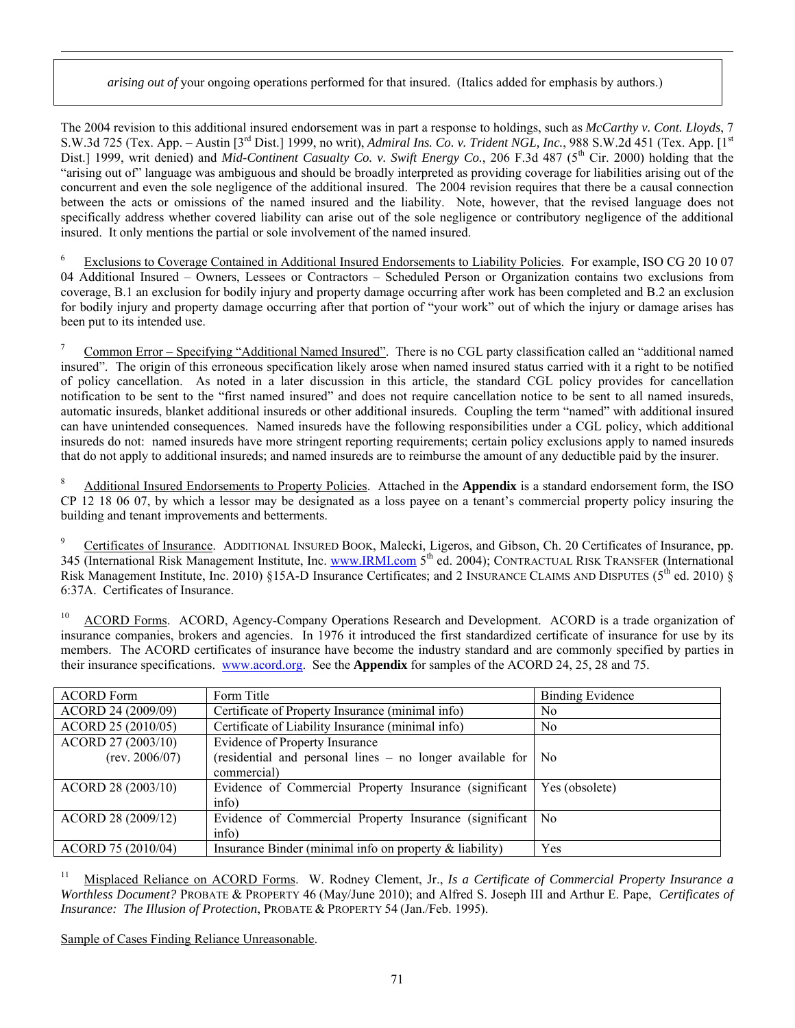> *arising out of* your ongoing operations performed for that insured. (Italics added for emphasis by authors.)

The 2004 revision to this additional insured endorsement was in part a response to holdings, such as *McCarthy v. Cont. Lloyds*, 7 S.W.3d 725 (Tex. App. – Austin [3rd Dist.] 1999, no writ), *Admiral Ins. Co. v. Trident NGL, Inc.*, 988 S.W.2d 451 (Tex. App. [1st Dist.] 1999, writ denied) and *Mid-Continent Casualty Co. v. Swift Energy Co.*, 206 F.3d 487 (5th Cir. 2000) holding that the "arising out of" language was ambiguous and should be broadly interpreted as providing coverage for liabilities arising out of the concurrent and even the sole negligence of the additional insured. The 2004 revision requires that there be a causal connection between the acts or omissions of the named insured and the liability. Note, however, that the revised language does not specifically address whether covered liability can arise out of the sole negligence or contributory negligence of the additional insured. It only mentions the partial or sole involvement of the named insured.

[6] Exclusions to Coverage Contained in Additional Insured Endorsements to Liability Policies. For example, ISO CG 20 10 07 04 Additional Insured – Owners, Lessees or Contractors – Scheduled Person or Organization contains two exclusions from coverage, B.1 an exclusion for bodily injury and property damage occurring after work has been completed and B.2 an exclusion for bodily injury and property damage occurring after that portion of "your work" out of which the injury or damage arises has been put to its intended use.

[7] Common Error – Specifying "Additional Named Insured". There is no CGL party classification called an "additional named insured". The origin of this erroneous specification likely arose when named insured status carried with it a right to be notified of policy cancellation. As noted in a later discussion in this article, the standard CGL policy provides for cancellation notification to be sent to the "first named insured" and does not require cancellation notice to be sent to all named insureds, automatic insureds, blanket additional insureds or other additional insureds. Coupling the term "named" with additional insured can have unintended consequences. Named insureds have the following responsibilities under a CGL policy, which additional insureds do not: named insureds have more stringent reporting requirements; certain policy exclusions apply to named insureds that do not apply to additional insureds; and named insureds are to reimburse the amount of any deductible paid by the insurer.

[8] Additional Insured Endorsements to Property Policies. Attached in the **Appendix** is a standard endorsement form, the ISO CP 12 18 06 07, by which a lessor may be designated as a loss payee on a tenant's commercial property policy insuring the building and tenant improvements and betterments.

[9] Certificates of Insurance. ADDITIONAL INSURED BOOK, Malecki, Ligeros, and Gibson, Ch. 20 Certificates of Insurance, pp. 345 (International Risk Management Institute, Inc. www.IRMI.com 5th ed. 2004); CONTRACTUAL RISK TRANSFER (International Risk Management Institute, Inc. 2010) §15A-D Insurance Certificates; and 2 INSURANCE CLAIMS AND DISPUTES (5th ed. 2010) § 6:37A. Certificates of Insurance.

[10] ACORD Forms. ACORD, Agency-Company Operations Research and Development. ACORD is a trade organization of insurance companies, brokers and agencies. In 1976 it introduced the first standardized certificate of insurance for use by its members. The ACORD certificates of insurance have become the industry standard and are commonly specified by parties in their insurance specifications. www.acord.org. See the **Appendix** for samples of the ACORD 24, 25, 28 and 75.

| ACORD Form | Form Title | Binding Evidence |
|---|---|---|
| ACORD 24 (2009/09) | Certificate of Property Insurance (minimal info) | No |
| ACORD 25 (2010/05) | Certificate of Liability Insurance (minimal info) | No |
| ACORD 27 (2003/10) (rev. 2006/07) | Evidence of Property Insurance (residential and personal lines – no longer available for commercial) | No |
| ACORD 28 (2003/10) | Evidence of Commercial Property Insurance (significant info) | Yes (obsolete) |
| ACORD 28 (2009/12) | Evidence of Commercial Property Insurance (significant info) | No |
| ACORD 75 (2010/04) | Insurance Binder (minimal info on property & liability) | Yes |

[11] Misplaced Reliance on ACORD Forms. W. Rodney Clement, Jr., *Is a Certificate of Commercial Property Insurance a Worthless Document?* PROBATE & PROPERTY 46 (May/June 2010); and Alfred S. Joseph III and Arthur E. Pape, *Certificates of Insurance: The Illusion of Protection*, PROBATE & PROPERTY 54 (Jan./Feb. 1995).

Sample of Cases Finding Reliance Unreasonable.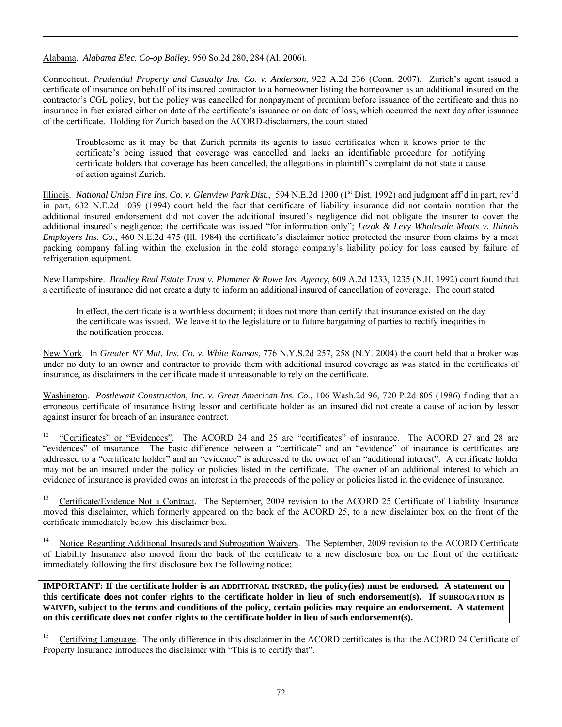Alabama. *Alabama Elec. Co-op Bailey*, 950 So.2d 280, 284 (Al. 2006).

Connecticut. *Prudential Property and Casualty Ins. Co. v. Anderson*, 922 A.2d 236 (Conn. 2007). Zurich's agent issued a certificate of insurance on behalf of its insured contractor to a homeowner listing the homeowner as an additional insured on the contractor's CGL policy, but the policy was cancelled for nonpayment of premium before issuance of the certificate and thus no insurance in fact existed either on date of the certificate's issuance or on date of loss, which occurred the next day after issuance of the certificate. Holding for Zurich based on the ACORD-disclaimers, the court stated

> Troublesome as it may be that Zurich permits its agents to issue certificates when it knows prior to the certificate's being issued that coverage was cancelled and lacks an identifiable procedure for notifying certificate holders that coverage has been cancelled, the allegations in plaintiff's complaint do not state a cause of action against Zurich.

Illinois. *National Union Fire Ins. Co. v. Glenview Park Dist.*, 594 N.E.2d 1300 (1st Dist. 1992) and judgment aff'd in part, rev'd in part, 632 N.E.2d 1039 (1994) court held the fact that certificate of liability insurance did not contain notation that the additional insured endorsement did not cover the additional insured's negligence did not obligate the insurer to cover the additional insured's negligence; the certificate was issued "for information only"; *Lezak & Levy Wholesale Meats v. Illinois Employers Ins. Co.*, 460 N.E.2d 475 (Ill. 1984) the certificate's disclaimer notice protected the insurer from claims by a meat packing company falling within the exclusion in the cold storage company's liability policy for loss caused by failure of refrigeration equipment.

New Hampshire. *Bradley Real Estate Trust v. Plummer & Rowe Ins. Agency*, 609 A.2d 1233, 1235 (N.H. 1992) court found that a certificate of insurance did not create a duty to inform an additional insured of cancellation of coverage. The court stated

> In effect, the certificate is a worthless document; it does not more than certify that insurance existed on the day the certificate was issued. We leave it to the legislature or to future bargaining of parties to rectify inequities in the notification process.

New York. In *Greater NY Mut. Ins. Co. v. White Kansas*, 776 N.Y.S.2d 257, 258 (N.Y. 2004) the court held that a broker was under no duty to an owner and contractor to provide them with additional insured coverage as was stated in the certificates of insurance, as disclaimers in the certificate made it unreasonable to rely on the certificate.

Washington. *Postlewait Construction, Inc. v. Great American Ins. Co.,* 106 Wash.2d 96, 720 P.2d 805 (1986) finding that an erroneous certificate of insurance listing lessor and certificate holder as an insured did not create a cause of action by lessor against insurer for breach of an insurance contract.

[12] "Certificates" or "Evidences". The ACORD 24 and 25 are "certificates" of insurance. The ACORD 27 and 28 are "evidences" of insurance. The basic difference between a "certificate" and an "evidence" of insurance is certificates are addressed to a "certificate holder" and an "evidence" is addressed to the owner of an "additional interest". A certificate holder may not be an insured under the policy or policies listed in the certificate. The owner of an additional interest to which an evidence of insurance is provided owns an interest in the proceeds of the policy or policies listed in the evidence of insurance.

[13] Certificate/Evidence Not a Contract. The September, 2009 revision to the ACORD 25 Certificate of Liability Insurance moved this disclaimer, which formerly appeared on the back of the ACORD 25, to a new disclaimer box on the front of the certificate immediately below this disclaimer box.

[14] Notice Regarding Additional Insureds and Subrogation Waivers. The September, 2009 revision to the ACORD Certificate of Liability Insurance also moved from the back of the certificate to a new disclosure box on the front of the certificate immediately following the first disclosure box the following notice:

**IMPORTANT: If the certificate holder is an ADDITIONAL INSURED, the policy(ies) must be endorsed. A statement on this certificate does not confer rights to the certificate holder in lieu of such endorsement(s). If SUBROGATION IS WAIVED, subject to the terms and conditions of the policy, certain policies may require an endorsement. A statement on this certificate does not confer rights to the certificate holder in lieu of such endorsement(s).**

[15] Certifying Language. The only difference in this disclaimer in the ACORD certificates is that the ACORD 24 Certificate of Property Insurance introduces the disclaimer with "This is to certify that".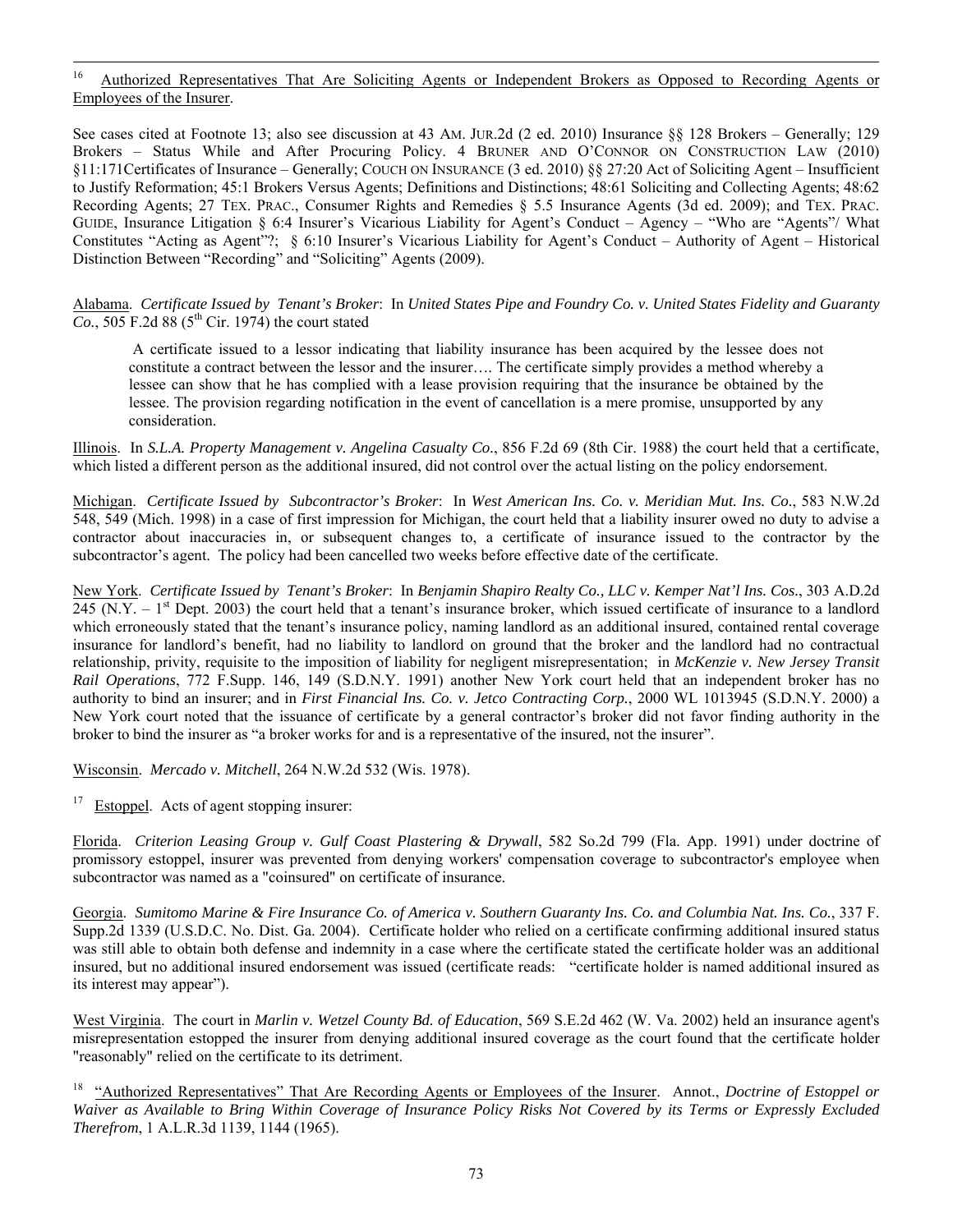[16] Authorized Representatives That Are Soliciting Agents or Independent Brokers as Opposed to Recording Agents or Employees of the Insurer.

See cases cited at Footnote 13; also see discussion at 43 AM. JUR.2d (2 ed. 2010) Insurance §§ 128 Brokers – Generally; 129 Brokers – Status While and After Procuring Policy. 4 BRUNER AND O'CONNOR ON CONSTRUCTION LAW (2010) §11:171Certificates of Insurance – Generally; COUCH ON INSURANCE (3 ed. 2010) §§ 27:20 Act of Soliciting Agent – Insufficient to Justify Reformation; 45:1 Brokers Versus Agents; Definitions and Distinctions; 48:61 Soliciting and Collecting Agents; 48:62 Recording Agents; 27 TEX. PRAC., Consumer Rights and Remedies § 5.5 Insurance Agents (3d ed. 2009); and TEX. PRAC. GUIDE, Insurance Litigation § 6:4 Insurer's Vicarious Liability for Agent's Conduct – Agency – "Who are "Agents"/ What Constitutes "Acting as Agent"?; § 6:10 Insurer's Vicarious Liability for Agent's Conduct – Authority of Agent – Historical Distinction Between "Recording" and "Soliciting" Agents (2009).

Alabama. *Certificate Issued by Tenant's Broker*: In *United States Pipe and Foundry Co. v. United States Fidelity and Guaranty Co.*, 505 F.2d 88 (5th Cir. 1974) the court stated

> A certificate issued to a lessor indicating that liability insurance has been acquired by the lessee does not constitute a contract between the lessor and the insurer…. The certificate simply provides a method whereby a lessee can show that he has complied with a lease provision requiring that the insurance be obtained by the lessee. The provision regarding notification in the event of cancellation is a mere promise, unsupported by any consideration.

Illinois. In *S.L.A. Property Management v. Angelina Casualty Co.*, 856 F.2d 69 (8th Cir. 1988) the court held that a certificate, which listed a different person as the additional insured, did not control over the actual listing on the policy endorsement.

Michigan. *Certificate Issued by Subcontractor's Broker*: In *West American Ins. Co. v. Meridian Mut. Ins. Co.*, 583 N.W.2d 548, 549 (Mich. 1998) in a case of first impression for Michigan, the court held that a liability insurer owed no duty to advise a contractor about inaccuracies in, or subsequent changes to, a certificate of insurance issued to the contractor by the subcontractor's agent. The policy had been cancelled two weeks before effective date of the certificate.

New York. *Certificate Issued by Tenant's Broker*: In *Benjamin Shapiro Realty Co., LLC v. Kemper Nat'l Ins. Cos.*, 303 A.D.2d 245 (N.Y. – 1st Dept. 2003) the court held that a tenant's insurance broker, which issued certificate of insurance to a landlord which erroneously stated that the tenant's insurance policy, naming landlord as an additional insured, contained rental coverage insurance for landlord's benefit, had no liability to landlord on ground that the broker and the landlord had no contractual relationship, privity, requisite to the imposition of liability for negligent misrepresentation; in *McKenzie v. New Jersey Transit Rail Operations*, 772 F.Supp. 146, 149 (S.D.N.Y. 1991) another New York court held that an independent broker has no authority to bind an insurer; and in *First Financial Ins. Co. v. Jetco Contracting Corp.*, 2000 WL 1013945 (S.D.N.Y. 2000) a New York court noted that the issuance of certificate by a general contractor's broker did not favor finding authority in the broker to bind the insurer as "a broker works for and is a representative of the insured, not the insurer".

Wisconsin. *Mercado v. Mitchell*, 264 N.W.2d 532 (Wis. 1978).

[17] Estoppel. Acts of agent stopping insurer:

Florida. *Criterion Leasing Group v. Gulf Coast Plastering & Drywall*, 582 So.2d 799 (Fla. App. 1991) under doctrine of promissory estoppel, insurer was prevented from denying workers' compensation coverage to subcontractor's employee when subcontractor was named as a "coinsured" on certificate of insurance.

Georgia. *Sumitomo Marine & Fire Insurance Co. of America v. Southern Guaranty Ins. Co. and Columbia Nat. Ins. Co.*, 337 F. Supp.2d 1339 (U.S.D.C. No. Dist. Ga. 2004). Certificate holder who relied on a certificate confirming additional insured status was still able to obtain both defense and indemnity in a case where the certificate stated the certificate holder was an additional insured, but no additional insured endorsement was issued (certificate reads: "certificate holder is named additional insured as its interest may appear").

West Virginia. The court in *Marlin v. Wetzel County Bd. of Education*, 569 S.E.2d 462 (W. Va. 2002) held an insurance agent's misrepresentation estopped the insurer from denying additional insured coverage as the court found that the certificate holder "reasonably" relied on the certificate to its detriment.

[18] "Authorized Representatives" That Are Recording Agents or Employees of the Insurer. Annot., *Doctrine of Estoppel or Waiver as Available to Bring Within Coverage of Insurance Policy Risks Not Covered by its Terms or Expressly Excluded Therefrom*, 1 A.L.R.3d 1139, 1144 (1965).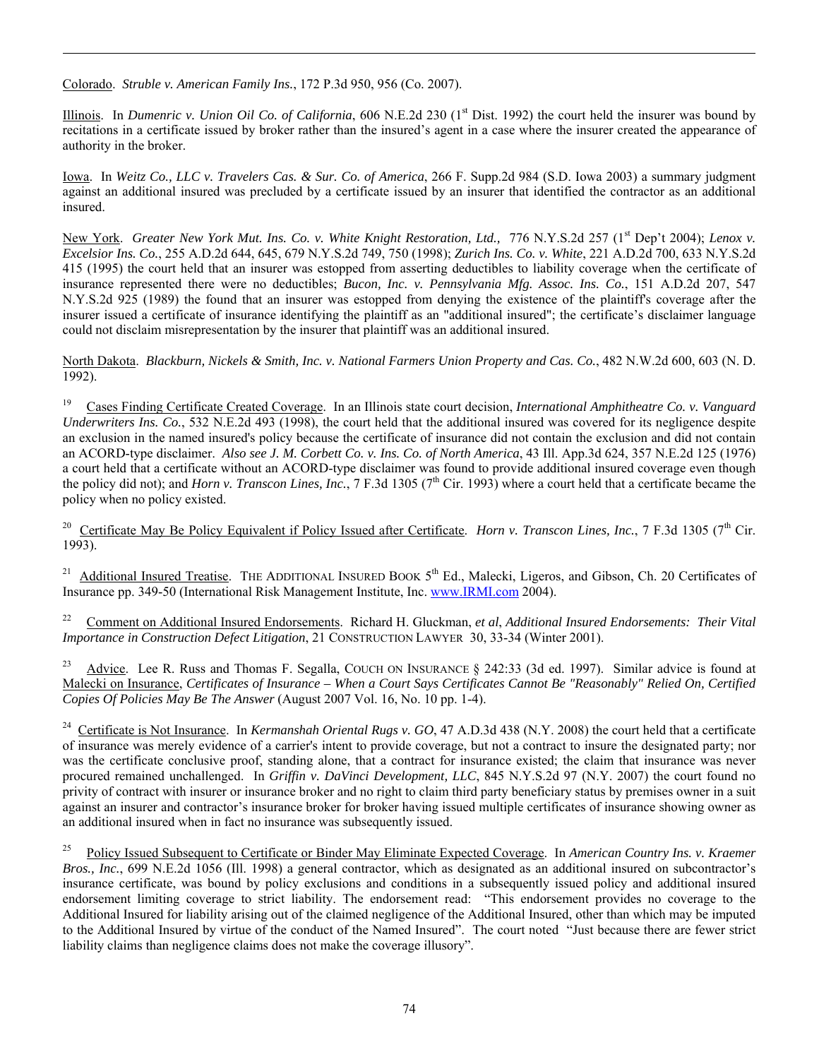Colorado. *Struble v. American Family Ins.*, 172 P.3d 950, 956 (Co. 2007).

Illinois. In *Dumenric v. Union Oil Co. of California*, 606 N.E.2d 230 (1st Dist. 1992) the court held the insurer was bound by recitations in a certificate issued by broker rather than the insured's agent in a case where the insurer created the appearance of authority in the broker.

Iowa. In *Weitz Co., LLC v. Travelers Cas. & Sur. Co. of America*, 266 F. Supp.2d 984 (S.D. Iowa 2003) a summary judgment against an additional insured was precluded by a certificate issued by an insurer that identified the contractor as an additional insured.

New York. *Greater New York Mut. Ins. Co. v. White Knight Restoration, Ltd.,* 776 N.Y.S.2d 257 (1st Dep't 2004); *Lenox v. Excelsior Ins. Co.*, 255 A.D.2d 644, 645, 679 N.Y.S.2d 749, 750 (1998); *Zurich Ins. Co. v. White*, 221 A.D.2d 700, 633 N.Y.S.2d 415 (1995) the court held that an insurer was estopped from asserting deductibles to liability coverage when the certificate of insurance represented there were no deductibles; *Bucon, Inc. v. Pennsylvania Mfg. Assoc. Ins. Co.*, 151 A.D.2d 207, 547 N.Y.S.2d 925 (1989) the found that an insurer was estopped from denying the existence of the plaintiff's coverage after the insurer issued a certificate of insurance identifying the plaintiff as an "additional insured"; the certificate's disclaimer language could not disclaim misrepresentation by the insurer that plaintiff was an additional insured.

North Dakota. *Blackburn, Nickels & Smith, Inc. v. National Farmers Union Property and Cas. Co.*, 482 N.W.2d 600, 603 (N. D. 1992).

[19] Cases Finding Certificate Created Coverage. In an Illinois state court decision, *International Amphitheatre Co. v. Vanguard Underwriters Ins. Co.*, 532 N.E.2d 493 (1998), the court held that the additional insured was covered for its negligence despite an exclusion in the named insured's policy because the certificate of insurance did not contain the exclusion and did not contain an ACORD-type disclaimer. *Also see J. M. Corbett Co. v. Ins. Co. of North America*, 43 Ill. App.3d 624, 357 N.E.2d 125 (1976) a court held that a certificate without an ACORD-type disclaimer was found to provide additional insured coverage even though the policy did not); and *Horn v. Transcon Lines, Inc.*, 7 F.3d 1305 (7th Cir. 1993) where a court held that a certificate became the policy when no policy existed.

[20] Certificate May Be Policy Equivalent if Policy Issued after Certificate. *Horn v. Transcon Lines, Inc.*, 7 F.3d 1305 (7th Cir. 1993).

[21] Additional Insured Treatise. THE ADDITIONAL INSURED BOOK 5th Ed., Malecki, Ligeros, and Gibson, Ch. 20 Certificates of Insurance pp. 349-50 (International Risk Management Institute, Inc. www.IRMI.com 2004).

[22] Comment on Additional Insured Endorsements. Richard H. Gluckman, *et al*, *Additional Insured Endorsements: Their Vital Importance in Construction Defect Litigation*, 21 CONSTRUCTION LAWYER 30, 33-34 (Winter 2001).

[23] Advice. Lee R. Russ and Thomas F. Segalla, COUCH ON INSURANCE § 242:33 (3d ed. 1997). Similar advice is found at Malecki on Insurance, *Certificates of Insurance – When a Court Says Certificates Cannot Be "Reasonably" Relied On, Certified Copies Of Policies May Be The Answer* (August 2007 Vol. 16, No. 10 pp. 1-4).

[24] Certificate is Not Insurance. In *Kermanshah Oriental Rugs v. GO*, 47 A.D.3d 438 (N.Y. 2008) the court held that a certificate of insurance was merely evidence of a carrier's intent to provide coverage, but not a contract to insure the designated party; nor was the certificate conclusive proof, standing alone, that a contract for insurance existed; the claim that insurance was never procured remained unchallenged. In *Griffin v. DaVinci Development, LLC*, 845 N.Y.S.2d 97 (N.Y. 2007) the court found no privity of contract with insurer or insurance broker and no right to claim third party beneficiary status by premises owner in a suit against an insurer and contractor's insurance broker for broker having issued multiple certificates of insurance showing owner as an additional insured when in fact no insurance was subsequently issued.

[25] Policy Issued Subsequent to Certificate or Binder May Eliminate Expected Coverage. In *American Country Ins. v. Kraemer Bros., Inc.*, 699 N.E.2d 1056 (Ill. 1998) a general contractor, which as designated as an additional insured on subcontractor's insurance certificate, was bound by policy exclusions and conditions in a subsequently issued policy and additional insured endorsement limiting coverage to strict liability. The endorsement read: "This endorsement provides no coverage to the Additional Insured for liability arising out of the claimed negligence of the Additional Insured, other than which may be imputed to the Additional Insured by virtue of the conduct of the Named Insured". The court noted "Just because there are fewer strict liability claims than negligence claims does not make the coverage illusory".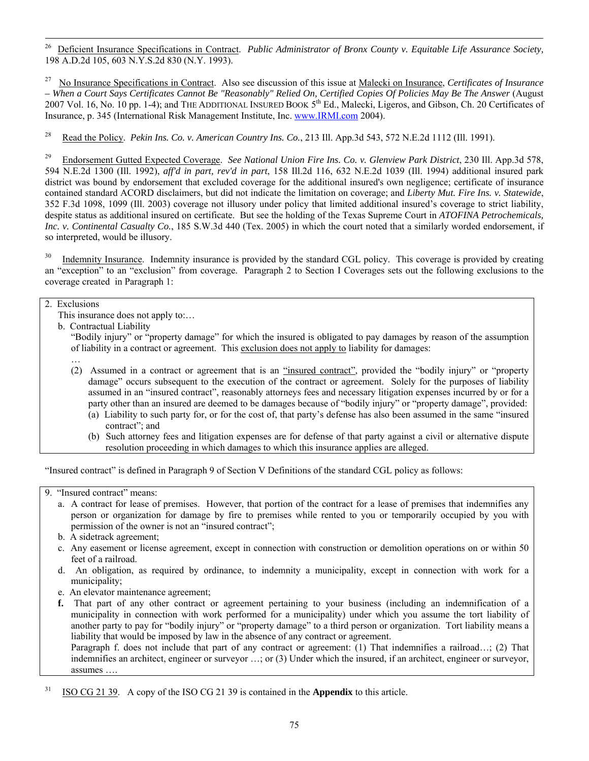[26] Deficient Insurance Specifications in Contract. *Public Administrator of Bronx County v. Equitable Life Assurance Society,* 198 A.D.2d 105, 603 N.Y.S.2d 830 (N.Y. 1993).

[27] No Insurance Specifications in Contract. Also see discussion of this issue at Malecki on Insurance, *Certificates of Insurance – When a Court Says Certificates Cannot Be "Reasonably" Relied On, Certified Copies Of Policies May Be The Answer* (August 2007 Vol. 16, No. 10 pp. 1-4); and THE ADDITIONAL INSURED BOOK 5th Ed., Malecki, Ligeros, and Gibson, Ch. 20 Certificates of Insurance, p. 345 (International Risk Management Institute, Inc. www.IRMI.com 2004).

[28] Read the Policy. *Pekin Ins. Co. v. American Country Ins. Co.*, 213 Ill. App.3d 543, 572 N.E.2d 1112 (Ill. 1991).

[29] Endorsement Gutted Expected Coverage. *See National Union Fire Ins. Co. v. Glenview Park District*, 230 Ill. App.3d 578, 594 N.E.2d 1300 (Ill. 1992), *aff'd in part, rev'd in part*, 158 Ill.2d 116, 632 N.E.2d 1039 (Ill. 1994) additional insured park district was bound by endorsement that excluded coverage for the additional insured's own negligence; certificate of insurance contained standard ACORD disclaimers, but did not indicate the limitation on coverage; and *Liberty Mut. Fire Ins. v. Statewide*, 352 F.3d 1098, 1099 (Ill. 2003) coverage not illusory under policy that limited additional insured's coverage to strict liability, despite status as additional insured on certificate. But see the holding of the Texas Supreme Court in *ATOFINA Petrochemicals, Inc. v. Continental Casualty Co.*, 185 S.W.3d 440 (Tex. 2005) in which the court noted that a similarly worded endorsement, if so interpreted, would be illusory.

[30] Indemnity Insurance. Indemnity insurance is provided by the standard CGL policy. This coverage is provided by creating an "exception" to an "exclusion" from coverage. Paragraph 2 to Section I Coverages sets out the following exclusions to the coverage created in Paragraph 1:

> 2. Exclusions
>
> This insurance does not apply to:…
>
> b. Contractual Liability
>
> "Bodily injury" or "property damage" for which the insured is obligated to pay damages by reason of the assumption of liability in a contract or agreement. This exclusion does not apply to liability for damages:
>
> …
>
> (2) Assumed in a contract or agreement that is an "insured contract", provided the "bodily injury" or "property damage" occurs subsequent to the execution of the contract or agreement. Solely for the purposes of liability assumed in an "insured contract", reasonably attorneys fees and necessary litigation expenses incurred by or for a party other than an insured are deemed to be damages because of "bodily injury" or "property damage", provided:
>
> (a) Liability to such party for, or for the cost of, that party's defense has also been assumed in the same "insured contract"; and
>
> (b) Such attorney fees and litigation expenses are for defense of that party against a civil or alternative dispute resolution proceeding in which damages to which this insurance applies are alleged.

"Insured contract" is defined in Paragraph 9 of Section V Definitions of the standard CGL policy as follows:

> 9. "Insured contract" means:
>
> a. A contract for lease of premises. However, that portion of the contract for a lease of premises that indemnifies any person or organization for damage by fire to premises while rented to you or temporarily occupied by you with permission of the owner is not an "insured contract";
>
> b. A sidetrack agreement;
>
> c. Any easement or license agreement, except in connection with construction or demolition operations on or within 50 feet of a railroad.
>
> d. An obligation, as required by ordinance, to indemnity a municipality, except in connection with work for a municipality;
>
> e. An elevator maintenance agreement;
>
> **f.** That part of any other contract or agreement pertaining to your business (including an indemnification of a municipality in connection with work performed for a municipality) under which you assume the tort liability of another party to pay for "bodily injury" or "property damage" to a third person or organization. Tort liability means a liability that would be imposed by law in the absence of any contract or agreement.
>
> Paragraph f. does not include that part of any contract or agreement: (1) That indemnifies a railroad…; (2) That indemnifies an architect, engineer or surveyor …; or (3) Under which the insured, if an architect, engineer or surveyor, assumes ….

[31] ISO CG 21 39. A copy of the ISO CG 21 39 is contained in the **Appendix** to this article.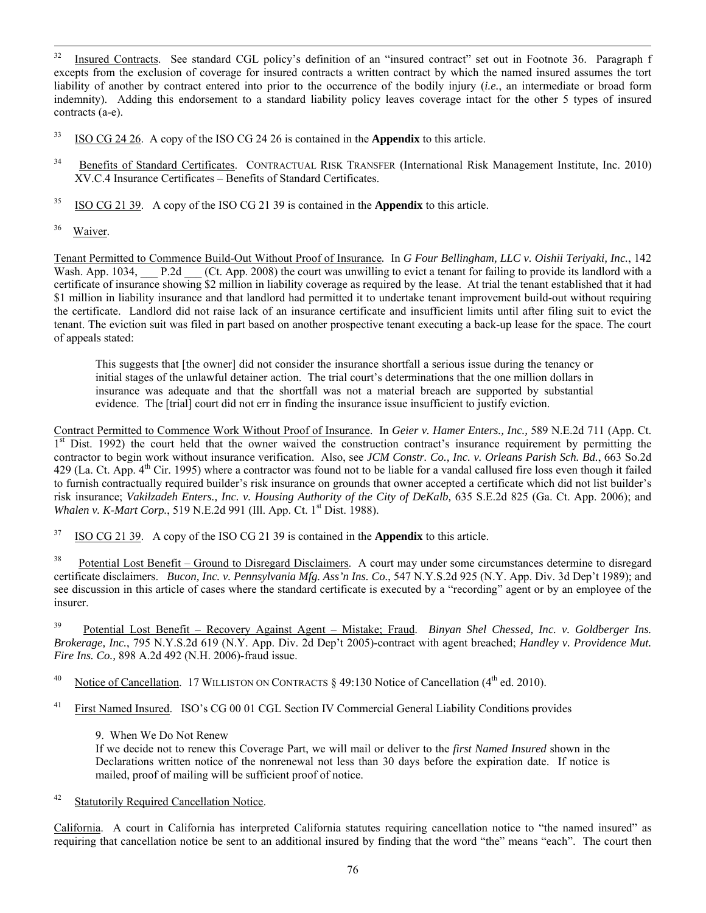[32] Insured Contracts. See standard CGL policy's definition of an "insured contract" set out in Footnote 36. Paragraph f excepts from the exclusion of coverage for insured contracts a written contract by which the named insured assumes the tort liability of another by contract entered into prior to the occurrence of the bodily injury (*i.e.*, an intermediate or broad form indemnity). Adding this endorsement to a standard liability policy leaves coverage intact for the other 5 types of insured contracts (a-e).

[33] ISO CG 24 26. A copy of the ISO CG 24 26 is contained in the **Appendix** to this article.

[34] Benefits of Standard Certificates. CONTRACTUAL RISK TRANSFER (International Risk Management Institute, Inc. 2010) XV.C.4 Insurance Certificates – Benefits of Standard Certificates.

[35] ISO CG 21 39. A copy of the ISO CG 21 39 is contained in the **Appendix** to this article.

[36] Waiver.

Tenant Permitted to Commence Build-Out Without Proof of Insurance. In *G Four Bellingham, LLC v. Oishii Teriyaki, Inc.*, 142 Wash. App. 1034, ___ P.2d ___ (Ct. App. 2008) the court was unwilling to evict a tenant for failing to provide its landlord with a certificate of insurance showing $2 million in liability coverage as required by the lease. At trial the tenant established that it had $1 million in liability insurance and that landlord had permitted it to undertake tenant improvement build-out without requiring the certificate. Landlord did not raise lack of an insurance certificate and insufficient limits until after filing suit to evict the tenant. The eviction suit was filed in part based on another prospective tenant executing a back-up lease for the space. The court of appeals stated:

> This suggests that [the owner] did not consider the insurance shortfall a serious issue during the tenancy or initial stages of the unlawful detainer action. The trial court's determinations that the one million dollars in insurance was adequate and that the shortfall was not a material breach are supported by substantial evidence. The [trial] court did not err in finding the insurance issue insufficient to justify eviction.

Contract Permitted to Commence Work Without Proof of Insurance. In *Geier v. Hamer Enters., Inc.,* 589 N.E.2d 711 (App. Ct. 1st Dist. 1992) the court held that the owner waived the construction contract's insurance requirement by permitting the contractor to begin work without insurance verification. Also, see *JCM Constr. Co., Inc. v. Orleans Parish Sch. Bd.*, 663 So.2d 429 (La. Ct. App. 4th Cir. 1995) where a contractor was found not to be liable for a vandal callused fire loss even though it failed to furnish contractually required builder's risk insurance on grounds that owner accepted a certificate which did not list builder's risk insurance; *Vakilzadeh Enters., Inc. v. Housing Authority of the City of DeKalb,* 635 S.E.2d 825 (Ga. Ct. App. 2006); and *Whalen v. K-Mart Corp.*, 519 N.E.2d 991 (Ill. App. Ct. 1st Dist. 1988).

[37] ISO CG 21 39. A copy of the ISO CG 21 39 is contained in the **Appendix** to this article.

[38] Potential Lost Benefit – Ground to Disregard Disclaimers. A court may under some circumstances determine to disregard certificate disclaimers. *Bucon, Inc. v. Pennsylvania Mfg. Ass'n Ins. Co.*, 547 N.Y.S.2d 925 (N.Y. App. Div. 3d Dep't 1989); and see discussion in this article of cases where the standard certificate is executed by a "recording" agent or by an employee of the insurer.

[39] Potential Lost Benefit – Recovery Against Agent – Mistake; Fraud. *Binyan Shel Chessed, Inc. v. Goldberger Ins. Brokerage, Inc.*, 795 N.Y.S.2d 619 (N.Y. App. Div. 2d Dep't 2005)-contract with agent breached; *Handley v. Providence Mut. Fire Ins. Co.,* 898 A.2d 492 (N.H. 2006)-fraud issue.

[40] Notice of Cancellation. 17 WILLISTON ON CONTRACTS § 49:130 Notice of Cancellation (4th ed. 2010).

[41] First Named Insured. ISO's CG 00 01 CGL Section IV Commercial General Liability Conditions provides

> 9. When We Do Not Renew
> If we decide not to renew this Coverage Part, we will mail or deliver to the *first Named Insured* shown in the Declarations written notice of the nonrenewal not less than 30 days before the expiration date. If notice is mailed, proof of mailing will be sufficient proof of notice.

[42] Statutorily Required Cancellation Notice.

California. A court in California has interpreted California statutes requiring cancellation notice to "the named insured" as requiring that cancellation notice be sent to an additional insured by finding that the word "the" means "each". The court then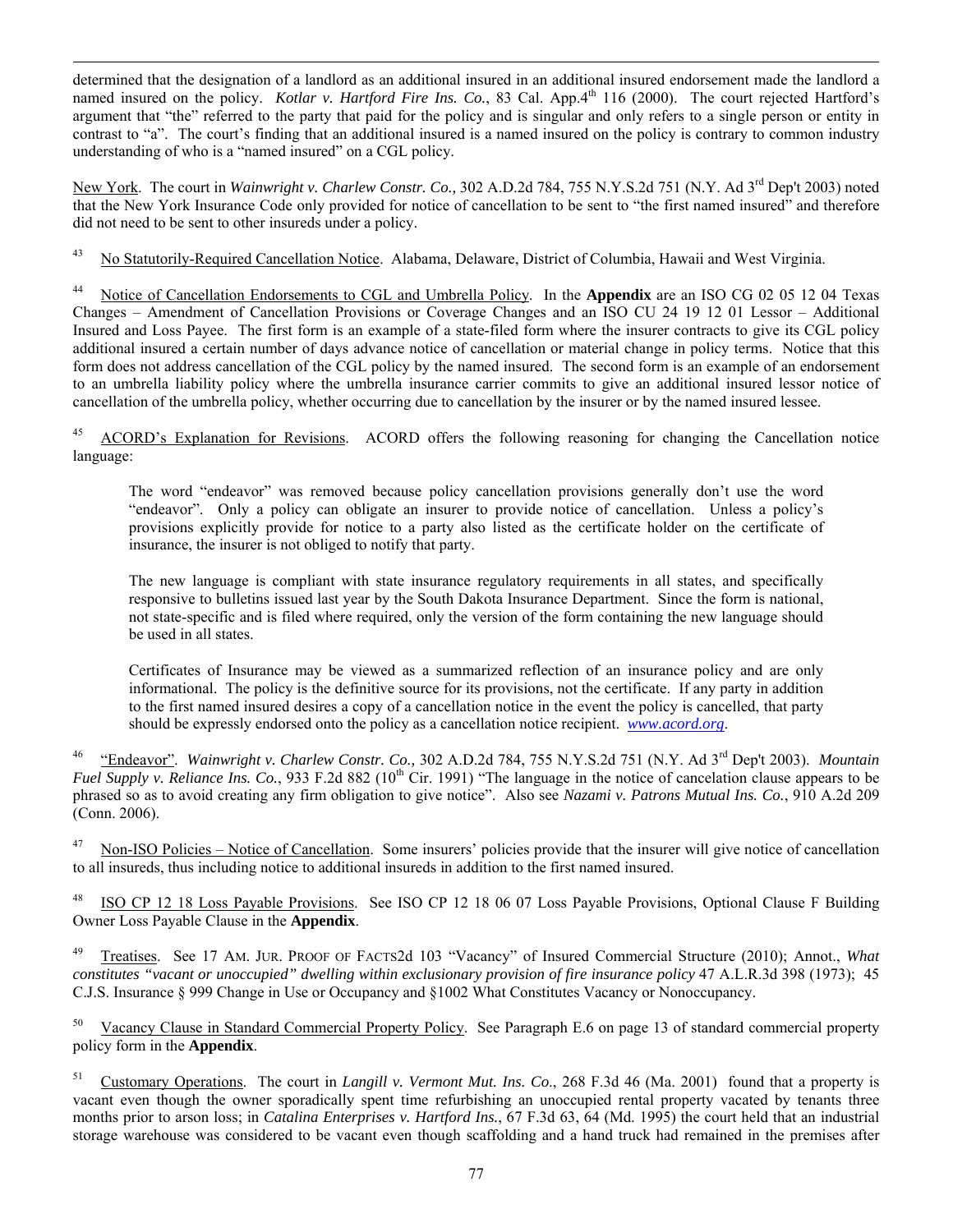determined that the designation of a landlord as an additional insured in an additional insured endorsement made the landlord a named insured on the policy. *Kotlar v. Hartford Fire Ins. Co.*, 83 Cal. App.4th 116 (2000). The court rejected Hartford's argument that "the" referred to the party that paid for the policy and is singular and only refers to a single person or entity in contrast to "a". The court's finding that an additional insured is a named insured on the policy is contrary to common industry understanding of who is a "named insured" on a CGL policy.

New York. The court in *Wainwright v. Charlew Constr. Co.,* 302 A.D.2d 784, 755 N.Y.S.2d 751 (N.Y. Ad 3rd Dep't 2003) noted that the New York Insurance Code only provided for notice of cancellation to be sent to "the first named insured" and therefore did not need to be sent to other insureds under a policy.

[43] No Statutorily-Required Cancellation Notice. Alabama, Delaware, District of Columbia, Hawaii and West Virginia.

[44] Notice of Cancellation Endorsements to CGL and Umbrella Policy. In the **Appendix** are an ISO CG 02 05 12 04 Texas Changes – Amendment of Cancellation Provisions or Coverage Changes and an ISO CU 24 19 12 01 Lessor – Additional Insured and Loss Payee. The first form is an example of a state-filed form where the insurer contracts to give its CGL policy additional insured a certain number of days advance notice of cancellation or material change in policy terms. Notice that this form does not address cancellation of the CGL policy by the named insured. The second form is an example of an endorsement to an umbrella liability policy where the umbrella insurance carrier commits to give an additional insured lessor notice of cancellation of the umbrella policy, whether occurring due to cancellation by the insurer or by the named insured lessee.

[45] ACORD's Explanation for Revisions. ACORD offers the following reasoning for changing the Cancellation notice language:

> The word "endeavor" was removed because policy cancellation provisions generally don't use the word "endeavor". Only a policy can obligate an insurer to provide notice of cancellation. Unless a policy's provisions explicitly provide for notice to a party also listed as the certificate holder on the certificate of insurance, the insurer is not obliged to notify that party.
>
> The new language is compliant with state insurance regulatory requirements in all states, and specifically responsive to bulletins issued last year by the South Dakota Insurance Department. Since the form is national, not state-specific and is filed where required, only the version of the form containing the new language should be used in all states.
>
> Certificates of Insurance may be viewed as a summarized reflection of an insurance policy and are only informational. The policy is the definitive source for its provisions, not the certificate. If any party in addition to the first named insured desires a copy of a cancellation notice in the event the policy is cancelled, that party should be expressly endorsed onto the policy as a cancellation notice recipient. *www.acord.org*.

[46] "Endeavor". *Wainwright v. Charlew Constr. Co.,* 302 A.D.2d 784, 755 N.Y.S.2d 751 (N.Y. Ad 3rd Dep't 2003). *Mountain Fuel Supply v. Reliance Ins. Co.*, 933 F.2d 882 (10th Cir. 1991) "The language in the notice of cancelation clause appears to be phrased so as to avoid creating any firm obligation to give notice". Also see *Nazami v. Patrons Mutual Ins. Co.*, 910 A.2d 209 (Conn. 2006).

[47] Non-ISO Policies – Notice of Cancellation. Some insurers' policies provide that the insurer will give notice of cancellation to all insureds, thus including notice to additional insureds in addition to the first named insured.

[48] ISO CP 12 18 Loss Payable Provisions. See ISO CP 12 18 06 07 Loss Payable Provisions, Optional Clause F Building Owner Loss Payable Clause in the **Appendix**.

[49] Treatises. See 17 AM. JUR. PROOF OF FACTS2d 103 "Vacancy" of Insured Commercial Structure (2010); Annot., *What constitutes "vacant or unoccupied" dwelling within exclusionary provision of fire insurance policy* 47 A.L.R.3d 398 (1973); 45 C.J.S. Insurance § 999 Change in Use or Occupancy and §1002 What Constitutes Vacancy or Nonoccupancy.

[50] Vacancy Clause in Standard Commercial Property Policy. See Paragraph E.6 on page 13 of standard commercial property policy form in the **Appendix**.

[51] Customary Operations. The court in *Langill v. Vermont Mut. Ins. Co*., 268 F.3d 46 (Ma. 2001) found that a property is vacant even though the owner sporadically spent time refurbishing an unoccupied rental property vacated by tenants three months prior to arson loss; in *Catalina Enterprises v. Hartford Ins.*, 67 F.3d 63, 64 (Md. 1995) the court held that an industrial storage warehouse was considered to be vacant even though scaffolding and a hand truck had remained in the premises after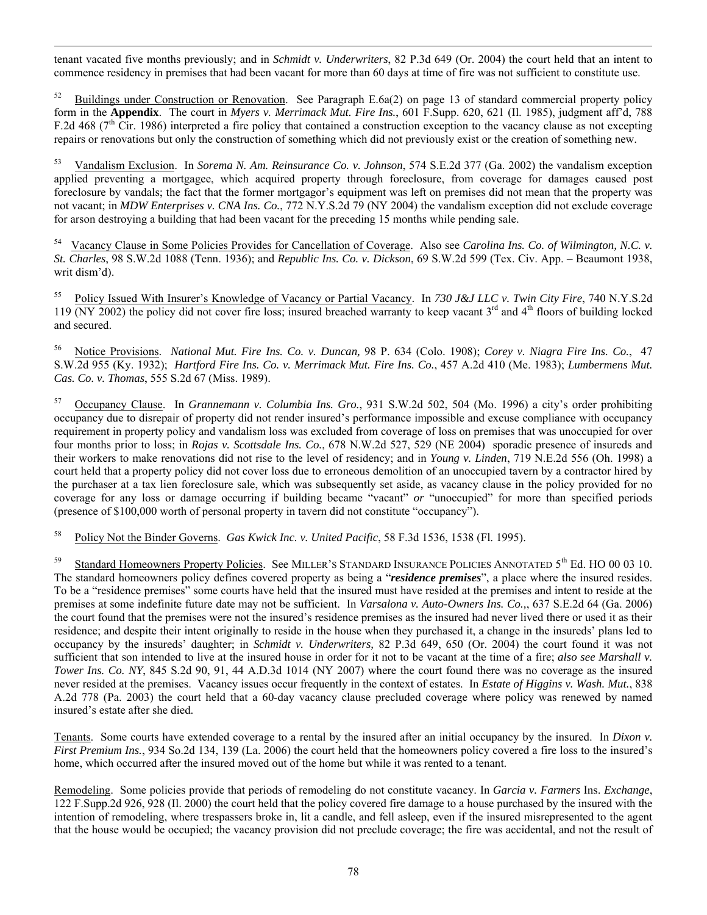tenant vacated five months previously; and in *Schmidt v. Underwriters*, 82 P.3d 649 (Or. 2004) the court held that an intent to commence residency in premises that had been vacant for more than 60 days at time of fire was not sufficient to constitute use.

[52] Buildings under Construction or Renovation. See Paragraph E.6a(2) on page 13 of standard commercial property policy form in the **Appendix**. The court in *Myers v. Merrimack Mut. Fire Ins.*, 601 F.Supp. 620, 621 (Il. 1985), judgment aff'd, 788 F.2d 468 (7th Cir. 1986) interpreted a fire policy that contained a construction exception to the vacancy clause as not excepting repairs or renovations but only the construction of something which did not previously exist or the creation of something new.

[53] Vandalism Exclusion. In *Sorema N. Am. Reinsurance Co. v. Johnson*, 574 S.E.2d 377 (Ga. 2002) the vandalism exception applied preventing a mortgagee, which acquired property through foreclosure, from coverage for damages caused post foreclosure by vandals; the fact that the former mortgagor's equipment was left on premises did not mean that the property was not vacant; in *MDW Enterprises v. CNA Ins. Co.*, 772 N.Y.S.2d 79 (NY 2004) the vandalism exception did not exclude coverage for arson destroying a building that had been vacant for the preceding 15 months while pending sale.

[54] Vacancy Clause in Some Policies Provides for Cancellation of Coverage. Also see *Carolina Ins. Co. of Wilmington, N.C. v. St. Charles*, 98 S.W.2d 1088 (Tenn. 1936); and *Republic Ins. Co. v. Dickson*, 69 S.W.2d 599 (Tex. Civ. App. – Beaumont 1938, writ dism'd).

[55] Policy Issued With Insurer's Knowledge of Vacancy or Partial Vacancy. In *730 J&J LLC v. Twin City Fire*, 740 N.Y.S.2d 119 (NY 2002) the policy did not cover fire loss; insured breached warranty to keep vacant 3rd and 4th floors of building locked and secured.

[56] Notice Provisions. *National Mut. Fire Ins. Co. v. Duncan,* 98 P. 634 (Colo. 1908); *Corey v. Niagra Fire Ins. Co.*, 47 S.W.2d 955 (Ky. 1932); *Hartford Fire Ins. Co. v. Merrimack Mut. Fire Ins. Co.*, 457 A.2d 410 (Me. 1983); *Lumbermens Mut. Cas. Co. v. Thomas*, 555 S.2d 67 (Miss. 1989).

[57] Occupancy Clause. In *Grannemann v. Columbia Ins. Gro.*, 931 S.W.2d 502, 504 (Mo. 1996) a city's order prohibiting occupancy due to disrepair of property did not render insured's performance impossible and excuse compliance with occupancy requirement in property policy and vandalism loss was excluded from coverage of loss on premises that was unoccupied for over four months prior to loss; in *Rojas v. Scottsdale Ins. Co.*, 678 N.W.2d 527, 529 (NE 2004) sporadic presence of insureds and their workers to make renovations did not rise to the level of residency; and in *Young v. Linden*, 719 N.E.2d 556 (Oh. 1998) a court held that a property policy did not cover loss due to erroneous demolition of an unoccupied tavern by a contractor hired by the purchaser at a tax lien foreclosure sale, which was subsequently set aside, as vacancy clause in the policy provided for no coverage for any loss or damage occurring if building became "vacant" *or* "unoccupied" for more than specified periods (presence of $100,000 worth of personal property in tavern did not constitute "occupancy").

[58] Policy Not the Binder Governs. *Gas Kwick Inc. v. United Pacific*, 58 F.3d 1536, 1538 (Fl. 1995).

[59] Standard Homeowners Property Policies. See MILLER'S STANDARD INSURANCE POLICIES ANNOTATED 5th Ed. HO 00 03 10. The standard homeowners policy defines covered property as being a "***residence premises***", a place where the insured resides. To be a "residence premises" some courts have held that the insured must have resided at the premises and intent to reside at the premises at some indefinite future date may not be sufficient. In *Varsalona v. Auto-Owners Ins. Co.*,, 637 S.E.2d 64 (Ga. 2006) the court found that the premises were not the insured's residence premises as the insured had never lived there or used it as their residence; and despite their intent originally to reside in the house when they purchased it, a change in the insureds' plans led to occupancy by the insureds' daughter; in *Schmidt v. Underwriters,* 82 P.3d 649, 650 (Or. 2004) the court found it was not sufficient that son intended to live at the insured house in order for it not to be vacant at the time of a fire; *also see Marshall v. Tower Ins. Co. NY*, 845 S.2d 90, 91, 44 A.D.3d 1014 (NY 2007) where the court found there was no coverage as the insured never resided at the premises. Vacancy issues occur frequently in the context of estates. In *Estate of Higgins v. Wash. Mut.*, 838 A.2d 778 (Pa. 2003) the court held that a 60-day vacancy clause precluded coverage where policy was renewed by named insured's estate after she died.

Tenants. Some courts have extended coverage to a rental by the insured after an initial occupancy by the insured. In *Dixon v. First Premium Ins.*, 934 So.2d 134, 139 (La. 2006) the court held that the homeowners policy covered a fire loss to the insured's home, which occurred after the insured moved out of the home but while it was rented to a tenant.

Remodeling. Some policies provide that periods of remodeling do not constitute vacancy. In *Garcia v. Farmers* Ins. *Exchange*, 122 F.Supp.2d 926, 928 (Il. 2000) the court held that the policy covered fire damage to a house purchased by the insured with the intention of remodeling, where trespassers broke in, lit a candle, and fell asleep, even if the insured misrepresented to the agent that the house would be occupied; the vacancy provision did not preclude coverage; the fire was accidental, and not the result of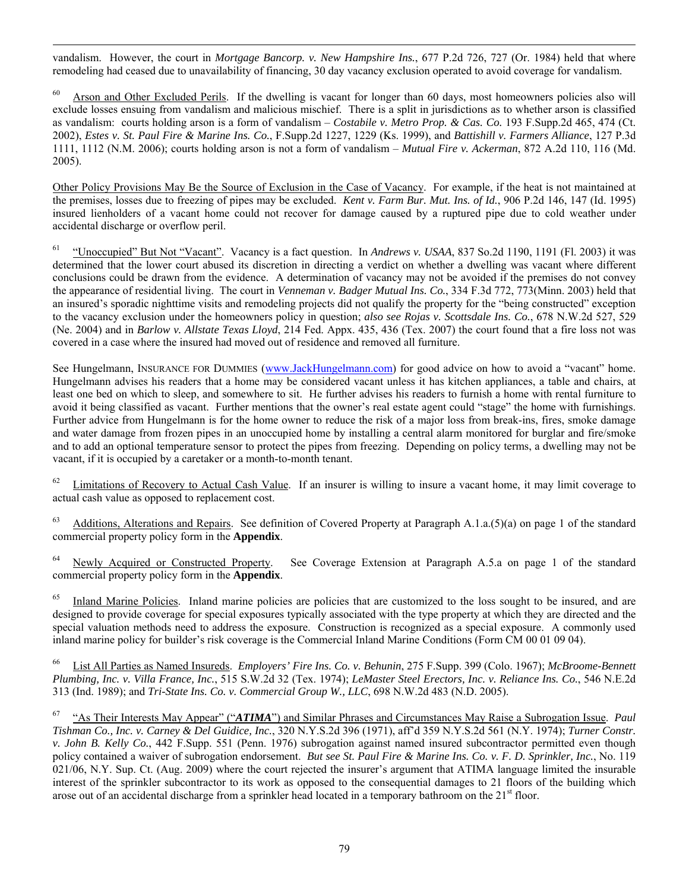vandalism. However, the court in *Mortgage Bancorp. v. New Hampshire Ins.*, 677 P.2d 726, 727 (Or. 1984) held that where remodeling had ceased due to unavailability of financing, 30 day vacancy exclusion operated to avoid coverage for vandalism.

[60] Arson and Other Excluded Perils. If the dwelling is vacant for longer than 60 days, most homeowners policies also will exclude losses ensuing from vandalism and malicious mischief. There is a split in jurisdictions as to whether arson is classified as vandalism: courts holding arson is a form of vandalism – *Costabile v. Metro Prop. & Cas. Co.* 193 F.Supp.2d 465, 474 (Ct. 2002), *Estes v. St. Paul Fire & Marine Ins. Co.*, F.Supp.2d 1227, 1229 (Ks. 1999), and *Battishill v. Farmers Alliance*, 127 P.3d 1111, 1112 (N.M. 2006); courts holding arson is not a form of vandalism – *Mutual Fire v. Ackerman*, 872 A.2d 110, 116 (Md. 2005).

Other Policy Provisions May Be the Source of Exclusion in the Case of Vacancy. For example, if the heat is not maintained at the premises, losses due to freezing of pipes may be excluded. *Kent v. Farm Bur. Mut. Ins. of Id.*, 906 P.2d 146, 147 (Id. 1995) insured lienholders of a vacant home could not recover for damage caused by a ruptured pipe due to cold weather under accidental discharge or overflow peril.

[61] "Unoccupied" But Not "Vacant". Vacancy is a fact question. In *Andrews v. USAA*, 837 So.2d 1190, 1191 (Fl. 2003) it was determined that the lower court abused its discretion in directing a verdict on whether a dwelling was vacant where different conclusions could be drawn from the evidence. A determination of vacancy may not be avoided if the premises do not convey the appearance of residential living. The court in *Venneman v. Badger Mutual Ins. Co.*, 334 F.3d 772, 773(Minn. 2003) held that an insured's sporadic nighttime visits and remodeling projects did not qualify the property for the "being constructed" exception to the vacancy exclusion under the homeowners policy in question; *also see Rojas v. Scottsdale Ins. Co.*, 678 N.W.2d 527, 529 (Ne. 2004) and in *Barlow v. Allstate Texas Lloyd*, 214 Fed. Appx. 435, 436 (Tex. 2007) the court found that a fire loss not was covered in a case where the insured had moved out of residence and removed all furniture.

See Hungelmann, INSURANCE FOR DUMMIES (www.JackHungelmann.com) for good advice on how to avoid a "vacant" home. Hungelmann advises his readers that a home may be considered vacant unless it has kitchen appliances, a table and chairs, at least one bed on which to sleep, and somewhere to sit. He further advises his readers to furnish a home with rental furniture to avoid it being classified as vacant. Further mentions that the owner's real estate agent could "stage" the home with furnishings. Further advice from Hungelmann is for the home owner to reduce the risk of a major loss from break-ins, fires, smoke damage and water damage from frozen pipes in an unoccupied home by installing a central alarm monitored for burglar and fire/smoke and to add an optional temperature sensor to protect the pipes from freezing. Depending on policy terms, a dwelling may not be vacant, if it is occupied by a caretaker or a month-to-month tenant.

[62] Limitations of Recovery to Actual Cash Value. If an insurer is willing to insure a vacant home, it may limit coverage to actual cash value as opposed to replacement cost.

[63] Additions, Alterations and Repairs. See definition of Covered Property at Paragraph A.1.a.(5)(a) on page 1 of the standard commercial property policy form in the **Appendix**.

[64] Newly Acquired or Constructed Property. See Coverage Extension at Paragraph A.5.a on page 1 of the standard commercial property policy form in the **Appendix**.

[65] Inland Marine Policies. Inland marine policies are policies that are customized to the loss sought to be insured, and are designed to provide coverage for special exposures typically associated with the type property at which they are directed and the special valuation methods need to address the exposure. Construction is recognized as a special exposure. A commonly used inland marine policy for builder's risk coverage is the Commercial Inland Marine Conditions (Form CM 00 01 09 04).

[66] List All Parties as Named Insureds. *Employers' Fire Ins. Co. v. Behunin*, 275 F.Supp. 399 (Colo. 1967); *McBroome-Bennett Plumbing, Inc. v. Villa France, Inc.*, 515 S.W.2d 32 (Tex. 1974); *LeMaster Steel Erectors, Inc. v. Reliance Ins. Co.*, 546 N.E.2d 313 (Ind. 1989); and *Tri-State Ins. Co. v. Commercial Group W., LLC*, 698 N.W.2d 483 (N.D. 2005).

[67] "As Their Interests May Appear" ("***ATIMA***") and Similar Phrases and Circumstances May Raise a Subrogation Issue. *Paul Tishman Co., Inc. v. Carney & Del Guidice, Inc.*, 320 N.Y.S.2d 396 (1971), aff'd 359 N.Y.S.2d 561 (N.Y. 1974); *Turner Constr. v. John B. Kelly Co.*, 442 F.Supp. 551 (Penn. 1976) subrogation against named insured subcontractor permitted even though policy contained a waiver of subrogation endorsement. *But see St. Paul Fire & Marine Ins. Co. v. F. D. Sprinkler, Inc.*, No. 119 021/06, N.Y. Sup. Ct. (Aug. 2009) where the court rejected the insurer's argument that ATIMA language limited the insurable interest of the sprinkler subcontractor to its work as opposed to the consequential damages to 21 floors of the building which arose out of an accidental discharge from a sprinkler head located in a temporary bathroom on the 21st floor.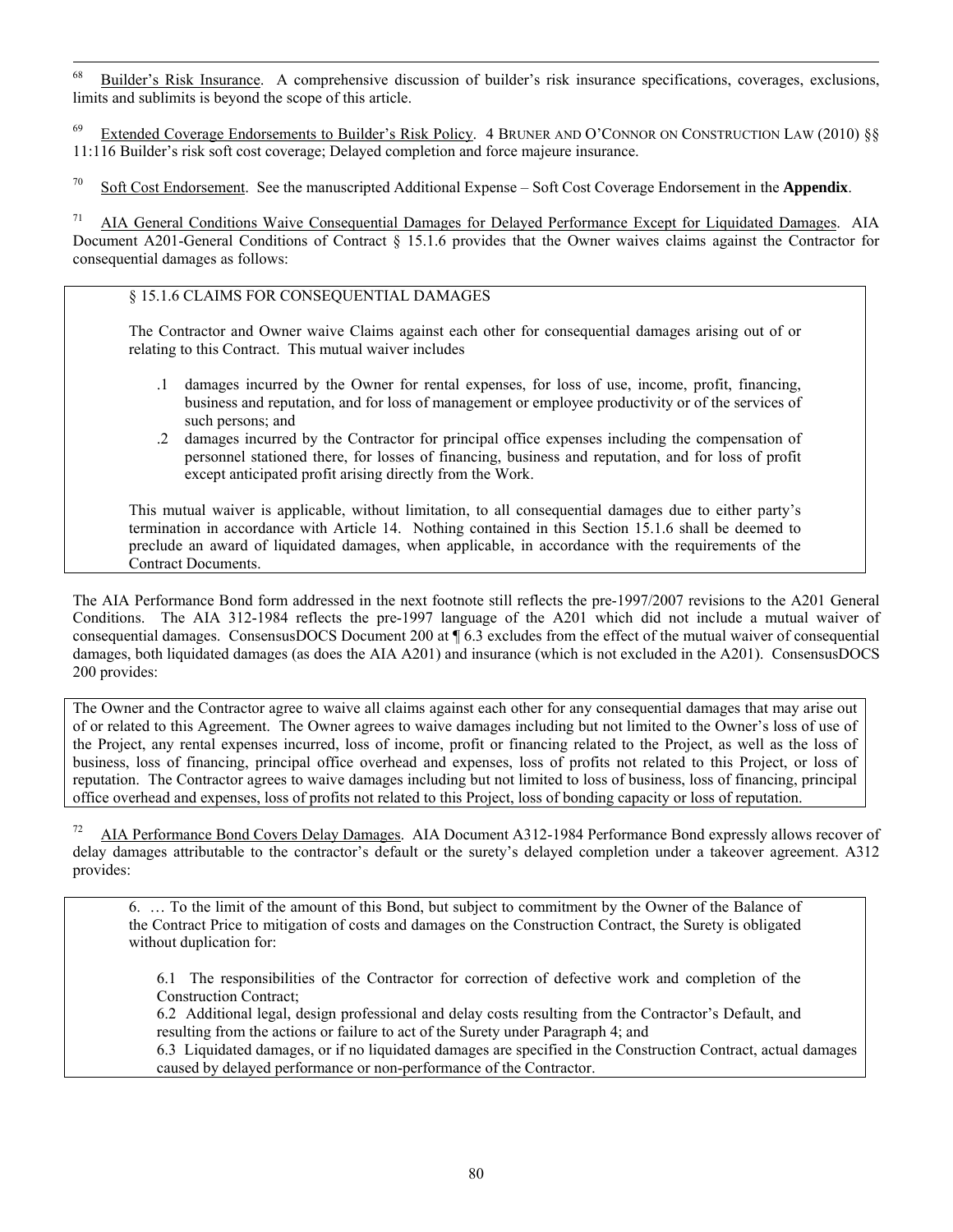[68] Builder's Risk Insurance. A comprehensive discussion of builder's risk insurance specifications, coverages, exclusions, limits and sublimits is beyond the scope of this article.

[69] Extended Coverage Endorsements to Builder's Risk Policy. 4 BRUNER AND O'CONNOR ON CONSTRUCTION LAW (2010) §§ 11:116 Builder's risk soft cost coverage; Delayed completion and force majeure insurance.

[70] Soft Cost Endorsement. See the manuscripted Additional Expense – Soft Cost Coverage Endorsement in the **Appendix**.

[71] AIA General Conditions Waive Consequential Damages for Delayed Performance Except for Liquidated Damages. AIA Document A201-General Conditions of Contract § 15.1.6 provides that the Owner waives claims against the Contractor for consequential damages as follows:

> § 15.1.6 CLAIMS FOR CONSEQUENTIAL DAMAGES
>
> The Contractor and Owner waive Claims against each other for consequential damages arising out of or relating to this Contract. This mutual waiver includes
>
> .1 damages incurred by the Owner for rental expenses, for loss of use, income, profit, financing, business and reputation, and for loss of management or employee productivity or of the services of such persons; and
>
> .2 damages incurred by the Contractor for principal office expenses including the compensation of personnel stationed there, for losses of financing, business and reputation, and for loss of profit except anticipated profit arising directly from the Work.
>
> This mutual waiver is applicable, without limitation, to all consequential damages due to either party's termination in accordance with Article 14. Nothing contained in this Section 15.1.6 shall be deemed to preclude an award of liquidated damages, when applicable, in accordance with the requirements of the Contract Documents.

The AIA Performance Bond form addressed in the next footnote still reflects the pre-1997/2007 revisions to the A201 General Conditions. The AIA 312-1984 reflects the pre-1997 language of the A201 which did not include a mutual waiver of consequential damages. ConsensusDOCS Document 200 at ¶ 6.3 excludes from the effect of the mutual waiver of consequential damages, both liquidated damages (as does the AIA A201) and insurance (which is not excluded in the A201). ConsensusDOCS 200 provides:

> The Owner and the Contractor agree to waive all claims against each other for any consequential damages that may arise out of or related to this Agreement. The Owner agrees to waive damages including but not limited to the Owner's loss of use of the Project, any rental expenses incurred, loss of income, profit or financing related to the Project, as well as the loss of business, loss of financing, principal office overhead and expenses, loss of profits not related to this Project, or loss of reputation. The Contractor agrees to waive damages including but not limited to loss of business, loss of financing, principal office overhead and expenses, loss of profits not related to this Project, loss of bonding capacity or loss of reputation.

[72] AIA Performance Bond Covers Delay Damages. AIA Document A312-1984 Performance Bond expressly allows recover of delay damages attributable to the contractor's default or the surety's delayed completion under a takeover agreement. A312 provides:

> 6. … To the limit of the amount of this Bond, but subject to commitment by the Owner of the Balance of the Contract Price to mitigation of costs and damages on the Construction Contract, the Surety is obligated without duplication for:
>
> 6.1 The responsibilities of the Contractor for correction of defective work and completion of the Construction Contract;
>
> 6.2 Additional legal, design professional and delay costs resulting from the Contractor's Default, and resulting from the actions or failure to act of the Surety under Paragraph 4; and
>
> 6.3 Liquidated damages, or if no liquidated damages are specified in the Construction Contract, actual damages caused by delayed performance or non-performance of the Contractor.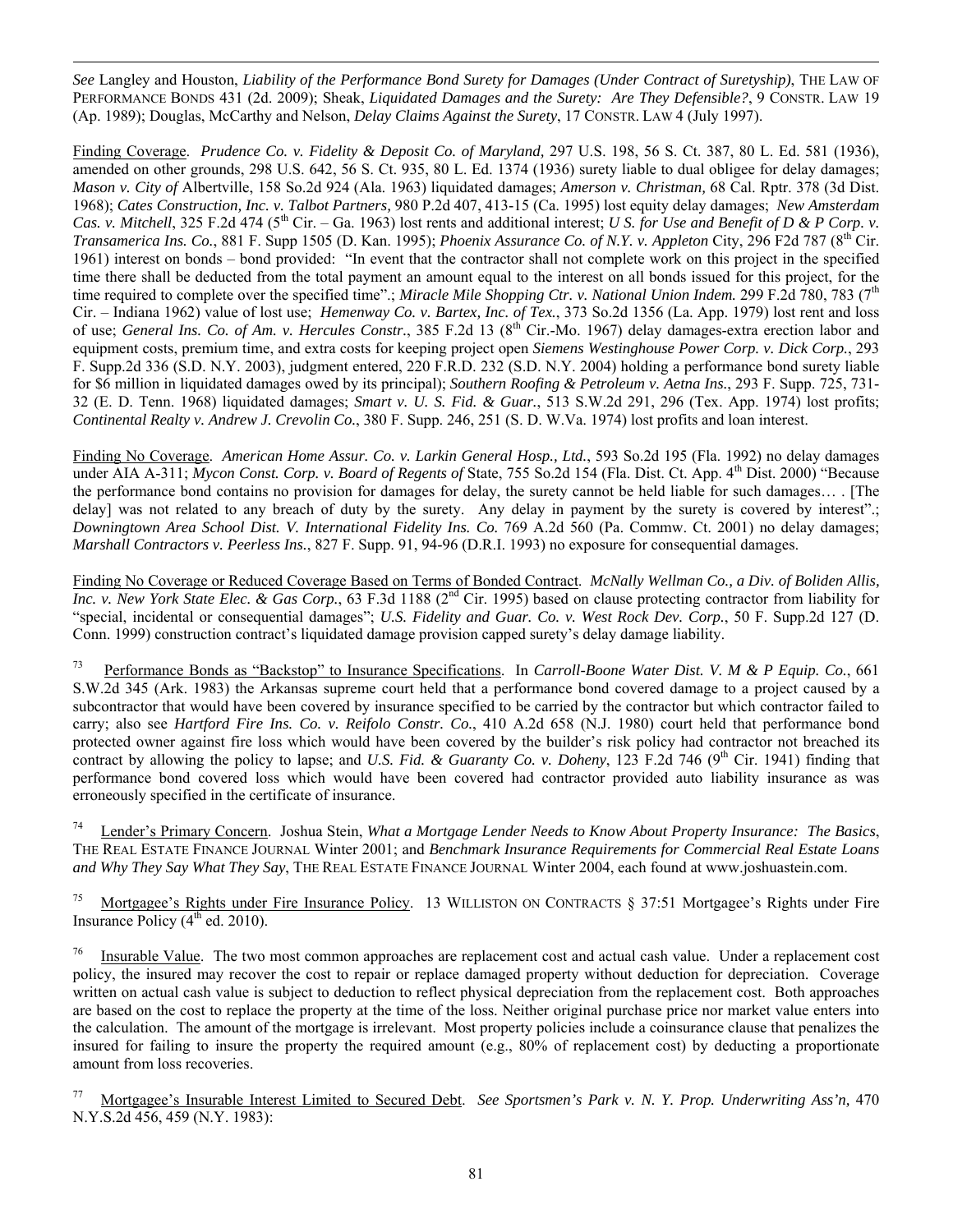*See* Langley and Houston, *Liability of the Performance Bond Surety for Damages (Under Contract of Suretyship)*, THE LAW OF PERFORMANCE BONDS 431 (2d. 2009); Sheak, *Liquidated Damages and the Surety: Are They Defensible?*, 9 CONSTR. LAW 19 (Ap. 1989); Douglas, McCarthy and Nelson, *Delay Claims Against the Surety*, 17 CONSTR. LAW 4 (July 1997).

Finding Coverage. *Prudence Co. v. Fidelity & Deposit Co. of Maryland,* 297 U.S. 198, 56 S. Ct. 387, 80 L. Ed. 581 (1936), amended on other grounds, 298 U.S. 642, 56 S. Ct. 935, 80 L. Ed. 1374 (1936) surety liable to dual obligee for delay damages; *Mason v. City of* Albertville, 158 So.2d 924 (Ala. 1963) liquidated damages; *Amerson v. Christman,* 68 Cal. Rptr. 378 (3d Dist. 1968); *Cates Construction, Inc. v. Talbot Partners,* 980 P.2d 407, 413-15 (Ca. 1995) lost equity delay damages; *New Amsterdam Cas. v. Mitchell*, 325 F.2d 474 (5th Cir. – Ga. 1963) lost rents and additional interest; *U S. for Use and Benefit of D & P Corp. v. Transamerica Ins. Co.*, 881 F. Supp 1505 (D. Kan. 1995); *Phoenix Assurance Co. of N.Y. v. Appleton* City, 296 F2d 787 (8th Cir. 1961) interest on bonds – bond provided: "In event that the contractor shall not complete work on this project in the specified time there shall be deducted from the total payment an amount equal to the interest on all bonds issued for this project, for the time required to complete over the specified time".; *Miracle Mile Shopping Ctr. v. National Union Indem.* 299 F.2d 780, 783 (7th Cir. – Indiana 1962) value of lost use; *Hemenway Co. v. Bartex, Inc. of Tex.*, 373 So.2d 1356 (La. App. 1979) lost rent and loss of use; *General Ins. Co. of Am. v. Hercules Constr.*, 385 F.2d 13 (8th Cir.-Mo. 1967) delay damages-extra erection labor and equipment costs, premium time, and extra costs for keeping project open *Siemens Westinghouse Power Corp. v. Dick Corp.*, 293 F. Supp.2d 336 (S.D. N.Y. 2003), judgment entered, 220 F.R.D. 232 (S.D. N.Y. 2004) holding a performance bond surety liable for $6 million in liquidated damages owed by its principal); *Southern Roofing & Petroleum v. Aetna Ins.*, 293 F. Supp. 725, 731-32 (E. D. Tenn. 1968) liquidated damages; *Smart v. U. S. Fid. & Guar.*, 513 S.W.2d 291, 296 (Tex. App. 1974) lost profits; *Continental Realty v. Andrew J. Crevolin Co.*, 380 F. Supp. 246, 251 (S. D. W.Va. 1974) lost profits and loan interest.

Finding No Coverage. *American Home Assur. Co. v. Larkin General Hosp., Ltd.*, 593 So.2d 195 (Fla. 1992) no delay damages under AIA A-311; *Mycon Const. Corp. v. Board of Regents of* State, 755 So.2d 154 (Fla. Dist. Ct. App. 4th Dist. 2000) "Because the performance bond contains no provision for damages for delay, the surety cannot be held liable for such damages… . [The delay] was not related to any breach of duty by the surety. Any delay in payment by the surety is covered by interest".; *Downingtown Area School Dist. V. International Fidelity Ins. Co.* 769 A.2d 560 (Pa. Commw. Ct. 2001) no delay damages; *Marshall Contractors v. Peerless Ins.*, 827 F. Supp. 91, 94-96 (D.R.I. 1993) no exposure for consequential damages.

Finding No Coverage or Reduced Coverage Based on Terms of Bonded Contract. *McNally Wellman Co., a Div. of Boliden Allis, Inc. v. New York State Elec. & Gas Corp.*, 63 F.3d 1188 (2nd Cir. 1995) based on clause protecting contractor from liability for "special, incidental or consequential damages"; *U.S. Fidelity and Guar. Co. v. West Rock Dev. Corp.*, 50 F. Supp.2d 127 (D. Conn. 1999) construction contract's liquidated damage provision capped surety's delay damage liability.

[73] Performance Bonds as "Backstop" to Insurance Specifications. In *Carroll-Boone Water Dist. V. M & P Equip. Co.*, 661 S.W.2d 345 (Ark. 1983) the Arkansas supreme court held that a performance bond covered damage to a project caused by a subcontractor that would have been covered by insurance specified to be carried by the contractor but which contractor failed to carry; also see *Hartford Fire Ins. Co. v. Reifolo Constr. Co.*, 410 A.2d 658 (N.J. 1980) court held that performance bond protected owner against fire loss which would have been covered by the builder's risk policy had contractor not breached its contract by allowing the policy to lapse; and *U.S. Fid. & Guaranty Co. v. Doheny*, 123 F.2d 746 (9th Cir. 1941) finding that performance bond covered loss which would have been covered had contractor provided auto liability insurance as was erroneously specified in the certificate of insurance.

[74] Lender's Primary Concern. Joshua Stein, *What a Mortgage Lender Needs to Know About Property Insurance: The Basics*, THE REAL ESTATE FINANCE JOURNAL Winter 2001; and *Benchmark Insurance Requirements for Commercial Real Estate Loans and Why They Say What They Say*, THE REAL ESTATE FINANCE JOURNAL Winter 2004, each found at www.joshuastein.com.

[75] Mortgagee's Rights under Fire Insurance Policy. 13 WILLISTON ON CONTRACTS § 37:51 Mortgagee's Rights under Fire Insurance Policy (4th ed. 2010).

[76] Insurable Value. The two most common approaches are replacement cost and actual cash value. Under a replacement cost policy, the insured may recover the cost to repair or replace damaged property without deduction for depreciation. Coverage written on actual cash value is subject to deduction to reflect physical depreciation from the replacement cost. Both approaches are based on the cost to replace the property at the time of the loss. Neither original purchase price nor market value enters into the calculation. The amount of the mortgage is irrelevant. Most property policies include a coinsurance clause that penalizes the insured for failing to insure the property the required amount (e.g., 80% of replacement cost) by deducting a proportionate amount from loss recoveries.

[77] Mortgagee's Insurable Interest Limited to Secured Debt. *See Sportsmen's Park v. N. Y. Prop. Underwriting Ass'n,* 470 N.Y.S.2d 456, 459 (N.Y. 1983):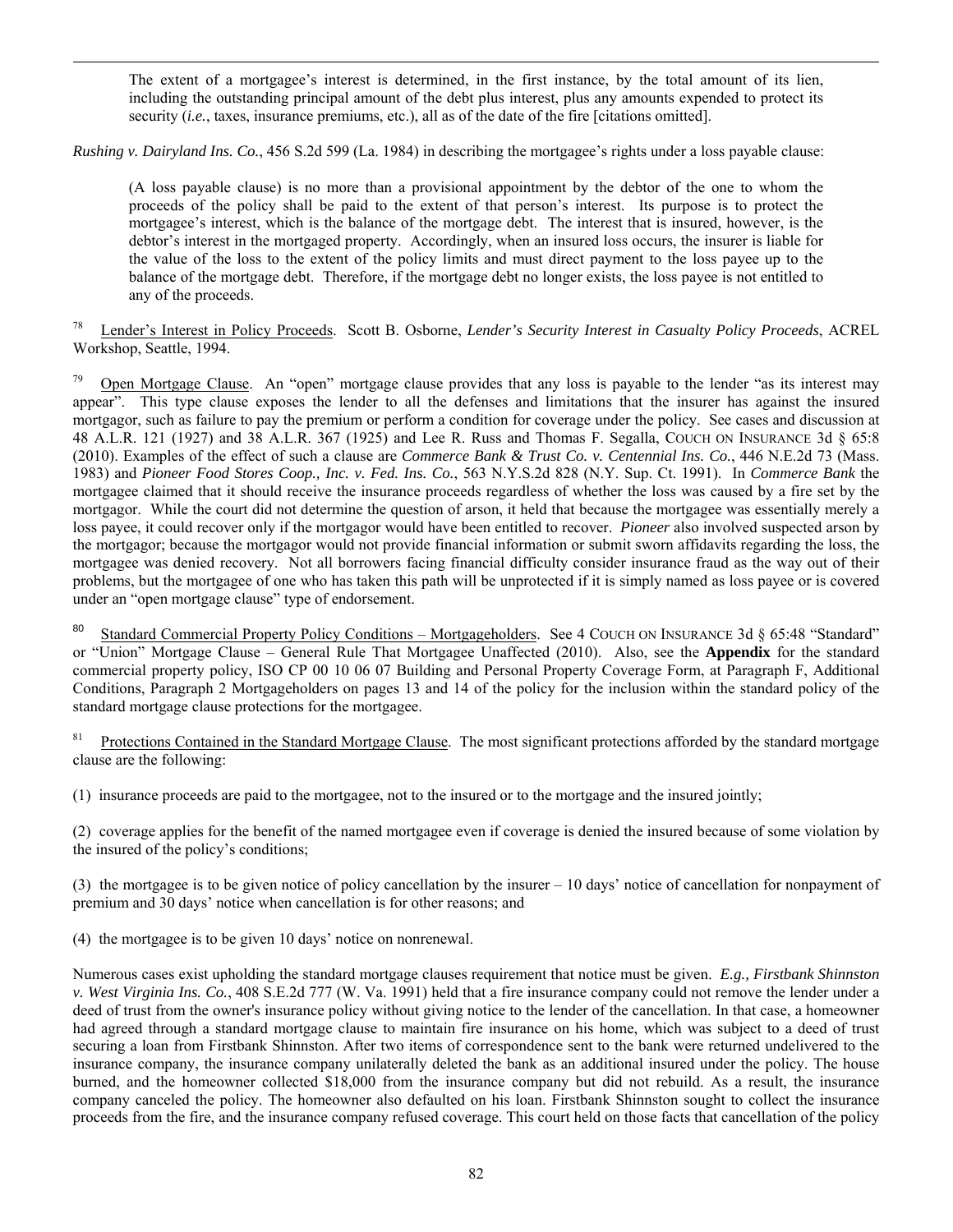> The extent of a mortgagee's interest is determined, in the first instance, by the total amount of its lien, including the outstanding principal amount of the debt plus interest, plus any amounts expended to protect its security (*i.e.*, taxes, insurance premiums, etc.), all as of the date of the fire [citations omitted].

*Rushing v. Dairyland Ins. Co.*, 456 S.2d 599 (La. 1984) in describing the mortgagee's rights under a loss payable clause:

> (A loss payable clause) is no more than a provisional appointment by the debtor of the one to whom the proceeds of the policy shall be paid to the extent of that person's interest. Its purpose is to protect the mortgagee's interest, which is the balance of the mortgage debt. The interest that is insured, however, is the debtor's interest in the mortgaged property. Accordingly, when an insured loss occurs, the insurer is liable for the value of the loss to the extent of the policy limits and must direct payment to the loss payee up to the balance of the mortgage debt. Therefore, if the mortgage debt no longer exists, the loss payee is not entitled to any of the proceeds.

[78] Lender's Interest in Policy Proceeds. Scott B. Osborne, *Lender's Security Interest in Casualty Policy Proceeds*, ACREL Workshop, Seattle, 1994.

[79] Open Mortgage Clause. An "open" mortgage clause provides that any loss is payable to the lender "as its interest may appear". This type clause exposes the lender to all the defenses and limitations that the insurer has against the insured mortgagor, such as failure to pay the premium or perform a condition for coverage under the policy. See cases and discussion at 48 A.L.R. 121 (1927) and 38 A.L.R. 367 (1925) and Lee R. Russ and Thomas F. Segalla, COUCH ON INSURANCE 3d § 65:8 (2010). Examples of the effect of such a clause are *Commerce Bank & Trust Co. v. Centennial Ins. Co.*, 446 N.E.2d 73 (Mass. 1983) and *Pioneer Food Stores Coop., Inc. v. Fed. Ins. Co.*, 563 N.Y.S.2d 828 (N.Y. Sup. Ct. 1991). In *Commerce Bank* the mortgagee claimed that it should receive the insurance proceeds regardless of whether the loss was caused by a fire set by the mortgagor. While the court did not determine the question of arson, it held that because the mortgagee was essentially merely a loss payee, it could recover only if the mortgagor would have been entitled to recover. *Pioneer* also involved suspected arson by the mortgagor; because the mortgagor would not provide financial information or submit sworn affidavits regarding the loss, the mortgagee was denied recovery. Not all borrowers facing financial difficulty consider insurance fraud as the way out of their problems, but the mortgagee of one who has taken this path will be unprotected if it is simply named as loss payee or is covered under an "open mortgage clause" type of endorsement.

[80] Standard Commercial Property Policy Conditions – Mortgageholders. See 4 COUCH ON INSURANCE 3d § 65:48 "Standard" or "Union" Mortgage Clause – General Rule That Mortgagee Unaffected (2010). Also, see the **Appendix** for the standard commercial property policy, ISO CP 00 10 06 07 Building and Personal Property Coverage Form, at Paragraph F, Additional Conditions, Paragraph 2 Mortgageholders on pages 13 and 14 of the policy for the inclusion within the standard policy of the standard mortgage clause protections for the mortgagee.

[81] Protections Contained in the Standard Mortgage Clause. The most significant protections afforded by the standard mortgage clause are the following:

(1) insurance proceeds are paid to the mortgagee, not to the insured or to the mortgage and the insured jointly;

(2) coverage applies for the benefit of the named mortgagee even if coverage is denied the insured because of some violation by the insured of the policy's conditions;

(3) the mortgagee is to be given notice of policy cancellation by the insurer – 10 days' notice of cancellation for nonpayment of premium and 30 days' notice when cancellation is for other reasons; and

(4) the mortgagee is to be given 10 days' notice on nonrenewal.

Numerous cases exist upholding the standard mortgage clauses requirement that notice must be given. *E.g., Firstbank Shinnston v. West Virginia Ins. Co.*, 408 S.E.2d 777 (W. Va. 1991) held that a fire insurance company could not remove the lender under a deed of trust from the owner's insurance policy without giving notice to the lender of the cancellation. In that case, a homeowner had agreed through a standard mortgage clause to maintain fire insurance on his home, which was subject to a deed of trust securing a loan from Firstbank Shinnston. After two items of correspondence sent to the bank were returned undelivered to the insurance company, the insurance company unilaterally deleted the bank as an additional insured under the policy. The house burned, and the homeowner collected $18,000 from the insurance company but did not rebuild. As a result, the insurance company canceled the policy. The homeowner also defaulted on his loan. Firstbank Shinnston sought to collect the insurance proceeds from the fire, and the insurance company refused coverage. This court held on those facts that cancellation of the policy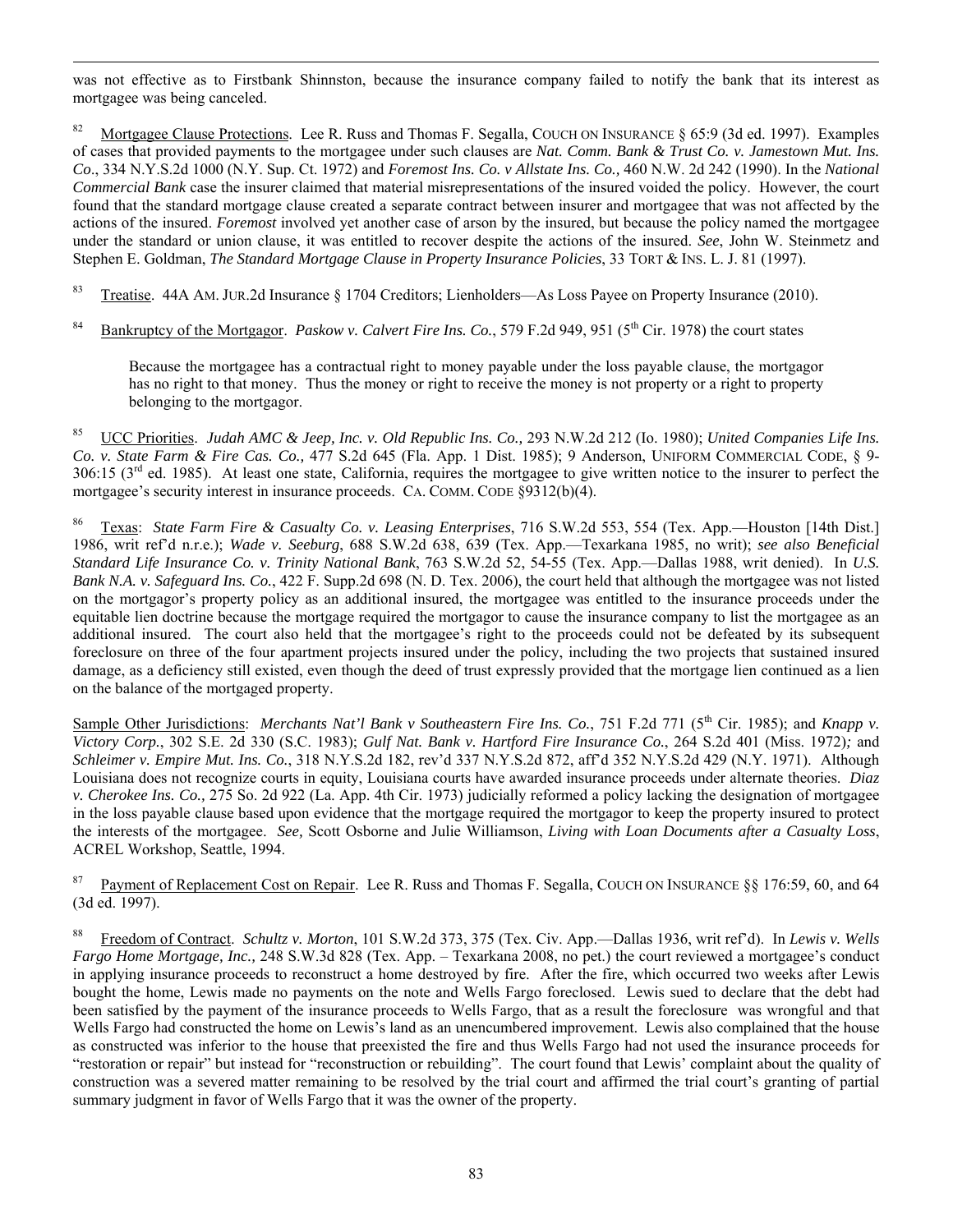was not effective as to Firstbank Shinnston, because the insurance company failed to notify the bank that its interest as mortgagee was being canceled.

[82] Mortgagee Clause Protections. Lee R. Russ and Thomas F. Segalla, COUCH ON INSURANCE § 65:9 (3d ed. 1997). Examples of cases that provided payments to the mortgagee under such clauses are *Nat. Comm. Bank & Trust Co. v. Jamestown Mut. Ins. Co*., 334 N.Y.S.2d 1000 (N.Y. Sup. Ct. 1972) and *Foremost Ins. Co. v Allstate Ins. Co.,* 460 N.W. 2d 242 (1990). In the *National Commercial Bank* case the insurer claimed that material misrepresentations of the insured voided the policy. However, the court found that the standard mortgage clause created a separate contract between insurer and mortgagee that was not affected by the actions of the insured. *Foremost* involved yet another case of arson by the insured, but because the policy named the mortgagee under the standard or union clause, it was entitled to recover despite the actions of the insured. *See*, John W. Steinmetz and Stephen E. Goldman, *The Standard Mortgage Clause in Property Insurance Policies*, 33 TORT & INS. L. J. 81 (1997).

[83] Treatise. 44A AM. JUR.2d Insurance § 1704 Creditors; Lienholders—As Loss Payee on Property Insurance (2010).

[84] Bankruptcy of the Mortgagor. *Paskow v. Calvert Fire Ins. Co.*, 579 F.2d 949, 951 (5th Cir. 1978) the court states

> Because the mortgagee has a contractual right to money payable under the loss payable clause, the mortgagor has no right to that money. Thus the money or right to receive the money is not property or a right to property belonging to the mortgagor.

[85] UCC Priorities. *Judah AMC & Jeep, Inc. v. Old Republic Ins. Co.,* 293 N.W.2d 212 (Io. 1980); *United Companies Life Ins. Co. v. State Farm & Fire Cas. Co.,* 477 S.2d 645 (Fla. App. 1 Dist. 1985); 9 Anderson, UNIFORM COMMERCIAL CODE, § 9-306:15 (3rd ed. 1985). At least one state, California, requires the mortgagee to give written notice to the insurer to perfect the mortgagee's security interest in insurance proceeds. CA. COMM. CODE §9312(b)(4).

[86] Texas: *State Farm Fire & Casualty Co. v. Leasing Enterprises*, 716 S.W.2d 553, 554 (Tex. App.—Houston [14th Dist.] 1986, writ ref'd n.r.e.); *Wade v. Seeburg*, 688 S.W.2d 638, 639 (Tex. App.—Texarkana 1985, no writ); *see also Beneficial Standard Life Insurance Co. v. Trinity National Bank*, 763 S.W.2d 52, 54-55 (Tex. App.—Dallas 1988, writ denied). In *U.S. Bank N.A. v. Safeguard Ins. Co.*, 422 F. Supp.2d 698 (N. D. Tex. 2006), the court held that although the mortgagee was not listed on the mortgagor's property policy as an additional insured, the mortgagee was entitled to the insurance proceeds under the equitable lien doctrine because the mortgage required the mortgagor to cause the insurance company to list the mortgagee as an additional insured. The court also held that the mortgagee's right to the proceeds could not be defeated by its subsequent foreclosure on three of the four apartment projects insured under the policy, including the two projects that sustained insured damage, as a deficiency still existed, even though the deed of trust expressly provided that the mortgage lien continued as a lien on the balance of the mortgaged property.

Sample Other Jurisdictions: *Merchants Nat'l Bank v Southeastern Fire Ins. Co.*, 751 F.2d 771 (5th Cir. 1985); and *Knapp v. Victory Corp.*, 302 S.E. 2d 330 (S.C. 1983); *Gulf Nat. Bank v. Hartford Fire Insurance Co.*, 264 S.2d 401 (Miss. 1972)*;* and *Schleimer v. Empire Mut. Ins. Co.*, 318 N.Y.S.2d 182, rev'd 337 N.Y.S.2d 872, aff'd 352 N.Y.S.2d 429 (N.Y. 1971). Although Louisiana does not recognize courts in equity, Louisiana courts have awarded insurance proceeds under alternate theories. *Diaz v. Cherokee Ins. Co.,* 275 So. 2d 922 (La. App. 4th Cir. 1973) judicially reformed a policy lacking the designation of mortgagee in the loss payable clause based upon evidence that the mortgage required the mortgagor to keep the property insured to protect the interests of the mortgagee. *See,* Scott Osborne and Julie Williamson, *Living with Loan Documents after a Casualty Loss*, ACREL Workshop, Seattle, 1994.

[87] Payment of Replacement Cost on Repair. Lee R. Russ and Thomas F. Segalla, COUCH ON INSURANCE §§ 176:59, 60, and 64 (3d ed. 1997).

[88] Freedom of Contract. *Schultz v. Morton*, 101 S.W.2d 373, 375 (Tex. Civ. App.—Dallas 1936, writ ref'd). In *Lewis v. Wells Fargo Home Mortgage, Inc.,* 248 S.W.3d 828 (Tex. App. – Texarkana 2008, no pet.) the court reviewed a mortgagee's conduct in applying insurance proceeds to reconstruct a home destroyed by fire. After the fire, which occurred two weeks after Lewis bought the home, Lewis made no payments on the note and Wells Fargo foreclosed. Lewis sued to declare that the debt had been satisfied by the payment of the insurance proceeds to Wells Fargo, that as a result the foreclosure was wrongful and that Wells Fargo had constructed the home on Lewis's land as an unencumbered improvement. Lewis also complained that the house as constructed was inferior to the house that preexisted the fire and thus Wells Fargo had not used the insurance proceeds for "restoration or repair" but instead for "reconstruction or rebuilding". The court found that Lewis' complaint about the quality of construction was a severed matter remaining to be resolved by the trial court and affirmed the trial court's granting of partial summary judgment in favor of Wells Fargo that it was the owner of the property.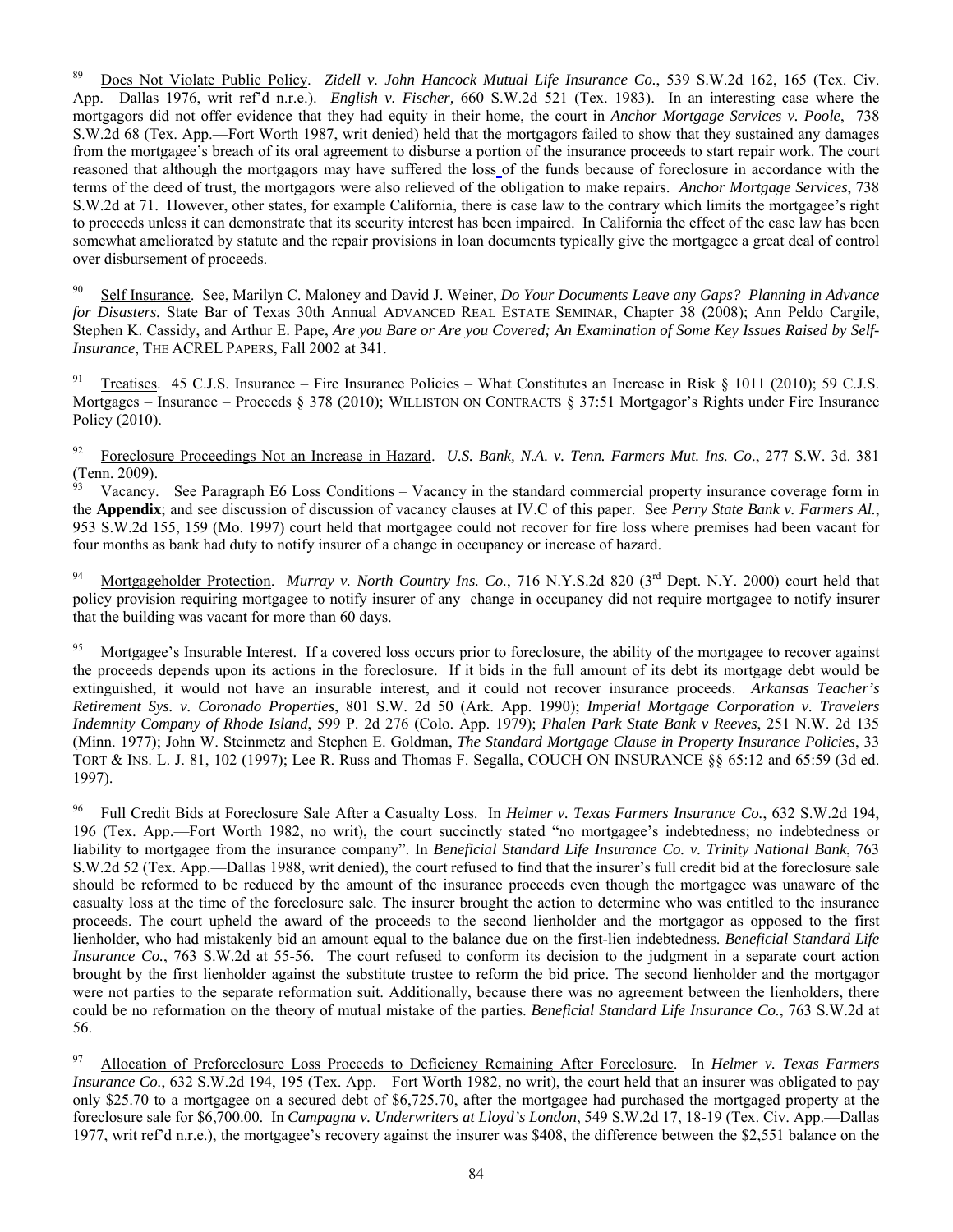[89] Does Not Violate Public Policy. *Zidell v. John Hancock Mutual Life Insurance Co.*, 539 S.W.2d 162, 165 (Tex. Civ. App.—Dallas 1976, writ ref'd n.r.e.). *English v. Fischer,* 660 S.W.2d 521 (Tex. 1983). In an interesting case where the mortgagors did not offer evidence that they had equity in their home, the court in *Anchor Mortgage Services v. Poole*, 738 S.W.2d 68 (Tex. App.—Fort Worth 1987, writ denied) held that the mortgagors failed to show that they sustained any damages from the mortgagee's breach of its oral agreement to disburse a portion of the insurance proceeds to start repair work. The court reasoned that although the mortgagors may have suffered the loss of the funds because of foreclosure in accordance with the terms of the deed of trust, the mortgagors were also relieved of the obligation to make repairs. *Anchor Mortgage Services*, 738 S.W.2d at 71. However, other states, for example California, there is case law to the contrary which limits the mortgagee's right to proceeds unless it can demonstrate that its security interest has been impaired. In California the effect of the case law has been somewhat ameliorated by statute and the repair provisions in loan documents typically give the mortgagee a great deal of control over disbursement of proceeds.

[90] Self Insurance. See, Marilyn C. Maloney and David J. Weiner, *Do Your Documents Leave any Gaps? Planning in Advance for Disasters*, State Bar of Texas 30th Annual ADVANCED REAL ESTATE SEMINAR, Chapter 38 (2008); Ann Peldo Cargile, Stephen K. Cassidy, and Arthur E. Pape, *Are you Bare or Are you Covered; An Examination of Some Key Issues Raised by Self-Insurance*, THE ACREL PAPERS, Fall 2002 at 341.

[91] Treatises. 45 C.J.S. Insurance – Fire Insurance Policies – What Constitutes an Increase in Risk § 1011 (2010); 59 C.J.S. Mortgages – Insurance – Proceeds § 378 (2010); WILLISTON ON CONTRACTS § 37:51 Mortgagor's Rights under Fire Insurance Policy (2010).

[92] Foreclosure Proceedings Not an Increase in Hazard. *U.S. Bank, N.A. v. Tenn. Farmers Mut. Ins. Co*., 277 S.W. 3d. 381 (Tenn. 2009).

[93] Vacancy. See Paragraph E6 Loss Conditions – Vacancy in the standard commercial property insurance coverage form in the **Appendix**; and see discussion of discussion of vacancy clauses at IV.C of this paper. See *Perry State Bank v. Farmers Al.*, 953 S.W.2d 155, 159 (Mo. 1997) court held that mortgagee could not recover for fire loss where premises had been vacant for four months as bank had duty to notify insurer of a change in occupancy or increase of hazard.

[94] Mortgageholder Protection. *Murray v. North Country Ins. Co.*, 716 N.Y.S.2d 820 (3rd Dept. N.Y. 2000) court held that policy provision requiring mortgagee to notify insurer of any change in occupancy did not require mortgagee to notify insurer that the building was vacant for more than 60 days.

[95] Mortgagee's Insurable Interest. If a covered loss occurs prior to foreclosure, the ability of the mortgagee to recover against the proceeds depends upon its actions in the foreclosure. If it bids in the full amount of its debt its mortgage debt would be extinguished, it would not have an insurable interest, and it could not recover insurance proceeds. *Arkansas Teacher's Retirement Sys. v. Coronado Properties*, 801 S.W. 2d 50 (Ark. App. 1990); *Imperial Mortgage Corporation v. Travelers Indemnity Company of Rhode Island*, 599 P. 2d 276 (Colo. App. 1979); *Phalen Park State Bank v Reeves*, 251 N.W. 2d 135 (Minn. 1977); John W. Steinmetz and Stephen E. Goldman, *The Standard Mortgage Clause in Property Insurance Policies*, 33 TORT & INS. L. J. 81, 102 (1997); Lee R. Russ and Thomas F. Segalla, COUCH ON INSURANCE §§ 65:12 and 65:59 (3d ed. 1997).

[96] Full Credit Bids at Foreclosure Sale After a Casualty Loss. In *Helmer v. Texas Farmers Insurance Co.*, 632 S.W.2d 194, 196 (Tex. App.—Fort Worth 1982, no writ), the court succinctly stated "no mortgagee's indebtedness; no indebtedness or liability to mortgagee from the insurance company". In *Beneficial Standard Life Insurance Co. v. Trinity National Bank*, 763 S.W.2d 52 (Tex. App.—Dallas 1988, writ denied), the court refused to find that the insurer's full credit bid at the foreclosure sale should be reformed to be reduced by the amount of the insurance proceeds even though the mortgagee was unaware of the casualty loss at the time of the foreclosure sale. The insurer brought the action to determine who was entitled to the insurance proceeds. The court upheld the award of the proceeds to the second lienholder and the mortgagor as opposed to the first lienholder, who had mistakenly bid an amount equal to the balance due on the first-lien indebtedness. *Beneficial Standard Life Insurance Co.*, 763 S.W.2d at 55-56. The court refused to conform its decision to the judgment in a separate court action brought by the first lienholder against the substitute trustee to reform the bid price. The second lienholder and the mortgagor were not parties to the separate reformation suit. Additionally, because there was no agreement between the lienholders, there could be no reformation on the theory of mutual mistake of the parties. *Beneficial Standard Life Insurance Co.*, 763 S.W.2d at 56.

[97] Allocation of Preforeclosure Loss Proceeds to Deficiency Remaining After Foreclosure. In *Helmer v. Texas Farmers Insurance Co.*, 632 S.W.2d 194, 195 (Tex. App.—Fort Worth 1982, no writ), the court held that an insurer was obligated to pay only $25.70 to a mortgagee on a secured debt of $6,725.70, after the mortgagee had purchased the mortgaged property at the foreclosure sale for $6,700.00. In *Campagna v. Underwriters at Lloyd's London*, 549 S.W.2d 17, 18-19 (Tex. Civ. App.—Dallas 1977, writ ref'd n.r.e.), the mortgagee's recovery against the insurer was $408, the difference between the $2,551 balance on the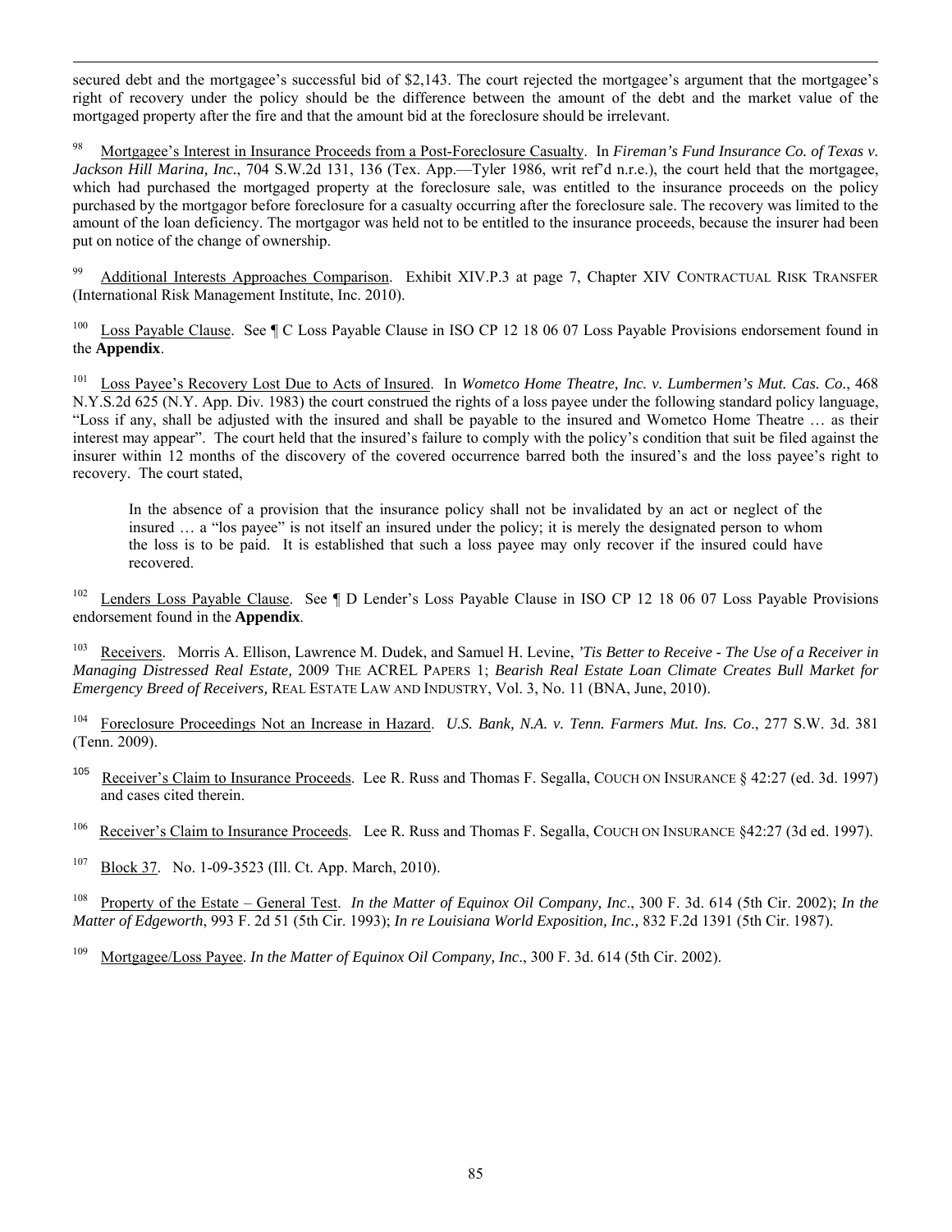secured debt and the mortgagee's successful bid of $2,143. The court rejected the mortgagee's argument that the mortgagee's right of recovery under the policy should be the difference between the amount of the debt and the market value of the mortgaged property after the fire and that the amount bid at the foreclosure should be irrelevant.

[98] Mortgagee's Interest in Insurance Proceeds from a Post-Foreclosure Casualty. In *Fireman's Fund Insurance Co. of Texas v. Jackson Hill Marina, Inc.*, 704 S.W.2d 131, 136 (Tex. App.—Tyler 1986, writ ref'd n.r.e.), the court held that the mortgagee, which had purchased the mortgaged property at the foreclosure sale, was entitled to the insurance proceeds on the policy purchased by the mortgagor before foreclosure for a casualty occurring after the foreclosure sale. The recovery was limited to the amount of the loan deficiency. The mortgagor was held not to be entitled to the insurance proceeds, because the insurer had been put on notice of the change of ownership.

[99] Additional Interests Approaches Comparison. Exhibit XIV.P.3 at page 7, Chapter XIV CONTRACTUAL RISK TRANSFER (International Risk Management Institute, Inc. 2010).

[100] Loss Payable Clause. See ¶ C Loss Payable Clause in ISO CP 12 18 06 07 Loss Payable Provisions endorsement found in the **Appendix**.

[101] Loss Payee's Recovery Lost Due to Acts of Insured. In *Wometco Home Theatre, Inc. v. Lumbermen's Mut. Cas. Co*., 468 N.Y.S.2d 625 (N.Y. App. Div. 1983) the court construed the rights of a loss payee under the following standard policy language, "Loss if any, shall be adjusted with the insured and shall be payable to the insured and Wometco Home Theatre … as their interest may appear". The court held that the insured's failure to comply with the policy's condition that suit be filed against the insurer within 12 months of the discovery of the covered occurrence barred both the insured's and the loss payee's right to recovery. The court stated,

> In the absence of a provision that the insurance policy shall not be invalidated by an act or neglect of the insured … a "los payee" is not itself an insured under the policy; it is merely the designated person to whom the loss is to be paid. It is established that such a loss payee may only recover if the insured could have recovered.

[102] Lenders Loss Payable Clause. See ¶ D Lender's Loss Payable Clause in ISO CP 12 18 06 07 Loss Payable Provisions endorsement found in the **Appendix**.

[103] Receivers. Morris A. Ellison, Lawrence M. Dudek, and Samuel H. Levine, *'Tis Better to Receive - The Use of a Receiver in Managing Distressed Real Estate,* 2009 THE ACREL PAPERS 1; *Bearish Real Estate Loan Climate Creates Bull Market for Emergency Breed of Receivers,* REAL ESTATE LAW AND INDUSTRY, Vol. 3, No. 11 (BNA, June, 2010).

[104] Foreclosure Proceedings Not an Increase in Hazard. *U.S. Bank, N.A. v. Tenn. Farmers Mut. Ins. Co*., 277 S.W. 3d. 381 (Tenn. 2009).

[105] Receiver's Claim to Insurance Proceeds. Lee R. Russ and Thomas F. Segalla, COUCH ON INSURANCE § 42:27 (ed. 3d. 1997) and cases cited therein.

[106] Receiver's Claim to Insurance Proceeds. Lee R. Russ and Thomas F. Segalla, COUCH ON INSURANCE §42:27 (3d ed. 1997).

[107] Block 37. No. 1-09-3523 (Ill. Ct. App. March, 2010).

[108] Property of the Estate – General Test. *In the Matter of Equinox Oil Company, Inc*., 300 F. 3d. 614 (5th Cir. 2002); *In the Matter of Edgeworth*, 993 F. 2d 51 (5th Cir. 1993); *In re Louisiana World Exposition, Inc.,* 832 F.2d 1391 (5th Cir. 1987).

[109] Mortgagee/Loss Payee. *In the Matter of Equinox Oil Company, Inc*., 300 F. 3d. 614 (5th Cir. 2002).